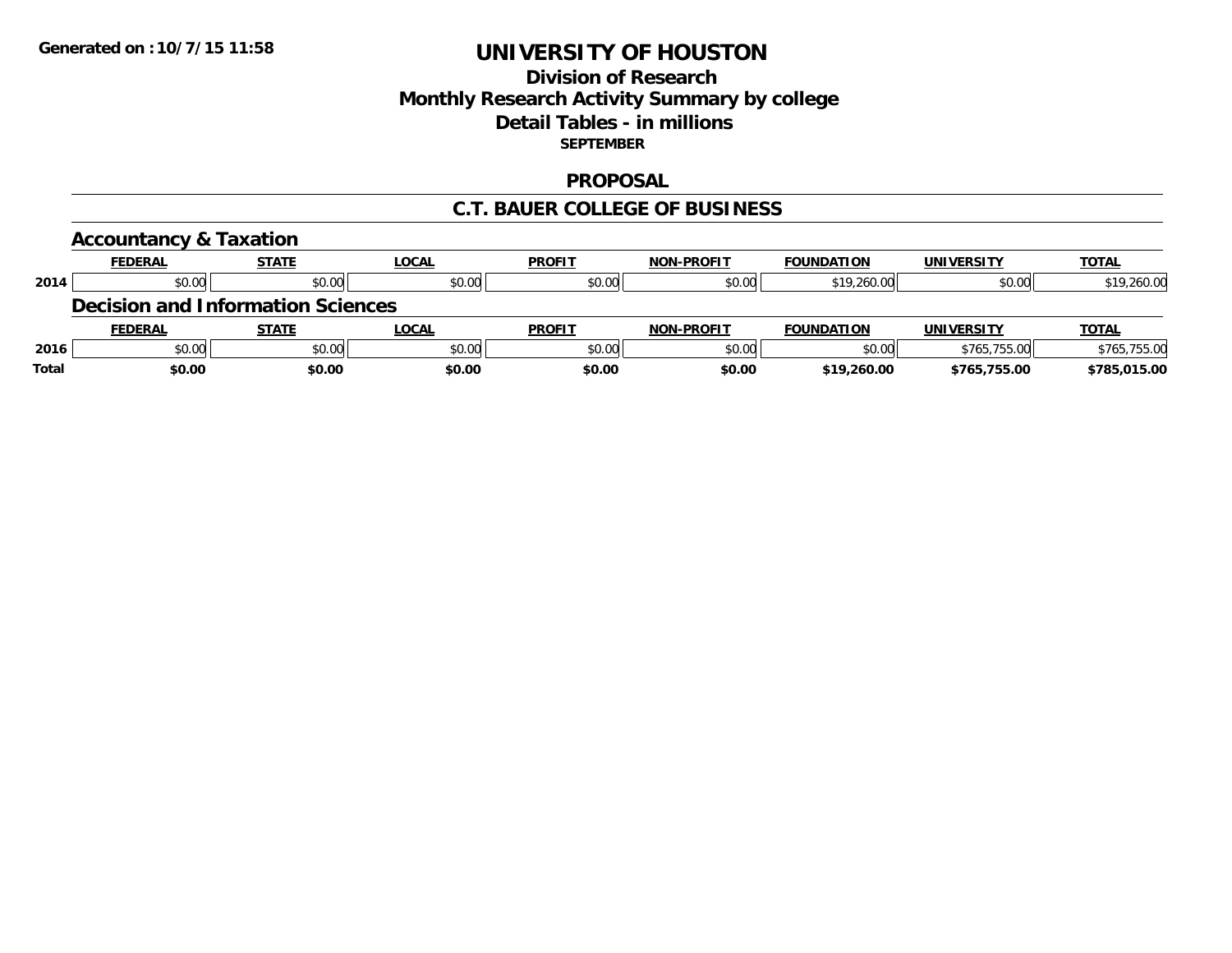Generated on :10/7/15 11:58

# UNIVERSITY OF HOUSTON

## Division of Research
## Monthly Research Activity Summary by college
## Detail Tables - in millions

**SEPTEMBER**

## PROPOSAL

## C.T. BAUER COLLEGE OF BUSINESS

### Accountancy & Taxation

| | FEDERAL | STATE | LOCAL | PROFIT | NON-PROFIT | FOUNDATION | UNIVERSITY | TOTAL |
|---|---|---|---|---|---|---|---|---|
| 2014 | $0.00 | $0.00 | $0.00 | $0.00 | $0.00 | $19,260.00 | $0.00 | $19,260.00 |

### Decision and Information Sciences

| | FEDERAL | STATE | LOCAL | PROFIT | NON-PROFIT | FOUNDATION | UNIVERSITY | TOTAL |
|---|---|---|---|---|---|---|---|---|
| 2016 | $0.00 | $0.00 | $0.00 | $0.00 | $0.00 | $0.00 | $765,755.00 | $765,755.00 |
| **Total** | **$0.00** | **$0.00** | **$0.00** | **$0.00** | **$0.00** | **$19,260.00** | **$765,755.00** | **$785,015.00** |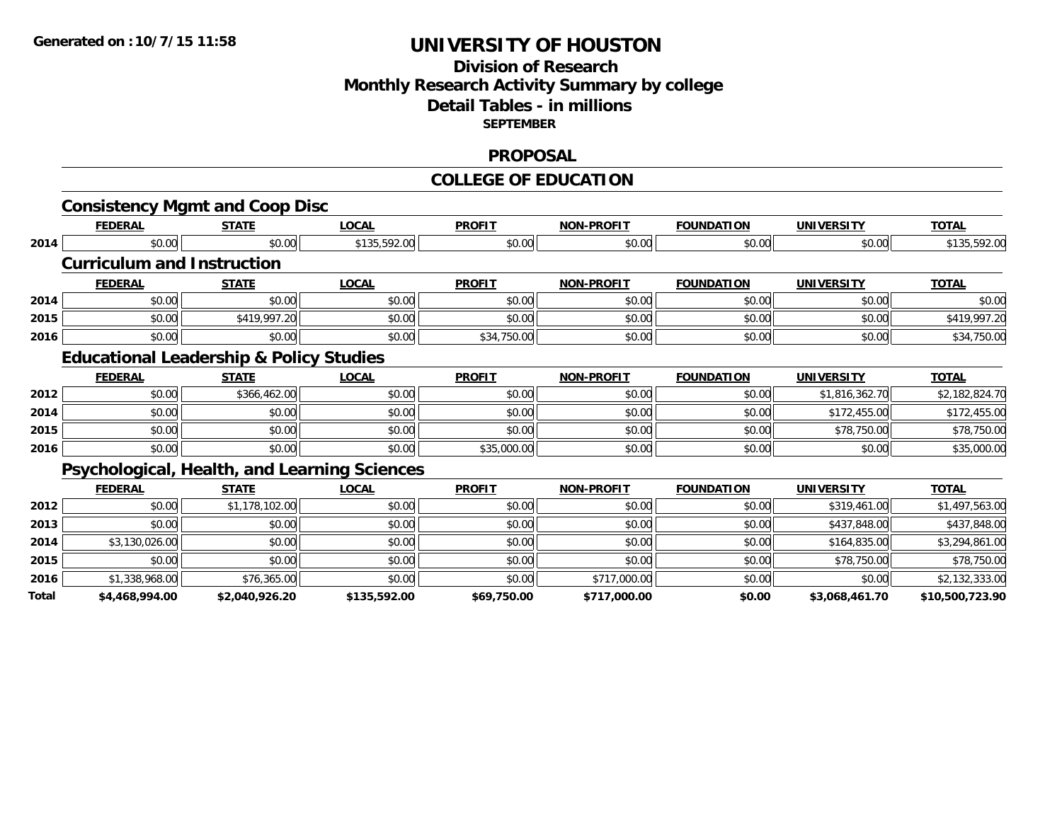# UNIVERSITY OF HOUSTON

## Division of Research
## Monthly Research Activity Summary by college
## Detail Tables - in millions
### SEPTEMBER

### PROPOSAL

### COLLEGE OF EDUCATION

#### Consistency Mgmt and Coop Disc

| | FEDERAL | STATE | LOCAL | PROFIT | NON-PROFIT | FOUNDATION | UNIVERSITY | TOTAL |
|---|---|---|---|---|---|---|---|---|
| 2014 | $0.00 | $0.00 | $135,592.00 | $0.00 | $0.00 | $0.00 | $0.00 | $135,592.00 |

#### Curriculum and Instruction

| | FEDERAL | STATE | LOCAL | PROFIT | NON-PROFIT | FOUNDATION | UNIVERSITY | TOTAL |
|---|---|---|---|---|---|---|---|---|
| 2014 | $0.00 | $0.00 | $0.00 | $0.00 | $0.00 | $0.00 | $0.00 | $0.00 |
| 2015 | $0.00 | $419,997.20 | $0.00 | $0.00 | $0.00 | $0.00 | $0.00 | $419,997.20 |
| 2016 | $0.00 | $0.00 | $0.00 | $34,750.00 | $0.00 | $0.00 | $0.00 | $34,750.00 |

#### Educational Leadership & Policy Studies

| | FEDERAL | STATE | LOCAL | PROFIT | NON-PROFIT | FOUNDATION | UNIVERSITY | TOTAL |
|---|---|---|---|---|---|---|---|---|
| 2012 | $0.00 | $366,462.00 | $0.00 | $0.00 | $0.00 | $0.00 | $1,816,362.70 | $2,182,824.70 |
| 2014 | $0.00 | $0.00 | $0.00 | $0.00 | $0.00 | $0.00 | $172,455.00 | $172,455.00 |
| 2015 | $0.00 | $0.00 | $0.00 | $0.00 | $0.00 | $0.00 | $78,750.00 | $78,750.00 |
| 2016 | $0.00 | $0.00 | $0.00 | $35,000.00 | $0.00 | $0.00 | $0.00 | $35,000.00 |

#### Psychological, Health, and Learning Sciences

| | FEDERAL | STATE | LOCAL | PROFIT | NON-PROFIT | FOUNDATION | UNIVERSITY | TOTAL |
|---|---|---|---|---|---|---|---|---|
| 2012 | $0.00 | $1,178,102.00 | $0.00 | $0.00 | $0.00 | $0.00 | $319,461.00 | $1,497,563.00 |
| 2013 | $0.00 | $0.00 | $0.00 | $0.00 | $0.00 | $0.00 | $437,848.00 | $437,848.00 |
| 2014 | $3,130,026.00 | $0.00 | $0.00 | $0.00 | $0.00 | $0.00 | $164,835.00 | $3,294,861.00 |
| 2015 | $0.00 | $0.00 | $0.00 | $0.00 | $0.00 | $0.00 | $78,750.00 | $78,750.00 |
| 2016 | $1,338,968.00 | $76,365.00 | $0.00 | $0.00 | $717,000.00 | $0.00 | $0.00 | $2,132,333.00 |
| **Total** | **$4,468,994.00** | **$2,040,926.20** | **$135,592.00** | **$69,750.00** | **$717,000.00** | **$0.00** | **$3,068,461.70** | **$10,500,723.90** |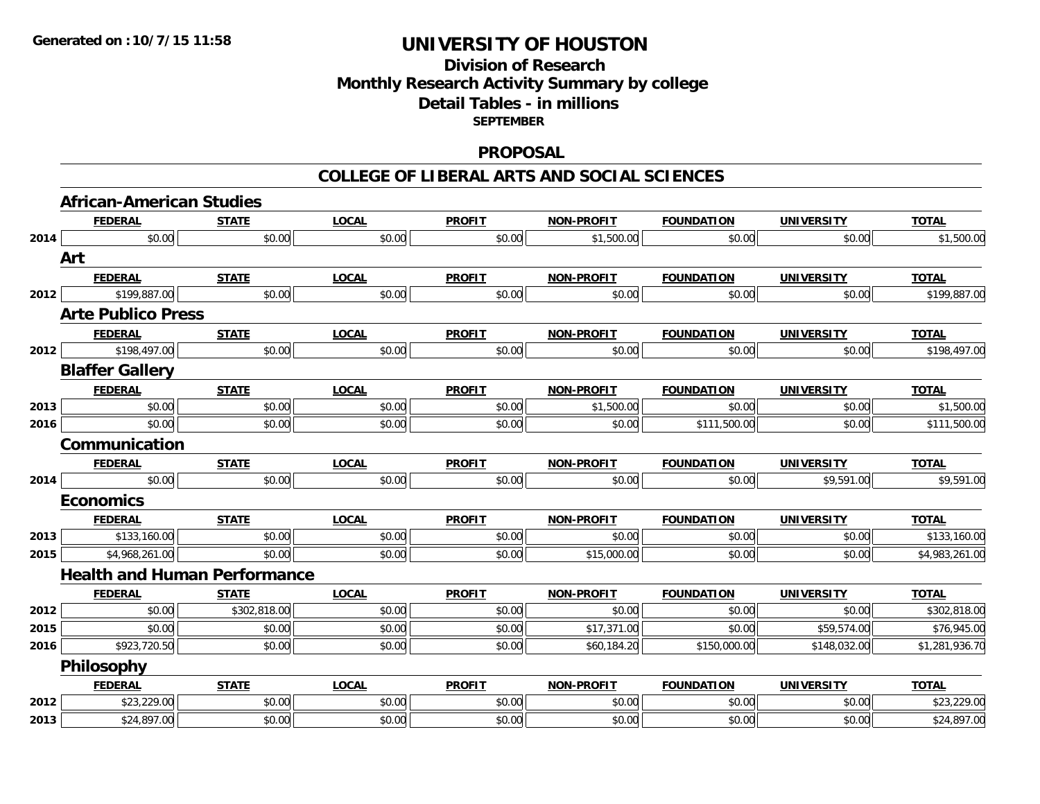# UNIVERSITY OF HOUSTON

## Division of Research
## Monthly Research Activity Summary by college
## Detail Tables - in millions
### SEPTEMBER

### PROPOSAL

### COLLEGE OF LIBERAL ARTS AND SOCIAL SCIENCES

#### African-American Studies

| | FEDERAL | STATE | LOCAL | PROFIT | NON-PROFIT | FOUNDATION | UNIVERSITY | TOTAL |
|---|---|---|---|---|---|---|---|---|
| 2014 | $0.00 | $0.00 | $0.00 | $0.00 | $1,500.00 | $0.00 | $0.00 | $1,500.00 |

#### Art

| | FEDERAL | STATE | LOCAL | PROFIT | NON-PROFIT | FOUNDATION | UNIVERSITY | TOTAL |
|---|---|---|---|---|---|---|---|---|
| 2012 | $199,887.00 | $0.00 | $0.00 | $0.00 | $0.00 | $0.00 | $0.00 | $199,887.00 |

#### Arte Publico Press

| | FEDERAL | STATE | LOCAL | PROFIT | NON-PROFIT | FOUNDATION | UNIVERSITY | TOTAL |
|---|---|---|---|---|---|---|---|---|
| 2012 | $198,497.00 | $0.00 | $0.00 | $0.00 | $0.00 | $0.00 | $0.00 | $198,497.00 |

#### Blaffer Gallery

| | FEDERAL | STATE | LOCAL | PROFIT | NON-PROFIT | FOUNDATION | UNIVERSITY | TOTAL |
|---|---|---|---|---|---|---|---|---|
| 2013 | $0.00 | $0.00 | $0.00 | $0.00 | $1,500.00 | $0.00 | $0.00 | $1,500.00 |
| 2016 | $0.00 | $0.00 | $0.00 | $0.00 | $0.00 | $111,500.00 | $0.00 | $111,500.00 |

#### Communication

| | FEDERAL | STATE | LOCAL | PROFIT | NON-PROFIT | FOUNDATION | UNIVERSITY | TOTAL |
|---|---|---|---|---|---|---|---|---|
| 2014 | $0.00 | $0.00 | $0.00 | $0.00 | $0.00 | $0.00 | $9,591.00 | $9,591.00 |

#### Economics

| | FEDERAL | STATE | LOCAL | PROFIT | NON-PROFIT | FOUNDATION | UNIVERSITY | TOTAL |
|---|---|---|---|---|---|---|---|---|
| 2013 | $133,160.00 | $0.00 | $0.00 | $0.00 | $0.00 | $0.00 | $0.00 | $133,160.00 |
| 2015 | $4,968,261.00 | $0.00 | $0.00 | $0.00 | $15,000.00 | $0.00 | $0.00 | $4,983,261.00 |

#### Health and Human Performance

| | FEDERAL | STATE | LOCAL | PROFIT | NON-PROFIT | FOUNDATION | UNIVERSITY | TOTAL |
|---|---|---|---|---|---|---|---|---|
| 2012 | $0.00 | $302,818.00 | $0.00 | $0.00 | $0.00 | $0.00 | $0.00 | $302,818.00 |
| 2015 | $0.00 | $0.00 | $0.00 | $0.00 | $17,371.00 | $0.00 | $59,574.00 | $76,945.00 |
| 2016 | $923,720.50 | $0.00 | $0.00 | $0.00 | $60,184.20 | $150,000.00 | $148,032.00 | $1,281,936.70 |

#### Philosophy

| | FEDERAL | STATE | LOCAL | PROFIT | NON-PROFIT | FOUNDATION | UNIVERSITY | TOTAL |
|---|---|---|---|---|---|---|---|---|
| 2012 | $23,229.00 | $0.00 | $0.00 | $0.00 | $0.00 | $0.00 | $0.00 | $23,229.00 |
| 2013 | $24,897.00 | $0.00 | $0.00 | $0.00 | $0.00 | $0.00 | $0.00 | $24,897.00 |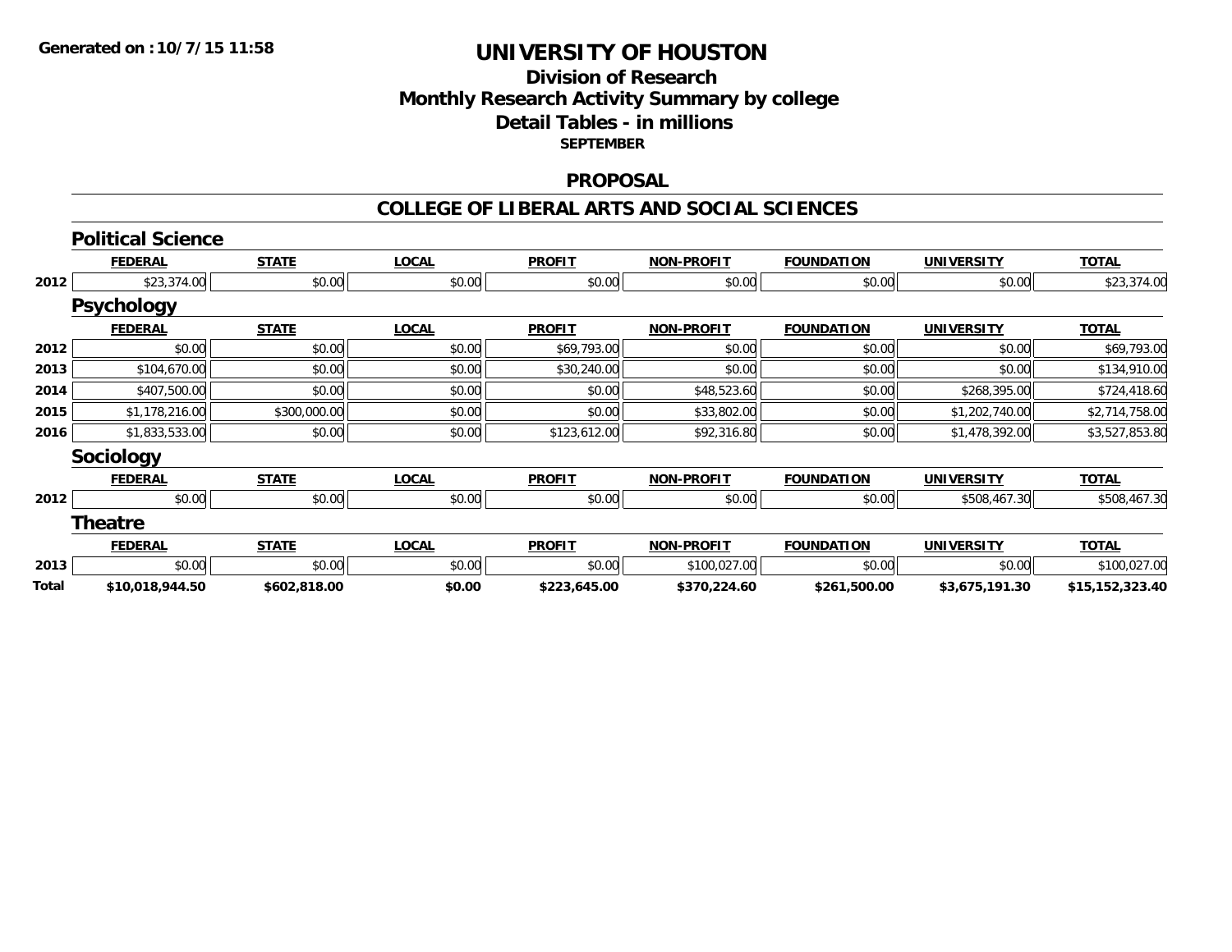Generated on :10/7/15 11:58

# UNIVERSITY OF HOUSTON

## Division of Research
## Monthly Research Activity Summary by college
## Detail Tables - in millions
### SEPTEMBER

### PROPOSAL

### COLLEGE OF LIBERAL ARTS AND SOCIAL SCIENCES

#### Political Science

| | FEDERAL | STATE | LOCAL | PROFIT | NON-PROFIT | FOUNDATION | UNIVERSITY | TOTAL |
|---|---|---|---|---|---|---|---|---|
| 2012 | $23,374.00 | $0.00 | $0.00 | $0.00 | $0.00 | $0.00 | $0.00 | $23,374.00 |

#### Psychology

| | FEDERAL | STATE | LOCAL | PROFIT | NON-PROFIT | FOUNDATION | UNIVERSITY | TOTAL |
|---|---|---|---|---|---|---|---|---|
| 2012 | $0.00 | $0.00 | $0.00 | $69,793.00 | $0.00 | $0.00 | $0.00 | $69,793.00 |
| 2013 | $104,670.00 | $0.00 | $0.00 | $30,240.00 | $0.00 | $0.00 | $0.00 | $134,910.00 |
| 2014 | $407,500.00 | $0.00 | $0.00 | $0.00 | $48,523.60 | $0.00 | $268,395.00 | $724,418.60 |
| 2015 | $1,178,216.00 | $300,000.00 | $0.00 | $0.00 | $33,802.00 | $0.00 | $1,202,740.00 | $2,714,758.00 |
| 2016 | $1,833,533.00 | $0.00 | $0.00 | $123,612.00 | $92,316.80 | $0.00 | $1,478,392.00 | $3,527,853.80 |

#### Sociology

| | FEDERAL | STATE | LOCAL | PROFIT | NON-PROFIT | FOUNDATION | UNIVERSITY | TOTAL |
|---|---|---|---|---|---|---|---|---|
| 2012 | $0.00 | $0.00 | $0.00 | $0.00 | $0.00 | $0.00 | $508,467.30 | $508,467.30 |

#### Theatre

| | FEDERAL | STATE | LOCAL | PROFIT | NON-PROFIT | FOUNDATION | UNIVERSITY | TOTAL |
|---|---|---|---|---|---|---|---|---|
| 2013 | $0.00 | $0.00 | $0.00 | $0.00 | $100,027.00 | $0.00 | $0.00 | $100,027.00 |
| **Total** | **$10,018,944.50** | **$602,818.00** | **$0.00** | **$223,645.00** | **$370,224.60** | **$261,500.00** | **$3,675,191.30** | **$15,152,323.40** |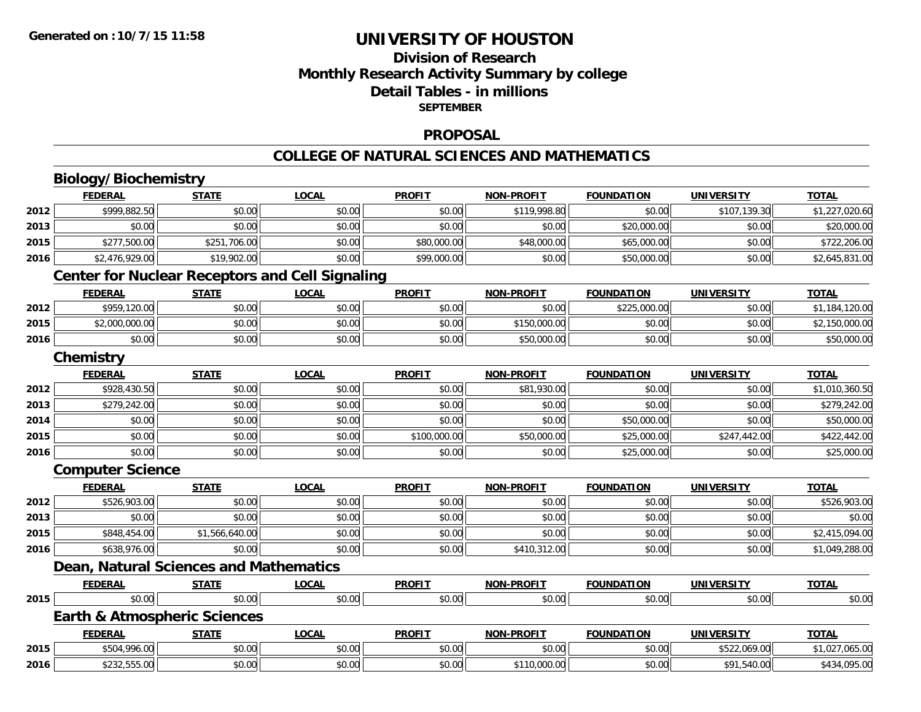# UNIVERSITY OF HOUSTON

## Division of Research
## Monthly Research Activity Summary by college
## Detail Tables - in millions
### SEPTEMBER

### PROPOSAL

### COLLEGE OF NATURAL SCIENCES AND MATHEMATICS

#### Biology/Biochemistry

| | FEDERAL | STATE | LOCAL | PROFIT | NON-PROFIT | FOUNDATION | UNIVERSITY | TOTAL |
|---|---|---|---|---|---|---|---|---|
| 2012 | $999,882.50 | $0.00 | $0.00 | $0.00 | $119,998.80 | $0.00 | $107,139.30 | $1,227,020.60 |
| 2013 | $0.00 | $0.00 | $0.00 | $0.00 | $0.00 | $20,000.00 | $0.00 | $20,000.00 |
| 2015 | $277,500.00 | $251,706.00 | $0.00 | $80,000.00 | $48,000.00 | $65,000.00 | $0.00 | $722,206.00 |
| 2016 | $2,476,929.00 | $19,902.00 | $0.00 | $99,000.00 | $0.00 | $50,000.00 | $0.00 | $2,645,831.00 |

#### Center for Nuclear Receptors and Cell Signaling

| | FEDERAL | STATE | LOCAL | PROFIT | NON-PROFIT | FOUNDATION | UNIVERSITY | TOTAL |
|---|---|---|---|---|---|---|---|---|
| 2012 | $959,120.00 | $0.00 | $0.00 | $0.00 | $0.00 | $225,000.00 | $0.00 | $1,184,120.00 |
| 2015 | $2,000,000.00 | $0.00 | $0.00 | $0.00 | $150,000.00 | $0.00 | $0.00 | $2,150,000.00 |
| 2016 | $0.00 | $0.00 | $0.00 | $0.00 | $50,000.00 | $0.00 | $0.00 | $50,000.00 |

#### Chemistry

| | FEDERAL | STATE | LOCAL | PROFIT | NON-PROFIT | FOUNDATION | UNIVERSITY | TOTAL |
|---|---|---|---|---|---|---|---|---|
| 2012 | $928,430.50 | $0.00 | $0.00 | $0.00 | $81,930.00 | $0.00 | $0.00 | $1,010,360.50 |
| 2013 | $279,242.00 | $0.00 | $0.00 | $0.00 | $0.00 | $0.00 | $0.00 | $279,242.00 |
| 2014 | $0.00 | $0.00 | $0.00 | $0.00 | $0.00 | $50,000.00 | $0.00 | $50,000.00 |
| 2015 | $0.00 | $0.00 | $0.00 | $100,000.00 | $50,000.00 | $25,000.00 | $247,442.00 | $422,442.00 |
| 2016 | $0.00 | $0.00 | $0.00 | $0.00 | $0.00 | $25,000.00 | $0.00 | $25,000.00 |

#### Computer Science

| | FEDERAL | STATE | LOCAL | PROFIT | NON-PROFIT | FOUNDATION | UNIVERSITY | TOTAL |
|---|---|---|---|---|---|---|---|---|
| 2012 | $526,903.00 | $0.00 | $0.00 | $0.00 | $0.00 | $0.00 | $0.00 | $526,903.00 |
| 2013 | $0.00 | $0.00 | $0.00 | $0.00 | $0.00 | $0.00 | $0.00 | $0.00 |
| 2015 | $848,454.00 | $1,566,640.00 | $0.00 | $0.00 | $0.00 | $0.00 | $0.00 | $2,415,094.00 |
| 2016 | $638,976.00 | $0.00 | $0.00 | $0.00 | $410,312.00 | $0.00 | $0.00 | $1,049,288.00 |

#### Dean, Natural Sciences and Mathematics

| | FEDERAL | STATE | LOCAL | PROFIT | NON-PROFIT | FOUNDATION | UNIVERSITY | TOTAL |
|---|---|---|---|---|---|---|---|---|
| 2015 | $0.00 | $0.00 | $0.00 | $0.00 | $0.00 | $0.00 | $0.00 | $0.00 |

#### Earth & Atmospheric Sciences

| | FEDERAL | STATE | LOCAL | PROFIT | NON-PROFIT | FOUNDATION | UNIVERSITY | TOTAL |
|---|---|---|---|---|---|---|---|---|
| 2015 | $504,996.00 | $0.00 | $0.00 | $0.00 | $0.00 | $0.00 | $522,069.00 | $1,027,065.00 |
| 2016 | $232,555.00 | $0.00 | $0.00 | $0.00 | $110,000.00 | $0.00 | $91,540.00 | $434,095.00 |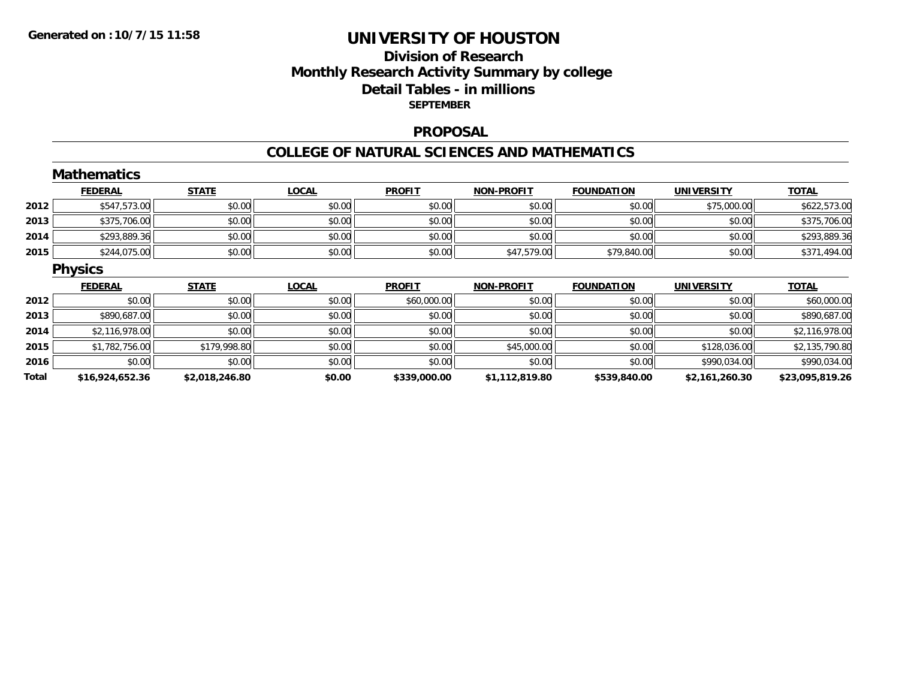**Generated on :10/7/15 11:58**

# UNIVERSITY OF HOUSTON

## Division of Research
## Monthly Research Activity Summary by college
## Detail Tables - in millions
### SEPTEMBER

### PROPOSAL

### COLLEGE OF NATURAL SCIENCES AND MATHEMATICS

#### Mathematics

| | FEDERAL | STATE | LOCAL | PROFIT | NON-PROFIT | FOUNDATION | UNIVERSITY | TOTAL |
|---|---|---|---|---|---|---|---|---|
| 2012 | $547,573.00 | $0.00 | $0.00 | $0.00 | $0.00 | $0.00 | $75,000.00 | $622,573.00 |
| 2013 | $375,706.00 | $0.00 | $0.00 | $0.00 | $0.00 | $0.00 | $0.00 | $375,706.00 |
| 2014 | $293,889.36 | $0.00 | $0.00 | $0.00 | $0.00 | $0.00 | $0.00 | $293,889.36 |
| 2015 | $244,075.00 | $0.00 | $0.00 | $0.00 | $47,579.00 | $79,840.00 | $0.00 | $371,494.00 |

#### Physics

| | FEDERAL | STATE | LOCAL | PROFIT | NON-PROFIT | FOUNDATION | UNIVERSITY | TOTAL |
|---|---|---|---|---|---|---|---|---|
| 2012 | $0.00 | $0.00 | $0.00 | $60,000.00 | $0.00 | $0.00 | $0.00 | $60,000.00 |
| 2013 | $890,687.00 | $0.00 | $0.00 | $0.00 | $0.00 | $0.00 | $0.00 | $890,687.00 |
| 2014 | $2,116,978.00 | $0.00 | $0.00 | $0.00 | $0.00 | $0.00 | $0.00 | $2,116,978.00 |
| 2015 | $1,782,756.00 | $179,998.80 | $0.00 | $0.00 | $45,000.00 | $0.00 | $128,036.00 | $2,135,790.80 |
| 2016 | $0.00 | $0.00 | $0.00 | $0.00 | $0.00 | $0.00 | $990,034.00 | $990,034.00 |
| **Total** | **$16,924,652.36** | **$2,018,246.80** | **$0.00** | **$339,000.00** | **$1,112,819.80** | **$539,840.00** | **$2,161,260.30** | **$23,095,819.26** |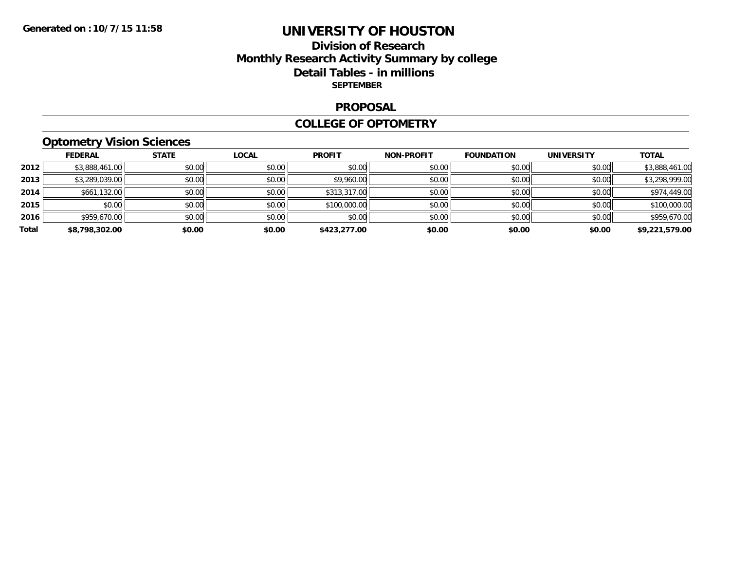**Generated on :10/7/15 11:58**

# UNIVERSITY OF HOUSTON

## Division of Research
## Monthly Research Activity Summary by college
## Detail Tables - in millions

**SEPTEMBER**

### PROPOSAL

### COLLEGE OF OPTOMETRY

#### Optometry Vision Sciences

| | FEDERAL | STATE | LOCAL | PROFIT | NON-PROFIT | FOUNDATION | UNIVERSITY | TOTAL |
|---|---|---|---|---|---|---|---|---|
| 2012 | $3,888,461.00 | $0.00 | $0.00 | $0.00 | $0.00 | $0.00 | $0.00 | $3,888,461.00 |
| 2013 | $3,289,039.00 | $0.00 | $0.00 | $9,960.00 | $0.00 | $0.00 | $0.00 | $3,298,999.00 |
| 2014 | $661,132.00 | $0.00 | $0.00 | $313,317.00 | $0.00 | $0.00 | $0.00 | $974,449.00 |
| 2015 | $0.00 | $0.00 | $0.00 | $100,000.00 | $0.00 | $0.00 | $0.00 | $100,000.00 |
| 2016 | $959,670.00 | $0.00 | $0.00 | $0.00 | $0.00 | $0.00 | $0.00 | $959,670.00 |
| **Total** | **$8,798,302.00** | **$0.00** | **$0.00** | **$423,277.00** | **$0.00** | **$0.00** | **$0.00** | **$9,221,579.00** |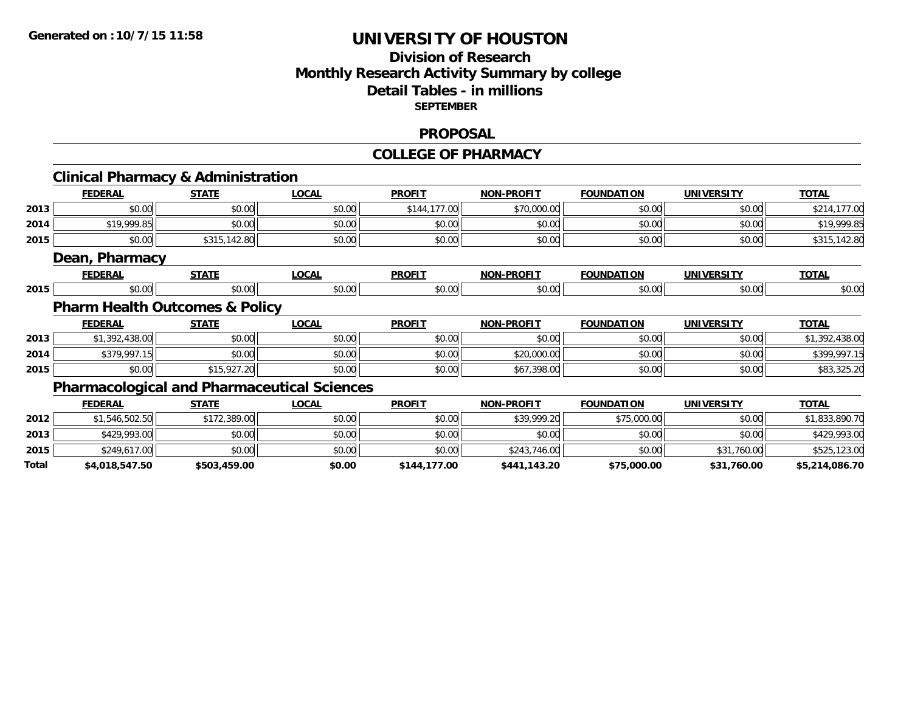# UNIVERSITY OF HOUSTON

## Division of Research
## Monthly Research Activity Summary by college
## Detail Tables - in millions
### SEPTEMBER

Generated on : 10/7/15 11:58

## PROPOSAL

## COLLEGE OF PHARMACY

### Clinical Pharmacy & Administration

| | FEDERAL | STATE | LOCAL | PROFIT | NON-PROFIT | FOUNDATION | UNIVERSITY | TOTAL |
|---|---|---|---|---|---|---|---|---|
| 2013 | $0.00 | $0.00 | $0.00 | $144,177.00 | $70,000.00 | $0.00 | $0.00 | $214,177.00 |
| 2014 | $19,999.85 | $0.00 | $0.00 | $0.00 | $0.00 | $0.00 | $0.00 | $19,999.85 |
| 2015 | $0.00 | $315,142.80 | $0.00 | $0.00 | $0.00 | $0.00 | $0.00 | $315,142.80 |

### Dean, Pharmacy

| | FEDERAL | STATE | LOCAL | PROFIT | NON-PROFIT | FOUNDATION | UNIVERSITY | TOTAL |
|---|---|---|---|---|---|---|---|---|
| 2015 | $0.00 | $0.00 | $0.00 | $0.00 | $0.00 | $0.00 | $0.00 | $0.00 |

### Pharm Health Outcomes & Policy

| | FEDERAL | STATE | LOCAL | PROFIT | NON-PROFIT | FOUNDATION | UNIVERSITY | TOTAL |
|---|---|---|---|---|---|---|---|---|
| 2013 | $1,392,438.00 | $0.00 | $0.00 | $0.00 | $0.00 | $0.00 | $0.00 | $1,392,438.00 |
| 2014 | $379,997.15 | $0.00 | $0.00 | $0.00 | $20,000.00 | $0.00 | $0.00 | $399,997.15 |
| 2015 | $0.00 | $15,927.20 | $0.00 | $0.00 | $67,398.00 | $0.00 | $0.00 | $83,325.20 |

### Pharmacological and Pharmaceutical Sciences

| | FEDERAL | STATE | LOCAL | PROFIT | NON-PROFIT | FOUNDATION | UNIVERSITY | TOTAL |
|---|---|---|---|---|---|---|---|---|
| 2012 | $1,546,502.50 | $172,389.00 | $0.00 | $0.00 | $39,999.20 | $75,000.00 | $0.00 | $1,833,890.70 |
| 2013 | $429,993.00 | $0.00 | $0.00 | $0.00 | $0.00 | $0.00 | $0.00 | $429,993.00 |
| 2015 | $249,617.00 | $0.00 | $0.00 | $0.00 | $243,746.00 | $0.00 | $31,760.00 | $525,123.00 |
| **Total** | **$4,018,547.50** | **$503,459.00** | **$0.00** | **$144,177.00** | **$441,143.20** | **$75,000.00** | **$31,760.00** | **$5,214,086.70** |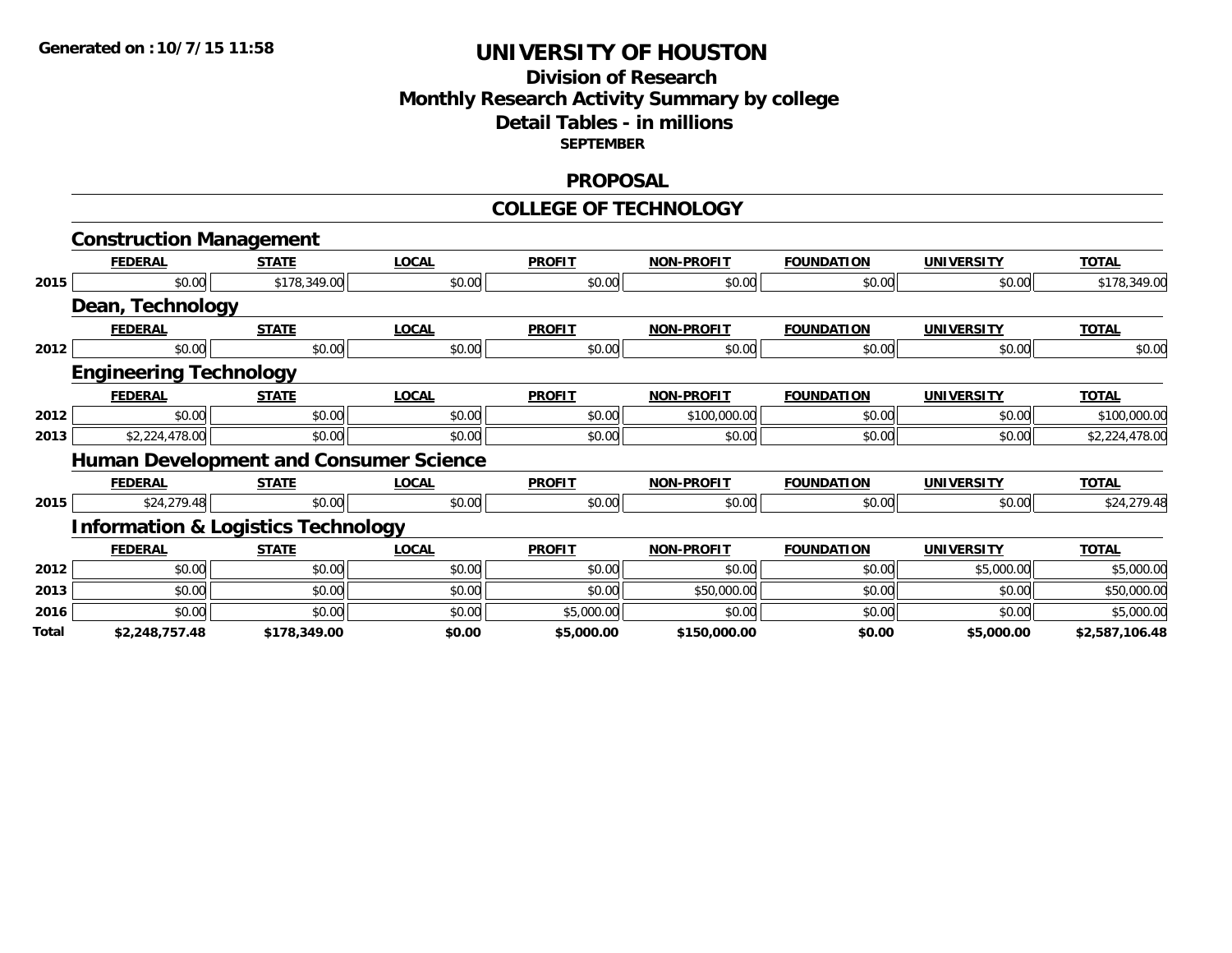**Generated on :10/7/15 11:58**

# UNIVERSITY OF HOUSTON

## Division of Research
## Monthly Research Activity Summary by college
## Detail Tables - in millions
**SEPTEMBER**

## PROPOSAL

## COLLEGE OF TECHNOLOGY

### Construction Management

| | FEDERAL | STATE | LOCAL | PROFIT | NON-PROFIT | FOUNDATION | UNIVERSITY | TOTAL |
|---|---|---|---|---|---|---|---|---|
| 2015 | $0.00 | $178,349.00 | $0.00 | $0.00 | $0.00 | $0.00 | $0.00 | $178,349.00 |

### Dean, Technology

| | FEDERAL | STATE | LOCAL | PROFIT | NON-PROFIT | FOUNDATION | UNIVERSITY | TOTAL |
|---|---|---|---|---|---|---|---|---|
| 2012 | $0.00 | $0.00 | $0.00 | $0.00 | $0.00 | $0.00 | $0.00 | $0.00 |

### Engineering Technology

| | FEDERAL | STATE | LOCAL | PROFIT | NON-PROFIT | FOUNDATION | UNIVERSITY | TOTAL |
|---|---|---|---|---|---|---|---|---|
| 2012 | $0.00 | $0.00 | $0.00 | $0.00 | $100,000.00 | $0.00 | $0.00 | $100,000.00 |
| 2013 | $2,224,478.00 | $0.00 | $0.00 | $0.00 | $0.00 | $0.00 | $0.00 | $2,224,478.00 |

### Human Development and Consumer Science

| | FEDERAL | STATE | LOCAL | PROFIT | NON-PROFIT | FOUNDATION | UNIVERSITY | TOTAL |
|---|---|---|---|---|---|---|---|---|
| 2015 | $24,279.48 | $0.00 | $0.00 | $0.00 | $0.00 | $0.00 | $0.00 | $24,279.48 |

### Information & Logistics Technology

| | FEDERAL | STATE | LOCAL | PROFIT | NON-PROFIT | FOUNDATION | UNIVERSITY | TOTAL |
|---|---|---|---|---|---|---|---|---|
| 2012 | $0.00 | $0.00 | $0.00 | $0.00 | $0.00 | $0.00 | $5,000.00 | $5,000.00 |
| 2013 | $0.00 | $0.00 | $0.00 | $0.00 | $50,000.00 | $0.00 | $0.00 | $50,000.00 |
| 2016 | $0.00 | $0.00 | $0.00 | $5,000.00 | $0.00 | $0.00 | $0.00 | $5,000.00 |
| **Total** | **$2,248,757.48** | **$178,349.00** | **$0.00** | **$5,000.00** | **$150,000.00** | **$0.00** | **$5,000.00** | **$2,587,106.48** |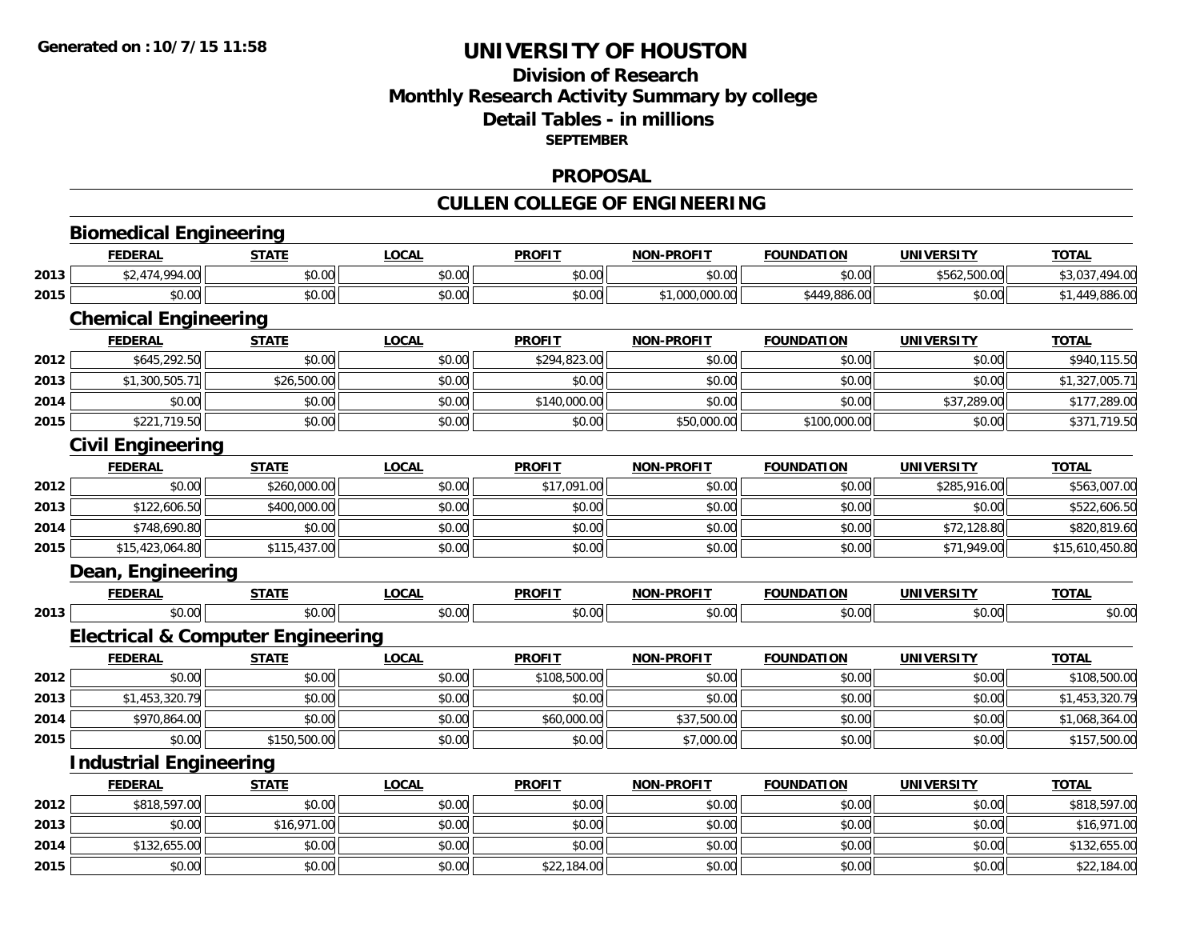**Generated on :10/7/15 11:58**

# UNIVERSITY OF HOUSTON

## Division of Research
## Monthly Research Activity Summary by college
## Detail Tables - in millions
**SEPTEMBER**

## PROPOSAL

## CULLEN COLLEGE OF ENGINEERING

### Biomedical Engineering

| | FEDERAL | STATE | LOCAL | PROFIT | NON-PROFIT | FOUNDATION | UNIVERSITY | TOTAL |
|---|---|---|---|---|---|---|---|---|
| 2013 | $2,474,994.00 | $0.00 | $0.00 | $0.00 | $0.00 | $0.00 | $562,500.00 | $3,037,494.00 |
| 2015 | $0.00 | $0.00 | $0.00 | $0.00 | $1,000,000.00 | $449,886.00 | $0.00 | $1,449,886.00 |

### Chemical Engineering

| | FEDERAL | STATE | LOCAL | PROFIT | NON-PROFIT | FOUNDATION | UNIVERSITY | TOTAL |
|---|---|---|---|---|---|---|---|---|
| 2012 | $645,292.50 | $0.00 | $0.00 | $294,823.00 | $0.00 | $0.00 | $0.00 | $940,115.50 |
| 2013 | $1,300,505.71 | $26,500.00 | $0.00 | $0.00 | $0.00 | $0.00 | $0.00 | $1,327,005.71 |
| 2014 | $0.00 | $0.00 | $0.00 | $140,000.00 | $0.00 | $0.00 | $37,289.00 | $177,289.00 |
| 2015 | $221,719.50 | $0.00 | $0.00 | $0.00 | $50,000.00 | $100,000.00 | $0.00 | $371,719.50 |

### Civil Engineering

| | FEDERAL | STATE | LOCAL | PROFIT | NON-PROFIT | FOUNDATION | UNIVERSITY | TOTAL |
|---|---|---|---|---|---|---|---|---|
| 2012 | $0.00 | $260,000.00 | $0.00 | $17,091.00 | $0.00 | $0.00 | $285,916.00 | $563,007.00 |
| 2013 | $122,606.50 | $400,000.00 | $0.00 | $0.00 | $0.00 | $0.00 | $0.00 | $522,606.50 |
| 2014 | $748,690.80 | $0.00 | $0.00 | $0.00 | $0.00 | $0.00 | $72,128.80 | $820,819.60 |
| 2015 | $15,423,064.80 | $115,437.00 | $0.00 | $0.00 | $0.00 | $0.00 | $71,949.00 | $15,610,450.80 |

### Dean, Engineering

| | FEDERAL | STATE | LOCAL | PROFIT | NON-PROFIT | FOUNDATION | UNIVERSITY | TOTAL |
|---|---|---|---|---|---|---|---|---|
| 2013 | $0.00 | $0.00 | $0.00 | $0.00 | $0.00 | $0.00 | $0.00 | $0.00 |

### Electrical & Computer Engineering

| | FEDERAL | STATE | LOCAL | PROFIT | NON-PROFIT | FOUNDATION | UNIVERSITY | TOTAL |
|---|---|---|---|---|---|---|---|---|
| 2012 | $0.00 | $0.00 | $0.00 | $108,500.00 | $0.00 | $0.00 | $0.00 | $108,500.00 |
| 2013 | $1,453,320.79 | $0.00 | $0.00 | $0.00 | $0.00 | $0.00 | $0.00 | $1,453,320.79 |
| 2014 | $970,864.00 | $0.00 | $0.00 | $60,000.00 | $37,500.00 | $0.00 | $0.00 | $1,068,364.00 |
| 2015 | $0.00 | $150,500.00 | $0.00 | $0.00 | $7,000.00 | $0.00 | $0.00 | $157,500.00 |

### Industrial Engineering

| | FEDERAL | STATE | LOCAL | PROFIT | NON-PROFIT | FOUNDATION | UNIVERSITY | TOTAL |
|---|---|---|---|---|---|---|---|---|
| 2012 | $818,597.00 | $0.00 | $0.00 | $0.00 | $0.00 | $0.00 | $0.00 | $818,597.00 |
| 2013 | $0.00 | $16,971.00 | $0.00 | $0.00 | $0.00 | $0.00 | $0.00 | $16,971.00 |
| 2014 | $132,655.00 | $0.00 | $0.00 | $0.00 | $0.00 | $0.00 | $0.00 | $132,655.00 |
| 2015 | $0.00 | $0.00 | $0.00 | $22,184.00 | $0.00 | $0.00 | $0.00 | $22,184.00 |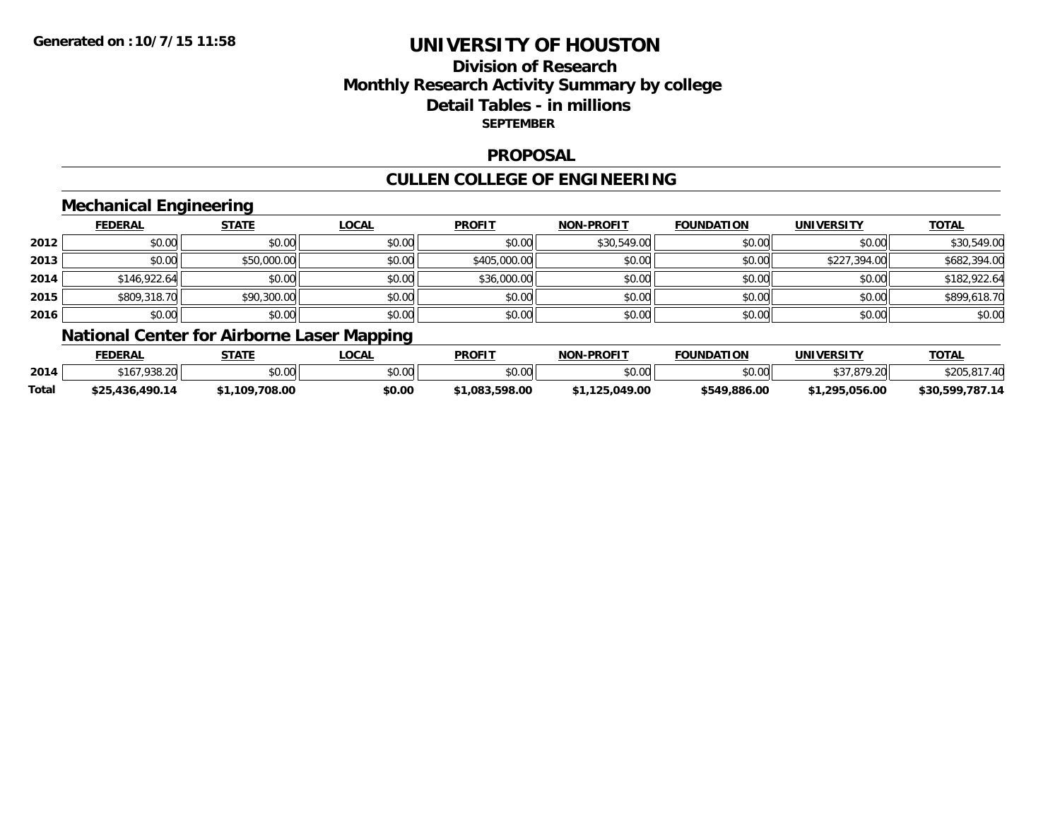Generated on :10/7/15 11:58

# UNIVERSITY OF HOUSTON

## Division of Research
## Monthly Research Activity Summary by college
## Detail Tables - in millions
**SEPTEMBER**

### PROPOSAL

### CULLEN COLLEGE OF ENGINEERING

#### Mechanical Engineering

| | FEDERAL | STATE | LOCAL | PROFIT | NON-PROFIT | FOUNDATION | UNIVERSITY | TOTAL |
|---|---|---|---|---|---|---|---|---|
| 2012 | $0.00 | $0.00 | $0.00 | $0.00 | $30,549.00 | $0.00 | $0.00 | $30,549.00 |
| 2013 | $0.00 | $50,000.00 | $0.00 | $405,000.00 | $0.00 | $0.00 | $227,394.00 | $682,394.00 |
| 2014 | $146,922.64 | $0.00 | $0.00 | $36,000.00 | $0.00 | $0.00 | $0.00 | $182,922.64 |
| 2015 | $809,318.70 | $90,300.00 | $0.00 | $0.00 | $0.00 | $0.00 | $0.00 | $899,618.70 |
| 2016 | $0.00 | $0.00 | $0.00 | $0.00 | $0.00 | $0.00 | $0.00 | $0.00 |

#### National Center for Airborne Laser Mapping

| | FEDERAL | STATE | LOCAL | PROFIT | NON-PROFIT | FOUNDATION | UNIVERSITY | TOTAL |
|---|---|---|---|---|---|---|---|---|
| 2014 | $167,938.20 | $0.00 | $0.00 | $0.00 | $0.00 | $0.00 | $37,879.20 | $205,817.40 |
| **Total** | **$25,436,490.14** | **$1,109,708.00** | **$0.00** | **$1,083,598.00** | **$1,125,049.00** | **$549,886.00** | **$1,295,056.00** | **$30,599,787.14** |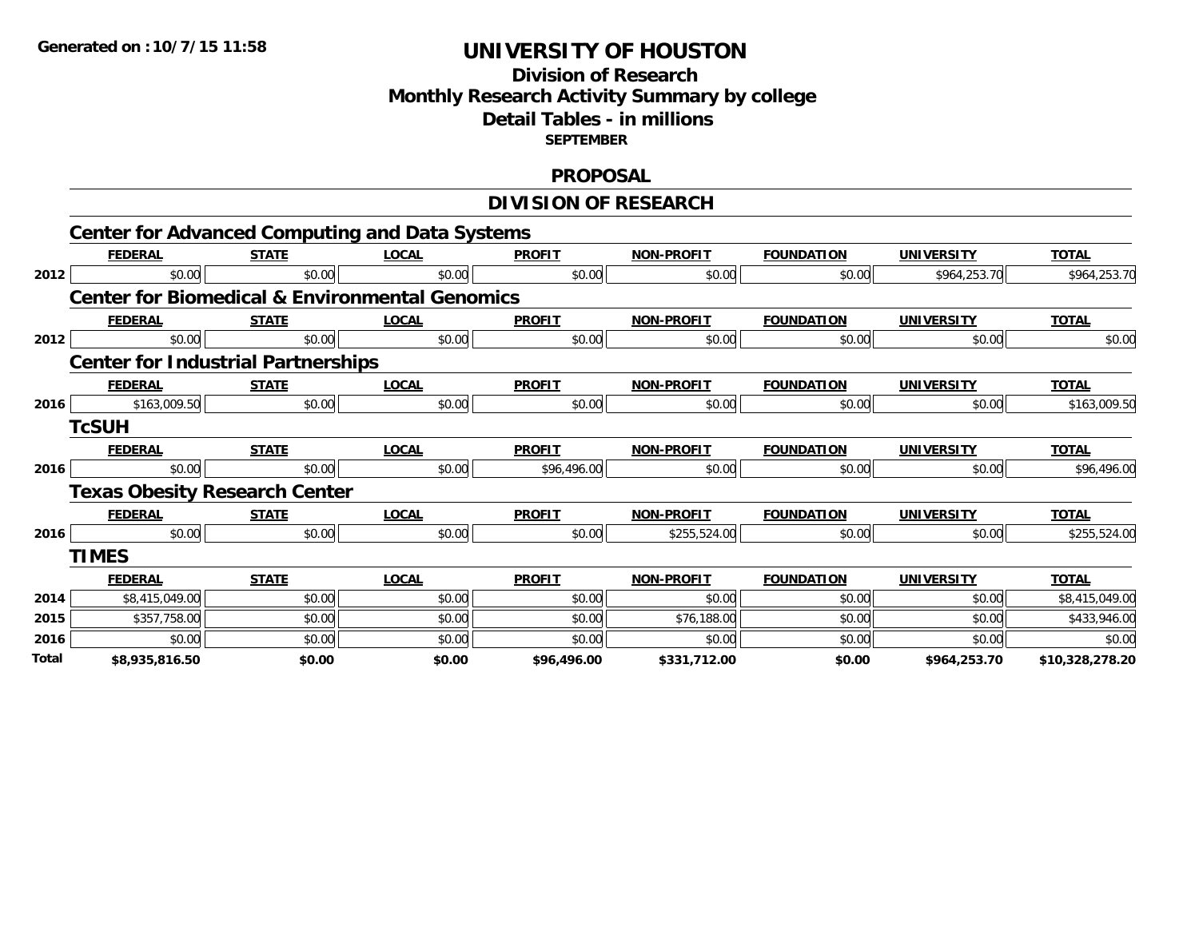**Generated on :10/7/15 11:58**

# UNIVERSITY OF HOUSTON

## Division of Research
## Monthly Research Activity Summary by college
## Detail Tables - in millions
### SEPTEMBER

## PROPOSAL

## DIVISION OF RESEARCH

### Center for Advanced Computing and Data Systems

| | FEDERAL | STATE | LOCAL | PROFIT | NON-PROFIT | FOUNDATION | UNIVERSITY | TOTAL |
|---|---|---|---|---|---|---|---|---|
| 2012 | $0.00 | $0.00 | $0.00 | $0.00 | $0.00 | $0.00 | $964,253.70 | $964,253.70 |

### Center for Biomedical & Environmental Genomics

| | FEDERAL | STATE | LOCAL | PROFIT | NON-PROFIT | FOUNDATION | UNIVERSITY | TOTAL |
|---|---|---|---|---|---|---|---|---|
| 2012 | $0.00 | $0.00 | $0.00 | $0.00 | $0.00 | $0.00 | $0.00 | $0.00 |

### Center for Industrial Partnerships

| | FEDERAL | STATE | LOCAL | PROFIT | NON-PROFIT | FOUNDATION | UNIVERSITY | TOTAL |
|---|---|---|---|---|---|---|---|---|
| 2016 | $163,009.50 | $0.00 | $0.00 | $0.00 | $0.00 | $0.00 | $0.00 | $163,009.50 |

### TcSUH

| | FEDERAL | STATE | LOCAL | PROFIT | NON-PROFIT | FOUNDATION | UNIVERSITY | TOTAL |
|---|---|---|---|---|---|---|---|---|
| 2016 | $0.00 | $0.00 | $0.00 | $96,496.00 | $0.00 | $0.00 | $0.00 | $96,496.00 |

### Texas Obesity Research Center

| | FEDERAL | STATE | LOCAL | PROFIT | NON-PROFIT | FOUNDATION | UNIVERSITY | TOTAL |
|---|---|---|---|---|---|---|---|---|
| 2016 | $0.00 | $0.00 | $0.00 | $0.00 | $255,524.00 | $0.00 | $0.00 | $255,524.00 |

### TIMES

| | FEDERAL | STATE | LOCAL | PROFIT | NON-PROFIT | FOUNDATION | UNIVERSITY | TOTAL |
|---|---|---|---|---|---|---|---|---|
| 2014 | $8,415,049.00 | $0.00 | $0.00 | $0.00 | $0.00 | $0.00 | $0.00 | $8,415,049.00 |
| 2015 | $357,758.00 | $0.00 | $0.00 | $0.00 | $76,188.00 | $0.00 | $0.00 | $433,946.00 |
| 2016 | $0.00 | $0.00 | $0.00 | $0.00 | $0.00 | $0.00 | $0.00 | $0.00 |
| **Total** | **$8,935,816.50** | **$0.00** | **$0.00** | **$96,496.00** | **$331,712.00** | **$0.00** | **$964,253.70** | **$10,328,278.20** |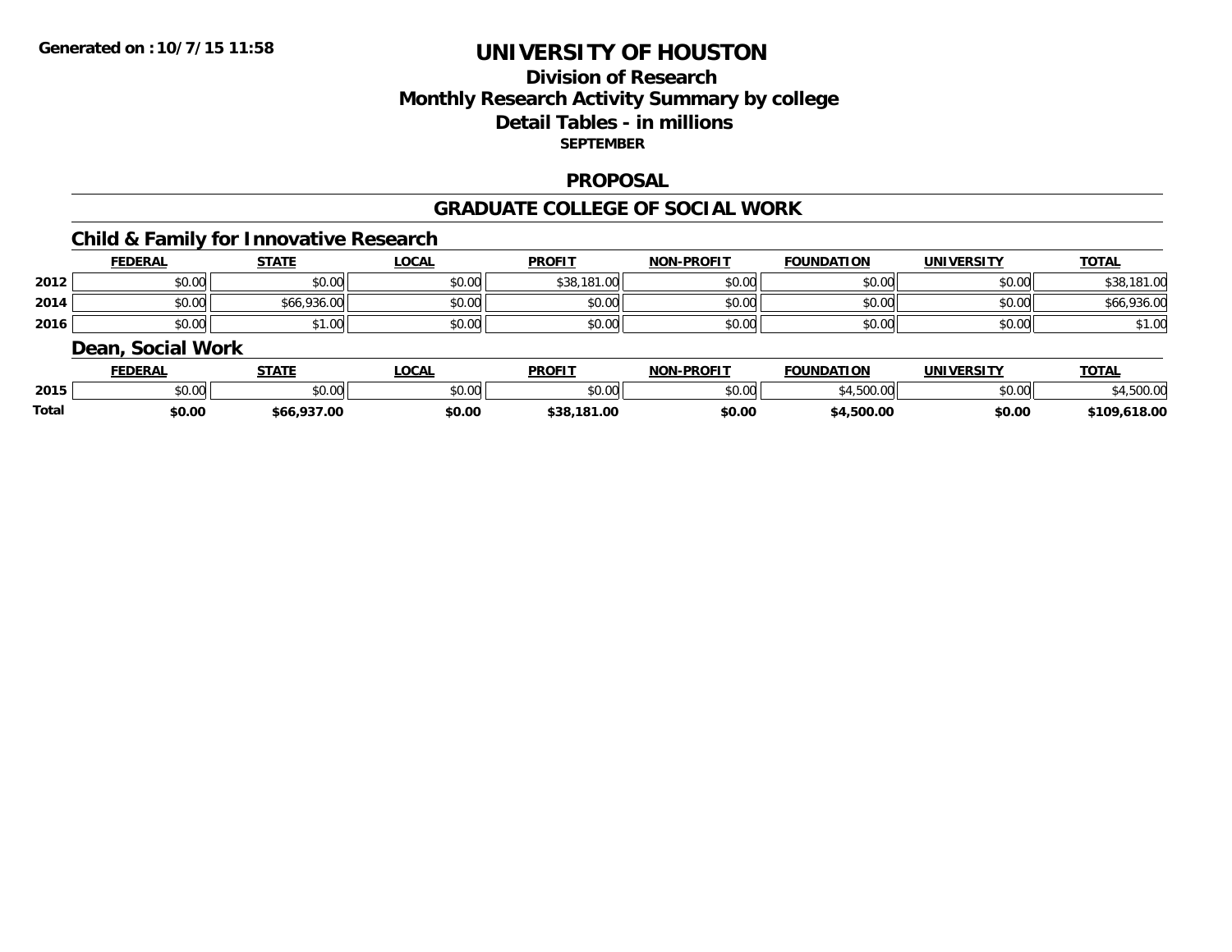# UNIVERSITY OF HOUSTON

## Division of Research
## Monthly Research Activity Summary by college
## Detail Tables - in millions
**SEPTEMBER**

### PROPOSAL

### GRADUATE COLLEGE OF SOCIAL WORK

#### Child & Family for Innovative Research

| | FEDERAL | STATE | LOCAL | PROFIT | NON-PROFIT | FOUNDATION | UNIVERSITY | TOTAL |
|---|---|---|---|---|---|---|---|---|
| 2012 | $0.00 | $0.00 | $0.00 | $38,181.00 | $0.00 | $0.00 | $0.00 | $38,181.00 |
| 2014 | $0.00 | $66,936.00 | $0.00 | $0.00 | $0.00 | $0.00 | $0.00 | $66,936.00 |
| 2016 | $0.00 | $1.00 | $0.00 | $0.00 | $0.00 | $0.00 | $0.00 | $1.00 |

#### Dean, Social Work

| | FEDERAL | STATE | LOCAL | PROFIT | NON-PROFIT | FOUNDATION | UNIVERSITY | TOTAL |
|---|---|---|---|---|---|---|---|---|
| 2015 | $0.00 | $0.00 | $0.00 | $0.00 | $0.00 | $4,500.00 | $0.00 | $4,500.00 |
| **Total** | **$0.00** | **$66,937.00** | **$0.00** | **$38,181.00** | **$0.00** | **$4,500.00** | **$0.00** | **$109,618.00** |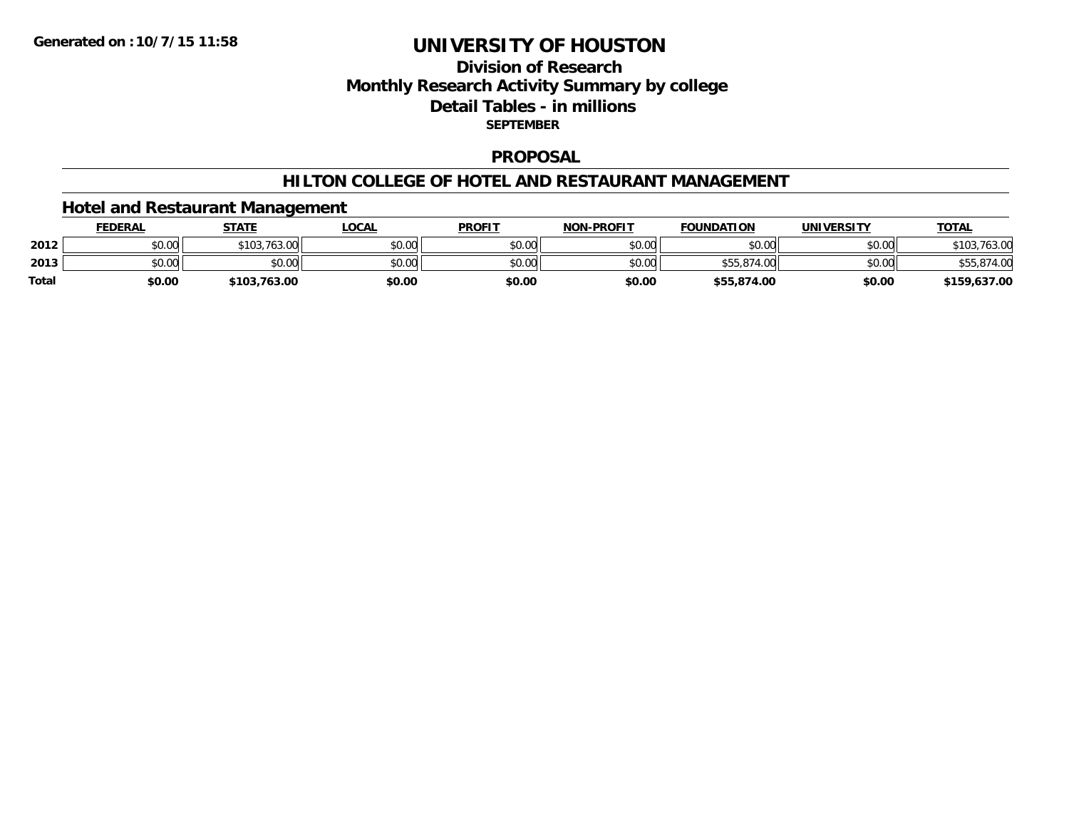# UNIVERSITY OF HOUSTON

## Division of Research
## Monthly Research Activity Summary by college
## Detail Tables - in millions
**SEPTEMBER**

**Generated on :10/7/15 11:58**

## PROPOSAL

## HILTON COLLEGE OF HOTEL AND RESTAURANT MANAGEMENT

### Hotel and Restaurant Management

| | FEDERAL | STATE | LOCAL | PROFIT | NON-PROFIT | FOUNDATION | UNIVERSITY | TOTAL |
|---|---|---|---|---|---|---|---|---|
| 2012 | $0.00 | $103,763.00 | $0.00 | $0.00 | $0.00 | $0.00 | $0.00 | $103,763.00 |
| 2013 | $0.00 | $0.00 | $0.00 | $0.00 | $0.00 | $55,874.00 | $0.00 | $55,874.00 |
| **Total** | **$0.00** | **$103,763.00** | **$0.00** | **$0.00** | **$0.00** | **$55,874.00** | **$0.00** | **$159,637.00** |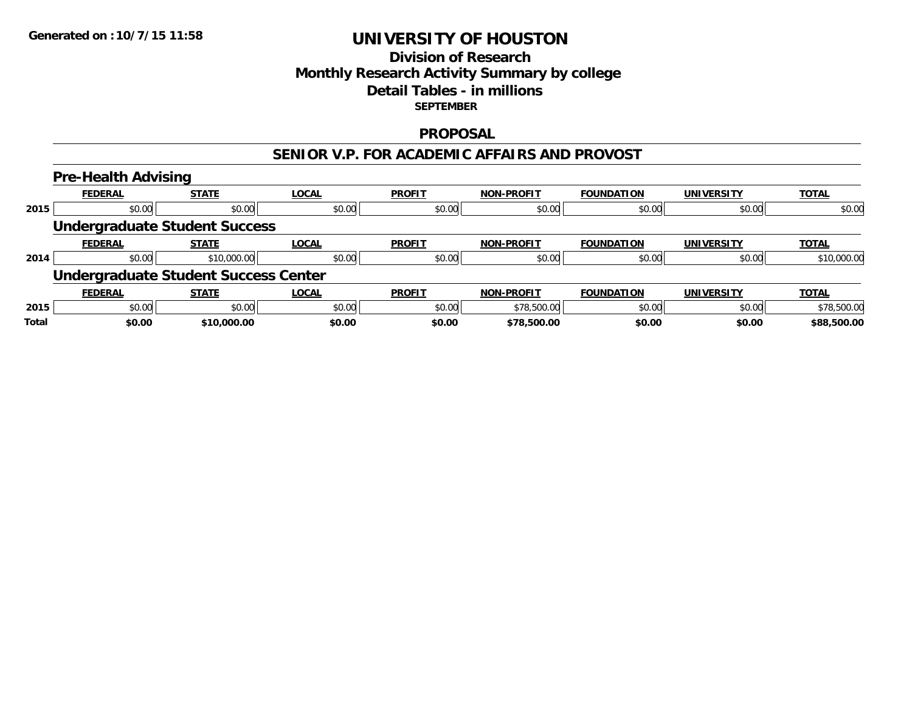**Generated on :10/7/15 11:58**

# UNIVERSITY OF HOUSTON

## Division of Research
## Monthly Research Activity Summary by college
## Detail Tables - in millions
### SEPTEMBER

## PROPOSAL

## SENIOR V.P. FOR ACADEMIC AFFAIRS AND PROVOST

### Pre-Health Advising

| | FEDERAL | STATE | LOCAL | PROFIT | NON-PROFIT | FOUNDATION | UNIVERSITY | TOTAL |
|---|---|---|---|---|---|---|---|---|
| 2015 | $0.00 | $0.00 | $0.00 | $0.00 | $0.00 | $0.00 | $0.00 | $0.00 |

### Undergraduate Student Success

| | FEDERAL | STATE | LOCAL | PROFIT | NON-PROFIT | FOUNDATION | UNIVERSITY | TOTAL |
|---|---|---|---|---|---|---|---|---|
| 2014 | $0.00 | $10,000.00 | $0.00 | $0.00 | $0.00 | $0.00 | $0.00 | $10,000.00 |

### Undergraduate Student Success Center

| | FEDERAL | STATE | LOCAL | PROFIT | NON-PROFIT | FOUNDATION | UNIVERSITY | TOTAL |
|---|---|---|---|---|---|---|---|---|
| 2015 | $0.00 | $0.00 | $0.00 | $0.00 | $78,500.00 | $0.00 | $0.00 | $78,500.00 |
| **Total** | **$0.00** | **$10,000.00** | **$0.00** | **$0.00** | **$78,500.00** | **$0.00** | **$0.00** | **$88,500.00** |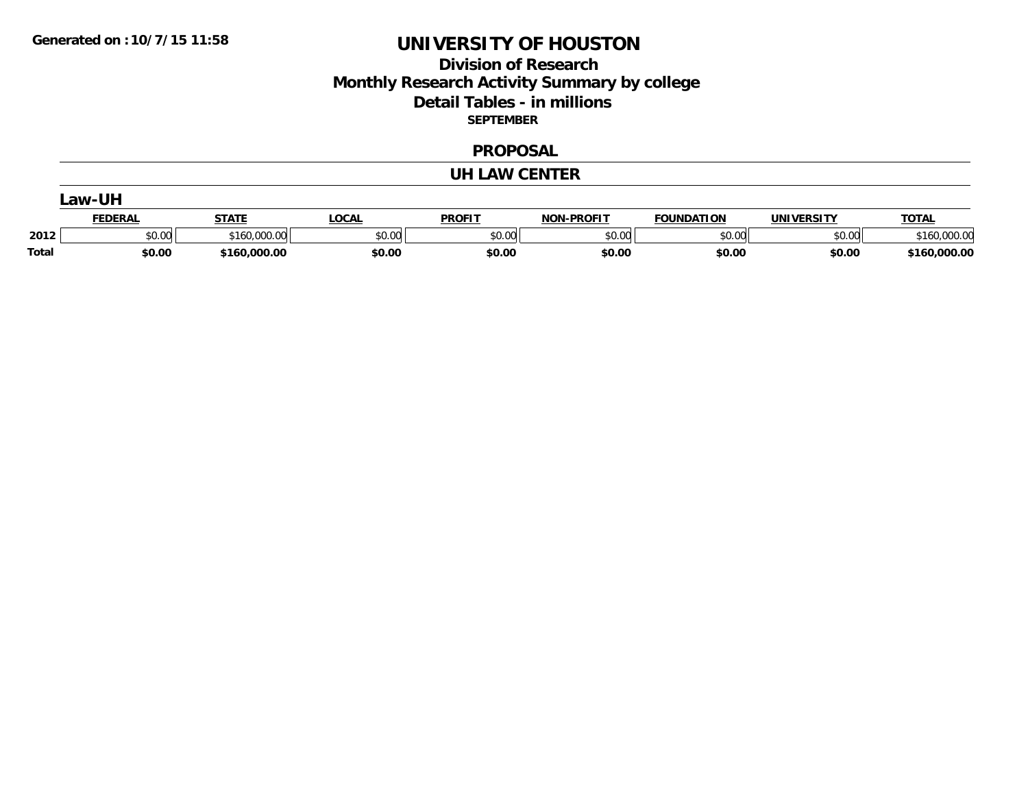**Generated on :10/7/15 11:58**

# UNIVERSITY OF HOUSTON

## Division of Research
## Monthly Research Activity Summary by college
## Detail Tables - in millions

**SEPTEMBER**

### PROPOSAL

### UH LAW CENTER

#### Law-UH

| | FEDERAL | STATE | LOCAL | PROFIT | NON-PROFIT | FOUNDATION | UNIVERSITY | TOTAL |
|---|---|---|---|---|---|---|---|---|
| 2012 | $0.00 | $160,000.00 | $0.00 | $0.00 | $0.00 | $0.00 | $0.00 | $160,000.00 |
| **Total** | **$0.00** | **$160,000.00** | **$0.00** | **$0.00** | **$0.00** | **$0.00** | **$0.00** | **$160,000.00** |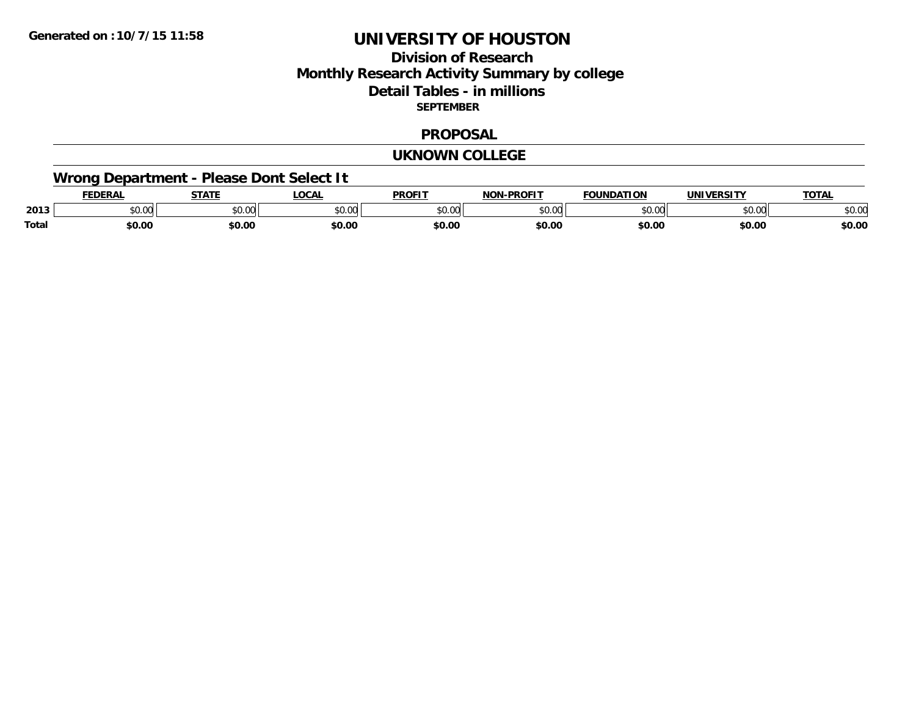Generated on :10/7/15 11:58

# UNIVERSITY OF HOUSTON

## Division of Research
## Monthly Research Activity Summary by college
## Detail Tables - in millions
### SEPTEMBER

### PROPOSAL

### UKNOWN COLLEGE

### Wrong Department - Please Dont Select It

| | FEDERAL | STATE | LOCAL | PROFIT | NON-PROFIT | FOUNDATION | UNIVERSITY | TOTAL |
|---|---|---|---|---|---|---|---|---|
| 2013 | $0.00 | $0.00 | $0.00 | $0.00 | $0.00 | $0.00 | $0.00 | $0.00 |
| **Total** | **$0.00** | **$0.00** | **$0.00** | **$0.00** | **$0.00** | **$0.00** | **$0.00** | **$0.00** |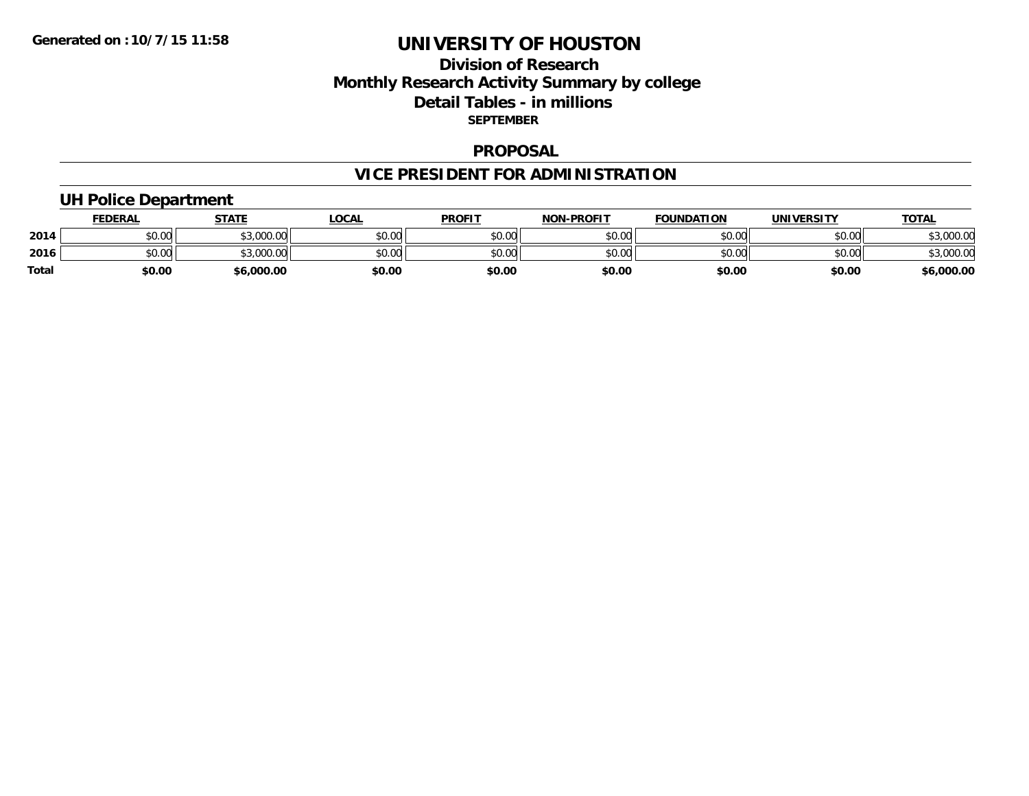Generated on :10/7/15 11:58

# UNIVERSITY OF HOUSTON

## Division of Research
## Monthly Research Activity Summary by college
## Detail Tables - in millions
### SEPTEMBER

### PROPOSAL

### VICE PRESIDENT FOR ADMINISTRATION

#### UH Police Department

| | FEDERAL | STATE | LOCAL | PROFIT | NON-PROFIT | FOUNDATION | UNIVERSITY | TOTAL |
|---|---|---|---|---|---|---|---|---|
| 2014 | $0.00 | $3,000.00 | $0.00 | $0.00 | $0.00 | $0.00 | $0.00 | $3,000.00 |
| 2016 | $0.00 | $3,000.00 | $0.00 | $0.00 | $0.00 | $0.00 | $0.00 | $3,000.00 |
| **Total** | **$0.00** | **$6,000.00** | **$0.00** | **$0.00** | **$0.00** | **$0.00** | **$0.00** | **$6,000.00** |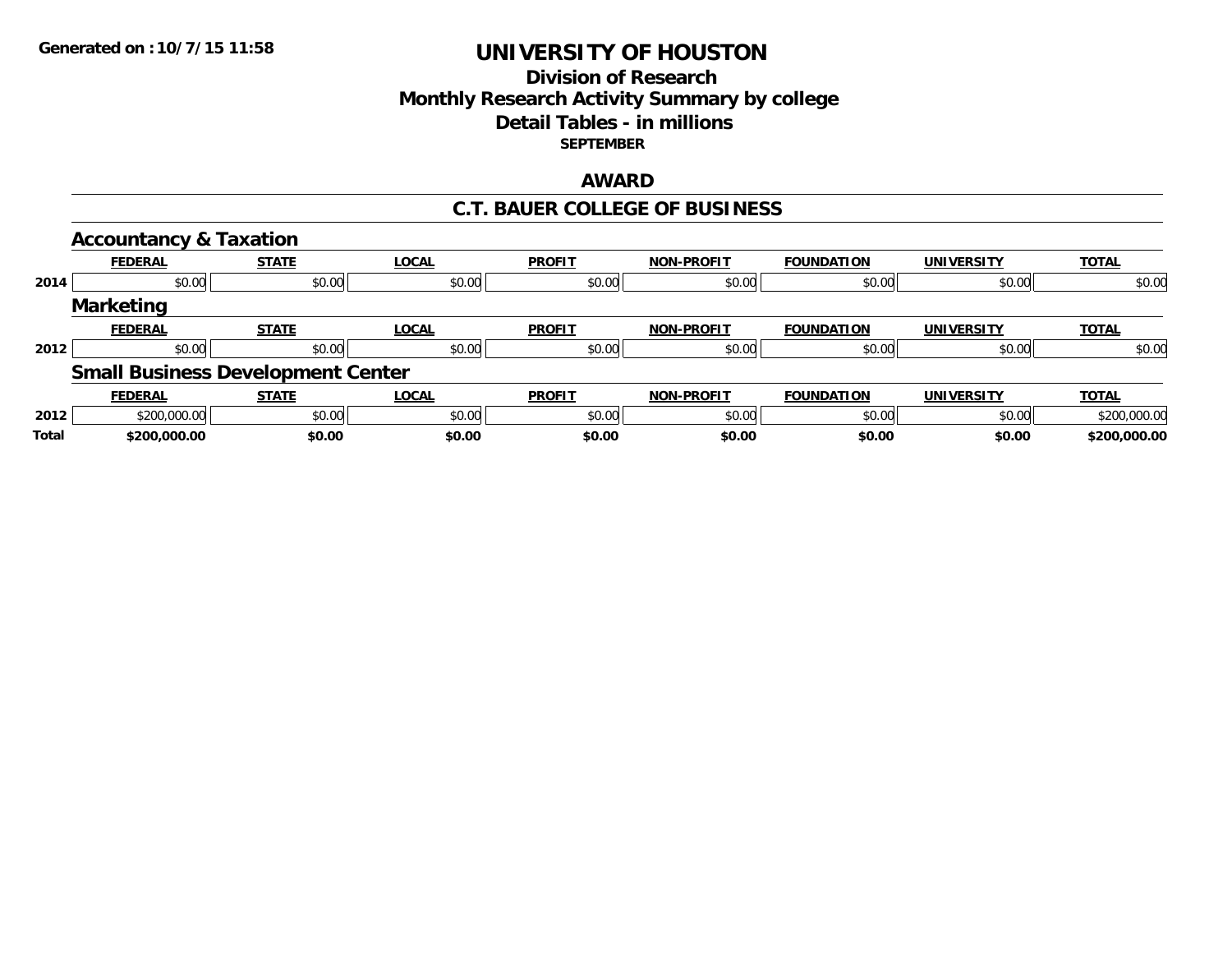# UNIVERSITY OF HOUSTON

## Division of Research
## Monthly Research Activity Summary by college
## Detail Tables - in millions

**SEPTEMBER**

### AWARD

### C.T. BAUER COLLEGE OF BUSINESS

#### Accountancy & Taxation

| | FEDERAL | STATE | LOCAL | PROFIT | NON-PROFIT | FOUNDATION | UNIVERSITY | TOTAL |
|---|---|---|---|---|---|---|---|---|
| 2014 | $0.00 | $0.00 | $0.00 | $0.00 | $0.00 | $0.00 | $0.00 | $0.00 |

#### Marketing

| | FEDERAL | STATE | LOCAL | PROFIT | NON-PROFIT | FOUNDATION | UNIVERSITY | TOTAL |
|---|---|---|---|---|---|---|---|---|
| 2012 | $0.00 | $0.00 | $0.00 | $0.00 | $0.00 | $0.00 | $0.00 | $0.00 |

#### Small Business Development Center

| | FEDERAL | STATE | LOCAL | PROFIT | NON-PROFIT | FOUNDATION | UNIVERSITY | TOTAL |
|---|---|---|---|---|---|---|---|---|
| 2012 | $200,000.00 | $0.00 | $0.00 | $0.00 | $0.00 | $0.00 | $0.00 | $200,000.00 |
| **Total** | **$200,000.00** | **$0.00** | **$0.00** | **$0.00** | **$0.00** | **$0.00** | **$0.00** | **$200,000.00** |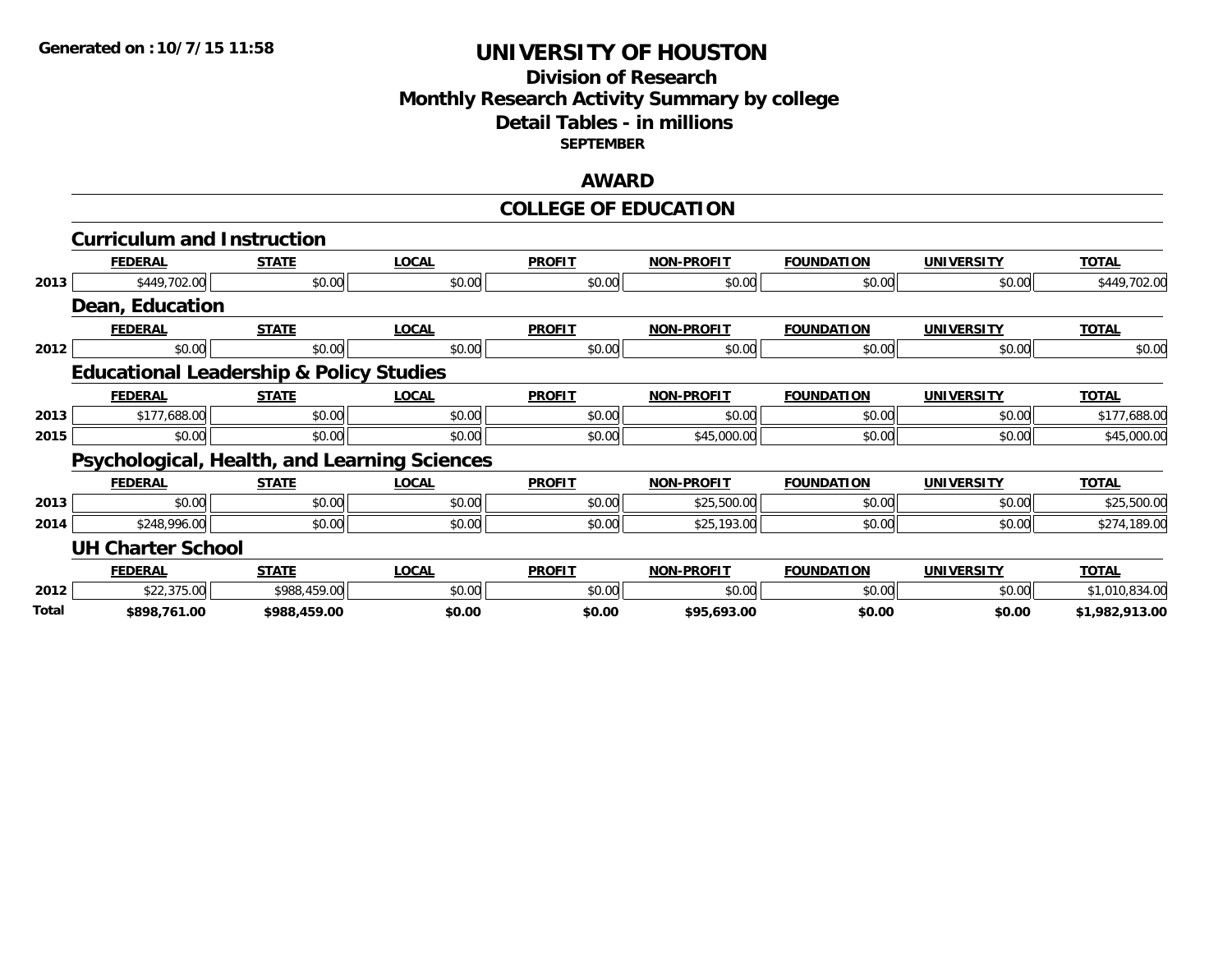**Generated on :10/7/15 11:58**

# UNIVERSITY OF HOUSTON

## Division of Research
## Monthly Research Activity Summary by college
## Detail Tables - in millions
### SEPTEMBER

## AWARD

## COLLEGE OF EDUCATION

### Curriculum and Instruction

| | FEDERAL | STATE | LOCAL | PROFIT | NON-PROFIT | FOUNDATION | UNIVERSITY | TOTAL |
|---|---|---|---|---|---|---|---|---|
| 2013 | $449,702.00 | $0.00 | $0.00 | $0.00 | $0.00 | $0.00 | $0.00 | $449,702.00 |

### Dean, Education

| | FEDERAL | STATE | LOCAL | PROFIT | NON-PROFIT | FOUNDATION | UNIVERSITY | TOTAL |
|---|---|---|---|---|---|---|---|---|
| 2012 | $0.00 | $0.00 | $0.00 | $0.00 | $0.00 | $0.00 | $0.00 | $0.00 |

### Educational Leadership & Policy Studies

| | FEDERAL | STATE | LOCAL | PROFIT | NON-PROFIT | FOUNDATION | UNIVERSITY | TOTAL |
|---|---|---|---|---|---|---|---|---|
| 2013 | $177,688.00 | $0.00 | $0.00 | $0.00 | $0.00 | $0.00 | $0.00 | $177,688.00 |
| 2015 | $0.00 | $0.00 | $0.00 | $0.00 | $45,000.00 | $0.00 | $0.00 | $45,000.00 |

### Psychological, Health, and Learning Sciences

| | FEDERAL | STATE | LOCAL | PROFIT | NON-PROFIT | FOUNDATION | UNIVERSITY | TOTAL |
|---|---|---|---|---|---|---|---|---|
| 2013 | $0.00 | $0.00 | $0.00 | $0.00 | $25,500.00 | $0.00 | $0.00 | $25,500.00 |
| 2014 | $248,996.00 | $0.00 | $0.00 | $0.00 | $25,193.00 | $0.00 | $0.00 | $274,189.00 |

### UH Charter School

| | FEDERAL | STATE | LOCAL | PROFIT | NON-PROFIT | FOUNDATION | UNIVERSITY | TOTAL |
|---|---|---|---|---|---|---|---|---|
| 2012 | $22,375.00 | $988,459.00 | $0.00 | $0.00 | $0.00 | $0.00 | $0.00 | $1,010,834.00 |
| **Total** | **$898,761.00** | **$988,459.00** | **$0.00** | **$0.00** | **$95,693.00** | **$0.00** | **$0.00** | **$1,982,913.00** |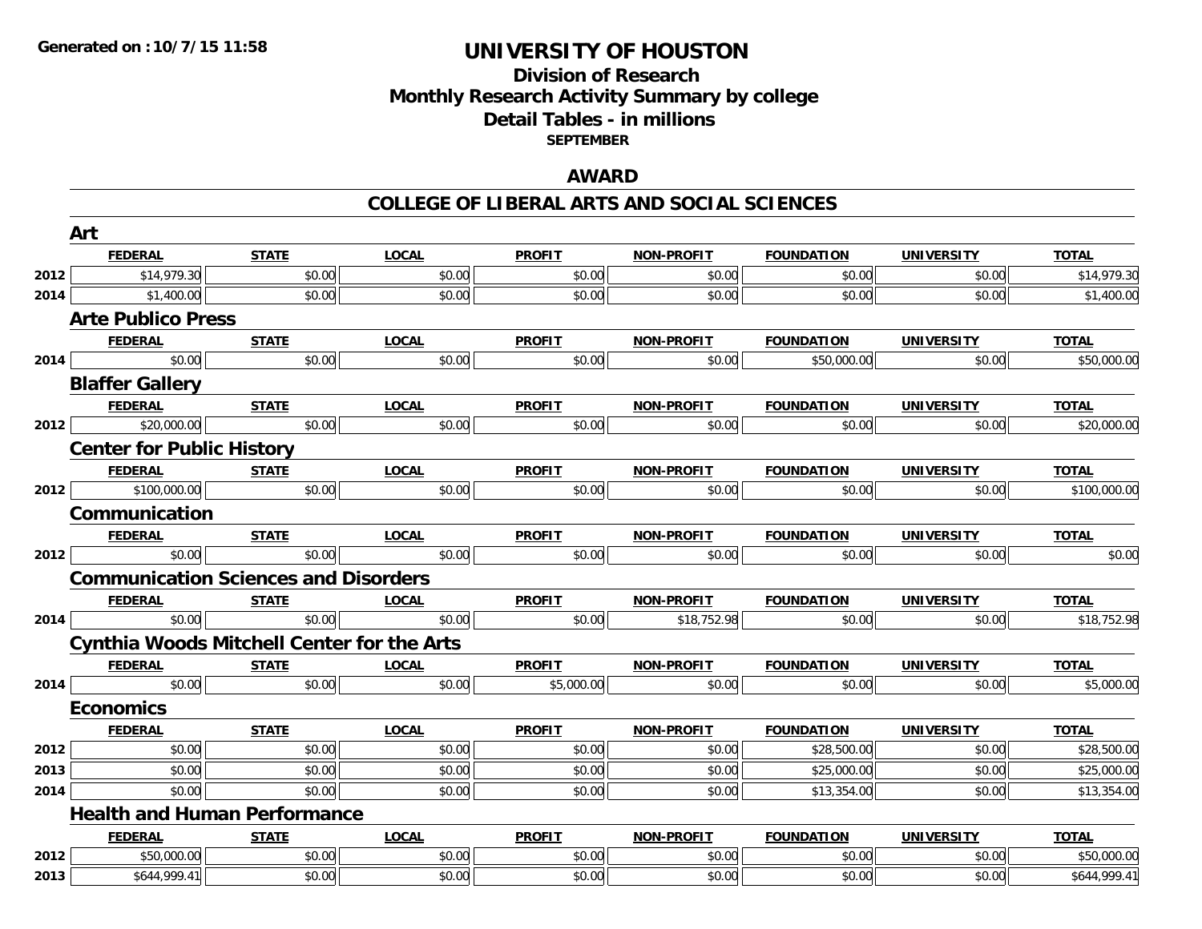# UNIVERSITY OF HOUSTON

## Division of Research
## Monthly Research Activity Summary by college
## Detail Tables - in millions
### SEPTEMBER

## AWARD

## COLLEGE OF LIBERAL ARTS AND SOCIAL SCIENCES

### Art

| | FEDERAL | STATE | LOCAL | PROFIT | NON-PROFIT | FOUNDATION | UNIVERSITY | TOTAL |
|---|---|---|---|---|---|---|---|---|
| 2012 | $14,979.30 | $0.00 | $0.00 | $0.00 | $0.00 | $0.00 | $0.00 | $14,979.30 |
| 2014 | $1,400.00 | $0.00 | $0.00 | $0.00 | $0.00 | $0.00 | $0.00 | $1,400.00 |

### Arte Publico Press

| | FEDERAL | STATE | LOCAL | PROFIT | NON-PROFIT | FOUNDATION | UNIVERSITY | TOTAL |
|---|---|---|---|---|---|---|---|---|
| 2014 | $0.00 | $0.00 | $0.00 | $0.00 | $0.00 | $50,000.00 | $0.00 | $50,000.00 |

### Blaffer Gallery

| | FEDERAL | STATE | LOCAL | PROFIT | NON-PROFIT | FOUNDATION | UNIVERSITY | TOTAL |
|---|---|---|---|---|---|---|---|---|
| 2012 | $20,000.00 | $0.00 | $0.00 | $0.00 | $0.00 | $0.00 | $0.00 | $20,000.00 |

### Center for Public History

| | FEDERAL | STATE | LOCAL | PROFIT | NON-PROFIT | FOUNDATION | UNIVERSITY | TOTAL |
|---|---|---|---|---|---|---|---|---|
| 2012 | $100,000.00 | $0.00 | $0.00 | $0.00 | $0.00 | $0.00 | $0.00 | $100,000.00 |

### Communication

| | FEDERAL | STATE | LOCAL | PROFIT | NON-PROFIT | FOUNDATION | UNIVERSITY | TOTAL |
|---|---|---|---|---|---|---|---|---|
| 2012 | $0.00 | $0.00 | $0.00 | $0.00 | $0.00 | $0.00 | $0.00 | $0.00 |

### Communication Sciences and Disorders

| | FEDERAL | STATE | LOCAL | PROFIT | NON-PROFIT | FOUNDATION | UNIVERSITY | TOTAL |
|---|---|---|---|---|---|---|---|---|
| 2014 | $0.00 | $0.00 | $0.00 | $0.00 | $18,752.98 | $0.00 | $0.00 | $18,752.98 |

### Cynthia Woods Mitchell Center for the Arts

| | FEDERAL | STATE | LOCAL | PROFIT | NON-PROFIT | FOUNDATION | UNIVERSITY | TOTAL |
|---|---|---|---|---|---|---|---|---|
| 2014 | $0.00 | $0.00 | $0.00 | $5,000.00 | $0.00 | $0.00 | $0.00 | $5,000.00 |

### Economics

| | FEDERAL | STATE | LOCAL | PROFIT | NON-PROFIT | FOUNDATION | UNIVERSITY | TOTAL |
|---|---|---|---|---|---|---|---|---|
| 2012 | $0.00 | $0.00 | $0.00 | $0.00 | $0.00 | $28,500.00 | $0.00 | $28,500.00 |
| 2013 | $0.00 | $0.00 | $0.00 | $0.00 | $0.00 | $25,000.00 | $0.00 | $25,000.00 |
| 2014 | $0.00 | $0.00 | $0.00 | $0.00 | $0.00 | $13,354.00 | $0.00 | $13,354.00 |

### Health and Human Performance

| | FEDERAL | STATE | LOCAL | PROFIT | NON-PROFIT | FOUNDATION | UNIVERSITY | TOTAL |
|---|---|---|---|---|---|---|---|---|
| 2012 | $50,000.00 | $0.00 | $0.00 | $0.00 | $0.00 | $0.00 | $0.00 | $50,000.00 |
| 2013 | $644,999.41 | $0.00 | $0.00 | $0.00 | $0.00 | $0.00 | $0.00 | $644,999.41 |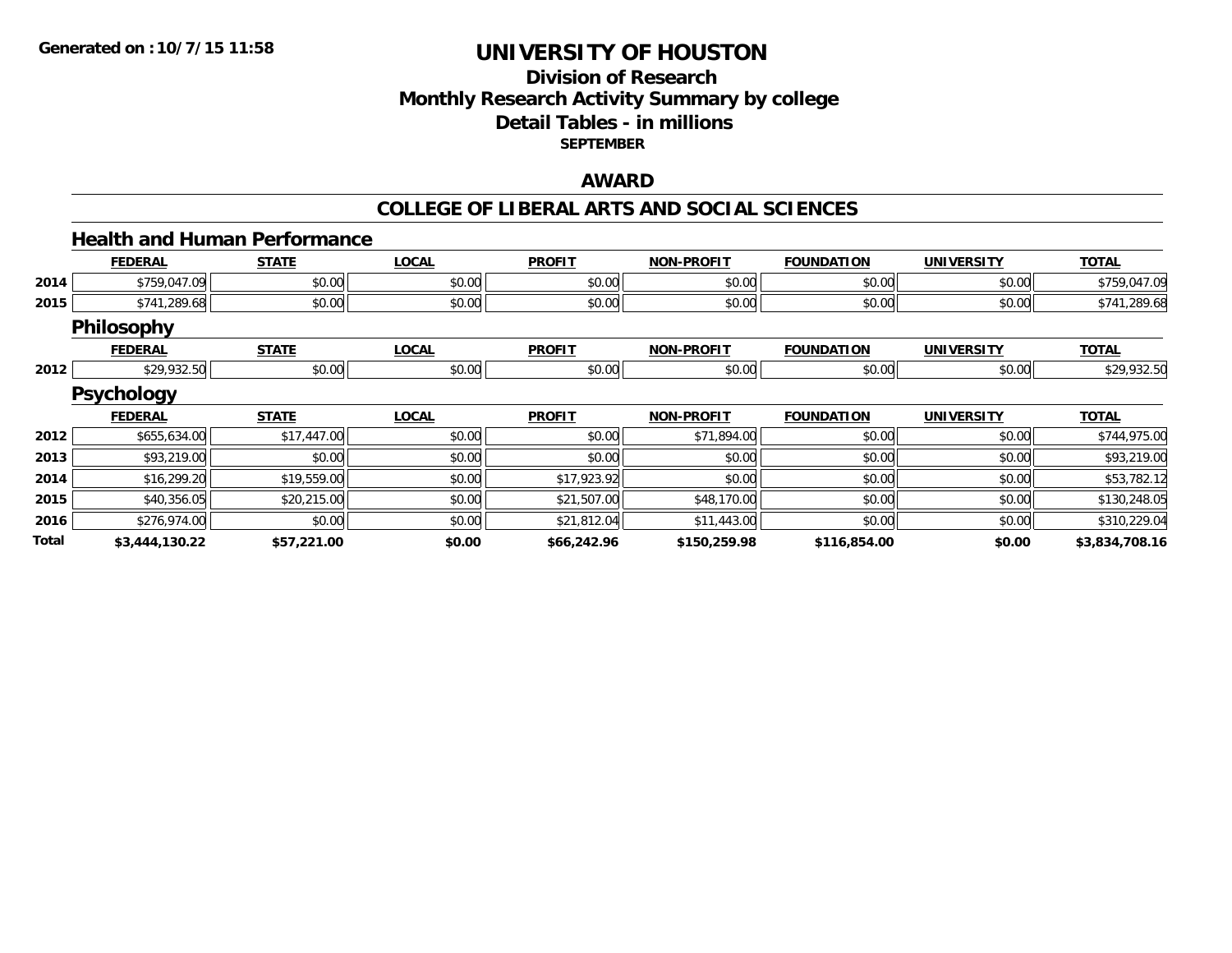**Generated on :10/7/15 11:58**

# UNIVERSITY OF HOUSTON

## Division of Research
## Monthly Research Activity Summary by college
## Detail Tables - in millions
### SEPTEMBER

## AWARD

## COLLEGE OF LIBERAL ARTS AND SOCIAL SCIENCES

### Health and Human Performance

| | FEDERAL | STATE | LOCAL | PROFIT | NON-PROFIT | FOUNDATION | UNIVERSITY | TOTAL |
|---|---|---|---|---|---|---|---|---|
| 2014 | $759,047.09 | $0.00 | $0.00 | $0.00 | $0.00 | $0.00 | $0.00 | $759,047.09 |
| 2015 | $741,289.68 | $0.00 | $0.00 | $0.00 | $0.00 | $0.00 | $0.00 | $741,289.68 |

### Philosophy

| | FEDERAL | STATE | LOCAL | PROFIT | NON-PROFIT | FOUNDATION | UNIVERSITY | TOTAL |
|---|---|---|---|---|---|---|---|---|
| 2012 | $29,932.50 | $0.00 | $0.00 | $0.00 | $0.00 | $0.00 | $0.00 | $29,932.50 |

### Psychology

| | FEDERAL | STATE | LOCAL | PROFIT | NON-PROFIT | FOUNDATION | UNIVERSITY | TOTAL |
|---|---|---|---|---|---|---|---|---|
| 2012 | $655,634.00 | $17,447.00 | $0.00 | $0.00 | $71,894.00 | $0.00 | $0.00 | $744,975.00 |
| 2013 | $93,219.00 | $0.00 | $0.00 | $0.00 | $0.00 | $0.00 | $0.00 | $93,219.00 |
| 2014 | $16,299.20 | $19,559.00 | $0.00 | $17,923.92 | $0.00 | $0.00 | $0.00 | $53,782.12 |
| 2015 | $40,356.05 | $20,215.00 | $0.00 | $21,507.00 | $48,170.00 | $0.00 | $0.00 | $130,248.05 |
| 2016 | $276,974.00 | $0.00 | $0.00 | $21,812.04 | $11,443.00 | $0.00 | $0.00 | $310,229.04 |
| **Total** | **$3,444,130.22** | **$57,221.00** | **$0.00** | **$66,242.96** | **$150,259.98** | **$116,854.00** | **$0.00** | **$3,834,708.16** |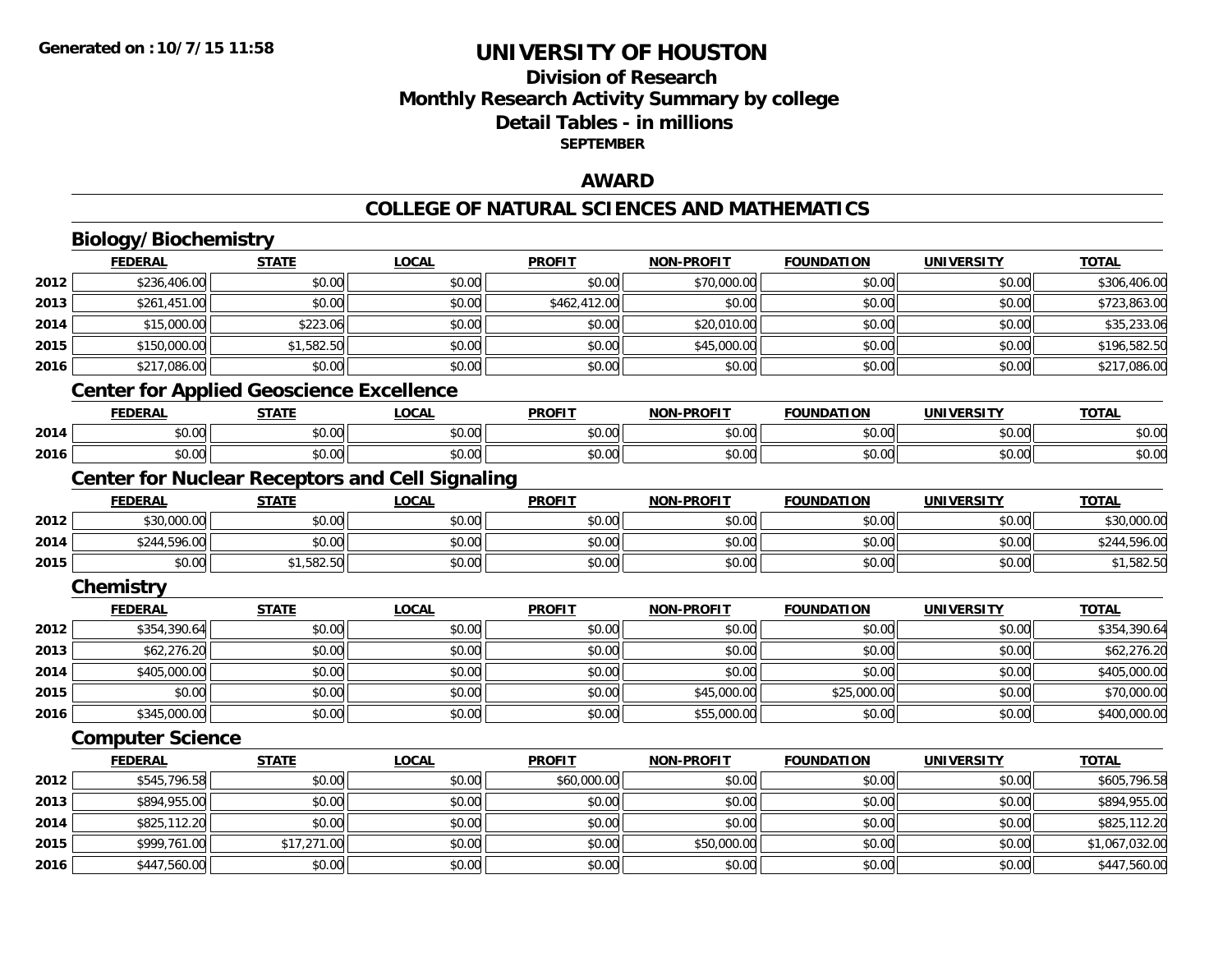Generated on :10/7/15 11:58

# UNIVERSITY OF HOUSTON

## Division of Research
## Monthly Research Activity Summary by college
## Detail Tables - in millions
### SEPTEMBER

## AWARD

## COLLEGE OF NATURAL SCIENCES AND MATHEMATICS

### Biology/Biochemistry

| | FEDERAL | STATE | LOCAL | PROFIT | NON-PROFIT | FOUNDATION | UNIVERSITY | TOTAL |
|---|---|---|---|---|---|---|---|---|
| 2012 | $236,406.00 | $0.00 | $0.00 | $0.00 | $70,000.00 | $0.00 | $0.00 | $306,406.00 |
| 2013 | $261,451.00 | $0.00 | $0.00 | $462,412.00 | $0.00 | $0.00 | $0.00 | $723,863.00 |
| 2014 | $15,000.00 | $223.06 | $0.00 | $0.00 | $20,010.00 | $0.00 | $0.00 | $35,233.06 |
| 2015 | $150,000.00 | $1,582.50 | $0.00 | $0.00 | $45,000.00 | $0.00 | $0.00 | $196,582.50 |
| 2016 | $217,086.00 | $0.00 | $0.00 | $0.00 | $0.00 | $0.00 | $0.00 | $217,086.00 |

### Center for Applied Geoscience Excellence

| | FEDERAL | STATE | LOCAL | PROFIT | NON-PROFIT | FOUNDATION | UNIVERSITY | TOTAL |
|---|---|---|---|---|---|---|---|---|
| 2014 | $0.00 | $0.00 | $0.00 | $0.00 | $0.00 | $0.00 | $0.00 | $0.00 |
| 2016 | $0.00 | $0.00 | $0.00 | $0.00 | $0.00 | $0.00 | $0.00 | $0.00 |

### Center for Nuclear Receptors and Cell Signaling

| | FEDERAL | STATE | LOCAL | PROFIT | NON-PROFIT | FOUNDATION | UNIVERSITY | TOTAL |
|---|---|---|---|---|---|---|---|---|
| 2012 | $30,000.00 | $0.00 | $0.00 | $0.00 | $0.00 | $0.00 | $0.00 | $30,000.00 |
| 2014 | $244,596.00 | $0.00 | $0.00 | $0.00 | $0.00 | $0.00 | $0.00 | $244,596.00 |
| 2015 | $0.00 | $1,582.50 | $0.00 | $0.00 | $0.00 | $0.00 | $0.00 | $1,582.50 |

### Chemistry

| | FEDERAL | STATE | LOCAL | PROFIT | NON-PROFIT | FOUNDATION | UNIVERSITY | TOTAL |
|---|---|---|---|---|---|---|---|---|
| 2012 | $354,390.64 | $0.00 | $0.00 | $0.00 | $0.00 | $0.00 | $0.00 | $354,390.64 |
| 2013 | $62,276.20 | $0.00 | $0.00 | $0.00 | $0.00 | $0.00 | $0.00 | $62,276.20 |
| 2014 | $405,000.00 | $0.00 | $0.00 | $0.00 | $0.00 | $0.00 | $0.00 | $405,000.00 |
| 2015 | $0.00 | $0.00 | $0.00 | $0.00 | $45,000.00 | $25,000.00 | $0.00 | $70,000.00 |
| 2016 | $345,000.00 | $0.00 | $0.00 | $0.00 | $55,000.00 | $0.00 | $0.00 | $400,000.00 |

### Computer Science

| | FEDERAL | STATE | LOCAL | PROFIT | NON-PROFIT | FOUNDATION | UNIVERSITY | TOTAL |
|---|---|---|---|---|---|---|---|---|
| 2012 | $545,796.58 | $0.00 | $0.00 | $60,000.00 | $0.00 | $0.00 | $0.00 | $605,796.58 |
| 2013 | $894,955.00 | $0.00 | $0.00 | $0.00 | $0.00 | $0.00 | $0.00 | $894,955.00 |
| 2014 | $825,112.20 | $0.00 | $0.00 | $0.00 | $0.00 | $0.00 | $0.00 | $825,112.20 |
| 2015 | $999,761.00 | $17,271.00 | $0.00 | $0.00 | $50,000.00 | $0.00 | $0.00 | $1,067,032.00 |
| 2016 | $447,560.00 | $0.00 | $0.00 | $0.00 | $0.00 | $0.00 | $0.00 | $447,560.00 |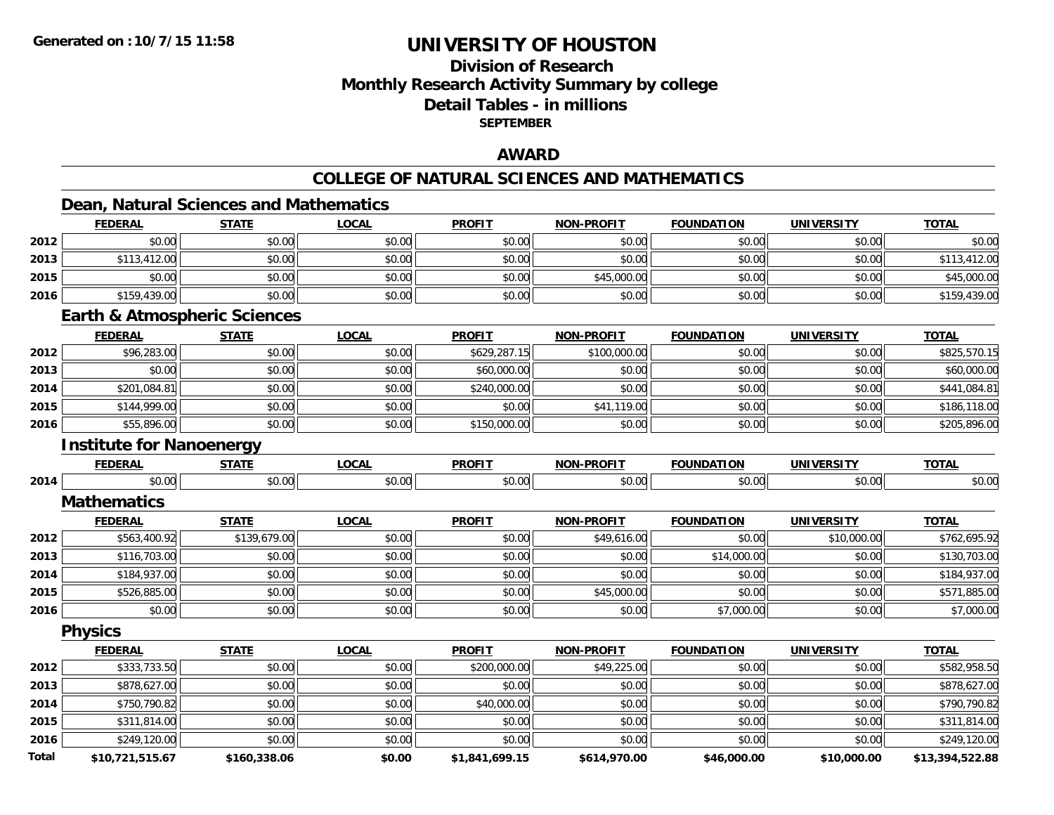**Generated on :10/7/15 11:58**

# UNIVERSITY OF HOUSTON

## Division of Research
## Monthly Research Activity Summary by college
## Detail Tables - in millions
### SEPTEMBER

## AWARD

## COLLEGE OF NATURAL SCIENCES AND MATHEMATICS

### Dean, Natural Sciences and Mathematics

| | FEDERAL | STATE | LOCAL | PROFIT | NON-PROFIT | FOUNDATION | UNIVERSITY | TOTAL |
|---|---|---|---|---|---|---|---|---|
| 2012 | $0.00 | $0.00 | $0.00 | $0.00 | $0.00 | $0.00 | $0.00 | $0.00 |
| 2013 | $113,412.00 | $0.00 | $0.00 | $0.00 | $0.00 | $0.00 | $0.00 | $113,412.00 |
| 2015 | $0.00 | $0.00 | $0.00 | $0.00 | $45,000.00 | $0.00 | $0.00 | $45,000.00 |
| 2016 | $159,439.00 | $0.00 | $0.00 | $0.00 | $0.00 | $0.00 | $0.00 | $159,439.00 |

### Earth & Atmospheric Sciences

| | FEDERAL | STATE | LOCAL | PROFIT | NON-PROFIT | FOUNDATION | UNIVERSITY | TOTAL |
|---|---|---|---|---|---|---|---|---|
| 2012 | $96,283.00 | $0.00 | $0.00 | $629,287.15 | $100,000.00 | $0.00 | $0.00 | $825,570.15 |
| 2013 | $0.00 | $0.00 | $0.00 | $60,000.00 | $0.00 | $0.00 | $0.00 | $60,000.00 |
| 2014 | $201,084.81 | $0.00 | $0.00 | $240,000.00 | $0.00 | $0.00 | $0.00 | $441,084.81 |
| 2015 | $144,999.00 | $0.00 | $0.00 | $0.00 | $41,119.00 | $0.00 | $0.00 | $186,118.00 |
| 2016 | $55,896.00 | $0.00 | $0.00 | $150,000.00 | $0.00 | $0.00 | $0.00 | $205,896.00 |

### Institute for Nanoenergy

| | FEDERAL | STATE | LOCAL | PROFIT | NON-PROFIT | FOUNDATION | UNIVERSITY | TOTAL |
|---|---|---|---|---|---|---|---|---|
| 2014 | $0.00 | $0.00 | $0.00 | $0.00 | $0.00 | $0.00 | $0.00 | $0.00 |

### Mathematics

| | FEDERAL | STATE | LOCAL | PROFIT | NON-PROFIT | FOUNDATION | UNIVERSITY | TOTAL |
|---|---|---|---|---|---|---|---|---|
| 2012 | $563,400.92 | $139,679.00 | $0.00 | $0.00 | $49,616.00 | $0.00 | $10,000.00 | $762,695.92 |
| 2013 | $116,703.00 | $0.00 | $0.00 | $0.00 | $0.00 | $14,000.00 | $0.00 | $130,703.00 |
| 2014 | $184,937.00 | $0.00 | $0.00 | $0.00 | $0.00 | $0.00 | $0.00 | $184,937.00 |
| 2015 | $526,885.00 | $0.00 | $0.00 | $0.00 | $45,000.00 | $0.00 | $0.00 | $571,885.00 |
| 2016 | $0.00 | $0.00 | $0.00 | $0.00 | $0.00 | $7,000.00 | $0.00 | $7,000.00 |

### Physics

| | FEDERAL | STATE | LOCAL | PROFIT | NON-PROFIT | FOUNDATION | UNIVERSITY | TOTAL |
|---|---|---|---|---|---|---|---|---|
| 2012 | $333,733.50 | $0.00 | $0.00 | $200,000.00 | $49,225.00 | $0.00 | $0.00 | $582,958.50 |
| 2013 | $878,627.00 | $0.00 | $0.00 | $0.00 | $0.00 | $0.00 | $0.00 | $878,627.00 |
| 2014 | $750,790.82 | $0.00 | $0.00 | $40,000.00 | $0.00 | $0.00 | $0.00 | $790,790.82 |
| 2015 | $311,814.00 | $0.00 | $0.00 | $0.00 | $0.00 | $0.00 | $0.00 | $311,814.00 |
| 2016 | $249,120.00 | $0.00 | $0.00 | $0.00 | $0.00 | $0.00 | $0.00 | $249,120.00 |
| **Total** | **$10,721,515.67** | **$160,338.06** | **$0.00** | **$1,841,699.15** | **$614,970.00** | **$46,000.00** | **$10,000.00** | **$13,394,522.88** |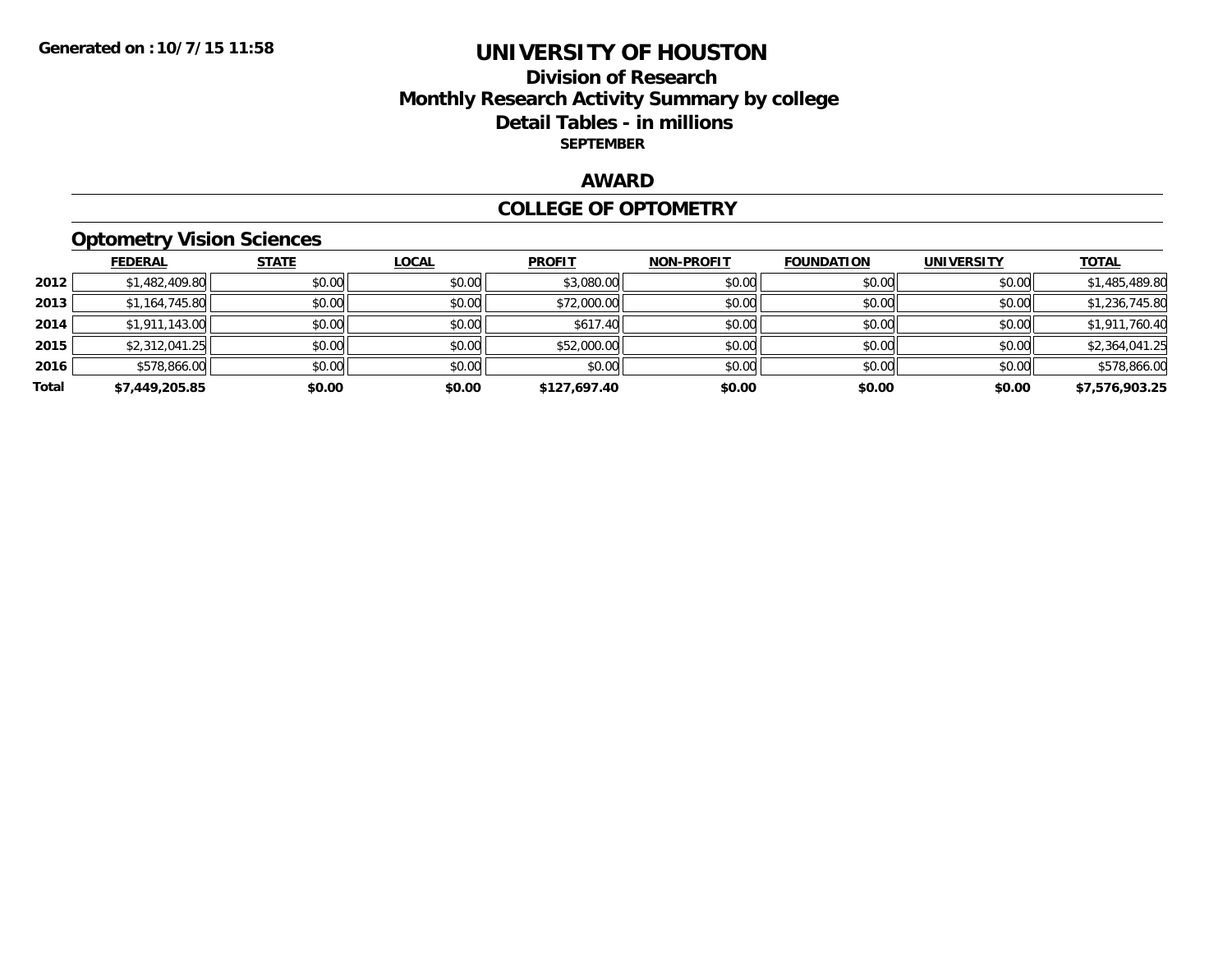Generated on :10/7/15 11:58

# UNIVERSITY OF HOUSTON

## Division of Research
## Monthly Research Activity Summary by college
## Detail Tables - in millions
### SEPTEMBER

## AWARD

## COLLEGE OF OPTOMETRY

### Optometry Vision Sciences

| | FEDERAL | STATE | LOCAL | PROFIT | NON-PROFIT | FOUNDATION | UNIVERSITY | TOTAL |
|---|---|---|---|---|---|---|---|---|
| 2012 | $1,482,409.80 | $0.00 | $0.00 | $3,080.00 | $0.00 | $0.00 | $0.00 | $1,485,489.80 |
| 2013 | $1,164,745.80 | $0.00 | $0.00 | $72,000.00 | $0.00 | $0.00 | $0.00 | $1,236,745.80 |
| 2014 | $1,911,143.00 | $0.00 | $0.00 | $617.40 | $0.00 | $0.00 | $0.00 | $1,911,760.40 |
| 2015 | $2,312,041.25 | $0.00 | $0.00 | $52,000.00 | $0.00 | $0.00 | $0.00 | $2,364,041.25 |
| 2016 | $578,866.00 | $0.00 | $0.00 | $0.00 | $0.00 | $0.00 | $0.00 | $578,866.00 |
| **Total** | **$7,449,205.85** | **$0.00** | **$0.00** | **$127,697.40** | **$0.00** | **$0.00** | **$0.00** | **$7,576,903.25** |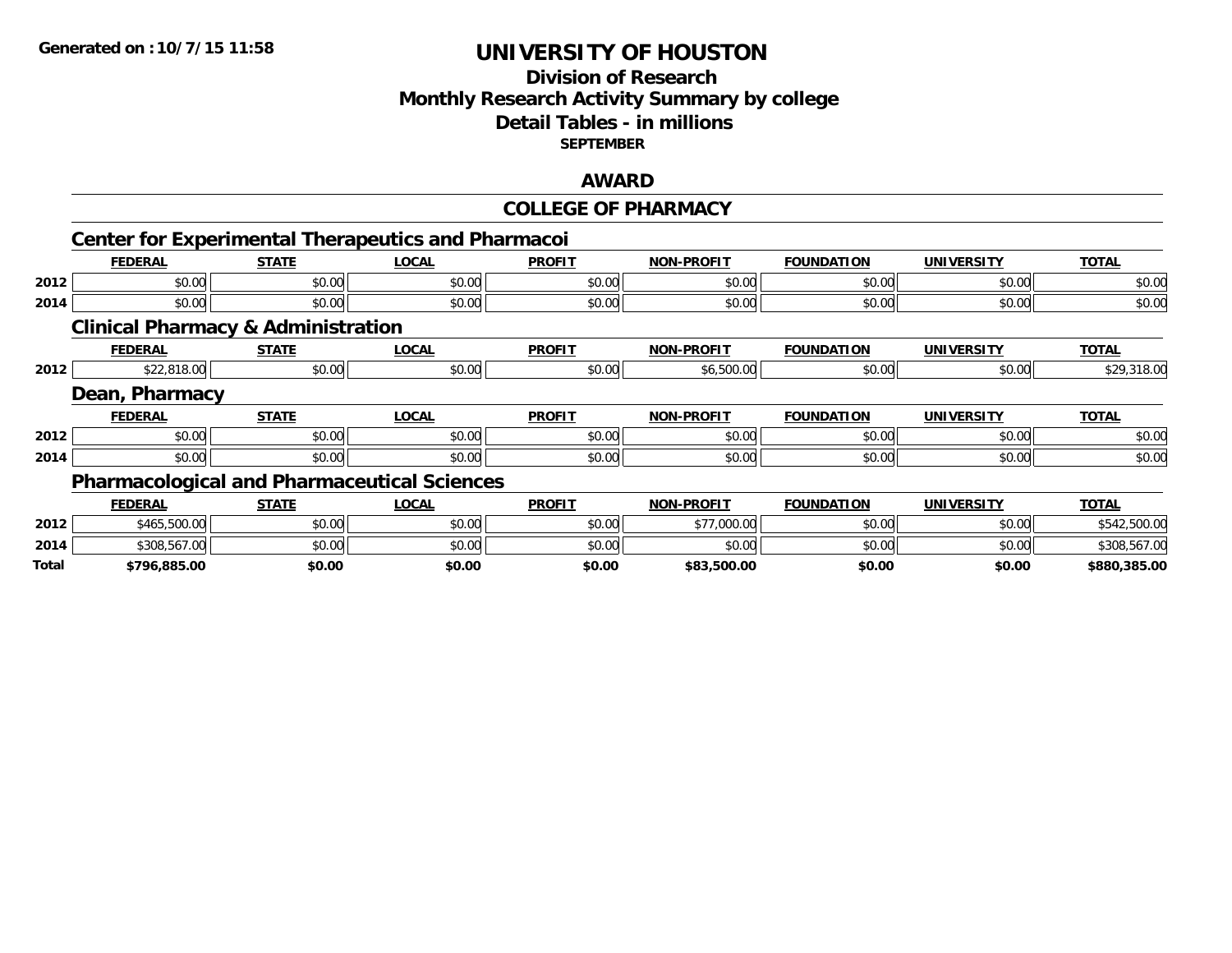**Generated on :10/7/15 11:58**

# UNIVERSITY OF HOUSTON

## Division of Research
## Monthly Research Activity Summary by college
## Detail Tables - in millions
**SEPTEMBER**

## AWARD

## COLLEGE OF PHARMACY

### Center for Experimental Therapeutics and Pharmacoi

| | FEDERAL | STATE | LOCAL | PROFIT | NON-PROFIT | FOUNDATION | UNIVERSITY | TOTAL |
|---|---|---|---|---|---|---|---|---|
| 2012 | $0.00 | $0.00 | $0.00 | $0.00 | $0.00 | $0.00 | $0.00 | $0.00 |
| 2014 | $0.00 | $0.00 | $0.00 | $0.00 | $0.00 | $0.00 | $0.00 | $0.00 |

### Clinical Pharmacy & Administration

| | FEDERAL | STATE | LOCAL | PROFIT | NON-PROFIT | FOUNDATION | UNIVERSITY | TOTAL |
|---|---|---|---|---|---|---|---|---|
| 2012 | $22,818.00 | $0.00 | $0.00 | $0.00 | $6,500.00 | $0.00 | $0.00 | $29,318.00 |

### Dean, Pharmacy

| | FEDERAL | STATE | LOCAL | PROFIT | NON-PROFIT | FOUNDATION | UNIVERSITY | TOTAL |
|---|---|---|---|---|---|---|---|---|
| 2012 | $0.00 | $0.00 | $0.00 | $0.00 | $0.00 | $0.00 | $0.00 | $0.00 |
| 2014 | $0.00 | $0.00 | $0.00 | $0.00 | $0.00 | $0.00 | $0.00 | $0.00 |

### Pharmacological and Pharmaceutical Sciences

| | FEDERAL | STATE | LOCAL | PROFIT | NON-PROFIT | FOUNDATION | UNIVERSITY | TOTAL |
|---|---|---|---|---|---|---|---|---|
| 2012 | $465,500.00 | $0.00 | $0.00 | $0.00 | $77,000.00 | $0.00 | $0.00 | $542,500.00 |
| 2014 | $308,567.00 | $0.00 | $0.00 | $0.00 | $0.00 | $0.00 | $0.00 | $308,567.00 |
| **Total** | **$796,885.00** | **$0.00** | **$0.00** | **$0.00** | **$83,500.00** | **$0.00** | **$0.00** | **$880,385.00** |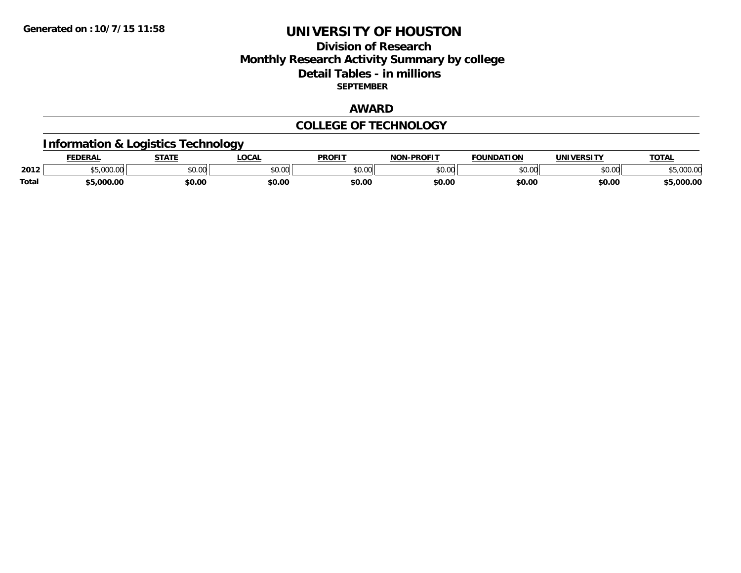**Generated on : 10/7/15 11:58**

# UNIVERSITY OF HOUSTON

## Division of Research
## Monthly Research Activity Summary by college
## Detail Tables - in millions

**SEPTEMBER**

## AWARD

## COLLEGE OF TECHNOLOGY

### Information & Logistics Technology

| | FEDERAL | STATE | LOCAL | PROFIT | NON-PROFIT | FOUNDATION | UNIVERSITY | TOTAL |
|---|---|---|---|---|---|---|---|---|
| 2012 | $5,000.00 | $0.00 | $0.00 | $0.00 | $0.00 | $0.00 | $0.00 | $5,000.00 |
| **Total** | **$5,000.00** | **$0.00** | **$0.00** | **$0.00** | **$0.00** | **$0.00** | **$0.00** | **$5,000.00** |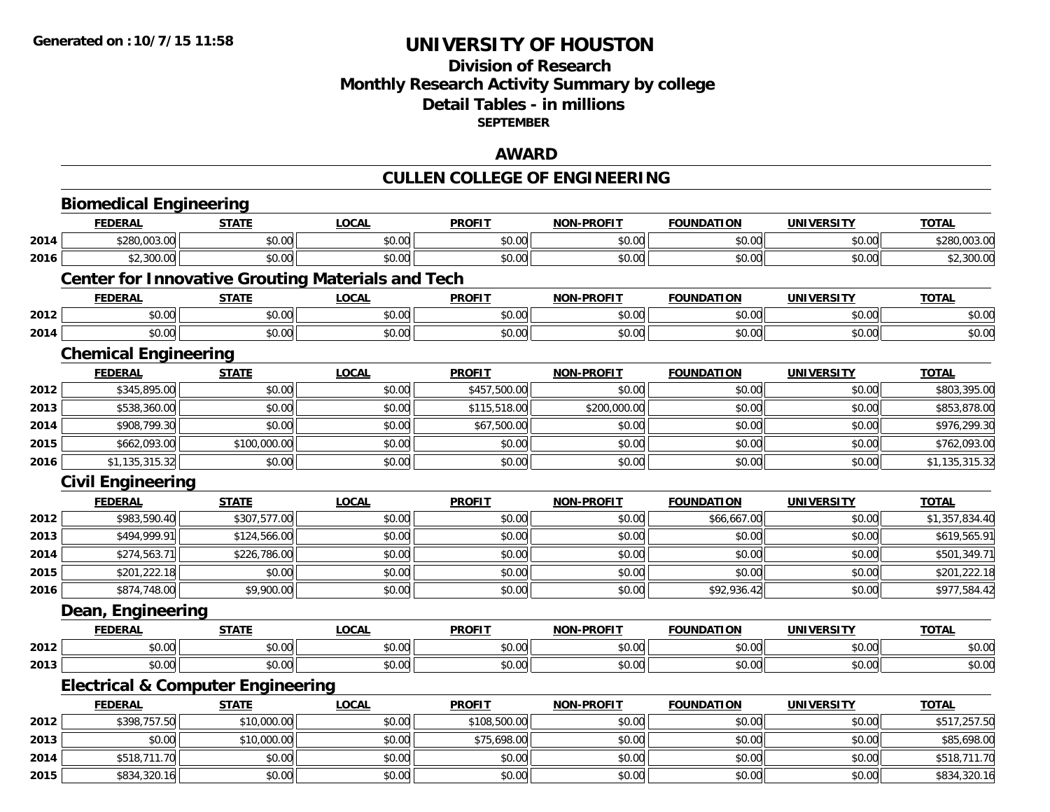# UNIVERSITY OF HOUSTON

## Division of Research
## Monthly Research Activity Summary by college
## Detail Tables - in millions
### SEPTEMBER

## AWARD

## CULLEN COLLEGE OF ENGINEERING

### Biomedical Engineering

| | FEDERAL | STATE | LOCAL | PROFIT | NON-PROFIT | FOUNDATION | UNIVERSITY | TOTAL |
|---|---|---|---|---|---|---|---|---|
| 2014 | $280,003.00 | $0.00 | $0.00 | $0.00 | $0.00 | $0.00 | $0.00 | $280,003.00 |
| 2016 | $2,300.00 | $0.00 | $0.00 | $0.00 | $0.00 | $0.00 | $0.00 | $2,300.00 |

### Center for Innovative Grouting Materials and Tech

| | FEDERAL | STATE | LOCAL | PROFIT | NON-PROFIT | FOUNDATION | UNIVERSITY | TOTAL |
|---|---|---|---|---|---|---|---|---|
| 2012 | $0.00 | $0.00 | $0.00 | $0.00 | $0.00 | $0.00 | $0.00 | $0.00 |
| 2014 | $0.00 | $0.00 | $0.00 | $0.00 | $0.00 | $0.00 | $0.00 | $0.00 |

### Chemical Engineering

| | FEDERAL | STATE | LOCAL | PROFIT | NON-PROFIT | FOUNDATION | UNIVERSITY | TOTAL |
|---|---|---|---|---|---|---|---|---|
| 2012 | $345,895.00 | $0.00 | $0.00 | $457,500.00 | $0.00 | $0.00 | $0.00 | $803,395.00 |
| 2013 | $538,360.00 | $0.00 | $0.00 | $115,518.00 | $200,000.00 | $0.00 | $0.00 | $853,878.00 |
| 2014 | $908,799.30 | $0.00 | $0.00 | $67,500.00 | $0.00 | $0.00 | $0.00 | $976,299.30 |
| 2015 | $662,093.00 | $100,000.00 | $0.00 | $0.00 | $0.00 | $0.00 | $0.00 | $762,093.00 |
| 2016 | $1,135,315.32 | $0.00 | $0.00 | $0.00 | $0.00 | $0.00 | $0.00 | $1,135,315.32 |

### Civil Engineering

| | FEDERAL | STATE | LOCAL | PROFIT | NON-PROFIT | FOUNDATION | UNIVERSITY | TOTAL |
|---|---|---|---|---|---|---|---|---|
| 2012 | $983,590.40 | $307,577.00 | $0.00 | $0.00 | $0.00 | $66,667.00 | $0.00 | $1,357,834.40 |
| 2013 | $494,999.91 | $124,566.00 | $0.00 | $0.00 | $0.00 | $0.00 | $0.00 | $619,565.91 |
| 2014 | $274,563.71 | $226,786.00 | $0.00 | $0.00 | $0.00 | $0.00 | $0.00 | $501,349.71 |
| 2015 | $201,222.18 | $0.00 | $0.00 | $0.00 | $0.00 | $0.00 | $0.00 | $201,222.18 |
| 2016 | $874,748.00 | $9,900.00 | $0.00 | $0.00 | $0.00 | $92,936.42 | $0.00 | $977,584.42 |

### Dean, Engineering

| | FEDERAL | STATE | LOCAL | PROFIT | NON-PROFIT | FOUNDATION | UNIVERSITY | TOTAL |
|---|---|---|---|---|---|---|---|---|
| 2012 | $0.00 | $0.00 | $0.00 | $0.00 | $0.00 | $0.00 | $0.00 | $0.00 |
| 2013 | $0.00 | $0.00 | $0.00 | $0.00 | $0.00 | $0.00 | $0.00 | $0.00 |

### Electrical & Computer Engineering

| | FEDERAL | STATE | LOCAL | PROFIT | NON-PROFIT | FOUNDATION | UNIVERSITY | TOTAL |
|---|---|---|---|---|---|---|---|---|
| 2012 | $398,757.50 | $10,000.00 | $0.00 | $108,500.00 | $0.00 | $0.00 | $0.00 | $517,257.50 |
| 2013 | $0.00 | $10,000.00 | $0.00 | $75,698.00 | $0.00 | $0.00 | $0.00 | $85,698.00 |
| 2014 | $518,711.70 | $0.00 | $0.00 | $0.00 | $0.00 | $0.00 | $0.00 | $518,711.70 |
| 2015 | $834,320.16 | $0.00 | $0.00 | $0.00 | $0.00 | $0.00 | $0.00 | $834,320.16 |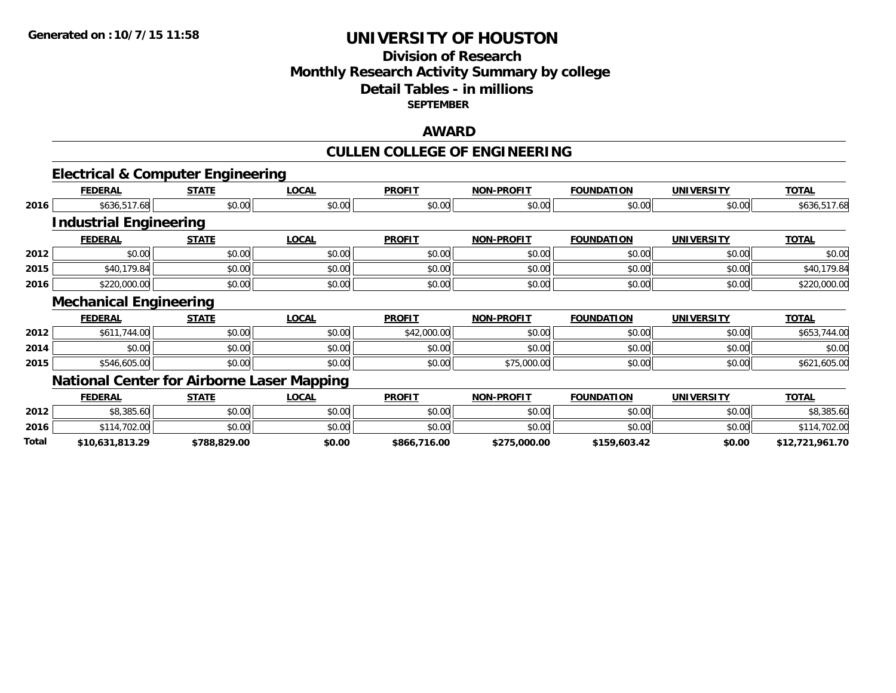**Generated on :10/7/15 11:58**

# UNIVERSITY OF HOUSTON

## Division of Research
## Monthly Research Activity Summary by college
## Detail Tables - in millions
### SEPTEMBER

## AWARD

## CULLEN COLLEGE OF ENGINEERING

### Electrical & Computer Engineering

| | FEDERAL | STATE | LOCAL | PROFIT | NON-PROFIT | FOUNDATION | UNIVERSITY | TOTAL |
|---|---|---|---|---|---|---|---|---|
| 2016 | $636,517.68 | $0.00 | $0.00 | $0.00 | $0.00 | $0.00 | $0.00 | $636,517.68 |

### Industrial Engineering

| | FEDERAL | STATE | LOCAL | PROFIT | NON-PROFIT | FOUNDATION | UNIVERSITY | TOTAL |
|---|---|---|---|---|---|---|---|---|
| 2012 | $0.00 | $0.00 | $0.00 | $0.00 | $0.00 | $0.00 | $0.00 | $0.00 |
| 2015 | $40,179.84 | $0.00 | $0.00 | $0.00 | $0.00 | $0.00 | $0.00 | $40,179.84 |
| 2016 | $220,000.00 | $0.00 | $0.00 | $0.00 | $0.00 | $0.00 | $0.00 | $220,000.00 |

### Mechanical Engineering

| | FEDERAL | STATE | LOCAL | PROFIT | NON-PROFIT | FOUNDATION | UNIVERSITY | TOTAL |
|---|---|---|---|---|---|---|---|---|
| 2012 | $611,744.00 | $0.00 | $0.00 | $42,000.00 | $0.00 | $0.00 | $0.00 | $653,744.00 |
| 2014 | $0.00 | $0.00 | $0.00 | $0.00 | $0.00 | $0.00 | $0.00 | $0.00 |
| 2015 | $546,605.00 | $0.00 | $0.00 | $0.00 | $75,000.00 | $0.00 | $0.00 | $621,605.00 |

### National Center for Airborne Laser Mapping

| | FEDERAL | STATE | LOCAL | PROFIT | NON-PROFIT | FOUNDATION | UNIVERSITY | TOTAL |
|---|---|---|---|---|---|---|---|---|
| 2012 | $8,385.60 | $0.00 | $0.00 | $0.00 | $0.00 | $0.00 | $0.00 | $8,385.60 |
| 2016 | $114,702.00 | $0.00 | $0.00 | $0.00 | $0.00 | $0.00 | $0.00 | $114,702.00 |
| **Total** | **$10,631,813.29** | **$788,829.00** | **$0.00** | **$866,716.00** | **$275,000.00** | **$159,603.42** | **$0.00** | **$12,721,961.70** |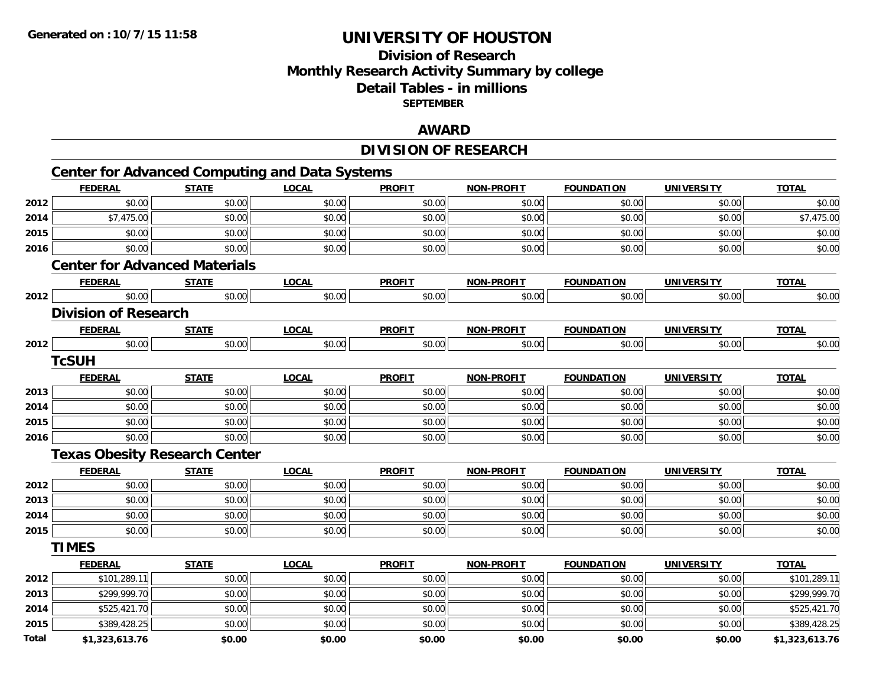**Generated on :10/7/15 11:58**

# UNIVERSITY OF HOUSTON

## Division of Research
## Monthly Research Activity Summary by college
## Detail Tables - in millions
### SEPTEMBER

## AWARD

## DIVISION OF RESEARCH

### Center for Advanced Computing and Data Systems

| | FEDERAL | STATE | LOCAL | PROFIT | NON-PROFIT | FOUNDATION | UNIVERSITY | TOTAL |
|---|---|---|---|---|---|---|---|---|
| 2012 | $0.00 | $0.00 | $0.00 | $0.00 | $0.00 | $0.00 | $0.00 | $0.00 |
| 2014 | $7,475.00 | $0.00 | $0.00 | $0.00 | $0.00 | $0.00 | $0.00 | $7,475.00 |
| 2015 | $0.00 | $0.00 | $0.00 | $0.00 | $0.00 | $0.00 | $0.00 | $0.00 |
| 2016 | $0.00 | $0.00 | $0.00 | $0.00 | $0.00 | $0.00 | $0.00 | $0.00 |

### Center for Advanced Materials

| | FEDERAL | STATE | LOCAL | PROFIT | NON-PROFIT | FOUNDATION | UNIVERSITY | TOTAL |
|---|---|---|---|---|---|---|---|---|
| 2012 | $0.00 | $0.00 | $0.00 | $0.00 | $0.00 | $0.00 | $0.00 | $0.00 |

### Division of Research

| | FEDERAL | STATE | LOCAL | PROFIT | NON-PROFIT | FOUNDATION | UNIVERSITY | TOTAL |
|---|---|---|---|---|---|---|---|---|
| 2012 | $0.00 | $0.00 | $0.00 | $0.00 | $0.00 | $0.00 | $0.00 | $0.00 |

### TcSUH

| | FEDERAL | STATE | LOCAL | PROFIT | NON-PROFIT | FOUNDATION | UNIVERSITY | TOTAL |
|---|---|---|---|---|---|---|---|---|
| 2013 | $0.00 | $0.00 | $0.00 | $0.00 | $0.00 | $0.00 | $0.00 | $0.00 |
| 2014 | $0.00 | $0.00 | $0.00 | $0.00 | $0.00 | $0.00 | $0.00 | $0.00 |
| 2015 | $0.00 | $0.00 | $0.00 | $0.00 | $0.00 | $0.00 | $0.00 | $0.00 |
| 2016 | $0.00 | $0.00 | $0.00 | $0.00 | $0.00 | $0.00 | $0.00 | $0.00 |

### Texas Obesity Research Center

| | FEDERAL | STATE | LOCAL | PROFIT | NON-PROFIT | FOUNDATION | UNIVERSITY | TOTAL |
|---|---|---|---|---|---|---|---|---|
| 2012 | $0.00 | $0.00 | $0.00 | $0.00 | $0.00 | $0.00 | $0.00 | $0.00 |
| 2013 | $0.00 | $0.00 | $0.00 | $0.00 | $0.00 | $0.00 | $0.00 | $0.00 |
| 2014 | $0.00 | $0.00 | $0.00 | $0.00 | $0.00 | $0.00 | $0.00 | $0.00 |
| 2015 | $0.00 | $0.00 | $0.00 | $0.00 | $0.00 | $0.00 | $0.00 | $0.00 |

### TIMES

| | FEDERAL | STATE | LOCAL | PROFIT | NON-PROFIT | FOUNDATION | UNIVERSITY | TOTAL |
|---|---|---|---|---|---|---|---|---|
| 2012 | $101,289.11 | $0.00 | $0.00 | $0.00 | $0.00 | $0.00 | $0.00 | $101,289.11 |
| 2013 | $299,999.70 | $0.00 | $0.00 | $0.00 | $0.00 | $0.00 | $0.00 | $299,999.70 |
| 2014 | $525,421.70 | $0.00 | $0.00 | $0.00 | $0.00 | $0.00 | $0.00 | $525,421.70 |
| 2015 | $389,428.25 | $0.00 | $0.00 | $0.00 | $0.00 | $0.00 | $0.00 | $389,428.25 |
| **Total** | **$1,323,613.76** | **$0.00** | **$0.00** | **$0.00** | **$0.00** | **$0.00** | **$0.00** | **$1,323,613.76** |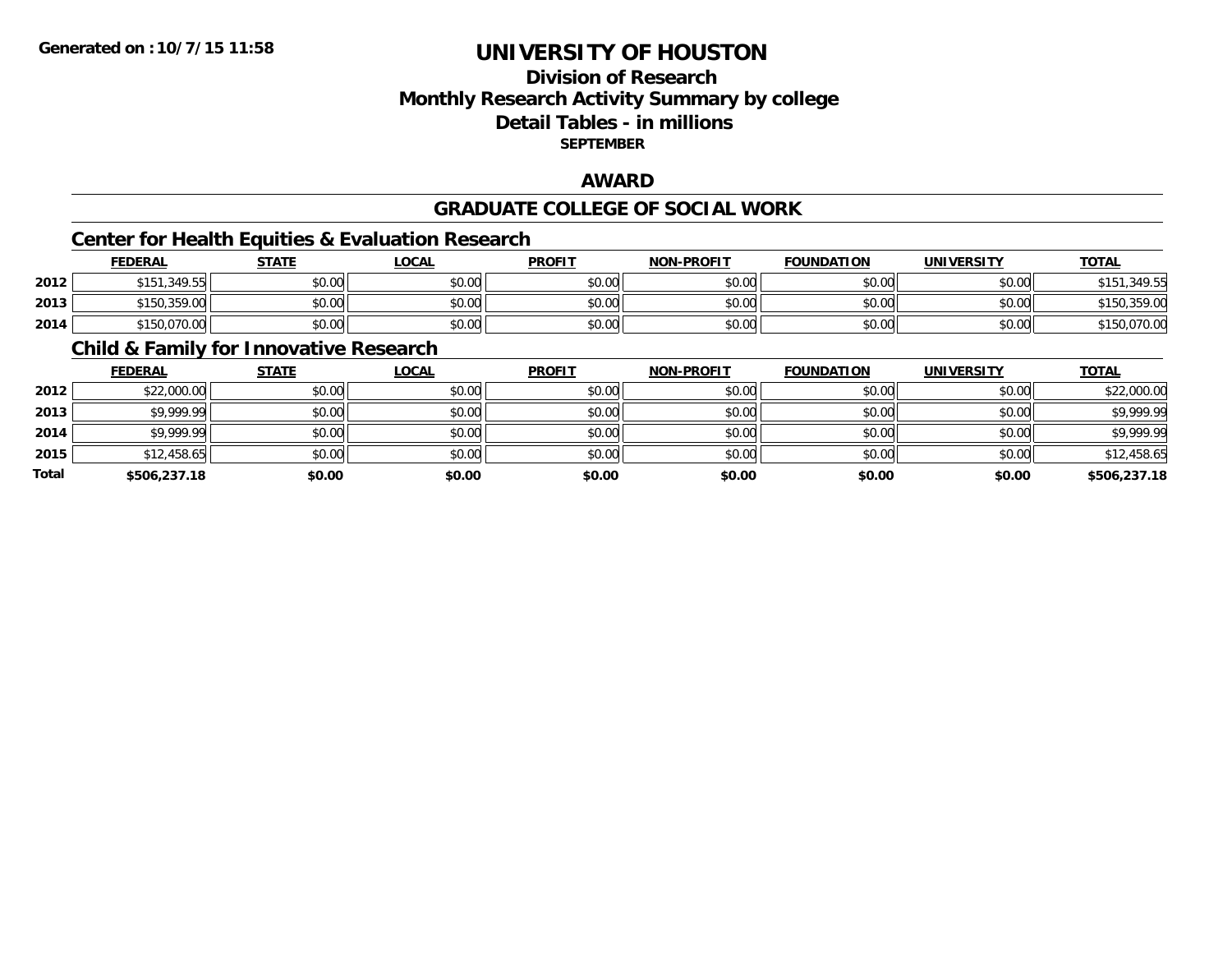**Generated on :10/7/15 11:58**

# UNIVERSITY OF HOUSTON

## Division of Research
## Monthly Research Activity Summary by college
## Detail Tables - in millions
### SEPTEMBER

## AWARD

## GRADUATE COLLEGE OF SOCIAL WORK

### Center for Health Equities & Evaluation Research

| | FEDERAL | STATE | LOCAL | PROFIT | NON-PROFIT | FOUNDATION | UNIVERSITY | TOTAL |
|---|---|---|---|---|---|---|---|---|
| 2012 | $151,349.55 | $0.00 | $0.00 | $0.00 | $0.00 | $0.00 | $0.00 | $151,349.55 |
| 2013 | $150,359.00 | $0.00 | $0.00 | $0.00 | $0.00 | $0.00 | $0.00 | $150,359.00 |
| 2014 | $150,070.00 | $0.00 | $0.00 | $0.00 | $0.00 | $0.00 | $0.00 | $150,070.00 |

### Child & Family for Innovative Research

| | FEDERAL | STATE | LOCAL | PROFIT | NON-PROFIT | FOUNDATION | UNIVERSITY | TOTAL |
|---|---|---|---|---|---|---|---|---|
| 2012 | $22,000.00 | $0.00 | $0.00 | $0.00 | $0.00 | $0.00 | $0.00 | $22,000.00 |
| 2013 | $9,999.99 | $0.00 | $0.00 | $0.00 | $0.00 | $0.00 | $0.00 | $9,999.99 |
| 2014 | $9,999.99 | $0.00 | $0.00 | $0.00 | $0.00 | $0.00 | $0.00 | $9,999.99 |
| 2015 | $12,458.65 | $0.00 | $0.00 | $0.00 | $0.00 | $0.00 | $0.00 | $12,458.65 |
| **Total** | **$506,237.18** | **$0.00** | **$0.00** | **$0.00** | **$0.00** | **$0.00** | **$0.00** | **$506,237.18** |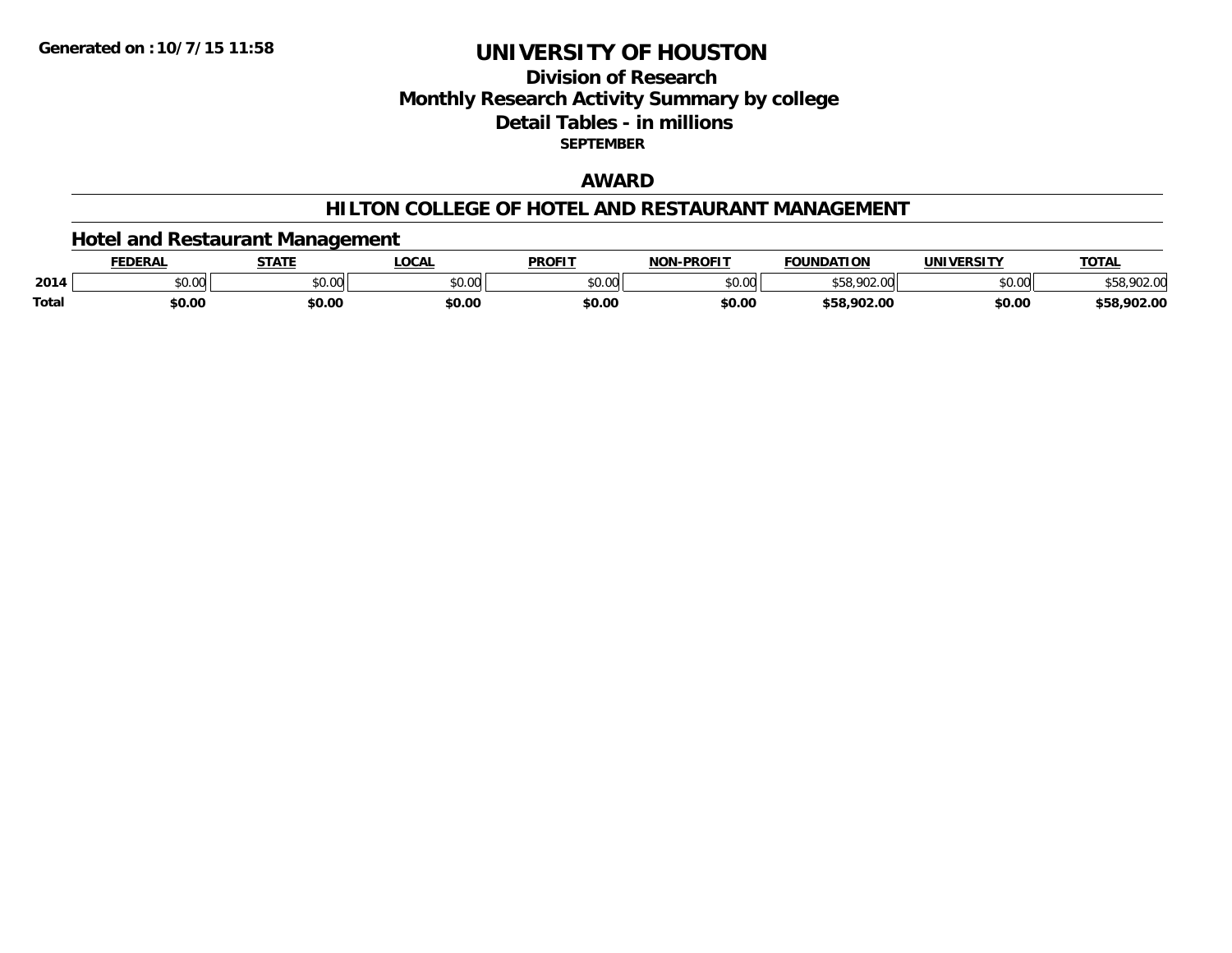# UNIVERSITY OF HOUSTON

## Division of Research
## Monthly Research Activity Summary by college
## Detail Tables - in millions
**SEPTEMBER**

**Generated on : 10/7/15 11:58**

## AWARD

## HILTON COLLEGE OF HOTEL AND RESTAURANT MANAGEMENT

### Hotel and Restaurant Management

| | FEDERAL | STATE | LOCAL | PROFIT | NON-PROFIT | FOUNDATION | UNIVERSITY | TOTAL |
|---|---|---|---|---|---|---|---|---|
| 2014 | $0.00 | $0.00 | $0.00 | $0.00 | $0.00 | $58,902.00 | $0.00 | $58,902.00 |
| **Total** | **$0.00** | **$0.00** | **$0.00** | **$0.00** | **$0.00** | **$58,902.00** | **$0.00** | **$58,902.00** |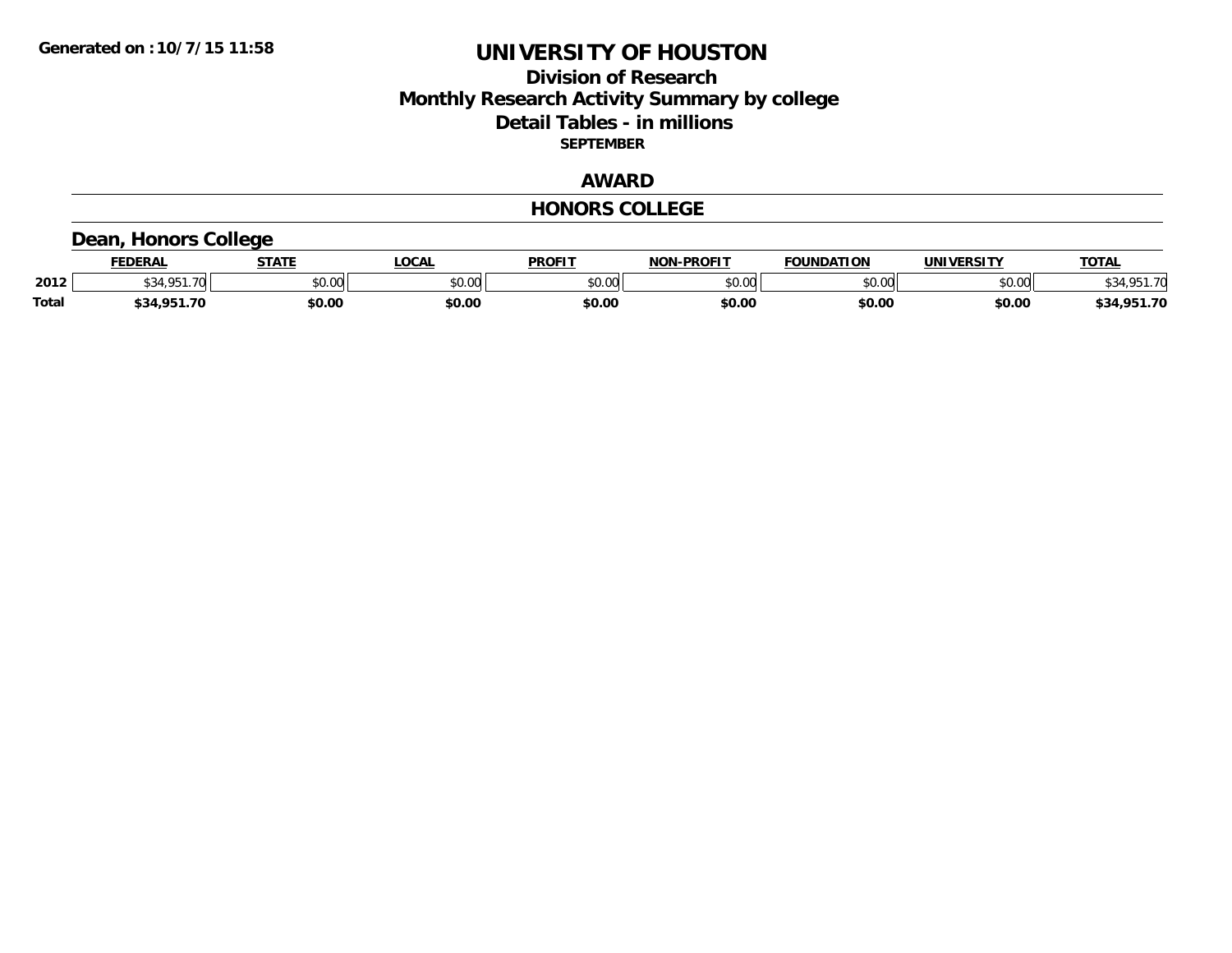**Generated on :10/7/15 11:58**

# UNIVERSITY OF HOUSTON

## Division of Research
## Monthly Research Activity Summary by college
## Detail Tables - in millions
### SEPTEMBER

## AWARD

## HONORS COLLEGE

### Dean, Honors College

| | FEDERAL | STATE | LOCAL | PROFIT | NON-PROFIT | FOUNDATION | UNIVERSITY | TOTAL |
|---|---|---|---|---|---|---|---|---|
| 2012 | $34,951.70 | $0.00 | $0.00 | $0.00 | $0.00 | $0.00 | $0.00 | $34,951.70 |
| Total | $34,951.70 | $0.00 | $0.00 | $0.00 | $0.00 | $0.00 | $0.00 | $34,951.70 |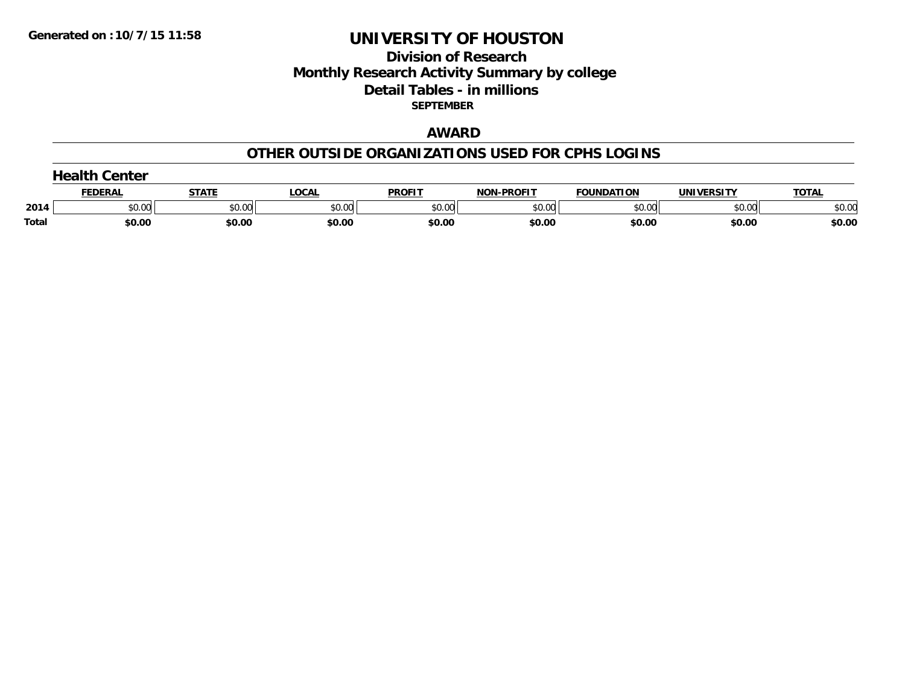**Generated on : 10/7/15 11:58**

# UNIVERSITY OF HOUSTON

## Division of Research
## Monthly Research Activity Summary by college
## Detail Tables - in millions
**SEPTEMBER**

### AWARD

### OTHER OUTSIDE ORGANIZATIONS USED FOR CPHS LOGINS

#### Health Center

| | FEDERAL | STATE | LOCAL | PROFIT | NON-PROFIT | FOUNDATION | UNIVERSITY | TOTAL |
|---|---|---|---|---|---|---|---|---|
| 2014 | $0.00 | $0.00 | $0.00 | $0.00 | $0.00 | $0.00 | $0.00 | $0.00 |
| **Total** | **$0.00** | **$0.00** | **$0.00** | **$0.00** | **$0.00** | **$0.00** | **$0.00** | **$0.00** |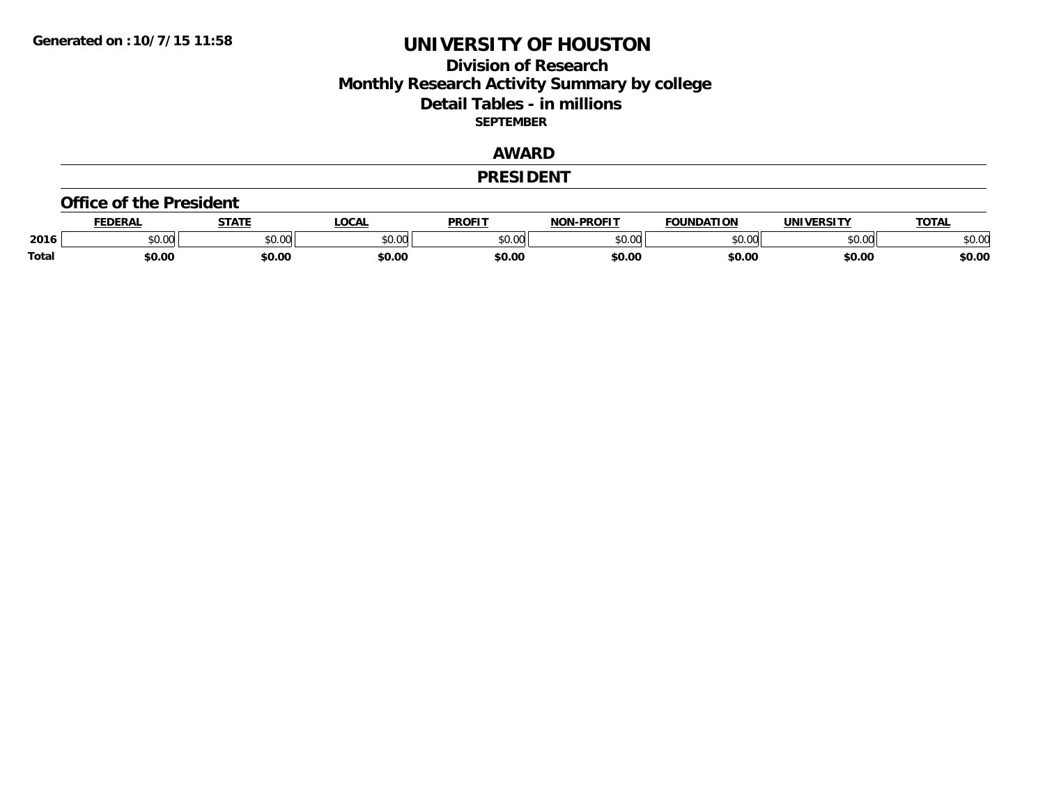**Generated on :10/7/15 11:58**

# UNIVERSITY OF HOUSTON

## Division of Research
## Monthly Research Activity Summary by college
## Detail Tables - in millions
### SEPTEMBER

## AWARD

## PRESIDENT

### Office of the President

| | FEDERAL | STATE | LOCAL | PROFIT | NON-PROFIT | FOUNDATION | UNIVERSITY | TOTAL |
|---|---|---|---|---|---|---|---|---|
| **2016** | $0.00 | $0.00 | $0.00 | $0.00 | $0.00 | $0.00 | $0.00 | $0.00 |
| **Total** | **$0.00** | **$0.00** | **$0.00** | **$0.00** | **$0.00** | **$0.00** | **$0.00** | **$0.00** |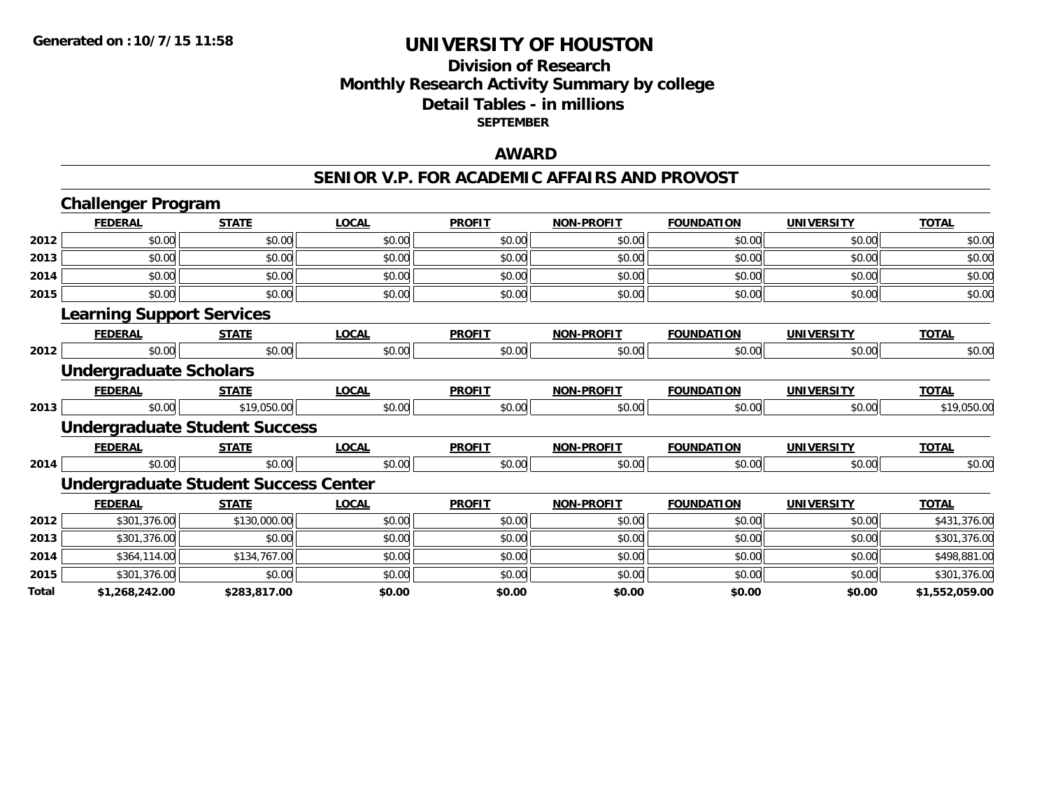# UNIVERSITY OF HOUSTON

## Division of Research
## Monthly Research Activity Summary by college
## Detail Tables - in millions
### SEPTEMBER

## AWARD

## SENIOR V.P. FOR ACADEMIC AFFAIRS AND PROVOST

### Challenger Program

| | FEDERAL | STATE | LOCAL | PROFIT | NON-PROFIT | FOUNDATION | UNIVERSITY | TOTAL |
|---|---|---|---|---|---|---|---|---|
| 2012 | $0.00 | $0.00 | $0.00 | $0.00 | $0.00 | $0.00 | $0.00 | $0.00 |
| 2013 | $0.00 | $0.00 | $0.00 | $0.00 | $0.00 | $0.00 | $0.00 | $0.00 |
| 2014 | $0.00 | $0.00 | $0.00 | $0.00 | $0.00 | $0.00 | $0.00 | $0.00 |
| 2015 | $0.00 | $0.00 | $0.00 | $0.00 | $0.00 | $0.00 | $0.00 | $0.00 |

### Learning Support Services

| | FEDERAL | STATE | LOCAL | PROFIT | NON-PROFIT | FOUNDATION | UNIVERSITY | TOTAL |
|---|---|---|---|---|---|---|---|---|
| 2012 | $0.00 | $0.00 | $0.00 | $0.00 | $0.00 | $0.00 | $0.00 | $0.00 |

### Undergraduate Scholars

| | FEDERAL | STATE | LOCAL | PROFIT | NON-PROFIT | FOUNDATION | UNIVERSITY | TOTAL |
|---|---|---|---|---|---|---|---|---|
| 2013 | $0.00 | $19,050.00 | $0.00 | $0.00 | $0.00 | $0.00 | $0.00 | $19,050.00 |

### Undergraduate Student Success

| | FEDERAL | STATE | LOCAL | PROFIT | NON-PROFIT | FOUNDATION | UNIVERSITY | TOTAL |
|---|---|---|---|---|---|---|---|---|
| 2014 | $0.00 | $0.00 | $0.00 | $0.00 | $0.00 | $0.00 | $0.00 | $0.00 |

### Undergraduate Student Success Center

| | FEDERAL | STATE | LOCAL | PROFIT | NON-PROFIT | FOUNDATION | UNIVERSITY | TOTAL |
|---|---|---|---|---|---|---|---|---|
| 2012 | $301,376.00 | $130,000.00 | $0.00 | $0.00 | $0.00 | $0.00 | $0.00 | $431,376.00 |
| 2013 | $301,376.00 | $0.00 | $0.00 | $0.00 | $0.00 | $0.00 | $0.00 | $301,376.00 |
| 2014 | $364,114.00 | $134,767.00 | $0.00 | $0.00 | $0.00 | $0.00 | $0.00 | $498,881.00 |
| 2015 | $301,376.00 | $0.00 | $0.00 | $0.00 | $0.00 | $0.00 | $0.00 | $301,376.00 |
| **Total** | **$1,268,242.00** | **$283,817.00** | **$0.00** | **$0.00** | **$0.00** | **$0.00** | **$0.00** | **$1,552,059.00** |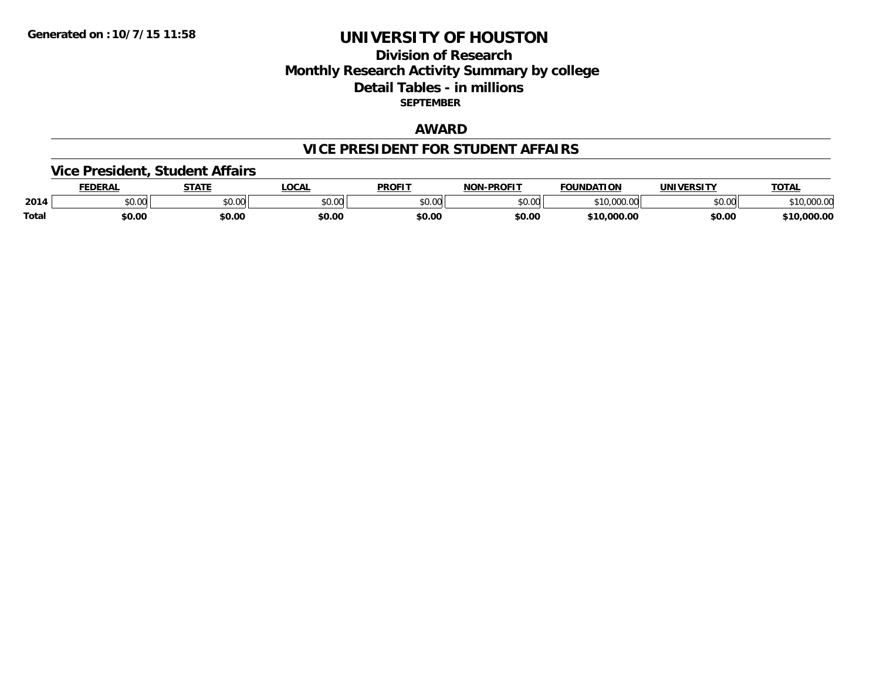Generated on :10/7/15 11:58

# UNIVERSITY OF HOUSTON

## Division of Research
## Monthly Research Activity Summary by college
## Detail Tables - in millions
### SEPTEMBER

## AWARD

## VICE PRESIDENT FOR STUDENT AFFAIRS

### Vice President, Student Affairs

| | FEDERAL | STATE | LOCAL | PROFIT | NON-PROFIT | FOUNDATION | UNIVERSITY | TOTAL |
|---|---|---|---|---|---|---|---|---|
| 2014 | $0.00 | $0.00 | $0.00 | $0.00 | $0.00 | $10,000.00 | $0.00 | $10,000.00 |
| **Total** | **$0.00** | **$0.00** | **$0.00** | **$0.00** | **$0.00** | **$10,000.00** | **$0.00** | **$10,000.00** |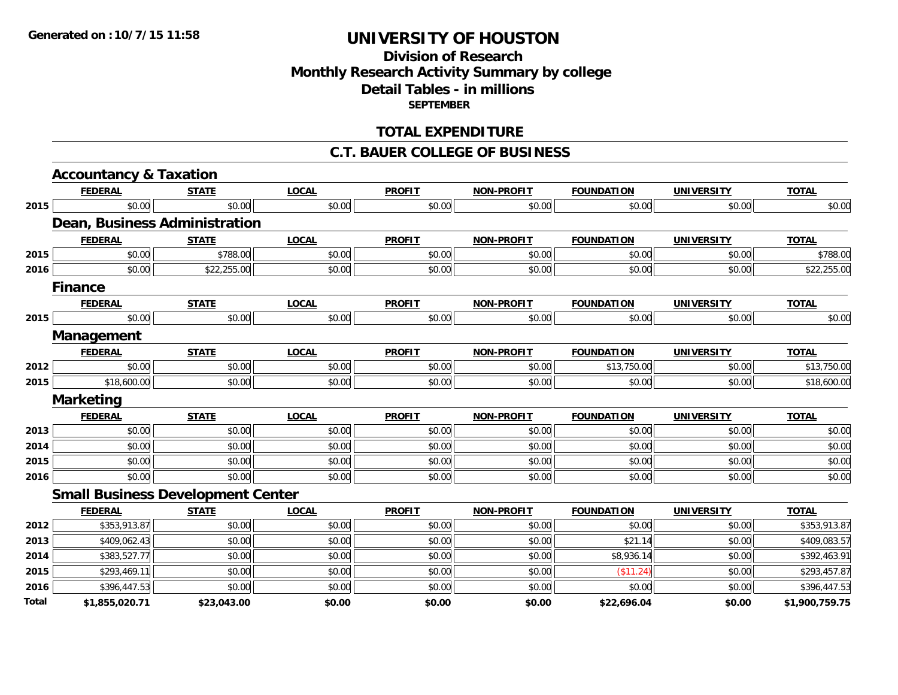Generated on :10/7/15 11:58

# UNIVERSITY OF HOUSTON

## Division of Research
## Monthly Research Activity Summary by college
## Detail Tables - in millions
### SEPTEMBER

## TOTAL EXPENDITURE

## C.T. BAUER COLLEGE OF BUSINESS

### Accountancy & Taxation

| | FEDERAL | STATE | LOCAL | PROFIT | NON-PROFIT | FOUNDATION | UNIVERSITY | TOTAL |
|---|---|---|---|---|---|---|---|---|
| 2015 | $0.00 | $0.00 | $0.00 | $0.00 | $0.00 | $0.00 | $0.00 | $0.00 |

### Dean, Business Administration

| | FEDERAL | STATE | LOCAL | PROFIT | NON-PROFIT | FOUNDATION | UNIVERSITY | TOTAL |
|---|---|---|---|---|---|---|---|---|
| 2015 | $0.00 | $788.00 | $0.00 | $0.00 | $0.00 | $0.00 | $0.00 | $788.00 |
| 2016 | $0.00 | $22,255.00 | $0.00 | $0.00 | $0.00 | $0.00 | $0.00 | $22,255.00 |

### Finance

| | FEDERAL | STATE | LOCAL | PROFIT | NON-PROFIT | FOUNDATION | UNIVERSITY | TOTAL |
|---|---|---|---|---|---|---|---|---|
| 2015 | $0.00 | $0.00 | $0.00 | $0.00 | $0.00 | $0.00 | $0.00 | $0.00 |

### Management

| | FEDERAL | STATE | LOCAL | PROFIT | NON-PROFIT | FOUNDATION | UNIVERSITY | TOTAL |
|---|---|---|---|---|---|---|---|---|
| 2012 | $0.00 | $0.00 | $0.00 | $0.00 | $0.00 | $13,750.00 | $0.00 | $13,750.00 |
| 2015 | $18,600.00 | $0.00 | $0.00 | $0.00 | $0.00 | $0.00 | $0.00 | $18,600.00 |

### Marketing

| | FEDERAL | STATE | LOCAL | PROFIT | NON-PROFIT | FOUNDATION | UNIVERSITY | TOTAL |
|---|---|---|---|---|---|---|---|---|
| 2013 | $0.00 | $0.00 | $0.00 | $0.00 | $0.00 | $0.00 | $0.00 | $0.00 |
| 2014 | $0.00 | $0.00 | $0.00 | $0.00 | $0.00 | $0.00 | $0.00 | $0.00 |
| 2015 | $0.00 | $0.00 | $0.00 | $0.00 | $0.00 | $0.00 | $0.00 | $0.00 |
| 2016 | $0.00 | $0.00 | $0.00 | $0.00 | $0.00 | $0.00 | $0.00 | $0.00 |

### Small Business Development Center

| | FEDERAL | STATE | LOCAL | PROFIT | NON-PROFIT | FOUNDATION | UNIVERSITY | TOTAL |
|---|---|---|---|---|---|---|---|---|
| 2012 | $353,913.87 | $0.00 | $0.00 | $0.00 | $0.00 | $0.00 | $0.00 | $353,913.87 |
| 2013 | $409,062.43 | $0.00 | $0.00 | $0.00 | $0.00 | $21.14 | $0.00 | $409,083.57 |
| 2014 | $383,527.77 | $0.00 | $0.00 | $0.00 | $0.00 | $8,936.14 | $0.00 | $392,463.91 |
| 2015 | $293,469.11 | $0.00 | $0.00 | $0.00 | $0.00 | ($11.24) | $0.00 | $293,457.87 |
| 2016 | $396,447.53 | $0.00 | $0.00 | $0.00 | $0.00 | $0.00 | $0.00 | $396,447.53 |
| **Total** | **$1,855,020.71** | **$23,043.00** | **$0.00** | **$0.00** | **$0.00** | **$22,696.04** | **$0.00** | **$1,900,759.75** |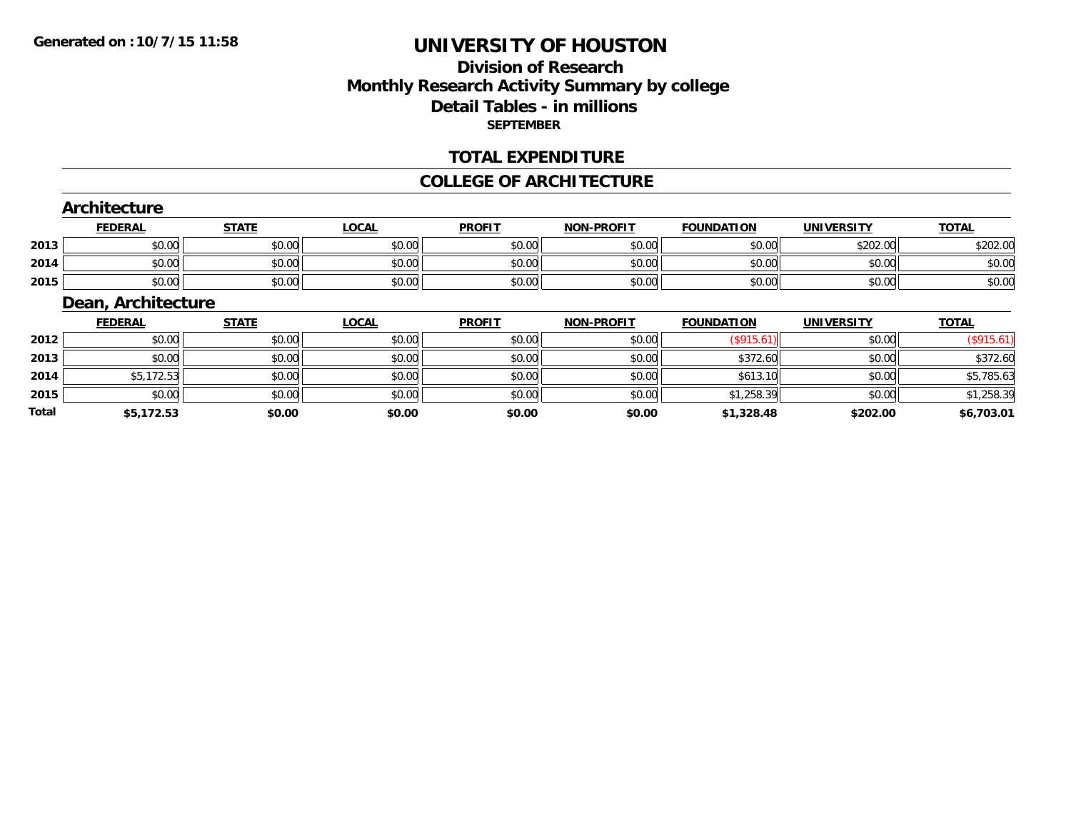**Generated on :10/7/15 11:58**

# UNIVERSITY OF HOUSTON

## Division of Research
## Monthly Research Activity Summary by college
## Detail Tables - in millions
### SEPTEMBER

## TOTAL EXPENDITURE

## COLLEGE OF ARCHITECTURE

### Architecture

| | FEDERAL | STATE | LOCAL | PROFIT | NON-PROFIT | FOUNDATION | UNIVERSITY | TOTAL |
|---|---|---|---|---|---|---|---|---|
| 2013 | $0.00 | $0.00 | $0.00 | $0.00 | $0.00 | $0.00 | $202.00 | $202.00 |
| 2014 | $0.00 | $0.00 | $0.00 | $0.00 | $0.00 | $0.00 | $0.00 | $0.00 |
| 2015 | $0.00 | $0.00 | $0.00 | $0.00 | $0.00 | $0.00 | $0.00 | $0.00 |

### Dean, Architecture

| | FEDERAL | STATE | LOCAL | PROFIT | NON-PROFIT | FOUNDATION | UNIVERSITY | TOTAL |
|---|---|---|---|---|---|---|---|---|
| 2012 | $0.00 | $0.00 | $0.00 | $0.00 | $0.00 | ($915.61) | $0.00 | ($915.61) |
| 2013 | $0.00 | $0.00 | $0.00 | $0.00 | $0.00 | $372.60 | $0.00 | $372.60 |
| 2014 | $5,172.53 | $0.00 | $0.00 | $0.00 | $0.00 | $613.10 | $0.00 | $5,785.63 |
| 2015 | $0.00 | $0.00 | $0.00 | $0.00 | $0.00 | $1,258.39 | $0.00 | $1,258.39 |
| **Total** | **$5,172.53** | **$0.00** | **$0.00** | **$0.00** | **$0.00** | **$1,328.48** | **$202.00** | **$6,703.01** |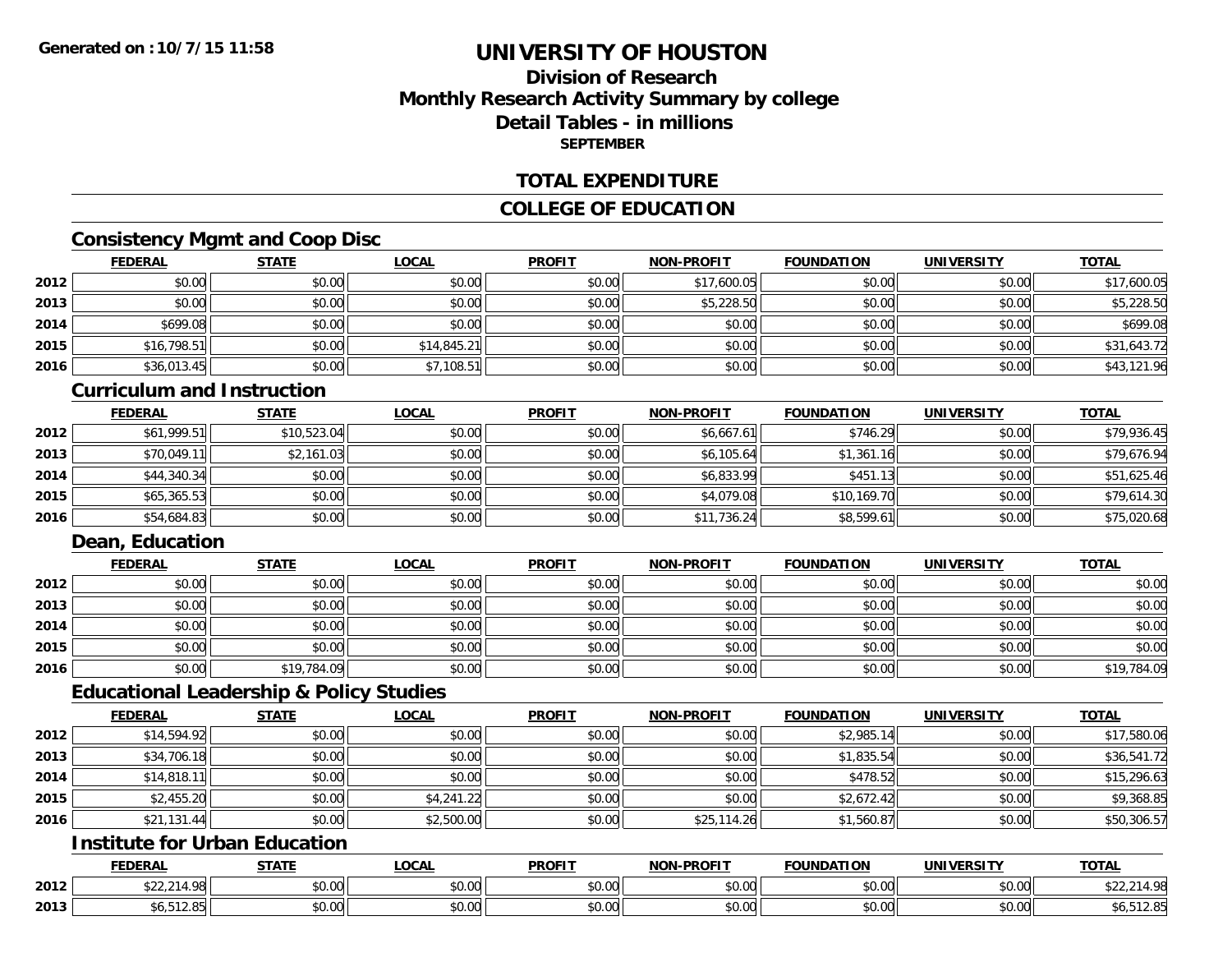**Generated on :10/7/15 11:58**

# UNIVERSITY OF HOUSTON

## Division of Research
## Monthly Research Activity Summary by college
## Detail Tables - in millions
**SEPTEMBER**

## TOTAL EXPENDITURE

## COLLEGE OF EDUCATION

### Consistency Mgmt and Coop Disc

| | FEDERAL | STATE | LOCAL | PROFIT | NON-PROFIT | FOUNDATION | UNIVERSITY | TOTAL |
|---|---|---|---|---|---|---|---|---|
| 2012 | $0.00 | $0.00 | $0.00 | $0.00 | $17,600.05 | $0.00 | $0.00 | $17,600.05 |
| 2013 | $0.00 | $0.00 | $0.00 | $0.00 | $5,228.50 | $0.00 | $0.00 | $5,228.50 |
| 2014 | $699.08 | $0.00 | $0.00 | $0.00 | $0.00 | $0.00 | $0.00 | $699.08 |
| 2015 | $16,798.51 | $0.00 | $14,845.21 | $0.00 | $0.00 | $0.00 | $0.00 | $31,643.72 |
| 2016 | $36,013.45 | $0.00 | $7,108.51 | $0.00 | $0.00 | $0.00 | $0.00 | $43,121.96 |

### Curriculum and Instruction

| | FEDERAL | STATE | LOCAL | PROFIT | NON-PROFIT | FOUNDATION | UNIVERSITY | TOTAL |
|---|---|---|---|---|---|---|---|---|
| 2012 | $61,999.51 | $10,523.04 | $0.00 | $0.00 | $6,667.61 | $746.29 | $0.00 | $79,936.45 |
| 2013 | $70,049.11 | $2,161.03 | $0.00 | $0.00 | $6,105.64 | $1,361.16 | $0.00 | $79,676.94 |
| 2014 | $44,340.34 | $0.00 | $0.00 | $0.00 | $6,833.99 | $451.13 | $0.00 | $51,625.46 |
| 2015 | $65,365.53 | $0.00 | $0.00 | $0.00 | $4,079.08 | $10,169.70 | $0.00 | $79,614.30 |
| 2016 | $54,684.83 | $0.00 | $0.00 | $0.00 | $11,736.24 | $8,599.61 | $0.00 | $75,020.68 |

### Dean, Education

| | FEDERAL | STATE | LOCAL | PROFIT | NON-PROFIT | FOUNDATION | UNIVERSITY | TOTAL |
|---|---|---|---|---|---|---|---|---|
| 2012 | $0.00 | $0.00 | $0.00 | $0.00 | $0.00 | $0.00 | $0.00 | $0.00 |
| 2013 | $0.00 | $0.00 | $0.00 | $0.00 | $0.00 | $0.00 | $0.00 | $0.00 |
| 2014 | $0.00 | $0.00 | $0.00 | $0.00 | $0.00 | $0.00 | $0.00 | $0.00 |
| 2015 | $0.00 | $0.00 | $0.00 | $0.00 | $0.00 | $0.00 | $0.00 | $0.00 |
| 2016 | $0.00 | $19,784.09 | $0.00 | $0.00 | $0.00 | $0.00 | $0.00 | $19,784.09 |

### Educational Leadership & Policy Studies

| | FEDERAL | STATE | LOCAL | PROFIT | NON-PROFIT | FOUNDATION | UNIVERSITY | TOTAL |
|---|---|---|---|---|---|---|---|---|
| 2012 | $14,594.92 | $0.00 | $0.00 | $0.00 | $0.00 | $2,985.14 | $0.00 | $17,580.06 |
| 2013 | $34,706.18 | $0.00 | $0.00 | $0.00 | $0.00 | $1,835.54 | $0.00 | $36,541.72 |
| 2014 | $14,818.11 | $0.00 | $0.00 | $0.00 | $0.00 | $478.52 | $0.00 | $15,296.63 |
| 2015 | $2,455.20 | $0.00 | $4,241.22 | $0.00 | $0.00 | $2,672.42 | $0.00 | $9,368.85 |
| 2016 | $21,131.44 | $0.00 | $2,500.00 | $0.00 | $25,114.26 | $1,560.87 | $0.00 | $50,306.57 |

### Institute for Urban Education

| | FEDERAL | STATE | LOCAL | PROFIT | NON-PROFIT | FOUNDATION | UNIVERSITY | TOTAL |
|---|---|---|---|---|---|---|---|---|
| 2012 | $22,214.98 | $0.00 | $0.00 | $0.00 | $0.00 | $0.00 | $0.00 | $22,214.98 |
| 2013 | $6,512.85 | $0.00 | $0.00 | $0.00 | $0.00 | $0.00 | $0.00 | $6,512.85 |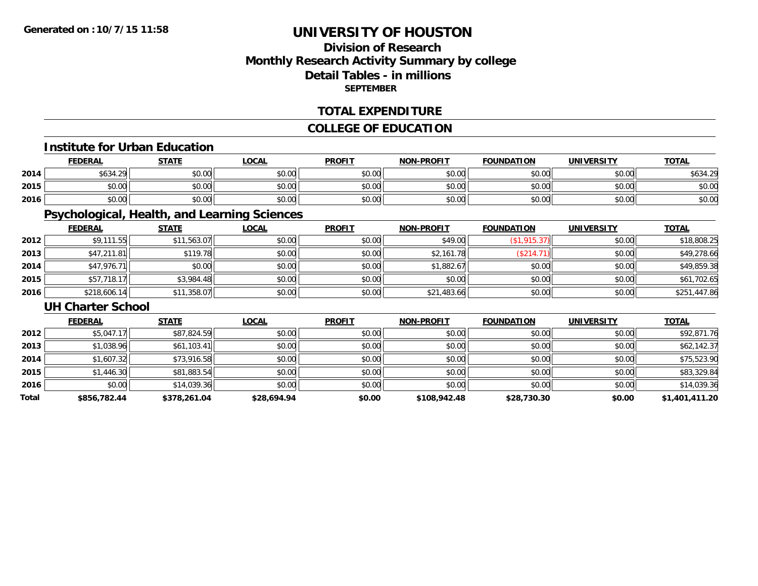**Generated on :10/7/15 11:58**

# UNIVERSITY OF HOUSTON

## Division of Research
## Monthly Research Activity Summary by college
## Detail Tables - in millions
**SEPTEMBER**

## TOTAL EXPENDITURE

## COLLEGE OF EDUCATION

### Institute for Urban Education

| | FEDERAL | STATE | LOCAL | PROFIT | NON-PROFIT | FOUNDATION | UNIVERSITY | TOTAL |
|---|---|---|---|---|---|---|---|---|
| 2014 | $634.29 | $0.00 | $0.00 | $0.00 | $0.00 | $0.00 | $0.00 | $634.29 |
| 2015 | $0.00 | $0.00 | $0.00 | $0.00 | $0.00 | $0.00 | $0.00 | $0.00 |
| 2016 | $0.00 | $0.00 | $0.00 | $0.00 | $0.00 | $0.00 | $0.00 | $0.00 |

### Psychological, Health, and Learning Sciences

| | FEDERAL | STATE | LOCAL | PROFIT | NON-PROFIT | FOUNDATION | UNIVERSITY | TOTAL |
|---|---|---|---|---|---|---|---|---|
| 2012 | $9,111.55 | $11,563.07 | $0.00 | $0.00 | $49.00 | ($1,915.37) | $0.00 | $18,808.25 |
| 2013 | $47,211.81 | $119.78 | $0.00 | $0.00 | $2,161.78 | ($214.71) | $0.00 | $49,278.66 |
| 2014 | $47,976.71 | $0.00 | $0.00 | $0.00 | $1,882.67 | $0.00 | $0.00 | $49,859.38 |
| 2015 | $57,718.17 | $3,984.48 | $0.00 | $0.00 | $0.00 | $0.00 | $0.00 | $61,702.65 |
| 2016 | $218,606.14 | $11,358.07 | $0.00 | $0.00 | $21,483.66 | $0.00 | $0.00 | $251,447.86 |

### UH Charter School

| | FEDERAL | STATE | LOCAL | PROFIT | NON-PROFIT | FOUNDATION | UNIVERSITY | TOTAL |
|---|---|---|---|---|---|---|---|---|
| 2012 | $5,047.17 | $87,824.59 | $0.00 | $0.00 | $0.00 | $0.00 | $0.00 | $92,871.76 |
| 2013 | $1,038.96 | $61,103.41 | $0.00 | $0.00 | $0.00 | $0.00 | $0.00 | $62,142.37 |
| 2014 | $1,607.32 | $73,916.58 | $0.00 | $0.00 | $0.00 | $0.00 | $0.00 | $75,523.90 |
| 2015 | $1,446.30 | $81,883.54 | $0.00 | $0.00 | $0.00 | $0.00 | $0.00 | $83,329.84 |
| 2016 | $0.00 | $14,039.36 | $0.00 | $0.00 | $0.00 | $0.00 | $0.00 | $14,039.36 |
| **Total** | **$856,782.44** | **$378,261.04** | **$28,694.94** | **$0.00** | **$108,942.48** | **$28,730.30** | **$0.00** | **$1,401,411.20** |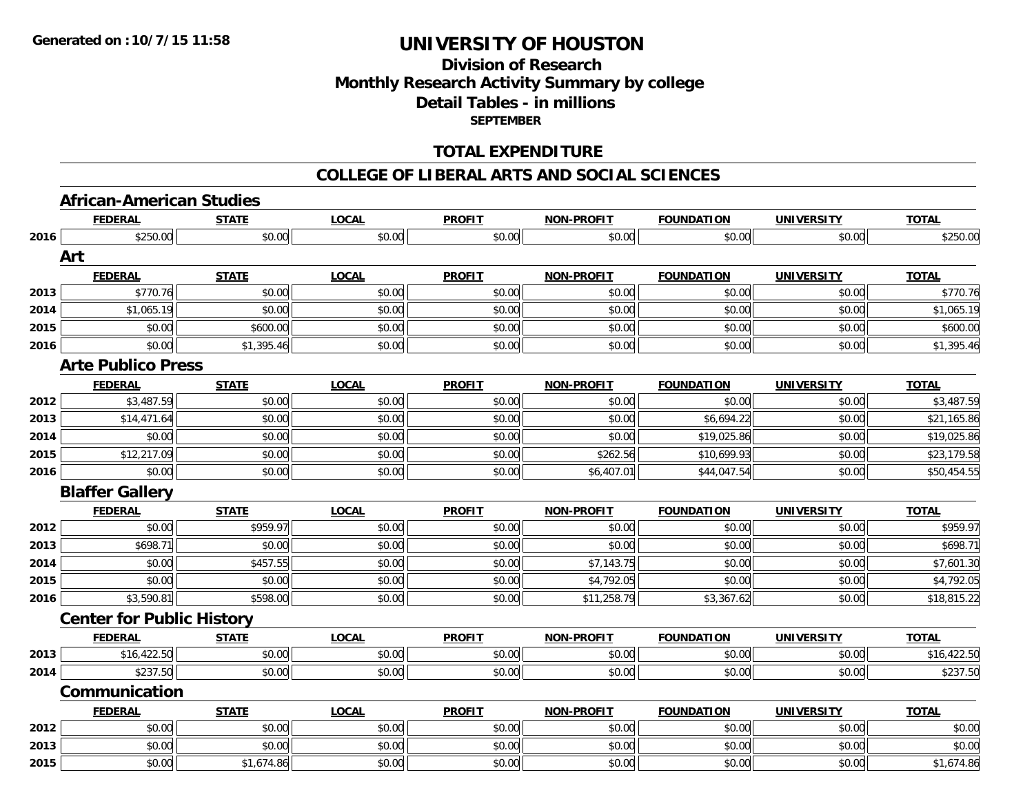Generated on :10/7/15 11:58

# UNIVERSITY OF HOUSTON

## Division of Research
## Monthly Research Activity Summary by college
## Detail Tables - in millions
**SEPTEMBER**

## TOTAL EXPENDITURE

## COLLEGE OF LIBERAL ARTS AND SOCIAL SCIENCES

### African-American Studies

| | FEDERAL | STATE | LOCAL | PROFIT | NON-PROFIT | FOUNDATION | UNIVERSITY | TOTAL |
|---|---|---|---|---|---|---|---|---|
| 2016 | $250.00 | $0.00 | $0.00 | $0.00 | $0.00 | $0.00 | $0.00 | $250.00 |

### Art

| | FEDERAL | STATE | LOCAL | PROFIT | NON-PROFIT | FOUNDATION | UNIVERSITY | TOTAL |
|---|---|---|---|---|---|---|---|---|
| 2013 | $770.76 | $0.00 | $0.00 | $0.00 | $0.00 | $0.00 | $0.00 | $770.76 |
| 2014 | $1,065.19 | $0.00 | $0.00 | $0.00 | $0.00 | $0.00 | $0.00 | $1,065.19 |
| 2015 | $0.00 | $600.00 | $0.00 | $0.00 | $0.00 | $0.00 | $0.00 | $600.00 |
| 2016 | $0.00 | $1,395.46 | $0.00 | $0.00 | $0.00 | $0.00 | $0.00 | $1,395.46 |

### Arte Publico Press

| | FEDERAL | STATE | LOCAL | PROFIT | NON-PROFIT | FOUNDATION | UNIVERSITY | TOTAL |
|---|---|---|---|---|---|---|---|---|
| 2012 | $3,487.59 | $0.00 | $0.00 | $0.00 | $0.00 | $0.00 | $0.00 | $3,487.59 |
| 2013 | $14,471.64 | $0.00 | $0.00 | $0.00 | $0.00 | $6,694.22 | $0.00 | $21,165.86 |
| 2014 | $0.00 | $0.00 | $0.00 | $0.00 | $0.00 | $19,025.86 | $0.00 | $19,025.86 |
| 2015 | $12,217.09 | $0.00 | $0.00 | $0.00 | $262.56 | $10,699.93 | $0.00 | $23,179.58 |
| 2016 | $0.00 | $0.00 | $0.00 | $0.00 | $6,407.01 | $44,047.54 | $0.00 | $50,454.55 |

### Blaffer Gallery

| | FEDERAL | STATE | LOCAL | PROFIT | NON-PROFIT | FOUNDATION | UNIVERSITY | TOTAL |
|---|---|---|---|---|---|---|---|---|
| 2012 | $0.00 | $959.97 | $0.00 | $0.00 | $0.00 | $0.00 | $0.00 | $959.97 |
| 2013 | $698.71 | $0.00 | $0.00 | $0.00 | $0.00 | $0.00 | $0.00 | $698.71 |
| 2014 | $0.00 | $457.55 | $0.00 | $0.00 | $7,143.75 | $0.00 | $0.00 | $7,601.30 |
| 2015 | $0.00 | $0.00 | $0.00 | $0.00 | $4,792.05 | $0.00 | $0.00 | $4,792.05 |
| 2016 | $3,590.81 | $598.00 | $0.00 | $0.00 | $11,258.79 | $3,367.62 | $0.00 | $18,815.22 |

### Center for Public History

| | FEDERAL | STATE | LOCAL | PROFIT | NON-PROFIT | FOUNDATION | UNIVERSITY | TOTAL |
|---|---|---|---|---|---|---|---|---|
| 2013 | $16,422.50 | $0.00 | $0.00 | $0.00 | $0.00 | $0.00 | $0.00 | $16,422.50 |
| 2014 | $237.50 | $0.00 | $0.00 | $0.00 | $0.00 | $0.00 | $0.00 | $237.50 |

### Communication

| | FEDERAL | STATE | LOCAL | PROFIT | NON-PROFIT | FOUNDATION | UNIVERSITY | TOTAL |
|---|---|---|---|---|---|---|---|---|
| 2012 | $0.00 | $0.00 | $0.00 | $0.00 | $0.00 | $0.00 | $0.00 | $0.00 |
| 2013 | $0.00 | $0.00 | $0.00 | $0.00 | $0.00 | $0.00 | $0.00 | $0.00 |
| 2015 | $0.00 | $1,674.86 | $0.00 | $0.00 | $0.00 | $0.00 | $0.00 | $1,674.86 |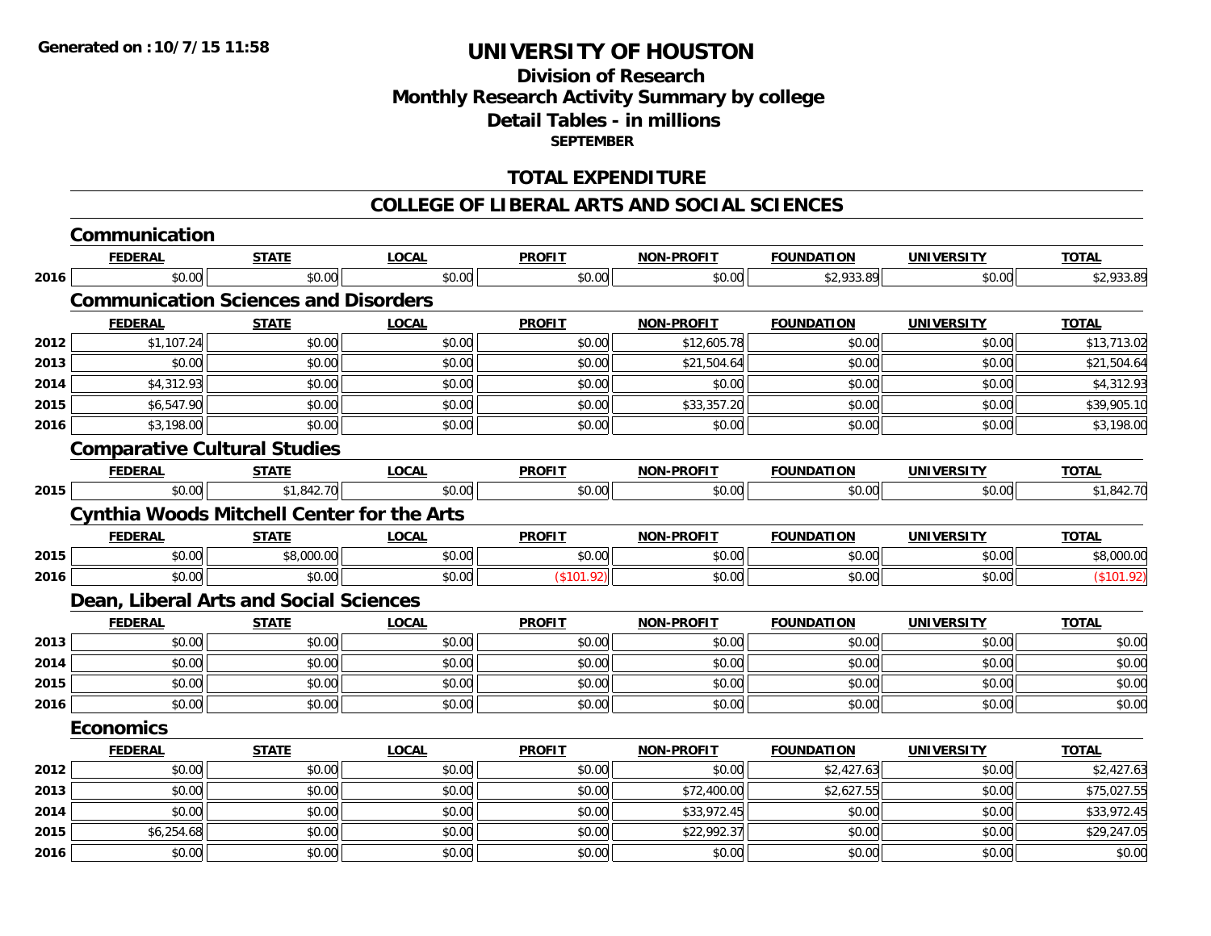**Generated on :10/7/15 11:58**

# UNIVERSITY OF HOUSTON

## Division of Research
## Monthly Research Activity Summary by college
## Detail Tables - in millions
### SEPTEMBER

## TOTAL EXPENDITURE

## COLLEGE OF LIBERAL ARTS AND SOCIAL SCIENCES

### Communication

| | FEDERAL | STATE | LOCAL | PROFIT | NON-PROFIT | FOUNDATION | UNIVERSITY | TOTAL |
|---|---|---|---|---|---|---|---|---|
| 2016 | $0.00 | $0.00 | $0.00 | $0.00 | $0.00 | $2,933.89 | $0.00 | $2,933.89 |

### Communication Sciences and Disorders

| | FEDERAL | STATE | LOCAL | PROFIT | NON-PROFIT | FOUNDATION | UNIVERSITY | TOTAL |
|---|---|---|---|---|---|---|---|---|
| 2012 | $1,107.24 | $0.00 | $0.00 | $0.00 | $12,605.78 | $0.00 | $0.00 | $13,713.02 |
| 2013 | $0.00 | $0.00 | $0.00 | $0.00 | $21,504.64 | $0.00 | $0.00 | $21,504.64 |
| 2014 | $4,312.93 | $0.00 | $0.00 | $0.00 | $0.00 | $0.00 | $0.00 | $4,312.93 |
| 2015 | $6,547.90 | $0.00 | $0.00 | $0.00 | $33,357.20 | $0.00 | $0.00 | $39,905.10 |
| 2016 | $3,198.00 | $0.00 | $0.00 | $0.00 | $0.00 | $0.00 | $0.00 | $3,198.00 |

### Comparative Cultural Studies

| | FEDERAL | STATE | LOCAL | PROFIT | NON-PROFIT | FOUNDATION | UNIVERSITY | TOTAL |
|---|---|---|---|---|---|---|---|---|
| 2015 | $0.00 | $1,842.70 | $0.00 | $0.00 | $0.00 | $0.00 | $0.00 | $1,842.70 |

### Cynthia Woods Mitchell Center for the Arts

| | FEDERAL | STATE | LOCAL | PROFIT | NON-PROFIT | FOUNDATION | UNIVERSITY | TOTAL |
|---|---|---|---|---|---|---|---|---|
| 2015 | $0.00 | $8,000.00 | $0.00 | $0.00 | $0.00 | $0.00 | $0.00 | $8,000.00 |
| 2016 | $0.00 | $0.00 | $0.00 | ($101.92) | $0.00 | $0.00 | $0.00 | ($101.92) |

### Dean, Liberal Arts and Social Sciences

| | FEDERAL | STATE | LOCAL | PROFIT | NON-PROFIT | FOUNDATION | UNIVERSITY | TOTAL |
|---|---|---|---|---|---|---|---|---|
| 2013 | $0.00 | $0.00 | $0.00 | $0.00 | $0.00 | $0.00 | $0.00 | $0.00 |
| 2014 | $0.00 | $0.00 | $0.00 | $0.00 | $0.00 | $0.00 | $0.00 | $0.00 |
| 2015 | $0.00 | $0.00 | $0.00 | $0.00 | $0.00 | $0.00 | $0.00 | $0.00 |
| 2016 | $0.00 | $0.00 | $0.00 | $0.00 | $0.00 | $0.00 | $0.00 | $0.00 |

### Economics

| | FEDERAL | STATE | LOCAL | PROFIT | NON-PROFIT | FOUNDATION | UNIVERSITY | TOTAL |
|---|---|---|---|---|---|---|---|---|
| 2012 | $0.00 | $0.00 | $0.00 | $0.00 | $0.00 | $2,427.63 | $0.00 | $2,427.63 |
| 2013 | $0.00 | $0.00 | $0.00 | $0.00 | $72,400.00 | $2,627.55 | $0.00 | $75,027.55 |
| 2014 | $0.00 | $0.00 | $0.00 | $0.00 | $33,972.45 | $0.00 | $0.00 | $33,972.45 |
| 2015 | $6,254.68 | $0.00 | $0.00 | $0.00 | $22,992.37 | $0.00 | $0.00 | $29,247.05 |
| 2016 | $0.00 | $0.00 | $0.00 | $0.00 | $0.00 | $0.00 | $0.00 | $0.00 |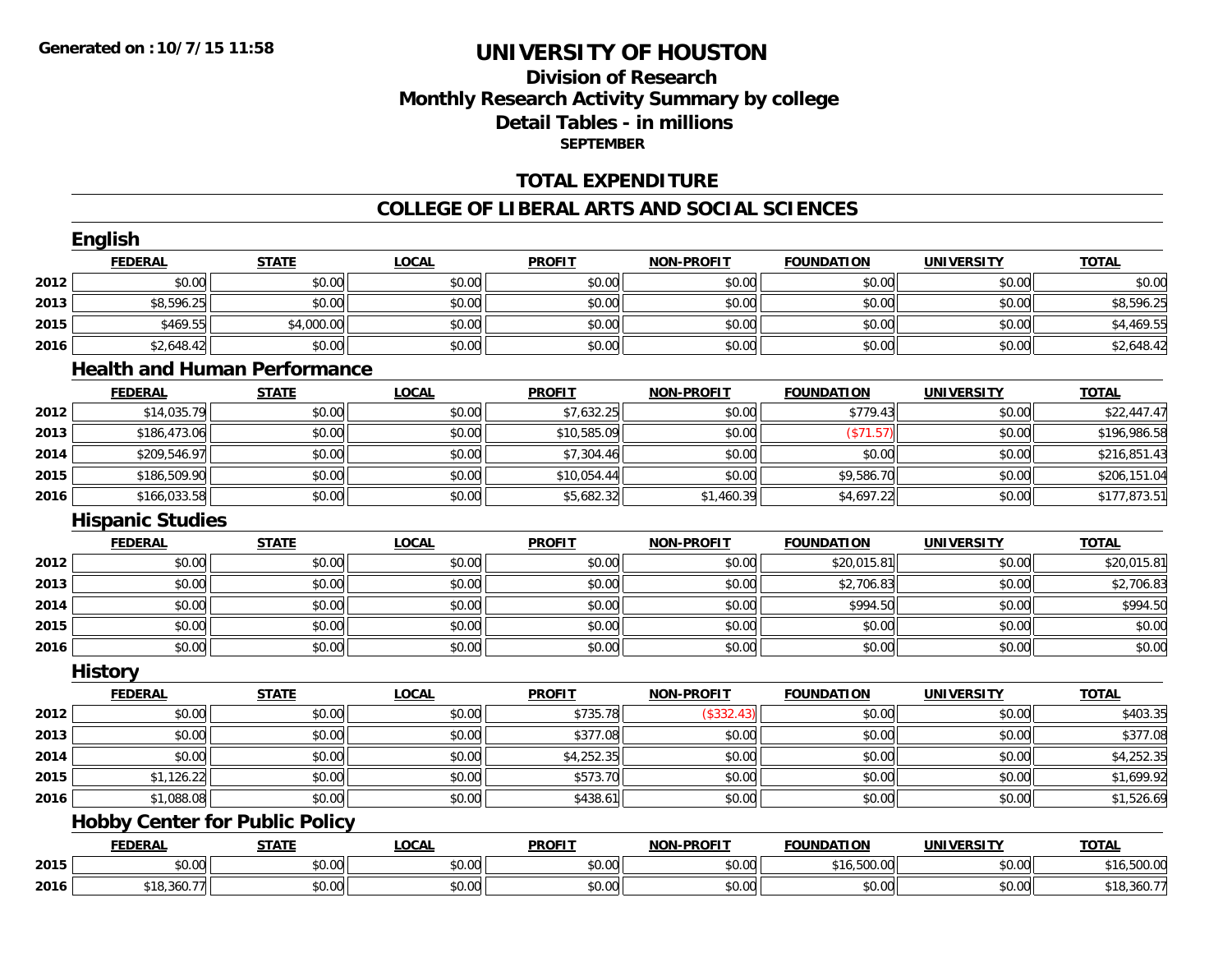**Generated on :10/7/15 11:58**

# UNIVERSITY OF HOUSTON

## Division of Research
## Monthly Research Activity Summary by college
## Detail Tables - in millions
### SEPTEMBER

## TOTAL EXPENDITURE

## COLLEGE OF LIBERAL ARTS AND SOCIAL SCIENCES

### English

| | FEDERAL | STATE | LOCAL | PROFIT | NON-PROFIT | FOUNDATION | UNIVERSITY | TOTAL |
|---|---|---|---|---|---|---|---|---|
| 2012 | $0.00 | $0.00 | $0.00 | $0.00 | $0.00 | $0.00 | $0.00 | $0.00 |
| 2013 | $8,596.25 | $0.00 | $0.00 | $0.00 | $0.00 | $0.00 | $0.00 | $8,596.25 |
| 2015 | $469.55 | $4,000.00 | $0.00 | $0.00 | $0.00 | $0.00 | $0.00 | $4,469.55 |
| 2016 | $2,648.42 | $0.00 | $0.00 | $0.00 | $0.00 | $0.00 | $0.00 | $2,648.42 |

### Health and Human Performance

| | FEDERAL | STATE | LOCAL | PROFIT | NON-PROFIT | FOUNDATION | UNIVERSITY | TOTAL |
|---|---|---|---|---|---|---|---|---|
| 2012 | $14,035.79 | $0.00 | $0.00 | $7,632.25 | $0.00 | $779.43 | $0.00 | $22,447.47 |
| 2013 | $186,473.06 | $0.00 | $0.00 | $10,585.09 | $0.00 | ($71.57) | $0.00 | $196,986.58 |
| 2014 | $209,546.97 | $0.00 | $0.00 | $7,304.46 | $0.00 | $0.00 | $0.00 | $216,851.43 |
| 2015 | $186,509.90 | $0.00 | $0.00 | $10,054.44 | $0.00 | $9,586.70 | $0.00 | $206,151.04 |
| 2016 | $166,033.58 | $0.00 | $0.00 | $5,682.32 | $1,460.39 | $4,697.22 | $0.00 | $177,873.51 |

### Hispanic Studies

| | FEDERAL | STATE | LOCAL | PROFIT | NON-PROFIT | FOUNDATION | UNIVERSITY | TOTAL |
|---|---|---|---|---|---|---|---|---|
| 2012 | $0.00 | $0.00 | $0.00 | $0.00 | $0.00 | $20,015.81 | $0.00 | $20,015.81 |
| 2013 | $0.00 | $0.00 | $0.00 | $0.00 | $0.00 | $2,706.83 | $0.00 | $2,706.83 |
| 2014 | $0.00 | $0.00 | $0.00 | $0.00 | $0.00 | $994.50 | $0.00 | $994.50 |
| 2015 | $0.00 | $0.00 | $0.00 | $0.00 | $0.00 | $0.00 | $0.00 | $0.00 |
| 2016 | $0.00 | $0.00 | $0.00 | $0.00 | $0.00 | $0.00 | $0.00 | $0.00 |

### History

| | FEDERAL | STATE | LOCAL | PROFIT | NON-PROFIT | FOUNDATION | UNIVERSITY | TOTAL |
|---|---|---|---|---|---|---|---|---|
| 2012 | $0.00 | $0.00 | $0.00 | $735.78 | ($332.43) | $0.00 | $0.00 | $403.35 |
| 2013 | $0.00 | $0.00 | $0.00 | $377.08 | $0.00 | $0.00 | $0.00 | $377.08 |
| 2014 | $0.00 | $0.00 | $0.00 | $4,252.35 | $0.00 | $0.00 | $0.00 | $4,252.35 |
| 2015 | $1,126.22 | $0.00 | $0.00 | $573.70 | $0.00 | $0.00 | $0.00 | $1,699.92 |
| 2016 | $1,088.08 | $0.00 | $0.00 | $438.61 | $0.00 | $0.00 | $0.00 | $1,526.69 |

### Hobby Center for Public Policy

| | FEDERAL | STATE | LOCAL | PROFIT | NON-PROFIT | FOUNDATION | UNIVERSITY | TOTAL |
|---|---|---|---|---|---|---|---|---|
| 2015 | $0.00 | $0.00 | $0.00 | $0.00 | $0.00 | $16,500.00 | $0.00 | $16,500.00 |
| 2016 | $18,360.77 | $0.00 | $0.00 | $0.00 | $0.00 | $0.00 | $0.00 | $18,360.77 |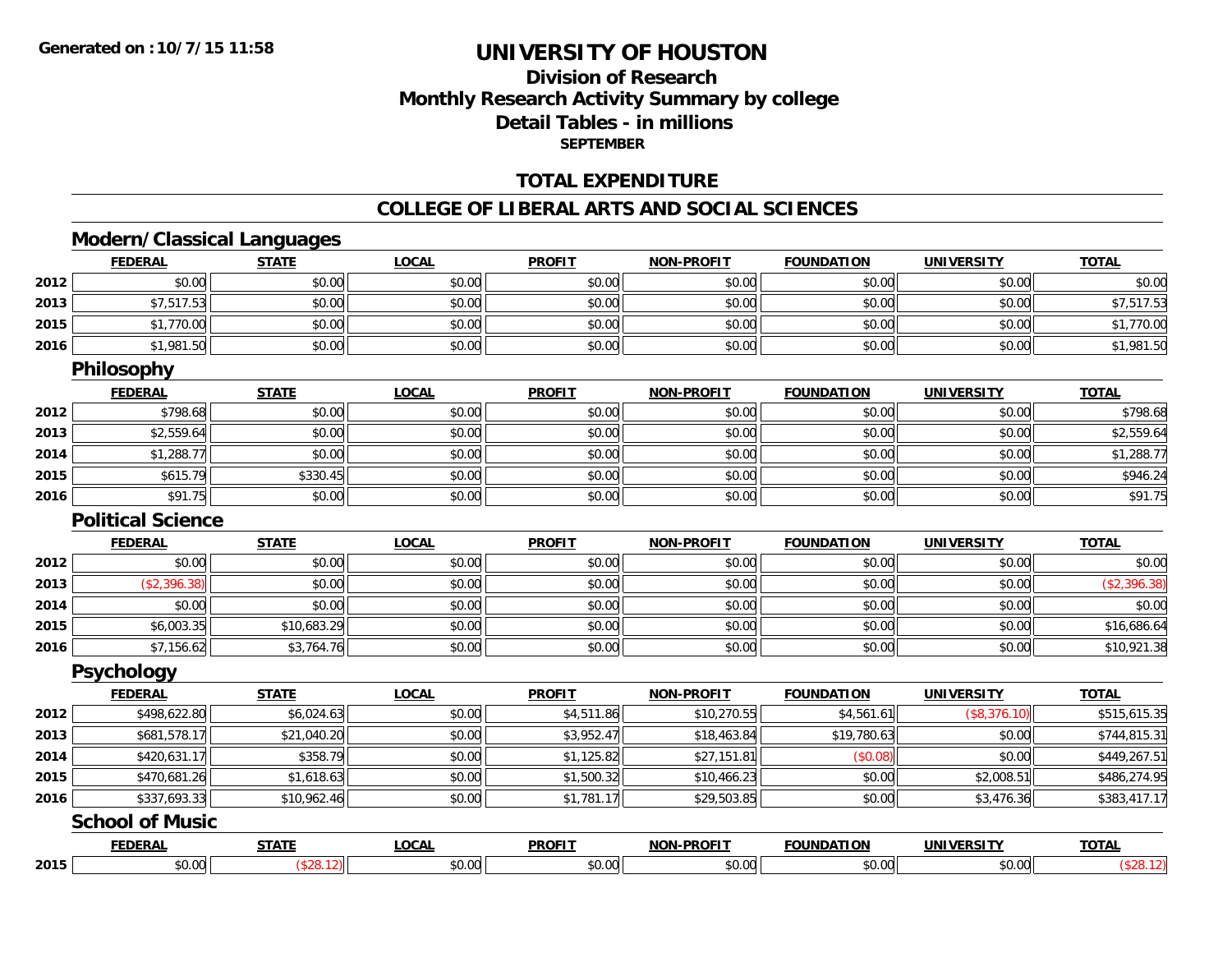Generated on :10/7/15 11:58

# UNIVERSITY OF HOUSTON

## Division of Research
## Monthly Research Activity Summary by college
## Detail Tables - in millions
### SEPTEMBER

## TOTAL EXPENDITURE

## COLLEGE OF LIBERAL ARTS AND SOCIAL SCIENCES

### Modern/Classical Languages

| | FEDERAL | STATE | LOCAL | PROFIT | NON-PROFIT | FOUNDATION | UNIVERSITY | TOTAL |
|---|---|---|---|---|---|---|---|---|
| 2012 | $0.00 | $0.00 | $0.00 | $0.00 | $0.00 | $0.00 | $0.00 | $0.00 |
| 2013 | $7,517.53 | $0.00 | $0.00 | $0.00 | $0.00 | $0.00 | $0.00 | $7,517.53 |
| 2015 | $1,770.00 | $0.00 | $0.00 | $0.00 | $0.00 | $0.00 | $0.00 | $1,770.00 |
| 2016 | $1,981.50 | $0.00 | $0.00 | $0.00 | $0.00 | $0.00 | $0.00 | $1,981.50 |

### Philosophy

| | FEDERAL | STATE | LOCAL | PROFIT | NON-PROFIT | FOUNDATION | UNIVERSITY | TOTAL |
|---|---|---|---|---|---|---|---|---|
| 2012 | $798.68 | $0.00 | $0.00 | $0.00 | $0.00 | $0.00 | $0.00 | $798.68 |
| 2013 | $2,559.64 | $0.00 | $0.00 | $0.00 | $0.00 | $0.00 | $0.00 | $2,559.64 |
| 2014 | $1,288.77 | $0.00 | $0.00 | $0.00 | $0.00 | $0.00 | $0.00 | $1,288.77 |
| 2015 | $615.79 | $330.45 | $0.00 | $0.00 | $0.00 | $0.00 | $0.00 | $946.24 |
| 2016 | $91.75 | $0.00 | $0.00 | $0.00 | $0.00 | $0.00 | $0.00 | $91.75 |

### Political Science

| | FEDERAL | STATE | LOCAL | PROFIT | NON-PROFIT | FOUNDATION | UNIVERSITY | TOTAL |
|---|---|---|---|---|---|---|---|---|
| 2012 | $0.00 | $0.00 | $0.00 | $0.00 | $0.00 | $0.00 | $0.00 | $0.00 |
| 2013 | ($2,396.38) | $0.00 | $0.00 | $0.00 | $0.00 | $0.00 | $0.00 | ($2,396.38) |
| 2014 | $0.00 | $0.00 | $0.00 | $0.00 | $0.00 | $0.00 | $0.00 | $0.00 |
| 2015 | $6,003.35 | $10,683.29 | $0.00 | $0.00 | $0.00 | $0.00 | $0.00 | $16,686.64 |
| 2016 | $7,156.62 | $3,764.76 | $0.00 | $0.00 | $0.00 | $0.00 | $0.00 | $10,921.38 |

### Psychology

| | FEDERAL | STATE | LOCAL | PROFIT | NON-PROFIT | FOUNDATION | UNIVERSITY | TOTAL |
|---|---|---|---|---|---|---|---|---|
| 2012 | $498,622.80 | $6,024.63 | $0.00 | $4,511.86 | $10,270.55 | $4,561.61 | ($8,376.10) | $515,615.35 |
| 2013 | $681,578.17 | $21,040.20 | $0.00 | $3,952.47 | $18,463.84 | $19,780.63 | $0.00 | $744,815.31 |
| 2014 | $420,631.17 | $358.79 | $0.00 | $1,125.82 | $27,151.81 | ($0.08) | $0.00 | $449,267.51 |
| 2015 | $470,681.26 | $1,618.63 | $0.00 | $1,500.32 | $10,466.23 | $0.00 | $2,008.51 | $486,274.95 |
| 2016 | $337,693.33 | $10,962.46 | $0.00 | $1,781.17 | $29,503.85 | $0.00 | $3,476.36 | $383,417.17 |

### School of Music

| | FEDERAL | STATE | LOCAL | PROFIT | NON-PROFIT | FOUNDATION | UNIVERSITY | TOTAL |
|---|---|---|---|---|---|---|---|---|
| 2015 | $0.00 | ($28.12) | $0.00 | $0.00 | $0.00 | $0.00 | $0.00 | ($28.12) |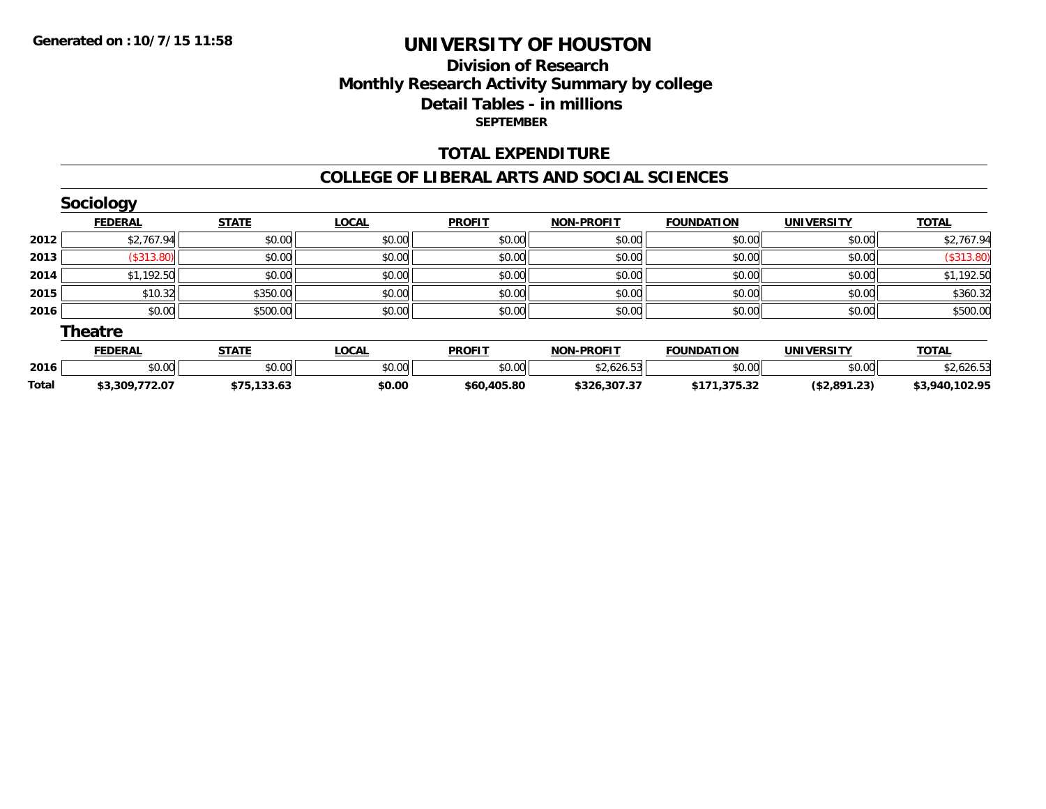# UNIVERSITY OF HOUSTON

## Division of Research
## Monthly Research Activity Summary by college
## Detail Tables - in millions
### SEPTEMBER

Generated on :10/7/15 11:58

### TOTAL EXPENDITURE

### COLLEGE OF LIBERAL ARTS AND SOCIAL SCIENCES

#### Sociology

| | FEDERAL | STATE | LOCAL | PROFIT | NON-PROFIT | FOUNDATION | UNIVERSITY | TOTAL |
|---|---|---|---|---|---|---|---|---|
| 2012 | $2,767.94 | $0.00 | $0.00 | $0.00 | $0.00 | $0.00 | $0.00 | $2,767.94 |
| 2013 | ($313.80) | $0.00 | $0.00 | $0.00 | $0.00 | $0.00 | $0.00 | ($313.80) |
| 2014 | $1,192.50 | $0.00 | $0.00 | $0.00 | $0.00 | $0.00 | $0.00 | $1,192.50 |
| 2015 | $10.32 | $350.00 | $0.00 | $0.00 | $0.00 | $0.00 | $0.00 | $360.32 |
| 2016 | $0.00 | $500.00 | $0.00 | $0.00 | $0.00 | $0.00 | $0.00 | $500.00 |

#### Theatre

| | FEDERAL | STATE | LOCAL | PROFIT | NON-PROFIT | FOUNDATION | UNIVERSITY | TOTAL |
|---|---|---|---|---|---|---|---|---|
| 2016 | $0.00 | $0.00 | $0.00 | $0.00 | $2,626.53 | $0.00 | $0.00 | $2,626.53 |
| **Total** | **$3,309,772.07** | **$75,133.63** | **$0.00** | **$60,405.80** | **$326,307.37** | **$171,375.32** | **($2,891.23)** | **$3,940,102.95** |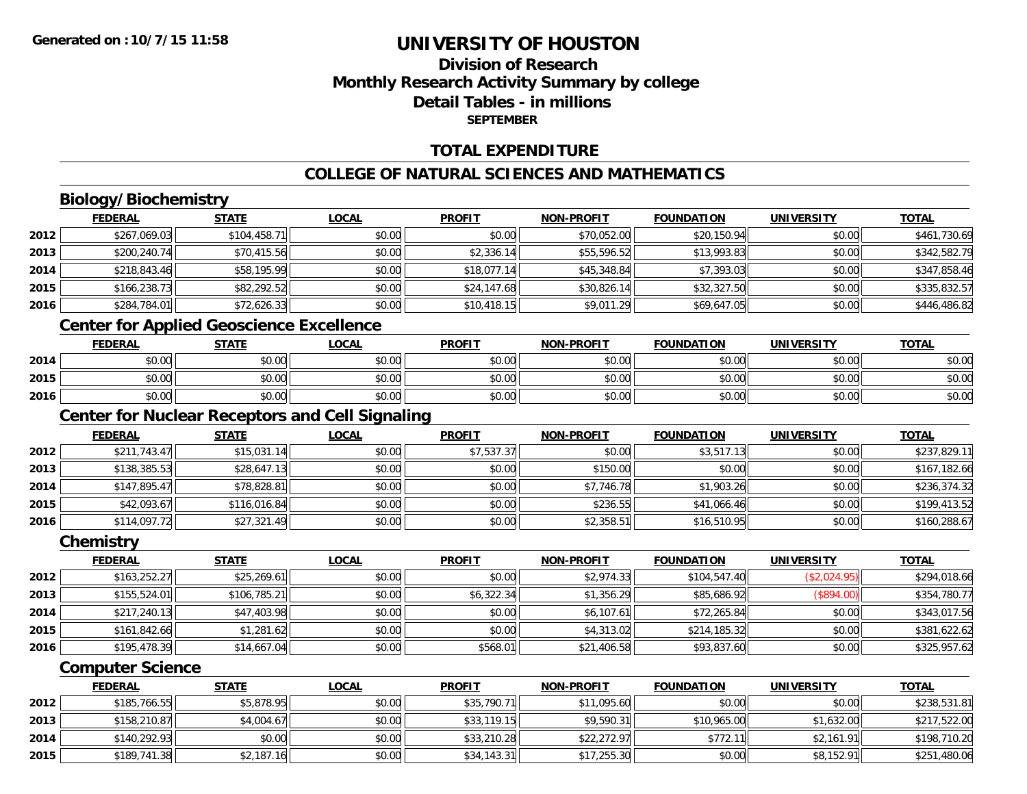# UNIVERSITY OF HOUSTON

## Division of Research
## Monthly Research Activity Summary by college
## Detail Tables - in millions
### SEPTEMBER

## TOTAL EXPENDITURE

## COLLEGE OF NATURAL SCIENCES AND MATHEMATICS

### Biology/Biochemistry

| | FEDERAL | STATE | LOCAL | PROFIT | NON-PROFIT | FOUNDATION | UNIVERSITY | TOTAL |
|---|---|---|---|---|---|---|---|---|
| 2012 | $267,069.03 | $104,458.71 | $0.00 | $0.00 | $70,052.00 | $20,150.94 | $0.00 | $461,730.69 |
| 2013 | $200,240.74 | $70,415.56 | $0.00 | $2,336.14 | $55,596.52 | $13,993.83 | $0.00 | $342,582.79 |
| 2014 | $218,843.46 | $58,195.99 | $0.00 | $18,077.14 | $45,348.84 | $7,393.03 | $0.00 | $347,858.46 |
| 2015 | $166,238.73 | $82,292.52 | $0.00 | $24,147.68 | $30,826.14 | $32,327.50 | $0.00 | $335,832.57 |
| 2016 | $284,784.01 | $72,626.33 | $0.00 | $10,418.15 | $9,011.29 | $69,647.05 | $0.00 | $446,486.82 |

### Center for Applied Geoscience Excellence

| | FEDERAL | STATE | LOCAL | PROFIT | NON-PROFIT | FOUNDATION | UNIVERSITY | TOTAL |
|---|---|---|---|---|---|---|---|---|
| 2014 | $0.00 | $0.00 | $0.00 | $0.00 | $0.00 | $0.00 | $0.00 | $0.00 |
| 2015 | $0.00 | $0.00 | $0.00 | $0.00 | $0.00 | $0.00 | $0.00 | $0.00 |
| 2016 | $0.00 | $0.00 | $0.00 | $0.00 | $0.00 | $0.00 | $0.00 | $0.00 |

### Center for Nuclear Receptors and Cell Signaling

| | FEDERAL | STATE | LOCAL | PROFIT | NON-PROFIT | FOUNDATION | UNIVERSITY | TOTAL |
|---|---|---|---|---|---|---|---|---|
| 2012 | $211,743.47 | $15,031.14 | $0.00 | $7,537.37 | $0.00 | $3,517.13 | $0.00 | $237,829.11 |
| 2013 | $138,385.53 | $28,647.13 | $0.00 | $0.00 | $150.00 | $0.00 | $0.00 | $167,182.66 |
| 2014 | $147,895.47 | $78,828.81 | $0.00 | $0.00 | $7,746.78 | $1,903.26 | $0.00 | $236,374.32 |
| 2015 | $42,093.67 | $116,016.84 | $0.00 | $0.00 | $236.55 | $41,066.46 | $0.00 | $199,413.52 |
| 2016 | $114,097.72 | $27,321.49 | $0.00 | $0.00 | $2,358.51 | $16,510.95 | $0.00 | $160,288.67 |

### Chemistry

| | FEDERAL | STATE | LOCAL | PROFIT | NON-PROFIT | FOUNDATION | UNIVERSITY | TOTAL |
|---|---|---|---|---|---|---|---|---|
| 2012 | $163,252.27 | $25,269.61 | $0.00 | $0.00 | $2,974.33 | $104,547.40 | ($2,024.95) | $294,018.66 |
| 2013 | $155,524.01 | $106,785.21 | $0.00 | $6,322.34 | $1,356.29 | $85,686.92 | ($894.00) | $354,780.77 |
| 2014 | $217,240.13 | $47,403.98 | $0.00 | $0.00 | $6,107.61 | $72,265.84 | $0.00 | $343,017.56 |
| 2015 | $161,842.66 | $1,281.62 | $0.00 | $0.00 | $4,313.02 | $214,185.32 | $0.00 | $381,622.62 |
| 2016 | $195,478.39 | $14,667.04 | $0.00 | $568.01 | $21,406.58 | $93,837.60 | $0.00 | $325,957.62 |

### Computer Science

| | FEDERAL | STATE | LOCAL | PROFIT | NON-PROFIT | FOUNDATION | UNIVERSITY | TOTAL |
|---|---|---|---|---|---|---|---|---|
| 2012 | $185,766.55 | $5,878.95 | $0.00 | $35,790.71 | $11,095.60 | $0.00 | $0.00 | $238,531.81 |
| 2013 | $158,210.87 | $4,004.67 | $0.00 | $33,119.15 | $9,590.31 | $10,965.00 | $1,632.00 | $217,522.00 |
| 2014 | $140,292.93 | $0.00 | $0.00 | $33,210.28 | $22,272.97 | $772.11 | $2,161.91 | $198,710.20 |
| 2015 | $189,741.38 | $2,187.16 | $0.00 | $34,143.31 | $17,255.30 | $0.00 | $8,152.91 | $251,480.06 |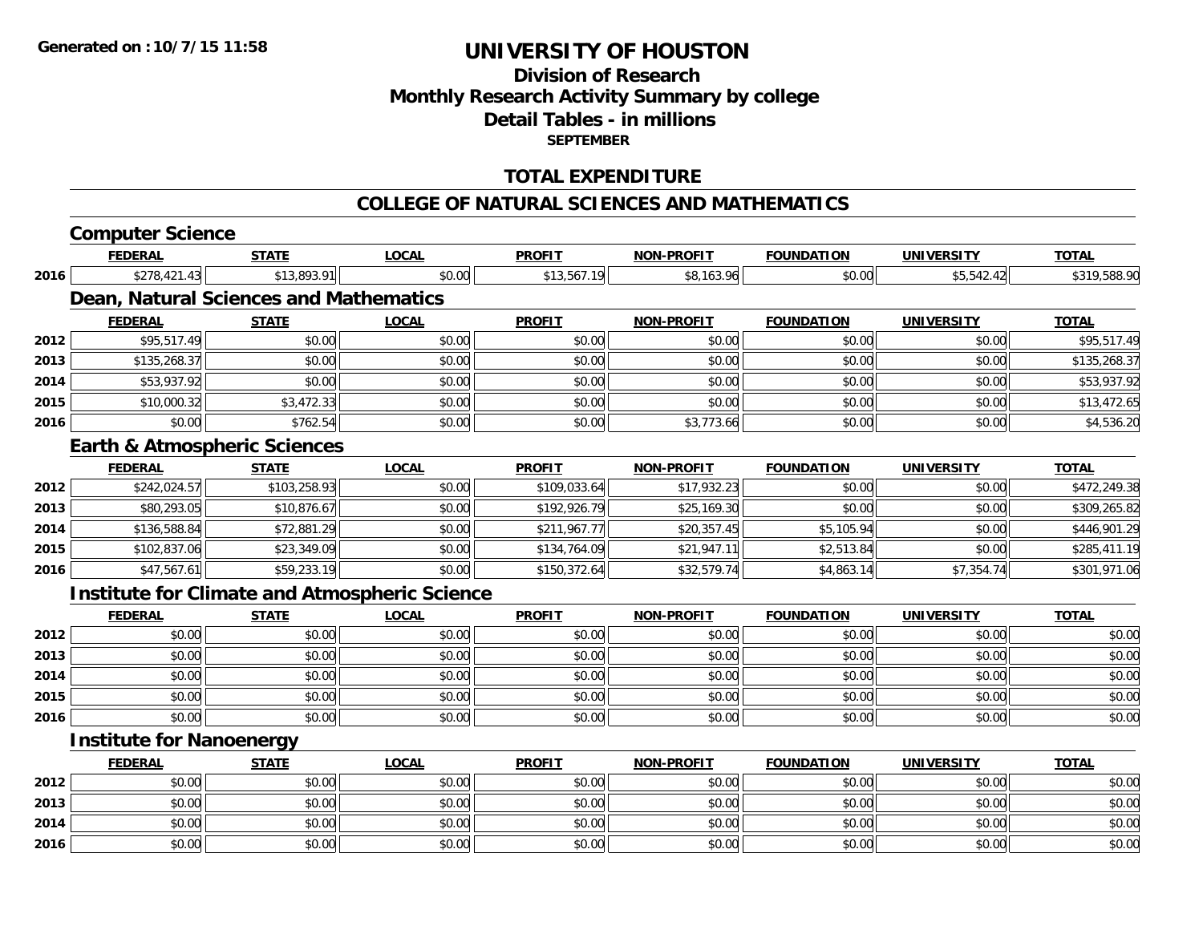**Generated on :10/7/15 11:58**

# UNIVERSITY OF HOUSTON

## Division of Research
## Monthly Research Activity Summary by college
## Detail Tables - in millions
### SEPTEMBER

## TOTAL EXPENDITURE

## COLLEGE OF NATURAL SCIENCES AND MATHEMATICS

### Computer Science

| | FEDERAL | STATE | LOCAL | PROFIT | NON-PROFIT | FOUNDATION | UNIVERSITY | TOTAL |
|---|---|---|---|---|---|---|---|---|
| 2016 | $278,421.43 | $13,893.91 | $0.00 | $13,567.19 | $8,163.96 | $0.00 | $5,542.42 | $319,588.90 |

### Dean, Natural Sciences and Mathematics

| | FEDERAL | STATE | LOCAL | PROFIT | NON-PROFIT | FOUNDATION | UNIVERSITY | TOTAL |
|---|---|---|---|---|---|---|---|---|
| 2012 | $95,517.49 | $0.00 | $0.00 | $0.00 | $0.00 | $0.00 | $0.00 | $95,517.49 |
| 2013 | $135,268.37 | $0.00 | $0.00 | $0.00 | $0.00 | $0.00 | $0.00 | $135,268.37 |
| 2014 | $53,937.92 | $0.00 | $0.00 | $0.00 | $0.00 | $0.00 | $0.00 | $53,937.92 |
| 2015 | $10,000.32 | $3,472.33 | $0.00 | $0.00 | $0.00 | $0.00 | $0.00 | $13,472.65 |
| 2016 | $0.00 | $762.54 | $0.00 | $0.00 | $3,773.66 | $0.00 | $0.00 | $4,536.20 |

### Earth & Atmospheric Sciences

| | FEDERAL | STATE | LOCAL | PROFIT | NON-PROFIT | FOUNDATION | UNIVERSITY | TOTAL |
|---|---|---|---|---|---|---|---|---|
| 2012 | $242,024.57 | $103,258.93 | $0.00 | $109,033.64 | $17,932.23 | $0.00 | $0.00 | $472,249.38 |
| 2013 | $80,293.05 | $10,876.67 | $0.00 | $192,926.79 | $25,169.30 | $0.00 | $0.00 | $309,265.82 |
| 2014 | $136,588.84 | $72,881.29 | $0.00 | $211,967.77 | $20,357.45 | $5,105.94 | $0.00 | $446,901.29 |
| 2015 | $102,837.06 | $23,349.09 | $0.00 | $134,764.09 | $21,947.11 | $2,513.84 | $0.00 | $285,411.19 |
| 2016 | $47,567.61 | $59,233.19 | $0.00 | $150,372.64 | $32,579.74 | $4,863.14 | $7,354.74 | $301,971.06 |

### Institute for Climate and Atmospheric Science

| | FEDERAL | STATE | LOCAL | PROFIT | NON-PROFIT | FOUNDATION | UNIVERSITY | TOTAL |
|---|---|---|---|---|---|---|---|---|
| 2012 | $0.00 | $0.00 | $0.00 | $0.00 | $0.00 | $0.00 | $0.00 | $0.00 |
| 2013 | $0.00 | $0.00 | $0.00 | $0.00 | $0.00 | $0.00 | $0.00 | $0.00 |
| 2014 | $0.00 | $0.00 | $0.00 | $0.00 | $0.00 | $0.00 | $0.00 | $0.00 |
| 2015 | $0.00 | $0.00 | $0.00 | $0.00 | $0.00 | $0.00 | $0.00 | $0.00 |
| 2016 | $0.00 | $0.00 | $0.00 | $0.00 | $0.00 | $0.00 | $0.00 | $0.00 |

### Institute for Nanoenergy

| | FEDERAL | STATE | LOCAL | PROFIT | NON-PROFIT | FOUNDATION | UNIVERSITY | TOTAL |
|---|---|---|---|---|---|---|---|---|
| 2012 | $0.00 | $0.00 | $0.00 | $0.00 | $0.00 | $0.00 | $0.00 | $0.00 |
| 2013 | $0.00 | $0.00 | $0.00 | $0.00 | $0.00 | $0.00 | $0.00 | $0.00 |
| 2014 | $0.00 | $0.00 | $0.00 | $0.00 | $0.00 | $0.00 | $0.00 | $0.00 |
| 2016 | $0.00 | $0.00 | $0.00 | $0.00 | $0.00 | $0.00 | $0.00 | $0.00 |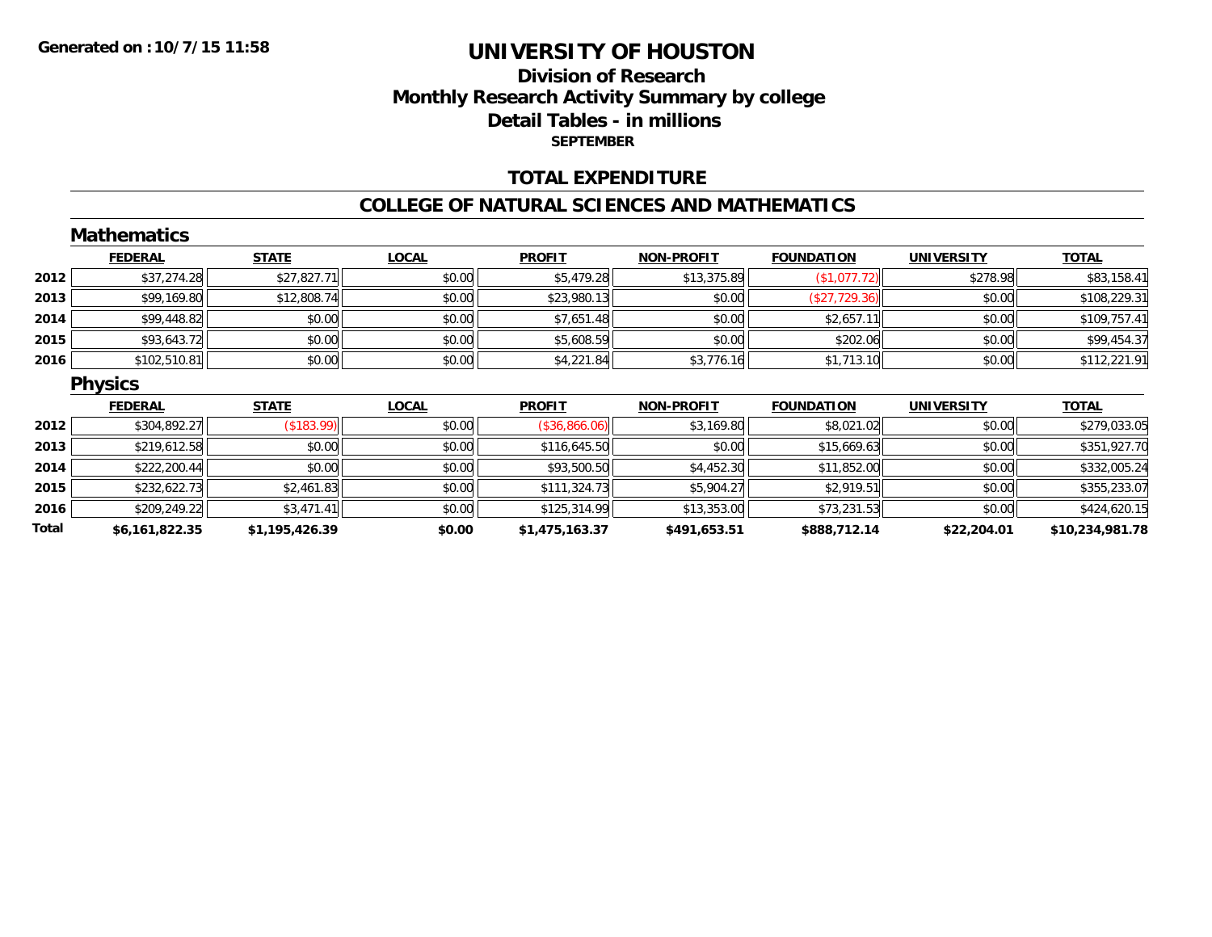**Generated on :10/7/15 11:58**

# UNIVERSITY OF HOUSTON

## Division of Research
## Monthly Research Activity Summary by college
## Detail Tables - in millions
### SEPTEMBER

## TOTAL EXPENDITURE

## COLLEGE OF NATURAL SCIENCES AND MATHEMATICS

### Mathematics

| | FEDERAL | STATE | LOCAL | PROFIT | NON-PROFIT | FOUNDATION | UNIVERSITY | TOTAL |
|---|---|---|---|---|---|---|---|---|
| 2012 | $37,274.28 | $27,827.71 | $0.00 | $5,479.28 | $13,375.89 | ($1,077.72) | $278.98 | $83,158.41 |
| 2013 | $99,169.80 | $12,808.74 | $0.00 | $23,980.13 | $0.00 | ($27,729.36) | $0.00 | $108,229.31 |
| 2014 | $99,448.82 | $0.00 | $0.00 | $7,651.48 | $0.00 | $2,657.11 | $0.00 | $109,757.41 |
| 2015 | $93,643.72 | $0.00 | $0.00 | $5,608.59 | $0.00 | $202.06 | $0.00 | $99,454.37 |
| 2016 | $102,510.81 | $0.00 | $0.00 | $4,221.84 | $3,776.16 | $1,713.10 | $0.00 | $112,221.91 |

### Physics

| | FEDERAL | STATE | LOCAL | PROFIT | NON-PROFIT | FOUNDATION | UNIVERSITY | TOTAL |
|---|---|---|---|---|---|---|---|---|
| 2012 | $304,892.27 | ($183.99) | $0.00 | ($36,866.06) | $3,169.80 | $8,021.02 | $0.00 | $279,033.05 |
| 2013 | $219,612.58 | $0.00 | $0.00 | $116,645.50 | $0.00 | $15,669.63 | $0.00 | $351,927.70 |
| 2014 | $222,200.44 | $0.00 | $0.00 | $93,500.50 | $4,452.30 | $11,852.00 | $0.00 | $332,005.24 |
| 2015 | $232,622.73 | $2,461.83 | $0.00 | $111,324.73 | $5,904.27 | $2,919.51 | $0.00 | $355,233.07 |
| 2016 | $209,249.22 | $3,471.41 | $0.00 | $125,314.99 | $13,353.00 | $73,231.53 | $0.00 | $424,620.15 |
| **Total** | **$6,161,822.35** | **$1,195,426.39** | **$0.00** | **$1,475,163.37** | **$491,653.51** | **$888,712.14** | **$22,204.01** | **$10,234,981.78** |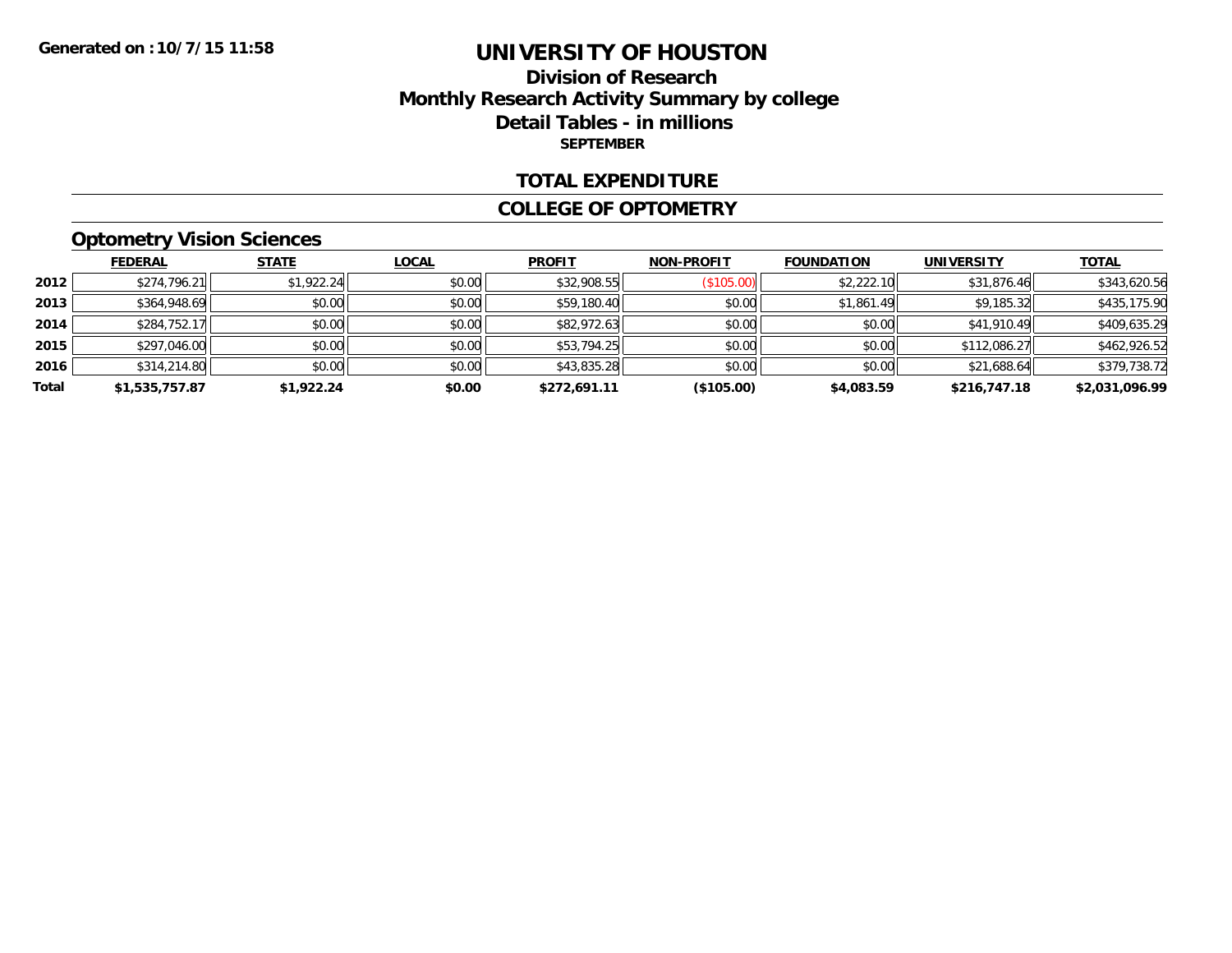**Generated on :10/7/15 11:58**

# UNIVERSITY OF HOUSTON

## Division of Research
## Monthly Research Activity Summary by college
## Detail Tables - in millions
### SEPTEMBER

## TOTAL EXPENDITURE

## COLLEGE OF OPTOMETRY

### Optometry Vision Sciences

| | FEDERAL | STATE | LOCAL | PROFIT | NON-PROFIT | FOUNDATION | UNIVERSITY | TOTAL |
|---|---|---|---|---|---|---|---|---|
| **2012** | $274,796.21 | $1,922.24 | $0.00 | $32,908.55 | ($105.00) | $2,222.10 | $31,876.46 | $343,620.56 |
| **2013** | $364,948.69 | $0.00 | $0.00 | $59,180.40 | $0.00 | $1,861.49 | $9,185.32 | $435,175.90 |
| **2014** | $284,752.17 | $0.00 | $0.00 | $82,972.63 | $0.00 | $0.00 | $41,910.49 | $409,635.29 |
| **2015** | $297,046.00 | $0.00 | $0.00 | $53,794.25 | $0.00 | $0.00 | $112,086.27 | $462,926.52 |
| **2016** | $314,214.80 | $0.00 | $0.00 | $43,835.28 | $0.00 | $0.00 | $21,688.64 | $379,738.72 |
| **Total** | **$1,535,757.87** | **$1,922.24** | **$0.00** | **$272,691.11** | **($105.00)** | **$4,083.59** | **$216,747.18** | **$2,031,096.99** |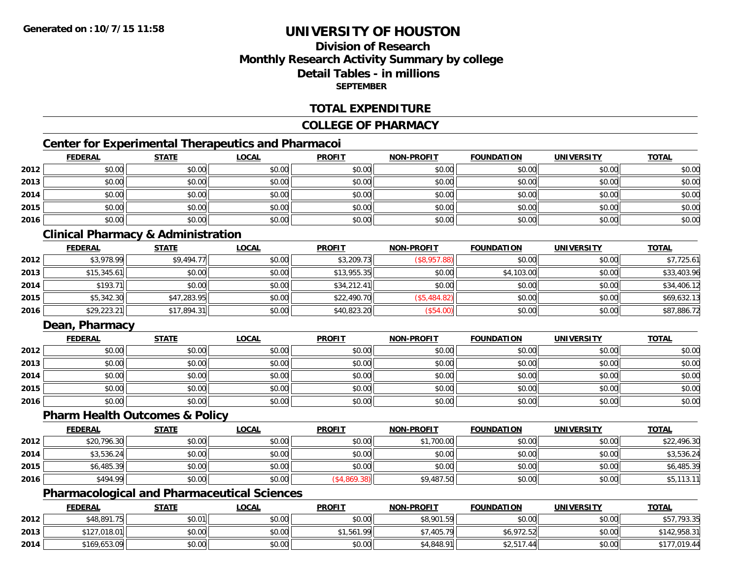Generated on :10/7/15 11:58

# UNIVERSITY OF HOUSTON

## Division of Research
## Monthly Research Activity Summary by college
## Detail Tables - in millions
### SEPTEMBER

## TOTAL EXPENDITURE

## COLLEGE OF PHARMACY

### Center for Experimental Therapeutics and Pharmacoi

| | FEDERAL | STATE | LOCAL | PROFIT | NON-PROFIT | FOUNDATION | UNIVERSITY | TOTAL |
|---|---|---|---|---|---|---|---|---|
| 2012 | $0.00 | $0.00 | $0.00 | $0.00 | $0.00 | $0.00 | $0.00 | $0.00 |
| 2013 | $0.00 | $0.00 | $0.00 | $0.00 | $0.00 | $0.00 | $0.00 | $0.00 |
| 2014 | $0.00 | $0.00 | $0.00 | $0.00 | $0.00 | $0.00 | $0.00 | $0.00 |
| 2015 | $0.00 | $0.00 | $0.00 | $0.00 | $0.00 | $0.00 | $0.00 | $0.00 |
| 2016 | $0.00 | $0.00 | $0.00 | $0.00 | $0.00 | $0.00 | $0.00 | $0.00 |

### Clinical Pharmacy & Administration

| | FEDERAL | STATE | LOCAL | PROFIT | NON-PROFIT | FOUNDATION | UNIVERSITY | TOTAL |
|---|---|---|---|---|---|---|---|---|
| 2012 | $3,978.99 | $9,494.77 | $0.00 | $3,209.73 | ($8,957.88) | $0.00 | $0.00 | $7,725.61 |
| 2013 | $15,345.61 | $0.00 | $0.00 | $13,955.35 | $0.00 | $4,103.00 | $0.00 | $33,403.96 |
| 2014 | $193.71 | $0.00 | $0.00 | $34,212.41 | $0.00 | $0.00 | $0.00 | $34,406.12 |
| 2015 | $5,342.30 | $47,283.95 | $0.00 | $22,490.70 | ($5,484.82) | $0.00 | $0.00 | $69,632.13 |
| 2016 | $29,223.21 | $17,894.31 | $0.00 | $40,823.20 | ($54.00) | $0.00 | $0.00 | $87,886.72 |

### Dean, Pharmacy

| | FEDERAL | STATE | LOCAL | PROFIT | NON-PROFIT | FOUNDATION | UNIVERSITY | TOTAL |
|---|---|---|---|---|---|---|---|---|
| 2012 | $0.00 | $0.00 | $0.00 | $0.00 | $0.00 | $0.00 | $0.00 | $0.00 |
| 2013 | $0.00 | $0.00 | $0.00 | $0.00 | $0.00 | $0.00 | $0.00 | $0.00 |
| 2014 | $0.00 | $0.00 | $0.00 | $0.00 | $0.00 | $0.00 | $0.00 | $0.00 |
| 2015 | $0.00 | $0.00 | $0.00 | $0.00 | $0.00 | $0.00 | $0.00 | $0.00 |
| 2016 | $0.00 | $0.00 | $0.00 | $0.00 | $0.00 | $0.00 | $0.00 | $0.00 |

### Pharm Health Outcomes & Policy

| | FEDERAL | STATE | LOCAL | PROFIT | NON-PROFIT | FOUNDATION | UNIVERSITY | TOTAL |
|---|---|---|---|---|---|---|---|---|
| 2012 | $20,796.30 | $0.00 | $0.00 | $0.00 | $1,700.00 | $0.00 | $0.00 | $22,496.30 |
| 2014 | $3,536.24 | $0.00 | $0.00 | $0.00 | $0.00 | $0.00 | $0.00 | $3,536.24 |
| 2015 | $6,485.39 | $0.00 | $0.00 | $0.00 | $0.00 | $0.00 | $0.00 | $6,485.39 |
| 2016 | $494.99 | $0.00 | $0.00 | ($4,869.38) | $9,487.50 | $0.00 | $0.00 | $5,113.11 |

### Pharmacological and Pharmaceutical Sciences

| | FEDERAL | STATE | LOCAL | PROFIT | NON-PROFIT | FOUNDATION | UNIVERSITY | TOTAL |
|---|---|---|---|---|---|---|---|---|
| 2012 | $48,891.75 | $0.01 | $0.00 | $0.00 | $8,901.59 | $0.00 | $0.00 | $57,793.35 |
| 2013 | $127,018.01 | $0.00 | $0.00 | $1,561.99 | $7,405.79 | $6,972.52 | $0.00 | $142,958.31 |
| 2014 | $169,653.09 | $0.00 | $0.00 | $0.00 | $4,848.91 | $2,517.44 | $0.00 | $177,019.44 |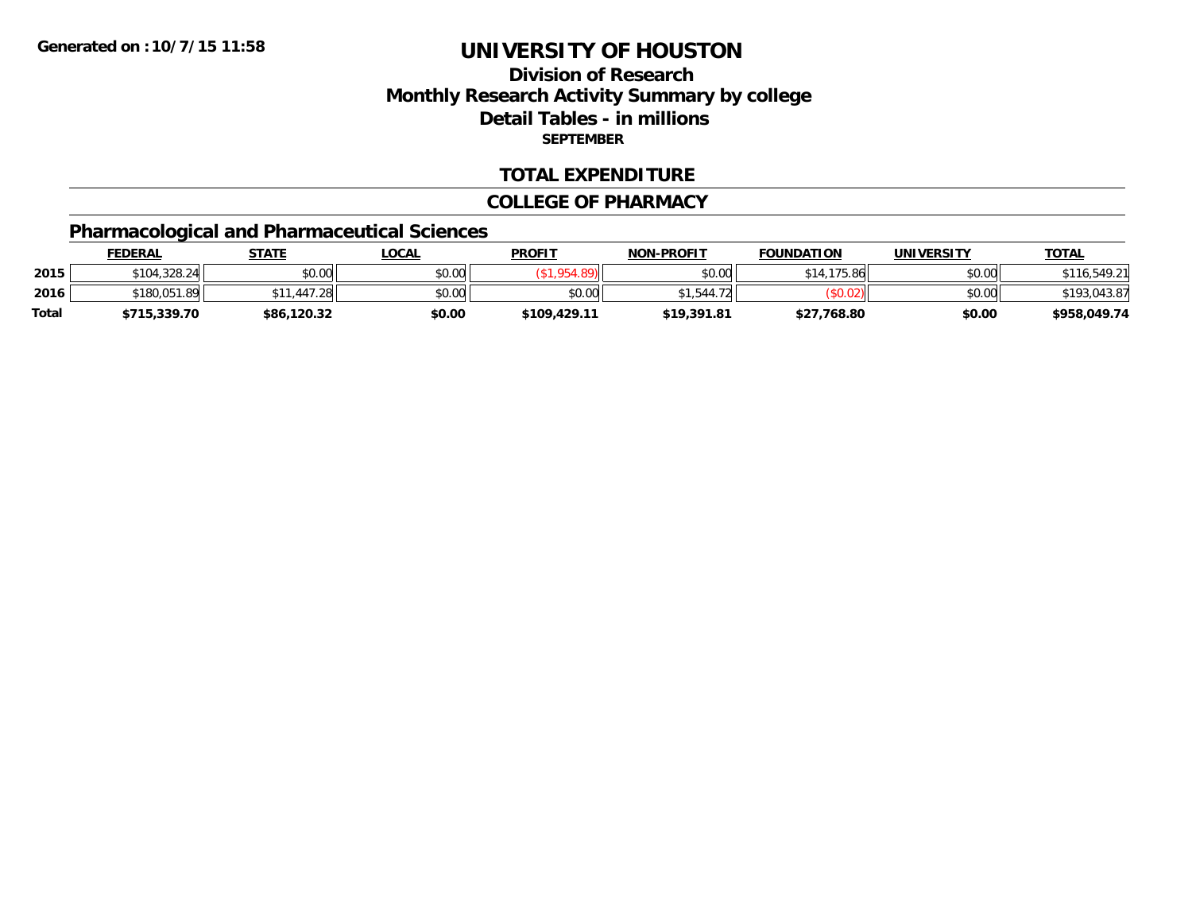Generated on :10/7/15 11:58

# UNIVERSITY OF HOUSTON

## Division of Research
## Monthly Research Activity Summary by college
## Detail Tables - in millions
### SEPTEMBER

## TOTAL EXPENDITURE

## COLLEGE OF PHARMACY

### Pharmacological and Pharmaceutical Sciences

| | FEDERAL | STATE | LOCAL | PROFIT | NON-PROFIT | FOUNDATION | UNIVERSITY | TOTAL |
|---|---|---|---|---|---|---|---|---|
| 2015 | $104,328.24 | $0.00 | $0.00 | ($1,954.89) | $0.00 | $14,175.86 | $0.00 | $116,549.21 |
| 2016 | $180,051.89 | $11,447.28 | $0.00 | $0.00 | $1,544.72 | ($0.02) | $0.00 | $193,043.87 |
| **Total** | **$715,339.70** | **$86,120.32** | **$0.00** | **$109,429.11** | **$19,391.81** | **$27,768.80** | **$0.00** | **$958,049.74** |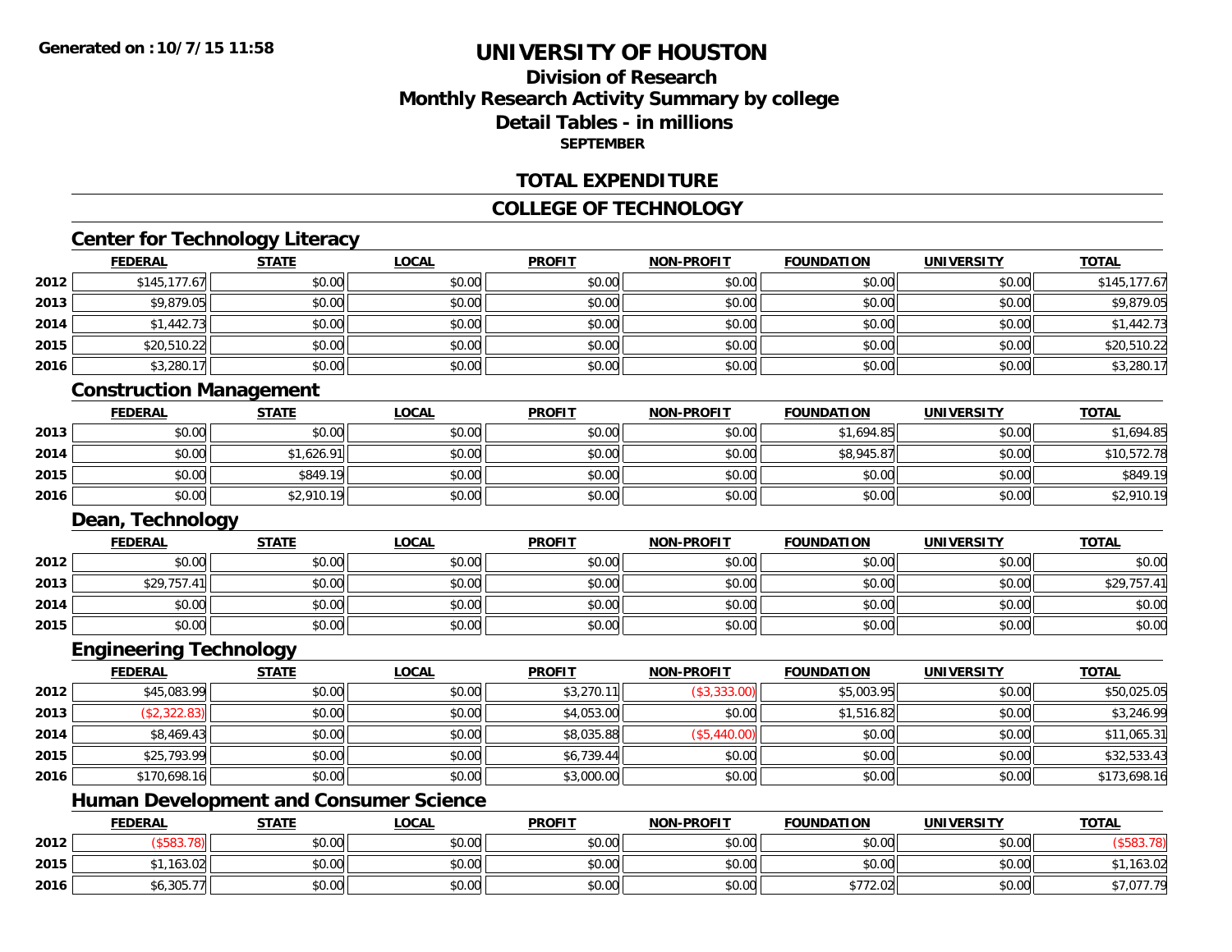**Generated on :10/7/15 11:58**

# UNIVERSITY OF HOUSTON

## Division of Research
## Monthly Research Activity Summary by college
## Detail Tables - in millions
### SEPTEMBER

## TOTAL EXPENDITURE

## COLLEGE OF TECHNOLOGY

### Center for Technology Literacy

| | FEDERAL | STATE | LOCAL | PROFIT | NON-PROFIT | FOUNDATION | UNIVERSITY | TOTAL |
|---|---|---|---|---|---|---|---|---|
| 2012 | $145,177.67 | $0.00 | $0.00 | $0.00 | $0.00 | $0.00 | $0.00 | $145,177.67 |
| 2013 | $9,879.05 | $0.00 | $0.00 | $0.00 | $0.00 | $0.00 | $0.00 | $9,879.05 |
| 2014 | $1,442.73 | $0.00 | $0.00 | $0.00 | $0.00 | $0.00 | $0.00 | $1,442.73 |
| 2015 | $20,510.22 | $0.00 | $0.00 | $0.00 | $0.00 | $0.00 | $0.00 | $20,510.22 |
| 2016 | $3,280.17 | $0.00 | $0.00 | $0.00 | $0.00 | $0.00 | $0.00 | $3,280.17 |

### Construction Management

| | FEDERAL | STATE | LOCAL | PROFIT | NON-PROFIT | FOUNDATION | UNIVERSITY | TOTAL |
|---|---|---|---|---|---|---|---|---|
| 2013 | $0.00 | $0.00 | $0.00 | $0.00 | $0.00 | $1,694.85 | $0.00 | $1,694.85 |
| 2014 | $0.00 | $1,626.91 | $0.00 | $0.00 | $0.00 | $8,945.87 | $0.00 | $10,572.78 |
| 2015 | $0.00 | $849.19 | $0.00 | $0.00 | $0.00 | $0.00 | $0.00 | $849.19 |
| 2016 | $0.00 | $2,910.19 | $0.00 | $0.00 | $0.00 | $0.00 | $0.00 | $2,910.19 |

### Dean, Technology

| | FEDERAL | STATE | LOCAL | PROFIT | NON-PROFIT | FOUNDATION | UNIVERSITY | TOTAL |
|---|---|---|---|---|---|---|---|---|
| 2012 | $0.00 | $0.00 | $0.00 | $0.00 | $0.00 | $0.00 | $0.00 | $0.00 |
| 2013 | $29,757.41 | $0.00 | $0.00 | $0.00 | $0.00 | $0.00 | $0.00 | $29,757.41 |
| 2014 | $0.00 | $0.00 | $0.00 | $0.00 | $0.00 | $0.00 | $0.00 | $0.00 |
| 2015 | $0.00 | $0.00 | $0.00 | $0.00 | $0.00 | $0.00 | $0.00 | $0.00 |

### Engineering Technology

| | FEDERAL | STATE | LOCAL | PROFIT | NON-PROFIT | FOUNDATION | UNIVERSITY | TOTAL |
|---|---|---|---|---|---|---|---|---|
| 2012 | $45,083.99 | $0.00 | $0.00 | $3,270.11 | ($3,333.00) | $5,003.95 | $0.00 | $50,025.05 |
| 2013 | ($2,322.83) | $0.00 | $0.00 | $4,053.00 | $0.00 | $1,516.82 | $0.00 | $3,246.99 |
| 2014 | $8,469.43 | $0.00 | $0.00 | $8,035.88 | ($5,440.00) | $0.00 | $0.00 | $11,065.31 |
| 2015 | $25,793.99 | $0.00 | $0.00 | $6,739.44 | $0.00 | $0.00 | $0.00 | $32,533.43 |
| 2016 | $170,698.16 | $0.00 | $0.00 | $3,000.00 | $0.00 | $0.00 | $0.00 | $173,698.16 |

### Human Development and Consumer Science

| | FEDERAL | STATE | LOCAL | PROFIT | NON-PROFIT | FOUNDATION | UNIVERSITY | TOTAL |
|---|---|---|---|---|---|---|---|---|
| 2012 | ($583.78) | $0.00 | $0.00 | $0.00 | $0.00 | $0.00 | $0.00 | ($583.78) |
| 2015 | $1,163.02 | $0.00 | $0.00 | $0.00 | $0.00 | $0.00 | $0.00 | $1,163.02 |
| 2016 | $6,305.77 | $0.00 | $0.00 | $0.00 | $0.00 | $772.02 | $0.00 | $7,077.79 |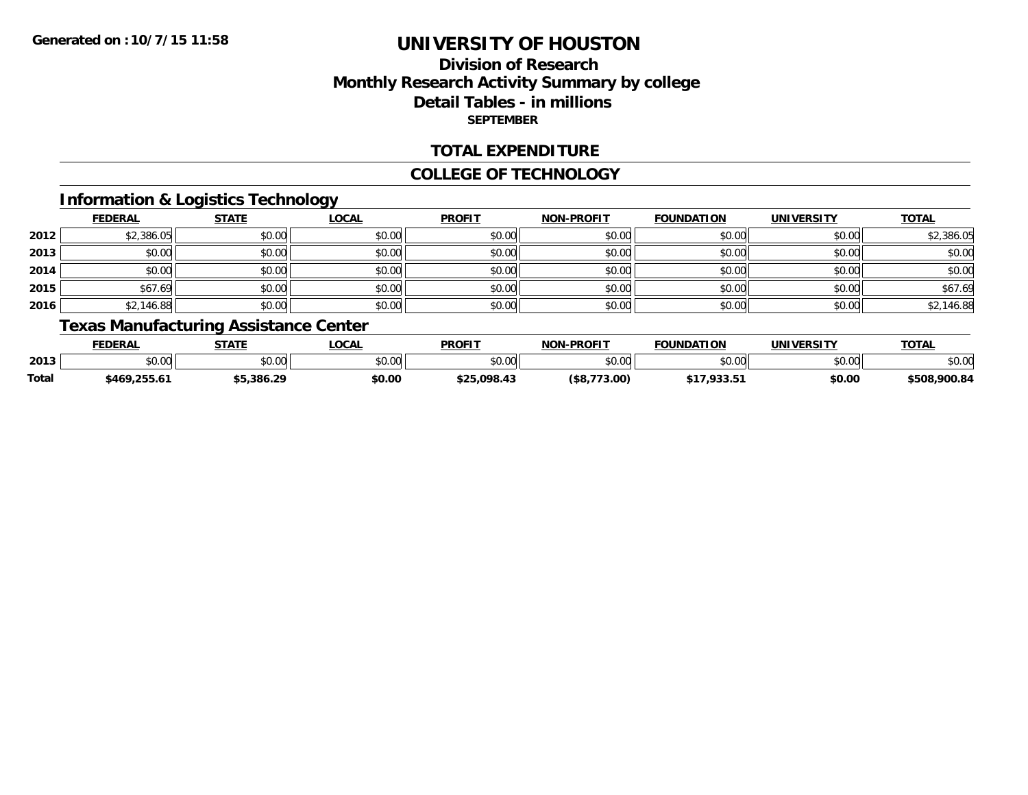**Generated on :10/7/15 11:58**

# UNIVERSITY OF HOUSTON

## Division of Research
## Monthly Research Activity Summary by college
## Detail Tables - in millions
**SEPTEMBER**

### TOTAL EXPENDITURE

### COLLEGE OF TECHNOLOGY

#### Information & Logistics Technology

| | FEDERAL | STATE | LOCAL | PROFIT | NON-PROFIT | FOUNDATION | UNIVERSITY | TOTAL |
|---|---|---|---|---|---|---|---|---|
| 2012 | $2,386.05 | $0.00 | $0.00 | $0.00 | $0.00 | $0.00 | $0.00 | $2,386.05 |
| 2013 | $0.00 | $0.00 | $0.00 | $0.00 | $0.00 | $0.00 | $0.00 | $0.00 |
| 2014 | $0.00 | $0.00 | $0.00 | $0.00 | $0.00 | $0.00 | $0.00 | $0.00 |
| 2015 | $67.69 | $0.00 | $0.00 | $0.00 | $0.00 | $0.00 | $0.00 | $67.69 |
| 2016 | $2,146.88 | $0.00 | $0.00 | $0.00 | $0.00 | $0.00 | $0.00 | $2,146.88 |

#### Texas Manufacturing Assistance Center

| | FEDERAL | STATE | LOCAL | PROFIT | NON-PROFIT | FOUNDATION | UNIVERSITY | TOTAL |
|---|---|---|---|---|---|---|---|---|
| 2013 | $0.00 | $0.00 | $0.00 | $0.00 | $0.00 | $0.00 | $0.00 | $0.00 |
| **Total** | **$469,255.61** | **$5,386.29** | **$0.00** | **$25,098.43** | **($8,773.00)** | **$17,933.51** | **$0.00** | **$508,900.84** |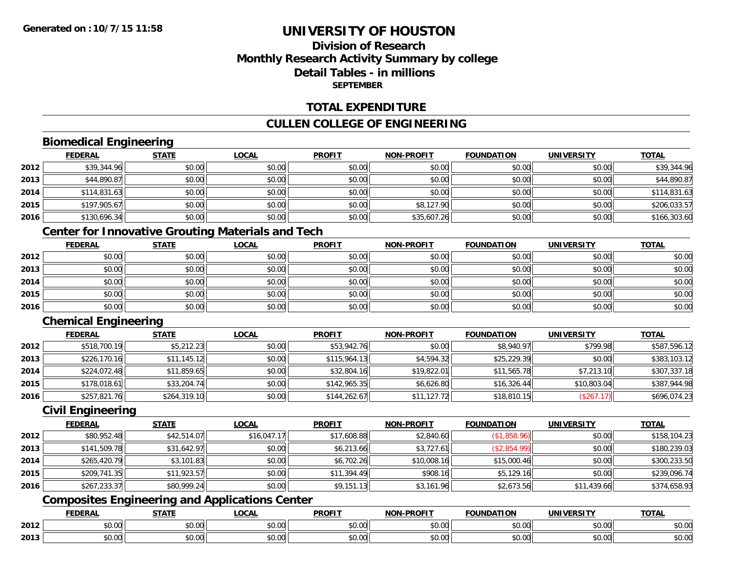# UNIVERSITY OF HOUSTON

## Division of Research
## Monthly Research Activity Summary by college
## Detail Tables - in millions
### SEPTEMBER

**Generated on :10/7/15 11:58**

## TOTAL EXPENDITURE

## CULLEN COLLEGE OF ENGINEERING

### Biomedical Engineering

| | FEDERAL | STATE | LOCAL | PROFIT | NON-PROFIT | FOUNDATION | UNIVERSITY | TOTAL |
|---|---|---|---|---|---|---|---|---|
| 2012 | $39,344.96 | $0.00 | $0.00 | $0.00 | $0.00 | $0.00 | $0.00 | $39,344.96 |
| 2013 | $44,890.87 | $0.00 | $0.00 | $0.00 | $0.00 | $0.00 | $0.00 | $44,890.87 |
| 2014 | $114,831.63 | $0.00 | $0.00 | $0.00 | $0.00 | $0.00 | $0.00 | $114,831.63 |
| 2015 | $197,905.67 | $0.00 | $0.00 | $0.00 | $8,127.90 | $0.00 | $0.00 | $206,033.57 |
| 2016 | $130,696.34 | $0.00 | $0.00 | $0.00 | $35,607.26 | $0.00 | $0.00 | $166,303.60 |

### Center for Innovative Grouting Materials and Tech

| | FEDERAL | STATE | LOCAL | PROFIT | NON-PROFIT | FOUNDATION | UNIVERSITY | TOTAL |
|---|---|---|---|---|---|---|---|---|
| 2012 | $0.00 | $0.00 | $0.00 | $0.00 | $0.00 | $0.00 | $0.00 | $0.00 |
| 2013 | $0.00 | $0.00 | $0.00 | $0.00 | $0.00 | $0.00 | $0.00 | $0.00 |
| 2014 | $0.00 | $0.00 | $0.00 | $0.00 | $0.00 | $0.00 | $0.00 | $0.00 |
| 2015 | $0.00 | $0.00 | $0.00 | $0.00 | $0.00 | $0.00 | $0.00 | $0.00 |
| 2016 | $0.00 | $0.00 | $0.00 | $0.00 | $0.00 | $0.00 | $0.00 | $0.00 |

### Chemical Engineering

| | FEDERAL | STATE | LOCAL | PROFIT | NON-PROFIT | FOUNDATION | UNIVERSITY | TOTAL |
|---|---|---|---|---|---|---|---|---|
| 2012 | $518,700.19 | $5,212.23 | $0.00 | $53,942.76 | $0.00 | $8,940.97 | $799.98 | $587,596.12 |
| 2013 | $226,170.16 | $11,145.12 | $0.00 | $115,964.13 | $4,594.32 | $25,229.39 | $0.00 | $383,103.12 |
| 2014 | $224,072.48 | $11,859.65 | $0.00 | $32,804.16 | $19,822.01 | $11,565.78 | $7,213.10 | $307,337.18 |
| 2015 | $178,018.61 | $33,204.74 | $0.00 | $142,965.35 | $6,626.80 | $16,326.44 | $10,803.04 | $387,944.98 |
| 2016 | $257,821.76 | $264,319.10 | $0.00 | $144,262.67 | $11,127.72 | $18,810.15 | ($267.17) | $696,074.23 |

### Civil Engineering

| | FEDERAL | STATE | LOCAL | PROFIT | NON-PROFIT | FOUNDATION | UNIVERSITY | TOTAL |
|---|---|---|---|---|---|---|---|---|
| 2012 | $80,952.48 | $42,514.07 | $16,047.17 | $17,608.88 | $2,840.60 | ($1,858.96) | $0.00 | $158,104.23 |
| 2013 | $141,509.78 | $31,642.97 | $0.00 | $6,213.66 | $3,727.61 | ($2,854.99) | $0.00 | $180,239.03 |
| 2014 | $265,420.79 | $3,101.83 | $0.00 | $6,702.26 | $10,008.16 | $15,000.46 | $0.00 | $300,233.50 |
| 2015 | $209,741.35 | $11,923.57 | $0.00 | $11,394.49 | $908.16 | $5,129.16 | $0.00 | $239,096.74 |
| 2016 | $267,233.37 | $80,999.24 | $0.00 | $9,151.13 | $3,161.96 | $2,673.56 | $11,439.66 | $374,658.93 |

### Composites Engineering and Applications Center

| | FEDERAL | STATE | LOCAL | PROFIT | NON-PROFIT | FOUNDATION | UNIVERSITY | TOTAL |
|---|---|---|---|---|---|---|---|---|
| 2012 | $0.00 | $0.00 | $0.00 | $0.00 | $0.00 | $0.00 | $0.00 | $0.00 |
| 2013 | $0.00 | $0.00 | $0.00 | $0.00 | $0.00 | $0.00 | $0.00 | $0.00 |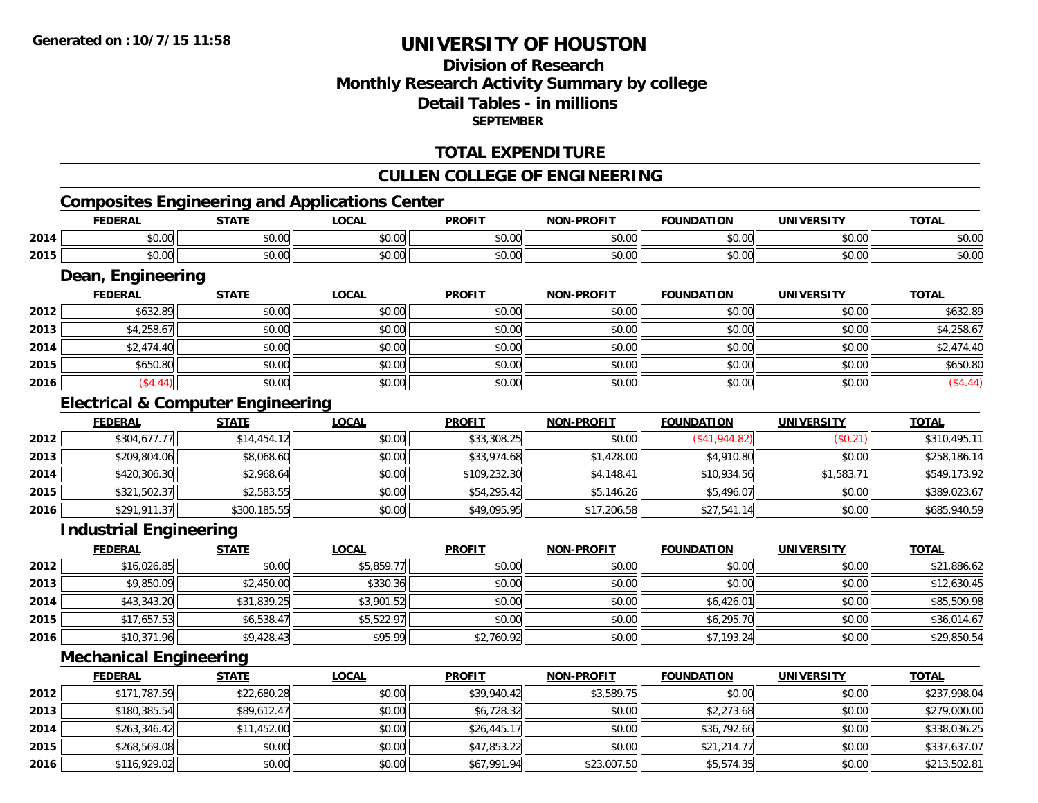# UNIVERSITY OF HOUSTON

## Division of Research
## Monthly Research Activity Summary by college
## Detail Tables - in millions
### SEPTEMBER

## TOTAL EXPENDITURE

## CULLEN COLLEGE OF ENGINEERING

### Composites Engineering and Applications Center

| | FEDERAL | STATE | LOCAL | PROFIT | NON-PROFIT | FOUNDATION | UNIVERSITY | TOTAL |
|---|---|---|---|---|---|---|---|---|
| 2014 | $0.00 | $0.00 | $0.00 | $0.00 | $0.00 | $0.00 | $0.00 | $0.00 |
| 2015 | $0.00 | $0.00 | $0.00 | $0.00 | $0.00 | $0.00 | $0.00 | $0.00 |

### Dean, Engineering

| | FEDERAL | STATE | LOCAL | PROFIT | NON-PROFIT | FOUNDATION | UNIVERSITY | TOTAL |
|---|---|---|---|---|---|---|---|---|
| 2012 | $632.89 | $0.00 | $0.00 | $0.00 | $0.00 | $0.00 | $0.00 | $632.89 |
| 2013 | $4,258.67 | $0.00 | $0.00 | $0.00 | $0.00 | $0.00 | $0.00 | $4,258.67 |
| 2014 | $2,474.40 | $0.00 | $0.00 | $0.00 | $0.00 | $0.00 | $0.00 | $2,474.40 |
| 2015 | $650.80 | $0.00 | $0.00 | $0.00 | $0.00 | $0.00 | $0.00 | $650.80 |
| 2016 | ($4.44) | $0.00 | $0.00 | $0.00 | $0.00 | $0.00 | $0.00 | ($4.44) |

### Electrical & Computer Engineering

| | FEDERAL | STATE | LOCAL | PROFIT | NON-PROFIT | FOUNDATION | UNIVERSITY | TOTAL |
|---|---|---|---|---|---|---|---|---|
| 2012 | $304,677.77 | $14,454.12 | $0.00 | $33,308.25 | $0.00 | ($41,944.82) | ($0.21) | $310,495.11 |
| 2013 | $209,804.06 | $8,068.60 | $0.00 | $33,974.68 | $1,428.00 | $4,910.80 | $0.00 | $258,186.14 |
| 2014 | $420,306.30 | $2,968.64 | $0.00 | $109,232.30 | $4,148.41 | $10,934.56 | $1,583.71 | $549,173.92 |
| 2015 | $321,502.37 | $2,583.55 | $0.00 | $54,295.42 | $5,146.26 | $5,496.07 | $0.00 | $389,023.67 |
| 2016 | $291,911.37 | $300,185.55 | $0.00 | $49,095.95 | $17,206.58 | $27,541.14 | $0.00 | $685,940.59 |

### Industrial Engineering

| | FEDERAL | STATE | LOCAL | PROFIT | NON-PROFIT | FOUNDATION | UNIVERSITY | TOTAL |
|---|---|---|---|---|---|---|---|---|
| 2012 | $16,026.85 | $0.00 | $5,859.77 | $0.00 | $0.00 | $0.00 | $0.00 | $21,886.62 |
| 2013 | $9,850.09 | $2,450.00 | $330.36 | $0.00 | $0.00 | $0.00 | $0.00 | $12,630.45 |
| 2014 | $43,343.20 | $31,839.25 | $3,901.52 | $0.00 | $0.00 | $6,426.01 | $0.00 | $85,509.98 |
| 2015 | $17,657.53 | $6,538.47 | $5,522.97 | $0.00 | $0.00 | $6,295.70 | $0.00 | $36,014.67 |
| 2016 | $10,371.96 | $9,428.43 | $95.99 | $2,760.92 | $0.00 | $7,193.24 | $0.00 | $29,850.54 |

### Mechanical Engineering

| | FEDERAL | STATE | LOCAL | PROFIT | NON-PROFIT | FOUNDATION | UNIVERSITY | TOTAL |
|---|---|---|---|---|---|---|---|---|
| 2012 | $171,787.59 | $22,680.28 | $0.00 | $39,940.42 | $3,589.75 | $0.00 | $0.00 | $237,998.04 |
| 2013 | $180,385.54 | $89,612.47 | $0.00 | $6,728.32 | $0.00 | $2,273.68 | $0.00 | $279,000.00 |
| 2014 | $263,346.42 | $11,452.00 | $0.00 | $26,445.17 | $0.00 | $36,792.66 | $0.00 | $338,036.25 |
| 2015 | $268,569.08 | $0.00 | $0.00 | $47,853.22 | $0.00 | $21,214.77 | $0.00 | $337,637.07 |
| 2016 | $116,929.02 | $0.00 | $0.00 | $67,991.94 | $23,007.50 | $5,574.35 | $0.00 | $213,502.81 |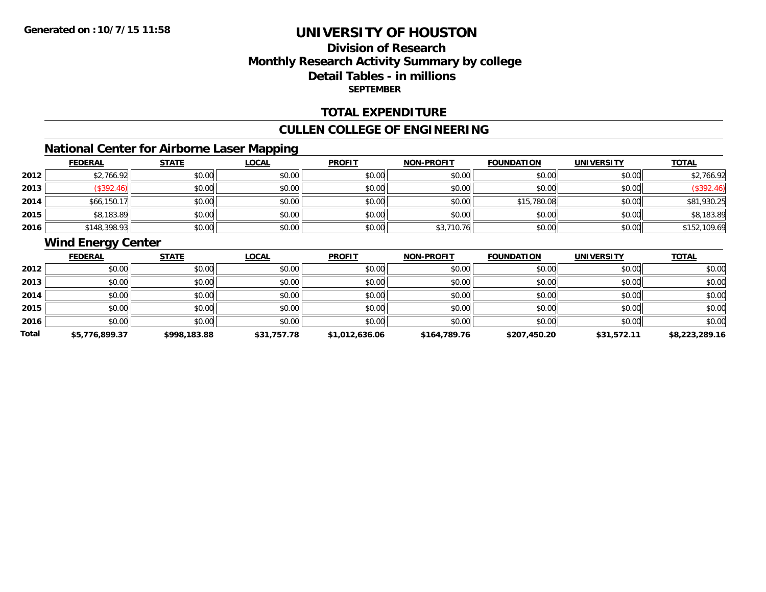**Generated on :10/7/15 11:58**

# UNIVERSITY OF HOUSTON

## Division of Research
## Monthly Research Activity Summary by college
## Detail Tables - in millions
**SEPTEMBER**

## TOTAL EXPENDITURE

## CULLEN COLLEGE OF ENGINEERING

### National Center for Airborne Laser Mapping

| | FEDERAL | STATE | LOCAL | PROFIT | NON-PROFIT | FOUNDATION | UNIVERSITY | TOTAL |
|---|---|---|---|---|---|---|---|---|
| 2012 | $2,766.92 | $0.00 | $0.00 | $0.00 | $0.00 | $0.00 | $0.00 | $2,766.92 |
| 2013 | ($392.46) | $0.00 | $0.00 | $0.00 | $0.00 | $0.00 | $0.00 | ($392.46) |
| 2014 | $66,150.17 | $0.00 | $0.00 | $0.00 | $0.00 | $15,780.08 | $0.00 | $81,930.25 |
| 2015 | $8,183.89 | $0.00 | $0.00 | $0.00 | $0.00 | $0.00 | $0.00 | $8,183.89 |
| 2016 | $148,398.93 | $0.00 | $0.00 | $0.00 | $3,710.76 | $0.00 | $0.00 | $152,109.69 |

### Wind Energy Center

| | FEDERAL | STATE | LOCAL | PROFIT | NON-PROFIT | FOUNDATION | UNIVERSITY | TOTAL |
|---|---|---|---|---|---|---|---|---|
| 2012 | $0.00 | $0.00 | $0.00 | $0.00 | $0.00 | $0.00 | $0.00 | $0.00 |
| 2013 | $0.00 | $0.00 | $0.00 | $0.00 | $0.00 | $0.00 | $0.00 | $0.00 |
| 2014 | $0.00 | $0.00 | $0.00 | $0.00 | $0.00 | $0.00 | $0.00 | $0.00 |
| 2015 | $0.00 | $0.00 | $0.00 | $0.00 | $0.00 | $0.00 | $0.00 | $0.00 |
| 2016 | $0.00 | $0.00 | $0.00 | $0.00 | $0.00 | $0.00 | $0.00 | $0.00 |
| **Total** | **$5,776,899.37** | **$998,183.88** | **$31,757.78** | **$1,012,636.06** | **$164,789.76** | **$207,450.20** | **$31,572.11** | **$8,223,289.16** |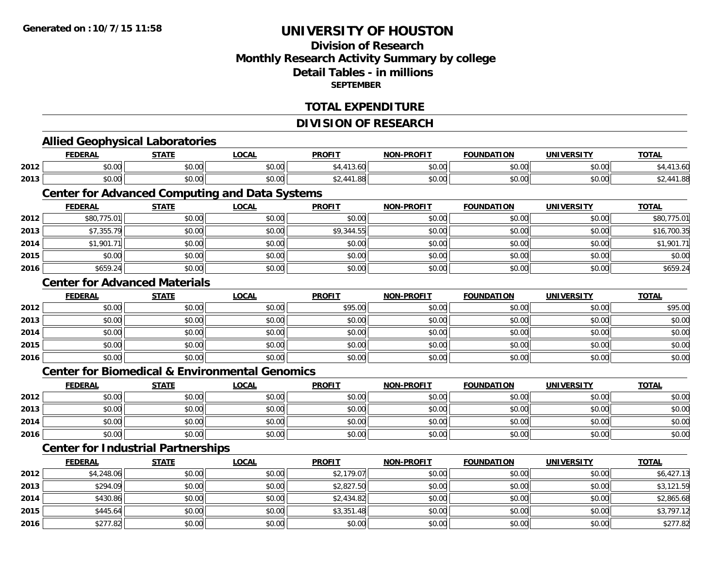**Generated on :10/7/15 11:58**

# UNIVERSITY OF HOUSTON

## Division of Research
## Monthly Research Activity Summary by college
## Detail Tables - in millions
### SEPTEMBER

## TOTAL EXPENDITURE

## DIVISION OF RESEARCH

### Allied Geophysical Laboratories

| | FEDERAL | STATE | LOCAL | PROFIT | NON-PROFIT | FOUNDATION | UNIVERSITY | TOTAL |
|---|---|---|---|---|---|---|---|---|
| 2012 | $0.00 | $0.00 | $0.00 | $4,413.60 | $0.00 | $0.00 | $0.00 | $4,413.60 |
| 2013 | $0.00 | $0.00 | $0.00 | $2,441.88 | $0.00 | $0.00 | $0.00 | $2,441.88 |

### Center for Advanced Computing and Data Systems

| | FEDERAL | STATE | LOCAL | PROFIT | NON-PROFIT | FOUNDATION | UNIVERSITY | TOTAL |
|---|---|---|---|---|---|---|---|---|
| 2012 | $80,775.01 | $0.00 | $0.00 | $0.00 | $0.00 | $0.00 | $0.00 | $80,775.01 |
| 2013 | $7,355.79 | $0.00 | $0.00 | $9,344.55 | $0.00 | $0.00 | $0.00 | $16,700.35 |
| 2014 | $1,901.71 | $0.00 | $0.00 | $0.00 | $0.00 | $0.00 | $0.00 | $1,901.71 |
| 2015 | $0.00 | $0.00 | $0.00 | $0.00 | $0.00 | $0.00 | $0.00 | $0.00 |
| 2016 | $659.24 | $0.00 | $0.00 | $0.00 | $0.00 | $0.00 | $0.00 | $659.24 |

### Center for Advanced Materials

| | FEDERAL | STATE | LOCAL | PROFIT | NON-PROFIT | FOUNDATION | UNIVERSITY | TOTAL |
|---|---|---|---|---|---|---|---|---|
| 2012 | $0.00 | $0.00 | $0.00 | $95.00 | $0.00 | $0.00 | $0.00 | $95.00 |
| 2013 | $0.00 | $0.00 | $0.00 | $0.00 | $0.00 | $0.00 | $0.00 | $0.00 |
| 2014 | $0.00 | $0.00 | $0.00 | $0.00 | $0.00 | $0.00 | $0.00 | $0.00 |
| 2015 | $0.00 | $0.00 | $0.00 | $0.00 | $0.00 | $0.00 | $0.00 | $0.00 |
| 2016 | $0.00 | $0.00 | $0.00 | $0.00 | $0.00 | $0.00 | $0.00 | $0.00 |

### Center for Biomedical & Environmental Genomics

| | FEDERAL | STATE | LOCAL | PROFIT | NON-PROFIT | FOUNDATION | UNIVERSITY | TOTAL |
|---|---|---|---|---|---|---|---|---|
| 2012 | $0.00 | $0.00 | $0.00 | $0.00 | $0.00 | $0.00 | $0.00 | $0.00 |
| 2013 | $0.00 | $0.00 | $0.00 | $0.00 | $0.00 | $0.00 | $0.00 | $0.00 |
| 2014 | $0.00 | $0.00 | $0.00 | $0.00 | $0.00 | $0.00 | $0.00 | $0.00 |
| 2016 | $0.00 | $0.00 | $0.00 | $0.00 | $0.00 | $0.00 | $0.00 | $0.00 |

### Center for Industrial Partnerships

| | FEDERAL | STATE | LOCAL | PROFIT | NON-PROFIT | FOUNDATION | UNIVERSITY | TOTAL |
|---|---|---|---|---|---|---|---|---|
| 2012 | $4,248.06 | $0.00 | $0.00 | $2,179.07 | $0.00 | $0.00 | $0.00 | $6,427.13 |
| 2013 | $294.09 | $0.00 | $0.00 | $2,827.50 | $0.00 | $0.00 | $0.00 | $3,121.59 |
| 2014 | $430.86 | $0.00 | $0.00 | $2,434.82 | $0.00 | $0.00 | $0.00 | $2,865.68 |
| 2015 | $445.64 | $0.00 | $0.00 | $3,351.48 | $0.00 | $0.00 | $0.00 | $3,797.12 |
| 2016 | $277.82 | $0.00 | $0.00 | $0.00 | $0.00 | $0.00 | $0.00 | $277.82 |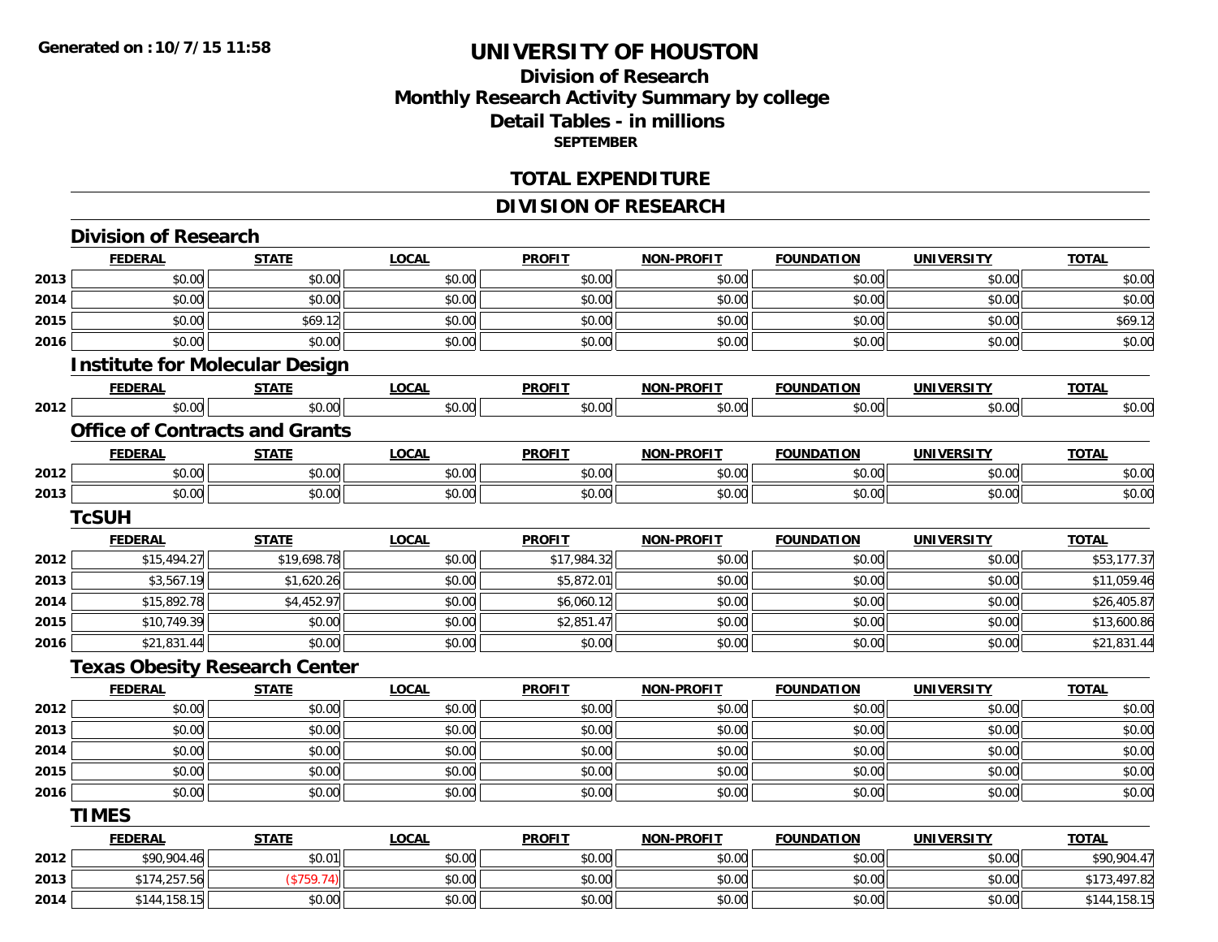**Generated on : 10/7/15 11:58**

# UNIVERSITY OF HOUSTON

## Division of Research
## Monthly Research Activity Summary by college
## Detail Tables - in millions
### SEPTEMBER

### TOTAL EXPENDITURE

### DIVISION OF RESEARCH

#### Division of Research

| | FEDERAL | STATE | LOCAL | PROFIT | NON-PROFIT | FOUNDATION | UNIVERSITY | TOTAL |
|---|---|---|---|---|---|---|---|---|
| 2013 | $0.00 | $0.00 | $0.00 | $0.00 | $0.00 | $0.00 | $0.00 | $0.00 |
| 2014 | $0.00 | $0.00 | $0.00 | $0.00 | $0.00 | $0.00 | $0.00 | $0.00 |
| 2015 | $0.00 | $69.12 | $0.00 | $0.00 | $0.00 | $0.00 | $0.00 | $69.12 |
| 2016 | $0.00 | $0.00 | $0.00 | $0.00 | $0.00 | $0.00 | $0.00 | $0.00 |

#### Institute for Molecular Design

| | FEDERAL | STATE | LOCAL | PROFIT | NON-PROFIT | FOUNDATION | UNIVERSITY | TOTAL |
|---|---|---|---|---|---|---|---|---|
| 2012 | $0.00 | $0.00 | $0.00 | $0.00 | $0.00 | $0.00 | $0.00 | $0.00 |

#### Office of Contracts and Grants

| | FEDERAL | STATE | LOCAL | PROFIT | NON-PROFIT | FOUNDATION | UNIVERSITY | TOTAL |
|---|---|---|---|---|---|---|---|---|
| 2012 | $0.00 | $0.00 | $0.00 | $0.00 | $0.00 | $0.00 | $0.00 | $0.00 |
| 2013 | $0.00 | $0.00 | $0.00 | $0.00 | $0.00 | $0.00 | $0.00 | $0.00 |

#### TcSUH

| | FEDERAL | STATE | LOCAL | PROFIT | NON-PROFIT | FOUNDATION | UNIVERSITY | TOTAL |
|---|---|---|---|---|---|---|---|---|
| 2012 | $15,494.27 | $19,698.78 | $0.00 | $17,984.32 | $0.00 | $0.00 | $0.00 | $53,177.37 |
| 2013 | $3,567.19 | $1,620.26 | $0.00 | $5,872.01 | $0.00 | $0.00 | $0.00 | $11,059.46 |
| 2014 | $15,892.78 | $4,452.97 | $0.00 | $6,060.12 | $0.00 | $0.00 | $0.00 | $26,405.87 |
| 2015 | $10,749.39 | $0.00 | $0.00 | $2,851.47 | $0.00 | $0.00 | $0.00 | $13,600.86 |
| 2016 | $21,831.44 | $0.00 | $0.00 | $0.00 | $0.00 | $0.00 | $0.00 | $21,831.44 |

#### Texas Obesity Research Center

| | FEDERAL | STATE | LOCAL | PROFIT | NON-PROFIT | FOUNDATION | UNIVERSITY | TOTAL |
|---|---|---|---|---|---|---|---|---|
| 2012 | $0.00 | $0.00 | $0.00 | $0.00 | $0.00 | $0.00 | $0.00 | $0.00 |
| 2013 | $0.00 | $0.00 | $0.00 | $0.00 | $0.00 | $0.00 | $0.00 | $0.00 |
| 2014 | $0.00 | $0.00 | $0.00 | $0.00 | $0.00 | $0.00 | $0.00 | $0.00 |
| 2015 | $0.00 | $0.00 | $0.00 | $0.00 | $0.00 | $0.00 | $0.00 | $0.00 |
| 2016 | $0.00 | $0.00 | $0.00 | $0.00 | $0.00 | $0.00 | $0.00 | $0.00 |

#### TIMES

| | FEDERAL | STATE | LOCAL | PROFIT | NON-PROFIT | FOUNDATION | UNIVERSITY | TOTAL |
|---|---|---|---|---|---|---|---|---|
| 2012 | $90,904.46 | $0.01 | $0.00 | $0.00 | $0.00 | $0.00 | $0.00 | $90,904.47 |
| 2013 | $174,257.56 | ($759.74) | $0.00 | $0.00 | $0.00 | $0.00 | $0.00 | $173,497.82 |
| 2014 | $144,158.15 | $0.00 | $0.00 | $0.00 | $0.00 | $0.00 | $0.00 | $144,158.15 |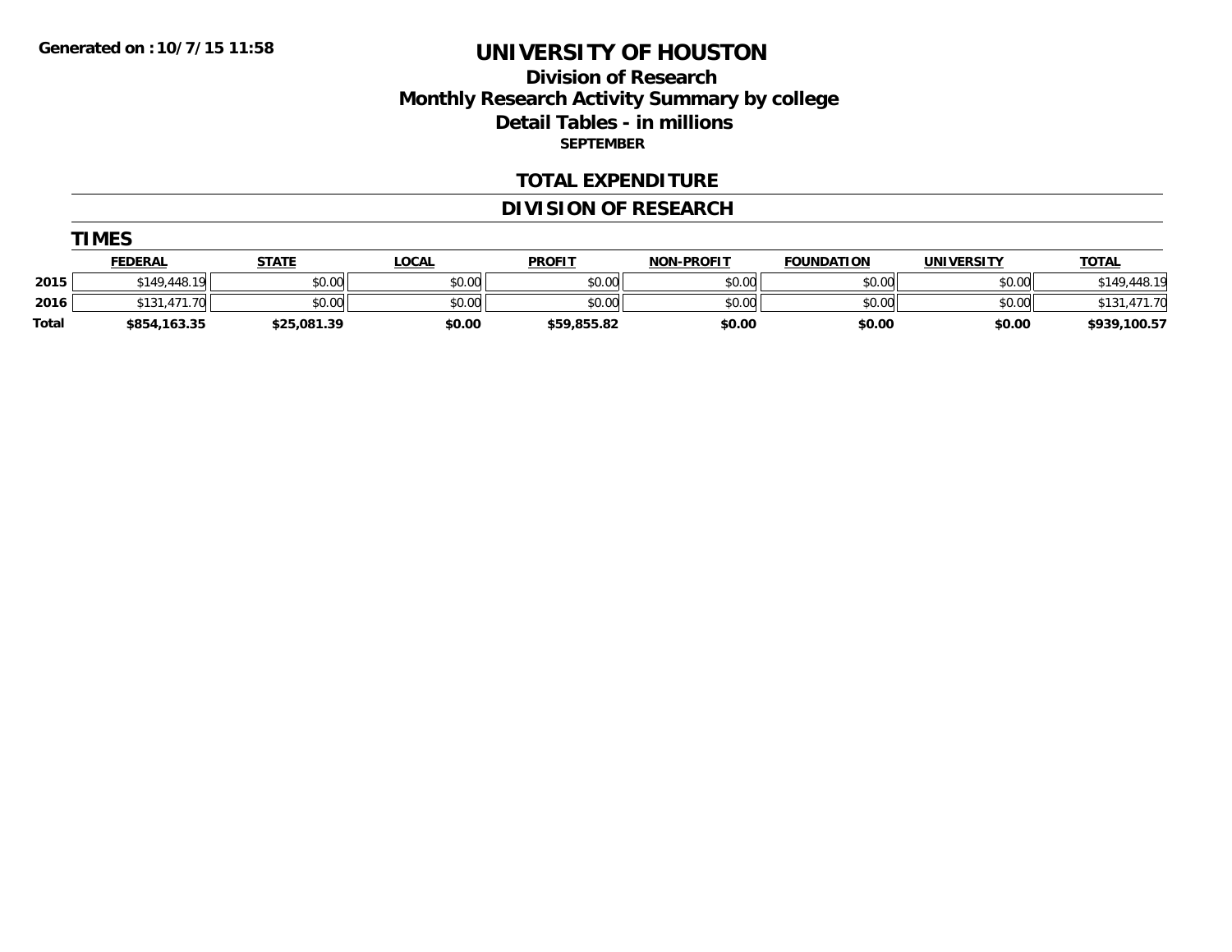**Generated on :10/7/15 11:58**

# UNIVERSITY OF HOUSTON

## Division of Research
## Monthly Research Activity Summary by college
## Detail Tables - in millions
**SEPTEMBER**

### TOTAL EXPENDITURE

### DIVISION OF RESEARCH

#### TIMES

| | FEDERAL | STATE | LOCAL | PROFIT | NON-PROFIT | FOUNDATION | UNIVERSITY | TOTAL |
|---|---|---|---|---|---|---|---|---|
| 2015 | $149,448.19 | $0.00 | $0.00 | $0.00 | $0.00 | $0.00 | $0.00 | $149,448.19 |
| 2016 | $131,471.70 | $0.00 | $0.00 | $0.00 | $0.00 | $0.00 | $0.00 | $131,471.70 |
| **Total** | **$854,163.35** | **$25,081.39** | **$0.00** | **$59,855.82** | **$0.00** | **$0.00** | **$0.00** | **$939,100.57** |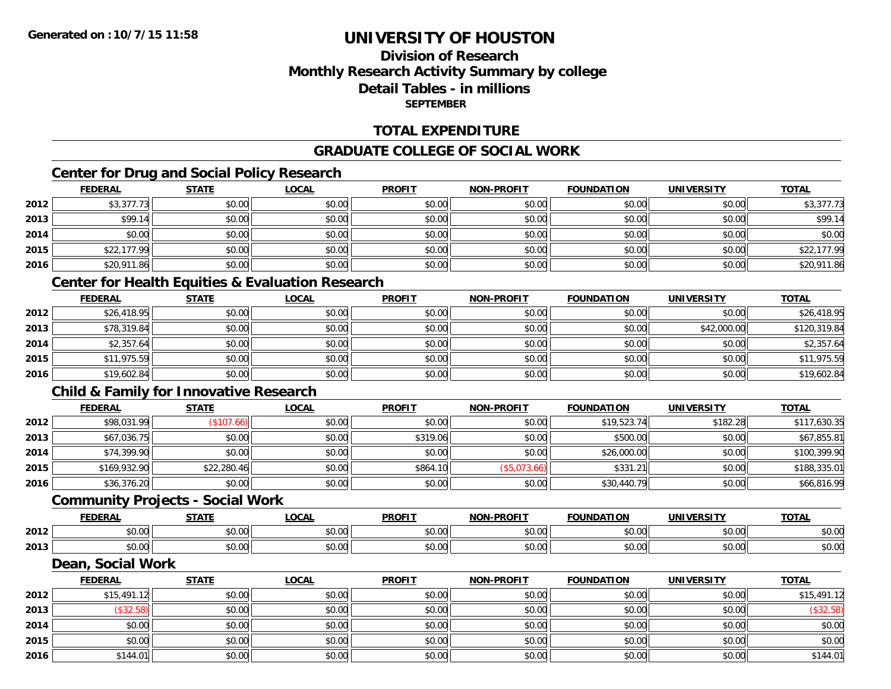**Generated on :10/7/15 11:58**

# UNIVERSITY OF HOUSTON

## Division of Research
## Monthly Research Activity Summary by college
## Detail Tables - in millions
### SEPTEMBER

## TOTAL EXPENDITURE

## GRADUATE COLLEGE OF SOCIAL WORK

### Center for Drug and Social Policy Research

| | FEDERAL | STATE | LOCAL | PROFIT | NON-PROFIT | FOUNDATION | UNIVERSITY | TOTAL |
|---|---|---|---|---|---|---|---|---|
| 2012 | $3,377.73 | $0.00 | $0.00 | $0.00 | $0.00 | $0.00 | $0.00 | $3,377.73 |
| 2013 | $99.14 | $0.00 | $0.00 | $0.00 | $0.00 | $0.00 | $0.00 | $99.14 |
| 2014 | $0.00 | $0.00 | $0.00 | $0.00 | $0.00 | $0.00 | $0.00 | $0.00 |
| 2015 | $22,177.99 | $0.00 | $0.00 | $0.00 | $0.00 | $0.00 | $0.00 | $22,177.99 |
| 2016 | $20,911.86 | $0.00 | $0.00 | $0.00 | $0.00 | $0.00 | $0.00 | $20,911.86 |

### Center for Health Equities & Evaluation Research

| | FEDERAL | STATE | LOCAL | PROFIT | NON-PROFIT | FOUNDATION | UNIVERSITY | TOTAL |
|---|---|---|---|---|---|---|---|---|
| 2012 | $26,418.95 | $0.00 | $0.00 | $0.00 | $0.00 | $0.00 | $0.00 | $26,418.95 |
| 2013 | $78,319.84 | $0.00 | $0.00 | $0.00 | $0.00 | $0.00 | $42,000.00 | $120,319.84 |
| 2014 | $2,357.64 | $0.00 | $0.00 | $0.00 | $0.00 | $0.00 | $0.00 | $2,357.64 |
| 2015 | $11,975.59 | $0.00 | $0.00 | $0.00 | $0.00 | $0.00 | $0.00 | $11,975.59 |
| 2016 | $19,602.84 | $0.00 | $0.00 | $0.00 | $0.00 | $0.00 | $0.00 | $19,602.84 |

### Child & Family for Innovative Research

| | FEDERAL | STATE | LOCAL | PROFIT | NON-PROFIT | FOUNDATION | UNIVERSITY | TOTAL |
|---|---|---|---|---|---|---|---|---|
| 2012 | $98,031.99 | ($107.66) | $0.00 | $0.00 | $0.00 | $19,523.74 | $182.28 | $117,630.35 |
| 2013 | $67,036.75 | $0.00 | $0.00 | $319.06 | $0.00 | $500.00 | $0.00 | $67,855.81 |
| 2014 | $74,399.90 | $0.00 | $0.00 | $0.00 | $0.00 | $26,000.00 | $0.00 | $100,399.90 |
| 2015 | $169,932.90 | $22,280.46 | $0.00 | $864.10 | ($5,073.66) | $331.21 | $0.00 | $188,335.01 |
| 2016 | $36,376.20 | $0.00 | $0.00 | $0.00 | $0.00 | $30,440.79 | $0.00 | $66,816.99 |

### Community Projects - Social Work

| | FEDERAL | STATE | LOCAL | PROFIT | NON-PROFIT | FOUNDATION | UNIVERSITY | TOTAL |
|---|---|---|---|---|---|---|---|---|
| 2012 | $0.00 | $0.00 | $0.00 | $0.00 | $0.00 | $0.00 | $0.00 | $0.00 |
| 2013 | $0.00 | $0.00 | $0.00 | $0.00 | $0.00 | $0.00 | $0.00 | $0.00 |

### Dean, Social Work

| | FEDERAL | STATE | LOCAL | PROFIT | NON-PROFIT | FOUNDATION | UNIVERSITY | TOTAL |
|---|---|---|---|---|---|---|---|---|
| 2012 | $15,491.12 | $0.00 | $0.00 | $0.00 | $0.00 | $0.00 | $0.00 | $15,491.12 |
| 2013 | ($32.58) | $0.00 | $0.00 | $0.00 | $0.00 | $0.00 | $0.00 | ($32.58) |
| 2014 | $0.00 | $0.00 | $0.00 | $0.00 | $0.00 | $0.00 | $0.00 | $0.00 |
| 2015 | $0.00 | $0.00 | $0.00 | $0.00 | $0.00 | $0.00 | $0.00 | $0.00 |
| 2016 | $144.01 | $0.00 | $0.00 | $0.00 | $0.00 | $0.00 | $0.00 | $144.01 |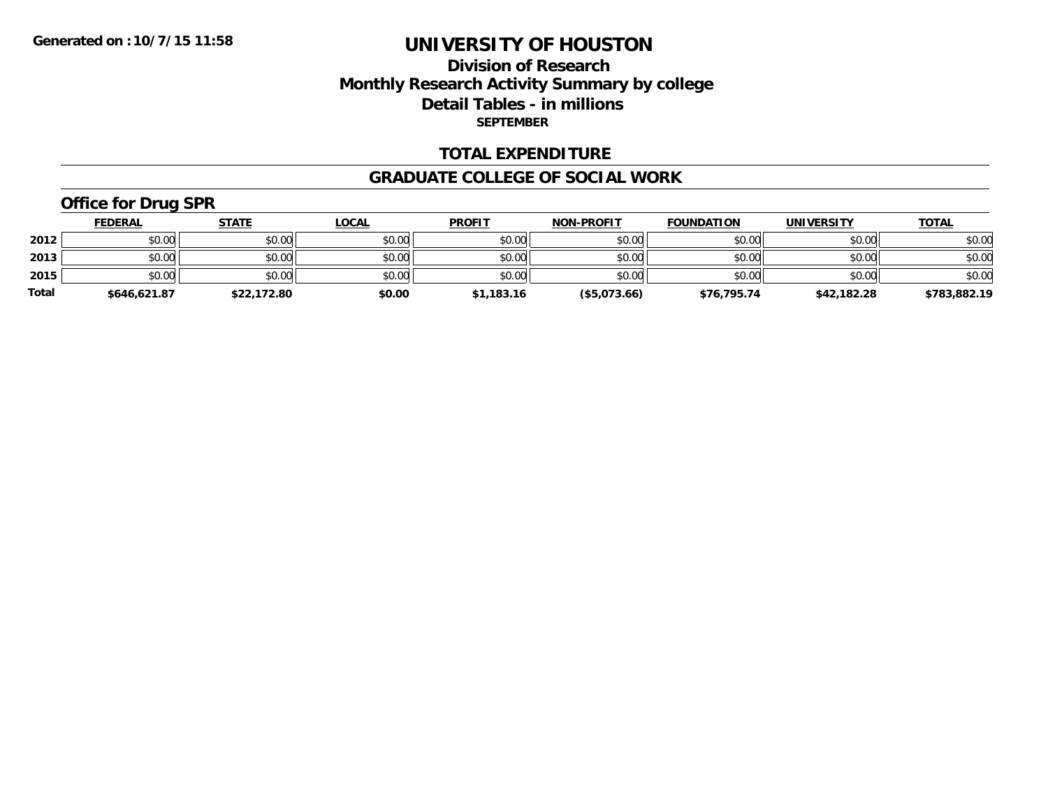Generated on :10/7/15 11:58

# UNIVERSITY OF HOUSTON

## Division of Research
## Monthly Research Activity Summary by college
## Detail Tables - in millions
**SEPTEMBER**

## TOTAL EXPENDITURE

## GRADUATE COLLEGE OF SOCIAL WORK

### Office for Drug SPR

| | FEDERAL | STATE | LOCAL | PROFIT | NON-PROFIT | FOUNDATION | UNIVERSITY | TOTAL |
|---|---|---|---|---|---|---|---|---|
| 2012 | $0.00 | $0.00 | $0.00 | $0.00 | $0.00 | $0.00 | $0.00 | $0.00 |
| 2013 | $0.00 | $0.00 | $0.00 | $0.00 | $0.00 | $0.00 | $0.00 | $0.00 |
| 2015 | $0.00 | $0.00 | $0.00 | $0.00 | $0.00 | $0.00 | $0.00 | $0.00 |
| **Total** | **$646,621.87** | **$22,172.80** | **$0.00** | **$1,183.16** | **($5,073.66)** | **$76,795.74** | **$42,182.28** | **$783,882.19** |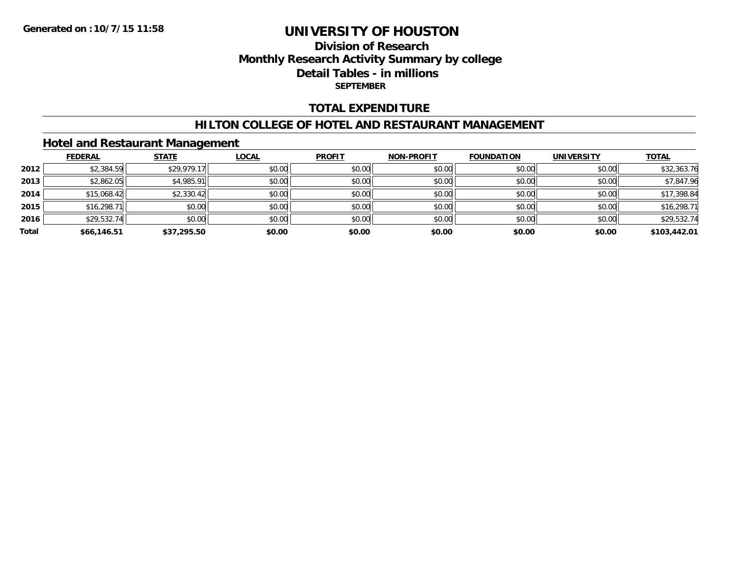Generated on :10/7/15 11:58

# UNIVERSITY OF HOUSTON

## Division of Research
## Monthly Research Activity Summary by college
## Detail Tables - in millions
**SEPTEMBER**

## TOTAL EXPENDITURE

## HILTON COLLEGE OF HOTEL AND RESTAURANT MANAGEMENT

### Hotel and Restaurant Management

| | FEDERAL | STATE | LOCAL | PROFIT | NON-PROFIT | FOUNDATION | UNIVERSITY | TOTAL |
|---|---|---|---|---|---|---|---|---|
| 2012 | $2,384.59 | $29,979.17 | $0.00 | $0.00 | $0.00 | $0.00 | $0.00 | $32,363.76 |
| 2013 | $2,862.05 | $4,985.91 | $0.00 | $0.00 | $0.00 | $0.00 | $0.00 | $7,847.96 |
| 2014 | $15,068.42 | $2,330.42 | $0.00 | $0.00 | $0.00 | $0.00 | $0.00 | $17,398.84 |
| 2015 | $16,298.71 | $0.00 | $0.00 | $0.00 | $0.00 | $0.00 | $0.00 | $16,298.71 |
| 2016 | $29,532.74 | $0.00 | $0.00 | $0.00 | $0.00 | $0.00 | $0.00 | $29,532.74 |
| **Total** | **$66,146.51** | **$37,295.50** | **$0.00** | **$0.00** | **$0.00** | **$0.00** | **$0.00** | **$103,442.01** |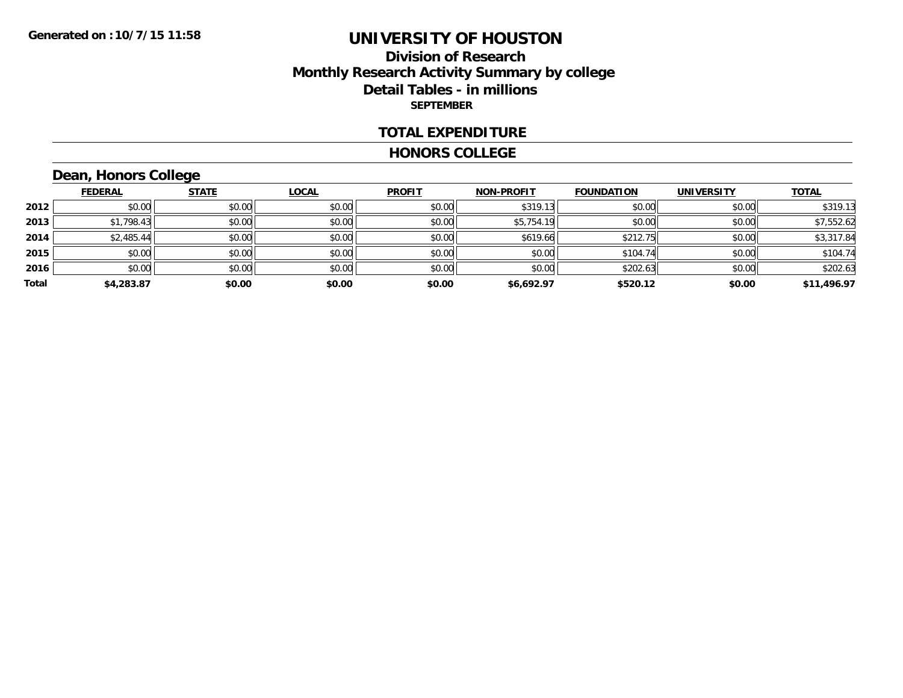# UNIVERSITY OF HOUSTON

## Division of Research
## Monthly Research Activity Summary by college
## Detail Tables - in millions
**SEPTEMBER**

### TOTAL EXPENDITURE

### HONORS COLLEGE

#### Dean, Honors College

| | FEDERAL | STATE | LOCAL | PROFIT | NON-PROFIT | FOUNDATION | UNIVERSITY | TOTAL |
|---|---|---|---|---|---|---|---|---|
| 2012 | $0.00 | $0.00 | $0.00 | $0.00 | $319.13 | $0.00 | $0.00 | $319.13 |
| 2013 | $1,798.43 | $0.00 | $0.00 | $0.00 | $5,754.19 | $0.00 | $0.00 | $7,552.62 |
| 2014 | $2,485.44 | $0.00 | $0.00 | $0.00 | $619.66 | $212.75 | $0.00 | $3,317.84 |
| 2015 | $0.00 | $0.00 | $0.00 | $0.00 | $0.00 | $104.74 | $0.00 | $104.74 |
| 2016 | $0.00 | $0.00 | $0.00 | $0.00 | $0.00 | $202.63 | $0.00 | $202.63 |
| **Total** | **$4,283.87** | **$0.00** | **$0.00** | **$0.00** | **$6,692.97** | **$520.12** | **$0.00** | **$11,496.97** |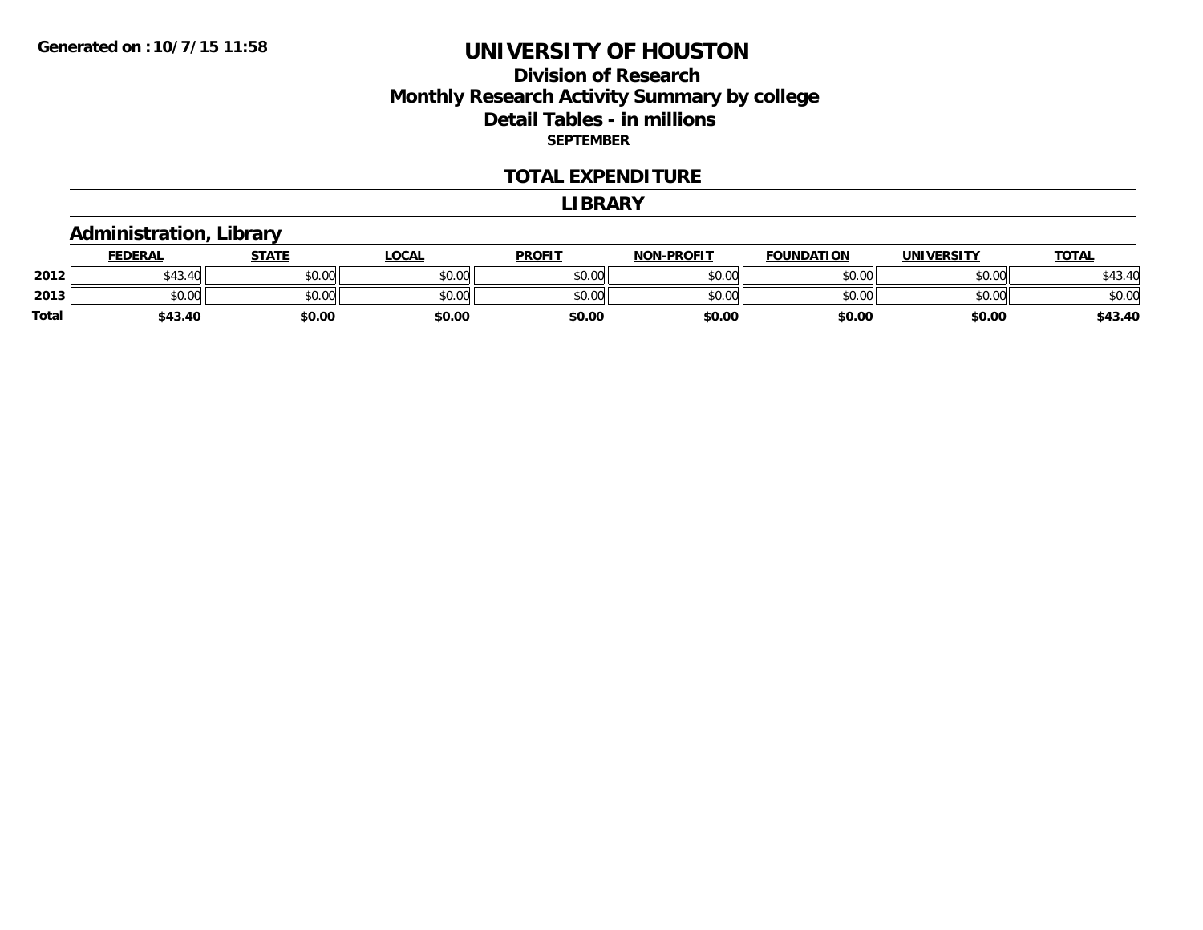Generated on :10/7/15 11:58

# UNIVERSITY OF HOUSTON

## Division of Research
## Monthly Research Activity Summary by college
## Detail Tables - in millions

**SEPTEMBER**

### TOTAL EXPENDITURE

### LIBRARY

#### Administration, Library

| | FEDERAL | STATE | LOCAL | PROFIT | NON-PROFIT | FOUNDATION | UNIVERSITY | TOTAL |
|---|---|---|---|---|---|---|---|---|
| 2012 | $43.40 | $0.00 | $0.00 | $0.00 | $0.00 | $0.00 | $0.00 | $43.40 |
| 2013 | $0.00 | $0.00 | $0.00 | $0.00 | $0.00 | $0.00 | $0.00 | $0.00 |
| Total | $43.40 | $0.00 | $0.00 | $0.00 | $0.00 | $0.00 | $0.00 | $43.40 |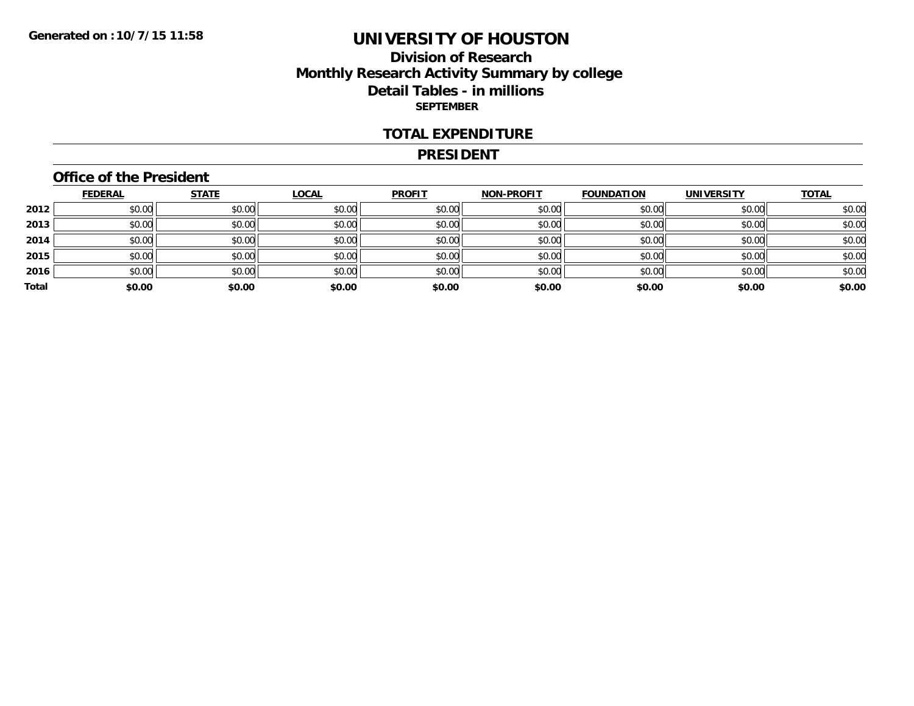Generated on :10/7/15 11:58

# UNIVERSITY OF HOUSTON

## Division of Research
## Monthly Research Activity Summary by college
## Detail Tables - in millions

**SEPTEMBER**

## TOTAL EXPENDITURE

## PRESIDENT

### Office of the President

| | FEDERAL | STATE | LOCAL | PROFIT | NON-PROFIT | FOUNDATION | UNIVERSITY | TOTAL |
|---|---|---|---|---|---|---|---|---|
| 2012 | $0.00 | $0.00 | $0.00 | $0.00 | $0.00 | $0.00 | $0.00 | $0.00 |
| 2013 | $0.00 | $0.00 | $0.00 | $0.00 | $0.00 | $0.00 | $0.00 | $0.00 |
| 2014 | $0.00 | $0.00 | $0.00 | $0.00 | $0.00 | $0.00 | $0.00 | $0.00 |
| 2015 | $0.00 | $0.00 | $0.00 | $0.00 | $0.00 | $0.00 | $0.00 | $0.00 |
| 2016 | $0.00 | $0.00 | $0.00 | $0.00 | $0.00 | $0.00 | $0.00 | $0.00 |
| **Total** | **$0.00** | **$0.00** | **$0.00** | **$0.00** | **$0.00** | **$0.00** | **$0.00** | **$0.00** |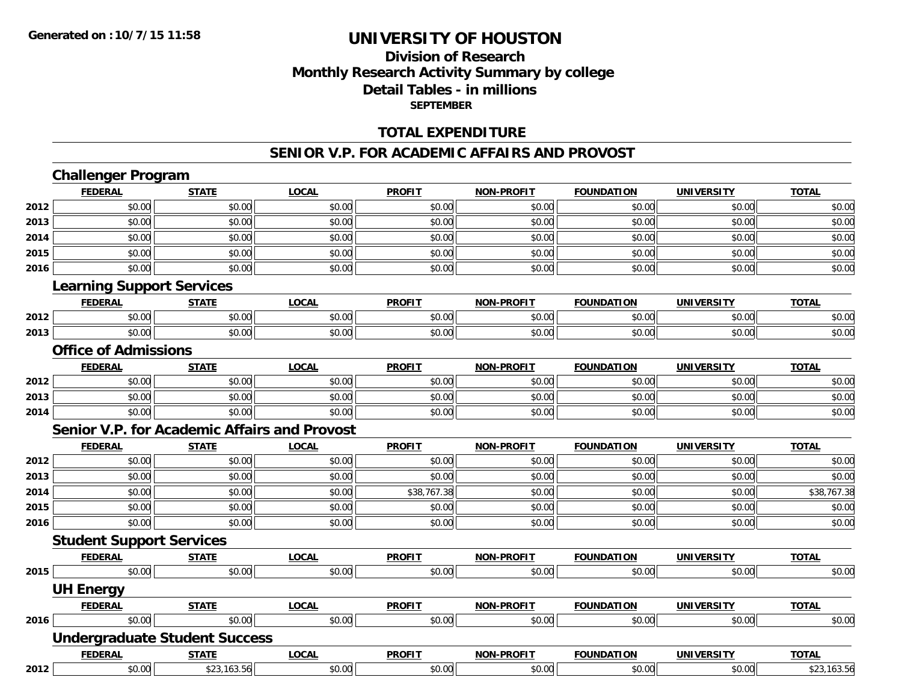**Generated on :10/7/15 11:58**

# UNIVERSITY OF HOUSTON

## Division of Research
## Monthly Research Activity Summary by college
## Detail Tables - in millions
### SEPTEMBER

## TOTAL EXPENDITURE

## SENIOR V.P. FOR ACADEMIC AFFAIRS AND PROVOST

### Challenger Program

| | FEDERAL | STATE | LOCAL | PROFIT | NON-PROFIT | FOUNDATION | UNIVERSITY | TOTAL |
|---|---|---|---|---|---|---|---|---|
| 2012 | $0.00 | $0.00 | $0.00 | $0.00 | $0.00 | $0.00 | $0.00 | $0.00 |
| 2013 | $0.00 | $0.00 | $0.00 | $0.00 | $0.00 | $0.00 | $0.00 | $0.00 |
| 2014 | $0.00 | $0.00 | $0.00 | $0.00 | $0.00 | $0.00 | $0.00 | $0.00 |
| 2015 | $0.00 | $0.00 | $0.00 | $0.00 | $0.00 | $0.00 | $0.00 | $0.00 |
| 2016 | $0.00 | $0.00 | $0.00 | $0.00 | $0.00 | $0.00 | $0.00 | $0.00 |

### Learning Support Services

| | FEDERAL | STATE | LOCAL | PROFIT | NON-PROFIT | FOUNDATION | UNIVERSITY | TOTAL |
|---|---|---|---|---|---|---|---|---|
| 2012 | $0.00 | $0.00 | $0.00 | $0.00 | $0.00 | $0.00 | $0.00 | $0.00 |
| 2013 | $0.00 | $0.00 | $0.00 | $0.00 | $0.00 | $0.00 | $0.00 | $0.00 |

### Office of Admissions

| | FEDERAL | STATE | LOCAL | PROFIT | NON-PROFIT | FOUNDATION | UNIVERSITY | TOTAL |
|---|---|---|---|---|---|---|---|---|
| 2012 | $0.00 | $0.00 | $0.00 | $0.00 | $0.00 | $0.00 | $0.00 | $0.00 |
| 2013 | $0.00 | $0.00 | $0.00 | $0.00 | $0.00 | $0.00 | $0.00 | $0.00 |
| 2014 | $0.00 | $0.00 | $0.00 | $0.00 | $0.00 | $0.00 | $0.00 | $0.00 |

### Senior V.P. for Academic Affairs and Provost

| | FEDERAL | STATE | LOCAL | PROFIT | NON-PROFIT | FOUNDATION | UNIVERSITY | TOTAL |
|---|---|---|---|---|---|---|---|---|
| 2012 | $0.00 | $0.00 | $0.00 | $0.00 | $0.00 | $0.00 | $0.00 | $0.00 |
| 2013 | $0.00 | $0.00 | $0.00 | $0.00 | $0.00 | $0.00 | $0.00 | $0.00 |
| 2014 | $0.00 | $0.00 | $0.00 | $38,767.38 | $0.00 | $0.00 | $0.00 | $38,767.38 |
| 2015 | $0.00 | $0.00 | $0.00 | $0.00 | $0.00 | $0.00 | $0.00 | $0.00 |
| 2016 | $0.00 | $0.00 | $0.00 | $0.00 | $0.00 | $0.00 | $0.00 | $0.00 |

### Student Support Services

| | FEDERAL | STATE | LOCAL | PROFIT | NON-PROFIT | FOUNDATION | UNIVERSITY | TOTAL |
|---|---|---|---|---|---|---|---|---|
| 2015 | $0.00 | $0.00 | $0.00 | $0.00 | $0.00 | $0.00 | $0.00 | $0.00 |

### UH Energy

| | FEDERAL | STATE | LOCAL | PROFIT | NON-PROFIT | FOUNDATION | UNIVERSITY | TOTAL |
|---|---|---|---|---|---|---|---|---|
| 2016 | $0.00 | $0.00 | $0.00 | $0.00 | $0.00 | $0.00 | $0.00 | $0.00 |

### Undergraduate Student Success

| | FEDERAL | STATE | LOCAL | PROFIT | NON-PROFIT | FOUNDATION | UNIVERSITY | TOTAL |
|---|---|---|---|---|---|---|---|---|
| 2012 | $0.00 | $23,163.56 | $0.00 | $0.00 | $0.00 | $0.00 | $0.00 | $23,163.56 |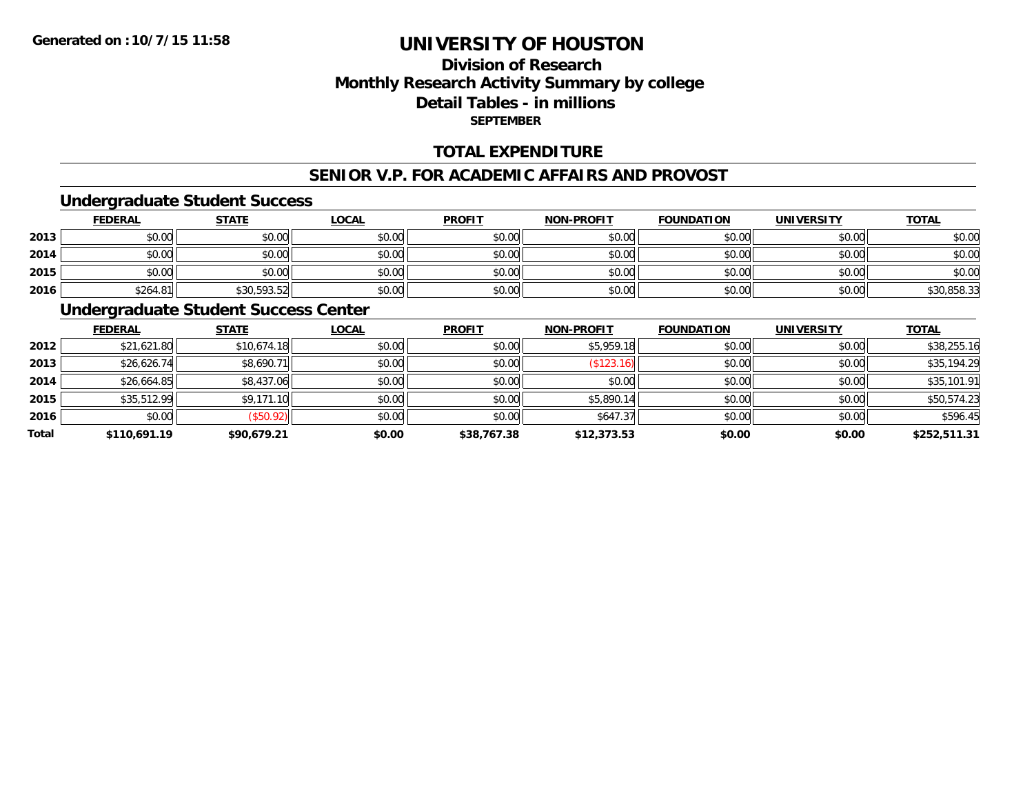**Generated on :10/7/15 11:58**

# UNIVERSITY OF HOUSTON

## Division of Research
## Monthly Research Activity Summary by college
## Detail Tables - in millions
### SEPTEMBER

## TOTAL EXPENDITURE

## SENIOR V.P. FOR ACADEMIC AFFAIRS AND PROVOST

### Undergraduate Student Success

| | FEDERAL | STATE | LOCAL | PROFIT | NON-PROFIT | FOUNDATION | UNIVERSITY | TOTAL |
|---|---|---|---|---|---|---|---|---|
| 2013 | $0.00 | $0.00 | $0.00 | $0.00 | $0.00 | $0.00 | $0.00 | $0.00 |
| 2014 | $0.00 | $0.00 | $0.00 | $0.00 | $0.00 | $0.00 | $0.00 | $0.00 |
| 2015 | $0.00 | $0.00 | $0.00 | $0.00 | $0.00 | $0.00 | $0.00 | $0.00 |
| 2016 | $264.81 | $30,593.52 | $0.00 | $0.00 | $0.00 | $0.00 | $0.00 | $30,858.33 |

### Undergraduate Student Success Center

| | FEDERAL | STATE | LOCAL | PROFIT | NON-PROFIT | FOUNDATION | UNIVERSITY | TOTAL |
|---|---|---|---|---|---|---|---|---|
| 2012 | $21,621.80 | $10,674.18 | $0.00 | $0.00 | $5,959.18 | $0.00 | $0.00 | $38,255.16 |
| 2013 | $26,626.74 | $8,690.71 | $0.00 | $0.00 | ($123.16) | $0.00 | $0.00 | $35,194.29 |
| 2014 | $26,664.85 | $8,437.06 | $0.00 | $0.00 | $0.00 | $0.00 | $0.00 | $35,101.91 |
| 2015 | $35,512.99 | $9,171.10 | $0.00 | $0.00 | $5,890.14 | $0.00 | $0.00 | $50,574.23 |
| 2016 | $0.00 | ($50.92) | $0.00 | $0.00 | $647.37 | $0.00 | $0.00 | $596.45 |
| **Total** | **$110,691.19** | **$90,679.21** | **$0.00** | **$38,767.38** | **$12,373.53** | **$0.00** | **$0.00** | **$252,511.31** |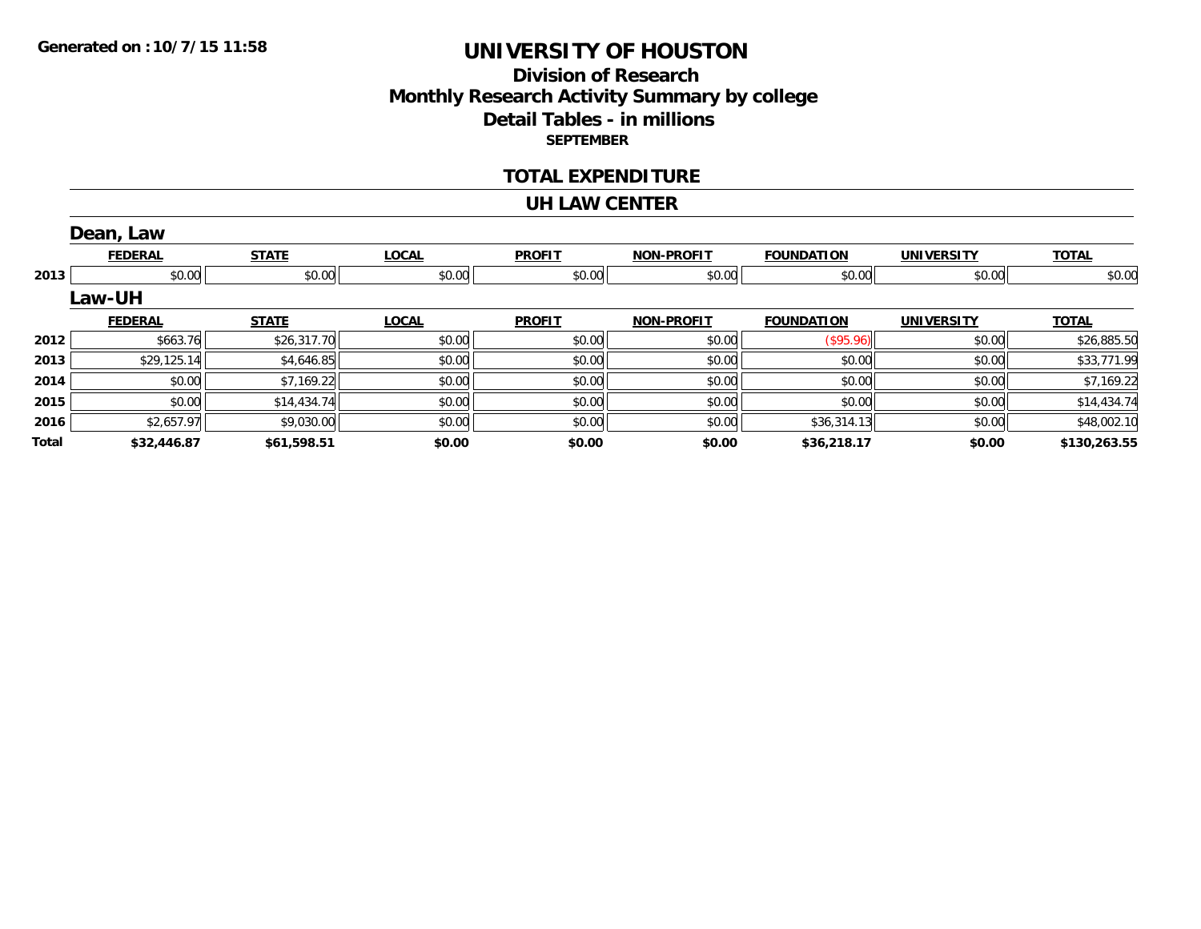Generated on :10/7/15 11:58

# UNIVERSITY OF HOUSTON

## Division of Research
## Monthly Research Activity Summary by college
## Detail Tables - in millions
### SEPTEMBER

## TOTAL EXPENDITURE

## UH LAW CENTER

### Dean, Law

| | FEDERAL | STATE | LOCAL | PROFIT | NON-PROFIT | FOUNDATION | UNIVERSITY | TOTAL |
|---|---|---|---|---|---|---|---|---|
| 2013 | $0.00 | $0.00 | $0.00 | $0.00 | $0.00 | $0.00 | $0.00 | $0.00 |

### Law-UH

| | FEDERAL | STATE | LOCAL | PROFIT | NON-PROFIT | FOUNDATION | UNIVERSITY | TOTAL |
|---|---|---|---|---|---|---|---|---|
| 2012 | $663.76 | $26,317.70 | $0.00 | $0.00 | $0.00 | ($95.96) | $0.00 | $26,885.50 |
| 2013 | $29,125.14 | $4,646.85 | $0.00 | $0.00 | $0.00 | $0.00 | $0.00 | $33,771.99 |
| 2014 | $0.00 | $7,169.22 | $0.00 | $0.00 | $0.00 | $0.00 | $0.00 | $7,169.22 |
| 2015 | $0.00 | $14,434.74 | $0.00 | $0.00 | $0.00 | $0.00 | $0.00 | $14,434.74 |
| 2016 | $2,657.97 | $9,030.00 | $0.00 | $0.00 | $0.00 | $36,314.13 | $0.00 | $48,002.10 |
| **Total** | **$32,446.87** | **$61,598.51** | **$0.00** | **$0.00** | **$0.00** | **$36,218.17** | **$0.00** | **$130,263.55** |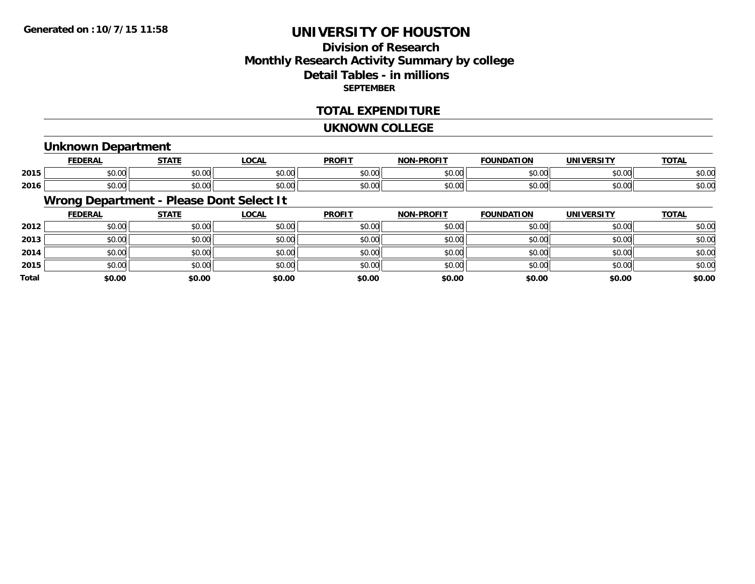Generated on :10/7/15 11:58

# UNIVERSITY OF HOUSTON

## Division of Research
## Monthly Research Activity Summary by college
## Detail Tables - in millions
**SEPTEMBER**

## TOTAL EXPENDITURE

## UKNOWN COLLEGE

### Unknown Department

| | FEDERAL | STATE | LOCAL | PROFIT | NON-PROFIT | FOUNDATION | UNIVERSITY | TOTAL |
|---|---|---|---|---|---|---|---|---|
| 2015 | $0.00 | $0.00 | $0.00 | $0.00 | $0.00 | $0.00 | $0.00 | $0.00 |
| 2016 | $0.00 | $0.00 | $0.00 | $0.00 | $0.00 | $0.00 | $0.00 | $0.00 |

### Wrong Department - Please Dont Select It

| | FEDERAL | STATE | LOCAL | PROFIT | NON-PROFIT | FOUNDATION | UNIVERSITY | TOTAL |
|---|---|---|---|---|---|---|---|---|
| 2012 | $0.00 | $0.00 | $0.00 | $0.00 | $0.00 | $0.00 | $0.00 | $0.00 |
| 2013 | $0.00 | $0.00 | $0.00 | $0.00 | $0.00 | $0.00 | $0.00 | $0.00 |
| 2014 | $0.00 | $0.00 | $0.00 | $0.00 | $0.00 | $0.00 | $0.00 | $0.00 |
| 2015 | $0.00 | $0.00 | $0.00 | $0.00 | $0.00 | $0.00 | $0.00 | $0.00 |
| **Total** | **$0.00** | **$0.00** | **$0.00** | **$0.00** | **$0.00** | **$0.00** | **$0.00** | **$0.00** |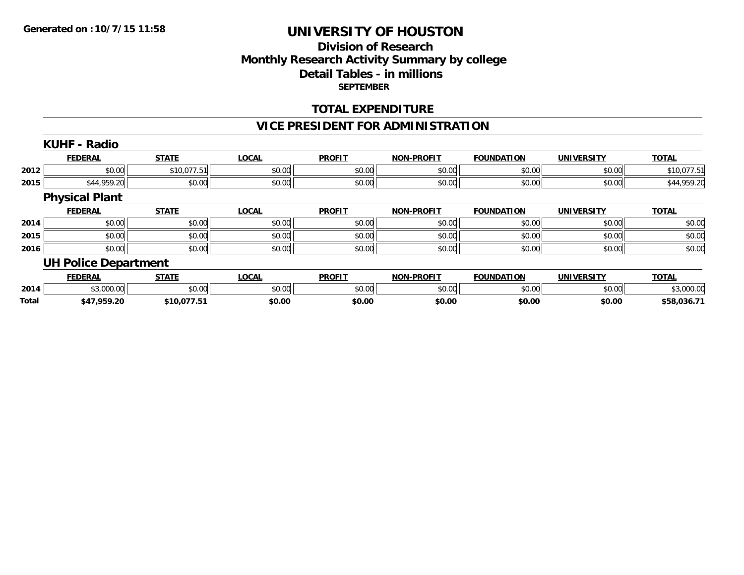**Generated on :10/7/15 11:58**

# UNIVERSITY OF HOUSTON

## Division of Research
## Monthly Research Activity Summary by college
## Detail Tables - in millions
### SEPTEMBER

## TOTAL EXPENDITURE

## VICE PRESIDENT FOR ADMINISTRATION

### KUHF - Radio

| | FEDERAL | STATE | LOCAL | PROFIT | NON-PROFIT | FOUNDATION | UNIVERSITY | TOTAL |
|---|---|---|---|---|---|---|---|---|
| 2012 | $0.00 | $10,077.51 | $0.00 | $0.00 | $0.00 | $0.00 | $0.00 | $10,077.51 |
| 2015 | $44,959.20 | $0.00 | $0.00 | $0.00 | $0.00 | $0.00 | $0.00 | $44,959.20 |

### Physical Plant

| | FEDERAL | STATE | LOCAL | PROFIT | NON-PROFIT | FOUNDATION | UNIVERSITY | TOTAL |
|---|---|---|---|---|---|---|---|---|
| 2014 | $0.00 | $0.00 | $0.00 | $0.00 | $0.00 | $0.00 | $0.00 | $0.00 |
| 2015 | $0.00 | $0.00 | $0.00 | $0.00 | $0.00 | $0.00 | $0.00 | $0.00 |
| 2016 | $0.00 | $0.00 | $0.00 | $0.00 | $0.00 | $0.00 | $0.00 | $0.00 |

### UH Police Department

| | FEDERAL | STATE | LOCAL | PROFIT | NON-PROFIT | FOUNDATION | UNIVERSITY | TOTAL |
|---|---|---|---|---|---|---|---|---|
| 2014 | $3,000.00 | $0.00 | $0.00 | $0.00 | $0.00 | $0.00 | $0.00 | $3,000.00 |
| **Total** | **$47,959.20** | **$10,077.51** | **$0.00** | **$0.00** | **$0.00** | **$0.00** | **$0.00** | **$58,036.71** |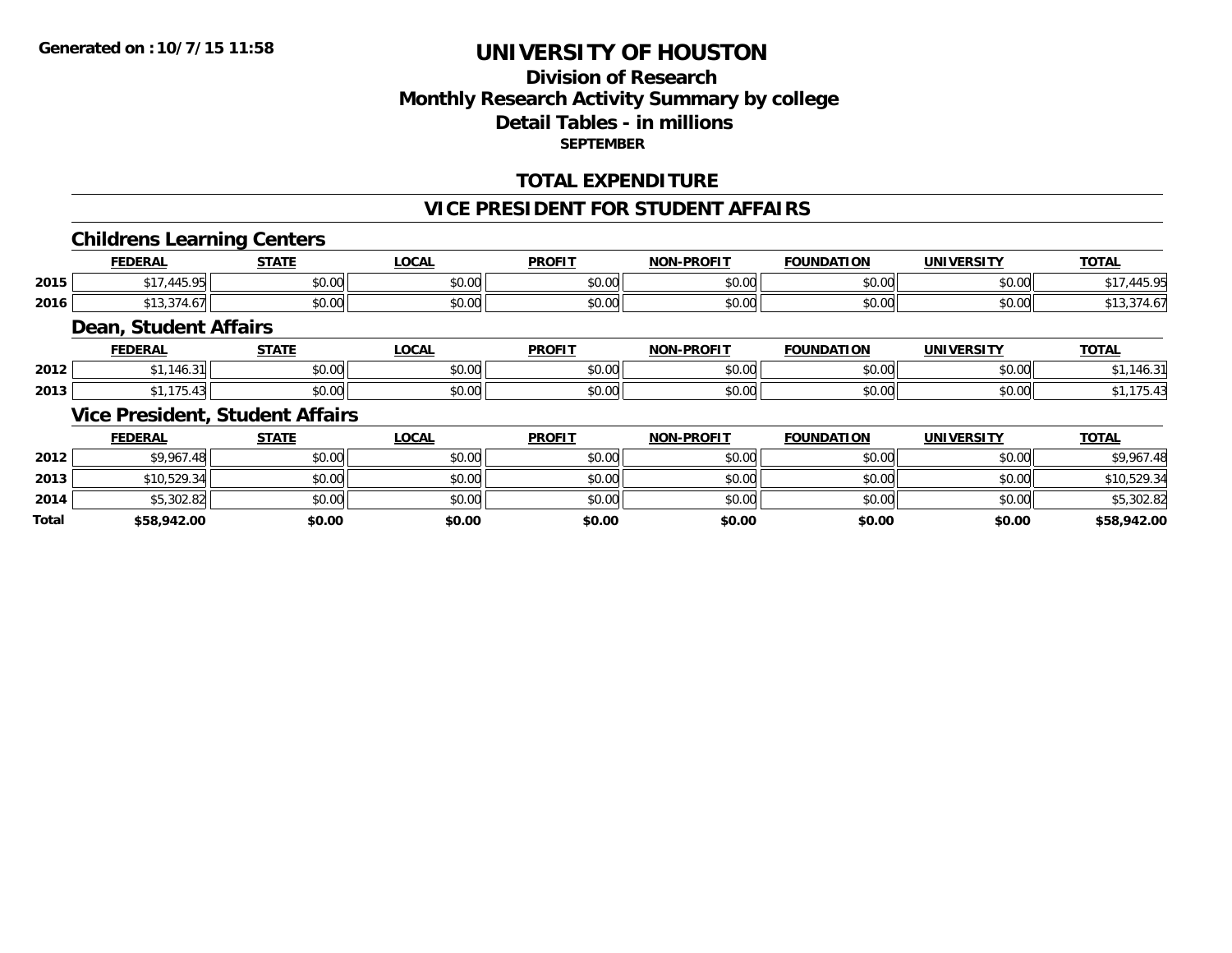Generated on :10/7/15 11:58

# UNIVERSITY OF HOUSTON

## Division of Research
## Monthly Research Activity Summary by college
## Detail Tables - in millions
### SEPTEMBER

## TOTAL EXPENDITURE

## VICE PRESIDENT FOR STUDENT AFFAIRS

### Childrens Learning Centers

| | FEDERAL | STATE | LOCAL | PROFIT | NON-PROFIT | FOUNDATION | UNIVERSITY | TOTAL |
|---|---|---|---|---|---|---|---|---|
| 2015 | $17,445.95 | $0.00 | $0.00 | $0.00 | $0.00 | $0.00 | $0.00 | $17,445.95 |
| 2016 | $13,374.67 | $0.00 | $0.00 | $0.00 | $0.00 | $0.00 | $0.00 | $13,374.67 |

### Dean, Student Affairs

| | FEDERAL | STATE | LOCAL | PROFIT | NON-PROFIT | FOUNDATION | UNIVERSITY | TOTAL |
|---|---|---|---|---|---|---|---|---|
| 2012 | $1,146.31 | $0.00 | $0.00 | $0.00 | $0.00 | $0.00 | $0.00 | $1,146.31 |
| 2013 | $1,175.43 | $0.00 | $0.00 | $0.00 | $0.00 | $0.00 | $0.00 | $1,175.43 |

### Vice President, Student Affairs

| | FEDERAL | STATE | LOCAL | PROFIT | NON-PROFIT | FOUNDATION | UNIVERSITY | TOTAL |
|---|---|---|---|---|---|---|---|---|
| 2012 | $9,967.48 | $0.00 | $0.00 | $0.00 | $0.00 | $0.00 | $0.00 | $9,967.48 |
| 2013 | $10,529.34 | $0.00 | $0.00 | $0.00 | $0.00 | $0.00 | $0.00 | $10,529.34 |
| 2014 | $5,302.82 | $0.00 | $0.00 | $0.00 | $0.00 | $0.00 | $0.00 | $5,302.82 |
| **Total** | **$58,942.00** | **$0.00** | **$0.00** | **$0.00** | **$0.00** | **$0.00** | **$0.00** | **$58,942.00** |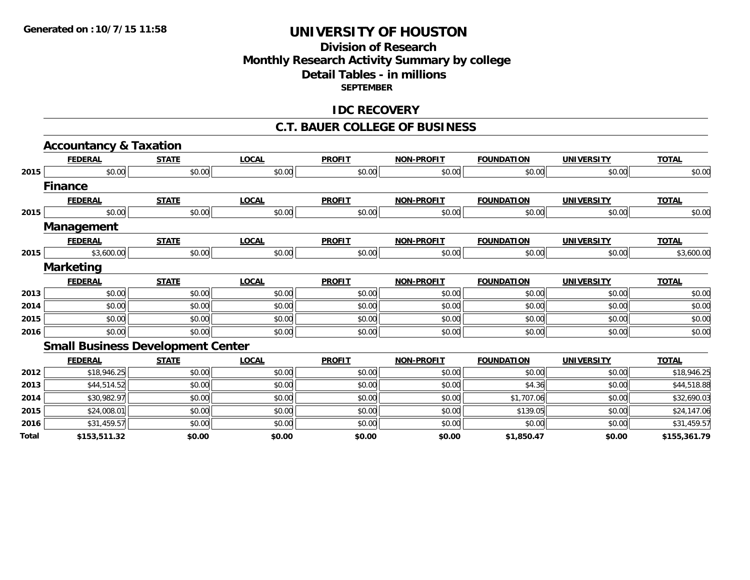**Generated on :10/7/15 11:58**

# UNIVERSITY OF HOUSTON

## Division of Research
## Monthly Research Activity Summary by college
## Detail Tables - in millions
### SEPTEMBER

## IDC RECOVERY

## C.T. BAUER COLLEGE OF BUSINESS

### Accountancy & Taxation

| | FEDERAL | STATE | LOCAL | PROFIT | NON-PROFIT | FOUNDATION | UNIVERSITY | TOTAL |
|---|---|---|---|---|---|---|---|---|
| 2015 | $0.00 | $0.00 | $0.00 | $0.00 | $0.00 | $0.00 | $0.00 | $0.00 |

### Finance

| | FEDERAL | STATE | LOCAL | PROFIT | NON-PROFIT | FOUNDATION | UNIVERSITY | TOTAL |
|---|---|---|---|---|---|---|---|---|
| 2015 | $0.00 | $0.00 | $0.00 | $0.00 | $0.00 | $0.00 | $0.00 | $0.00 |

### Management

| | FEDERAL | STATE | LOCAL | PROFIT | NON-PROFIT | FOUNDATION | UNIVERSITY | TOTAL |
|---|---|---|---|---|---|---|---|---|
| 2015 | $3,600.00 | $0.00 | $0.00 | $0.00 | $0.00 | $0.00 | $0.00 | $3,600.00 |

### Marketing

| | FEDERAL | STATE | LOCAL | PROFIT | NON-PROFIT | FOUNDATION | UNIVERSITY | TOTAL |
|---|---|---|---|---|---|---|---|---|
| 2013 | $0.00 | $0.00 | $0.00 | $0.00 | $0.00 | $0.00 | $0.00 | $0.00 |
| 2014 | $0.00 | $0.00 | $0.00 | $0.00 | $0.00 | $0.00 | $0.00 | $0.00 |
| 2015 | $0.00 | $0.00 | $0.00 | $0.00 | $0.00 | $0.00 | $0.00 | $0.00 |
| 2016 | $0.00 | $0.00 | $0.00 | $0.00 | $0.00 | $0.00 | $0.00 | $0.00 |

### Small Business Development Center

| | FEDERAL | STATE | LOCAL | PROFIT | NON-PROFIT | FOUNDATION | UNIVERSITY | TOTAL |
|---|---|---|---|---|---|---|---|---|
| 2012 | $18,946.25 | $0.00 | $0.00 | $0.00 | $0.00 | $0.00 | $0.00 | $18,946.25 |
| 2013 | $44,514.52 | $0.00 | $0.00 | $0.00 | $0.00 | $4.36 | $0.00 | $44,518.88 |
| 2014 | $30,982.97 | $0.00 | $0.00 | $0.00 | $0.00 | $1,707.06 | $0.00 | $32,690.03 |
| 2015 | $24,008.01 | $0.00 | $0.00 | $0.00 | $0.00 | $139.05 | $0.00 | $24,147.06 |
| 2016 | $31,459.57 | $0.00 | $0.00 | $0.00 | $0.00 | $0.00 | $0.00 | $31,459.57 |
| **Total** | **$153,511.32** | **$0.00** | **$0.00** | **$0.00** | **$0.00** | **$1,850.47** | **$0.00** | **$155,361.79** |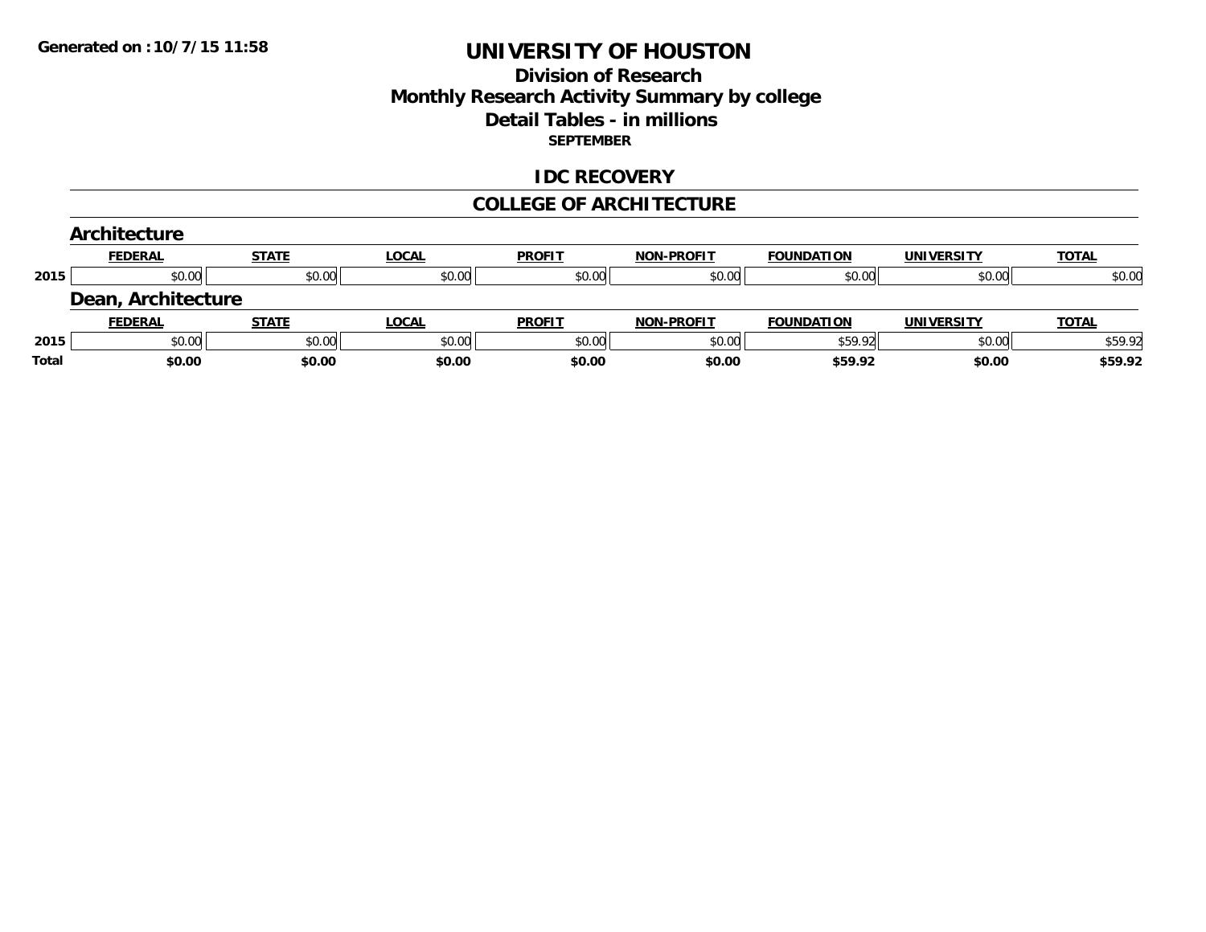Generated on :10/7/15 11:58

# UNIVERSITY OF HOUSTON

## Division of Research
## Monthly Research Activity Summary by college
## Detail Tables - in millions
**SEPTEMBER**

## IDC RECOVERY

## COLLEGE OF ARCHITECTURE

### Architecture

| | FEDERAL | STATE | LOCAL | PROFIT | NON-PROFIT | FOUNDATION | UNIVERSITY | TOTAL |
|---|---|---|---|---|---|---|---|---|
| 2015 | $0.00 | $0.00 | $0.00 | $0.00 | $0.00 | $0.00 | $0.00 | $0.00 |

### Dean, Architecture

| | FEDERAL | STATE | LOCAL | PROFIT | NON-PROFIT | FOUNDATION | UNIVERSITY | TOTAL |
|---|---|---|---|---|---|---|---|---|
| 2015 | $0.00 | $0.00 | $0.00 | $0.00 | $0.00 | $59.92 | $0.00 | $59.92 |
| **Total** | **$0.00** | **$0.00** | **$0.00** | **$0.00** | **$0.00** | **$59.92** | **$0.00** | **$59.92** |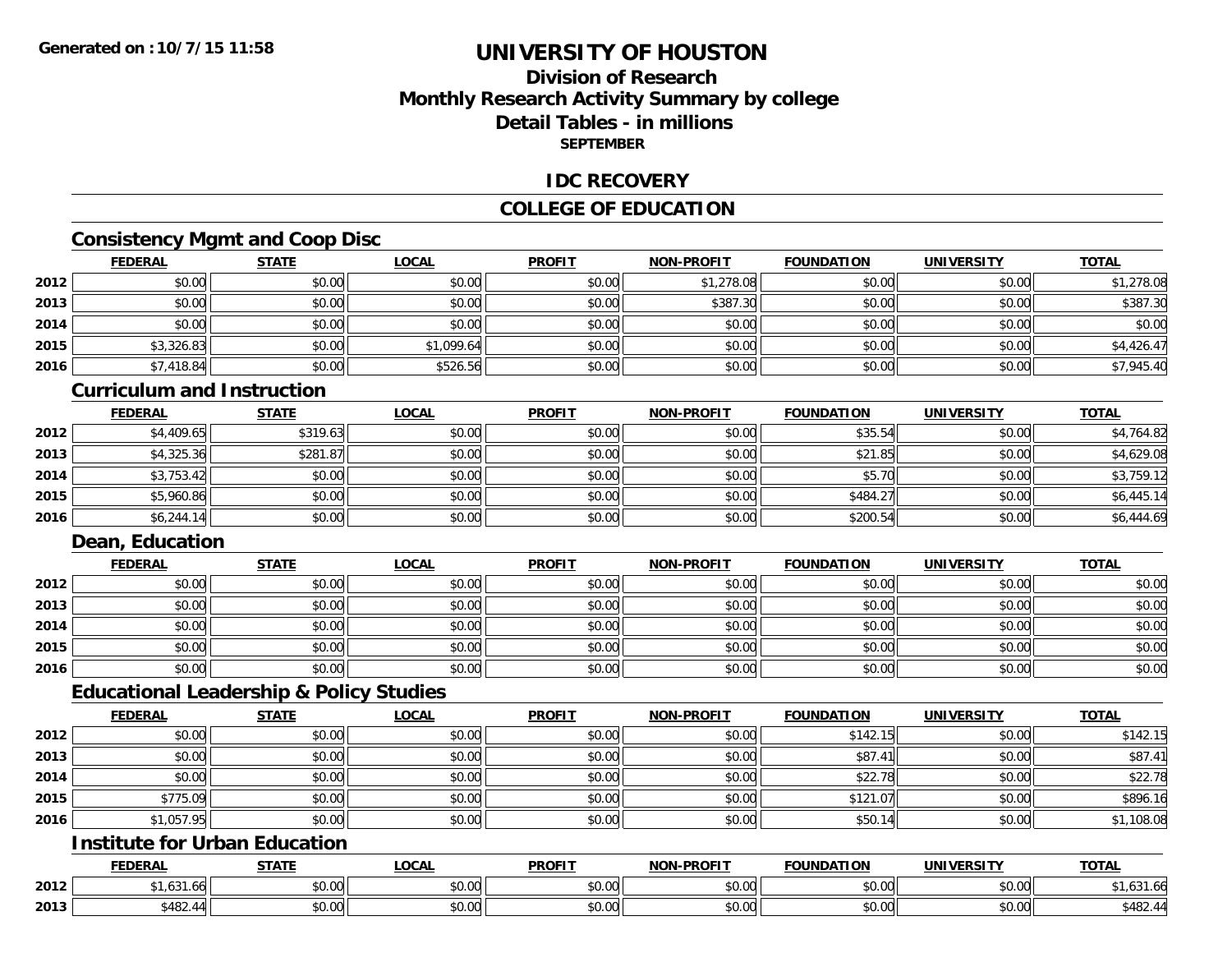**Generated on :10/7/15 11:58**

# UNIVERSITY OF HOUSTON

## Division of Research
## Monthly Research Activity Summary by college
## Detail Tables - in millions
### SEPTEMBER

## IDC RECOVERY

## COLLEGE OF EDUCATION

### Consistency Mgmt and Coop Disc

| | FEDERAL | STATE | LOCAL | PROFIT | NON-PROFIT | FOUNDATION | UNIVERSITY | TOTAL |
|---|---|---|---|---|---|---|---|---|
| 2012 | $0.00 | $0.00 | $0.00 | $0.00 | $1,278.08 | $0.00 | $0.00 | $1,278.08 |
| 2013 | $0.00 | $0.00 | $0.00 | $0.00 | $387.30 | $0.00 | $0.00 | $387.30 |
| 2014 | $0.00 | $0.00 | $0.00 | $0.00 | $0.00 | $0.00 | $0.00 | $0.00 |
| 2015 | $3,326.83 | $0.00 | $1,099.64 | $0.00 | $0.00 | $0.00 | $0.00 | $4,426.47 |
| 2016 | $7,418.84 | $0.00 | $526.56 | $0.00 | $0.00 | $0.00 | $0.00 | $7,945.40 |

### Curriculum and Instruction

| | FEDERAL | STATE | LOCAL | PROFIT | NON-PROFIT | FOUNDATION | UNIVERSITY | TOTAL |
|---|---|---|---|---|---|---|---|---|
| 2012 | $4,409.65 | $319.63 | $0.00 | $0.00 | $0.00 | $35.54 | $0.00 | $4,764.82 |
| 2013 | $4,325.36 | $281.87 | $0.00 | $0.00 | $0.00 | $21.85 | $0.00 | $4,629.08 |
| 2014 | $3,753.42 | $0.00 | $0.00 | $0.00 | $0.00 | $5.70 | $0.00 | $3,759.12 |
| 2015 | $5,960.86 | $0.00 | $0.00 | $0.00 | $0.00 | $484.27 | $0.00 | $6,445.14 |
| 2016 | $6,244.14 | $0.00 | $0.00 | $0.00 | $0.00 | $200.54 | $0.00 | $6,444.69 |

### Dean, Education

| | FEDERAL | STATE | LOCAL | PROFIT | NON-PROFIT | FOUNDATION | UNIVERSITY | TOTAL |
|---|---|---|---|---|---|---|---|---|
| 2012 | $0.00 | $0.00 | $0.00 | $0.00 | $0.00 | $0.00 | $0.00 | $0.00 |
| 2013 | $0.00 | $0.00 | $0.00 | $0.00 | $0.00 | $0.00 | $0.00 | $0.00 |
| 2014 | $0.00 | $0.00 | $0.00 | $0.00 | $0.00 | $0.00 | $0.00 | $0.00 |
| 2015 | $0.00 | $0.00 | $0.00 | $0.00 | $0.00 | $0.00 | $0.00 | $0.00 |
| 2016 | $0.00 | $0.00 | $0.00 | $0.00 | $0.00 | $0.00 | $0.00 | $0.00 |

### Educational Leadership & Policy Studies

| | FEDERAL | STATE | LOCAL | PROFIT | NON-PROFIT | FOUNDATION | UNIVERSITY | TOTAL |
|---|---|---|---|---|---|---|---|---|
| 2012 | $0.00 | $0.00 | $0.00 | $0.00 | $0.00 | $142.15 | $0.00 | $142.15 |
| 2013 | $0.00 | $0.00 | $0.00 | $0.00 | $0.00 | $87.41 | $0.00 | $87.41 |
| 2014 | $0.00 | $0.00 | $0.00 | $0.00 | $0.00 | $22.78 | $0.00 | $22.78 |
| 2015 | $775.09 | $0.00 | $0.00 | $0.00 | $0.00 | $121.07 | $0.00 | $896.16 |
| 2016 | $1,057.95 | $0.00 | $0.00 | $0.00 | $0.00 | $50.14 | $0.00 | $1,108.08 |

### Institute for Urban Education

| | FEDERAL | STATE | LOCAL | PROFIT | NON-PROFIT | FOUNDATION | UNIVERSITY | TOTAL |
|---|---|---|---|---|---|---|---|---|
| 2012 | $1,631.66 | $0.00 | $0.00 | $0.00 | $0.00 | $0.00 | $0.00 | $1,631.66 |
| 2013 | $482.44 | $0.00 | $0.00 | $0.00 | $0.00 | $0.00 | $0.00 | $482.44 |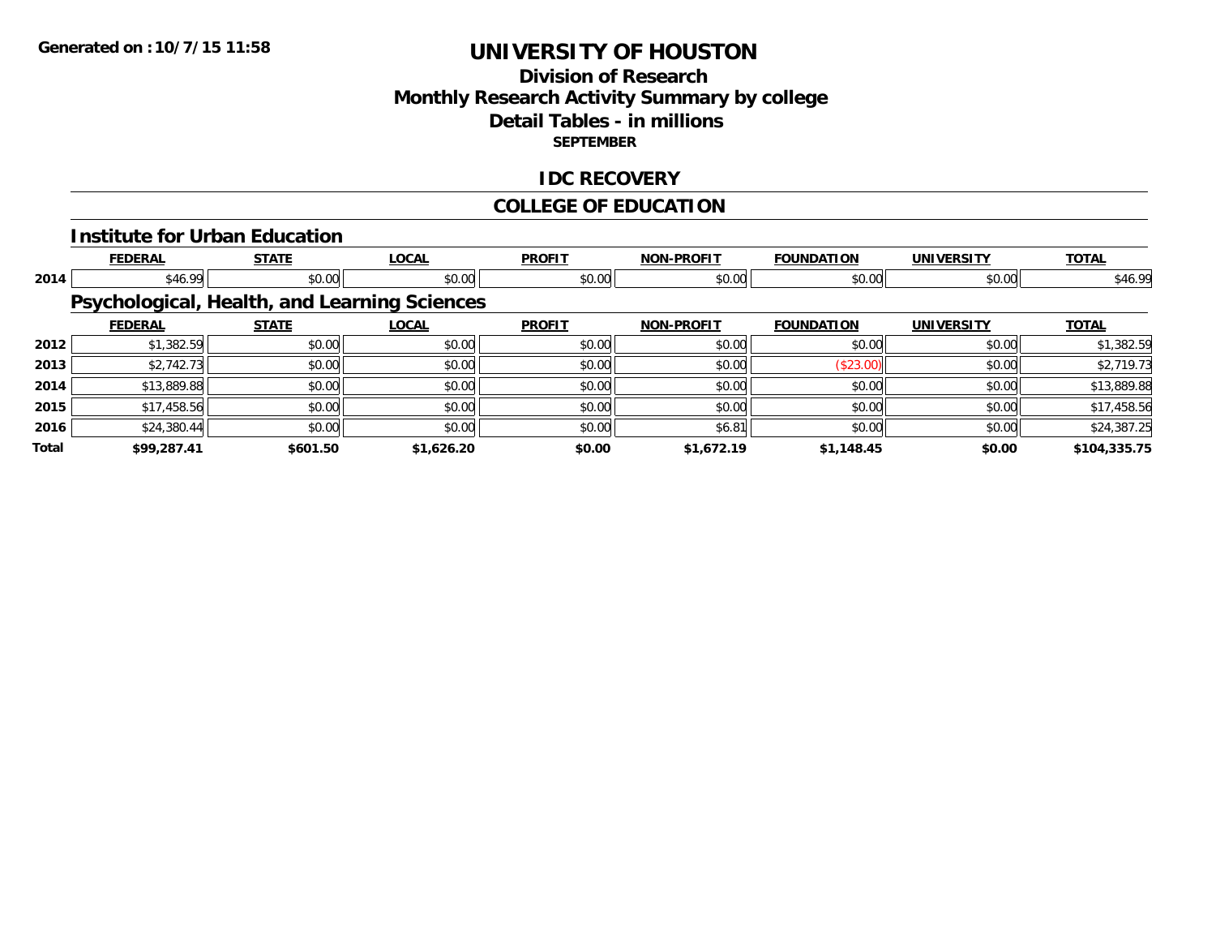"Generated on :10/7/15 11:58" is a generation stamp; omit? It's likely on every page; omit as header.

# UNIVERSITY OF HOUSTON

## Division of Research
## Monthly Research Activity Summary by college
## Detail Tables - in millions
### SEPTEMBER

## IDC RECOVERY

## COLLEGE OF EDUCATION

### Institute for Urban Education

| | FEDERAL | STATE | LOCAL | PROFIT | NON-PROFIT | FOUNDATION | UNIVERSITY | TOTAL |
|---|---|---|---|---|---|---|---|---|
| 2014 | $46.99 | $0.00 | $0.00 | $0.00 | $0.00 | $0.00 | $0.00 | $46.99 |

### Psychological, Health, and Learning Sciences

| | FEDERAL | STATE | LOCAL | PROFIT | NON-PROFIT | FOUNDATION | UNIVERSITY | TOTAL |
|---|---|---|---|---|---|---|---|---|
| 2012 | $1,382.59 | $0.00 | $0.00 | $0.00 | $0.00 | $0.00 | $0.00 | $1,382.59 |
| 2013 | $2,742.73 | $0.00 | $0.00 | $0.00 | $0.00 | ($23.00) | $0.00 | $2,719.73 |
| 2014 | $13,889.88 | $0.00 | $0.00 | $0.00 | $0.00 | $0.00 | $0.00 | $13,889.88 |
| 2015 | $17,458.56 | $0.00 | $0.00 | $0.00 | $0.00 | $0.00 | $0.00 | $17,458.56 |
| 2016 | $24,380.44 | $0.00 | $0.00 | $0.00 | $6.81 | $0.00 | $0.00 | $24,387.25 |
| **Total** | **$99,287.41** | **$601.50** | **$1,626.20** | **$0.00** | **$1,672.19** | **$1,148.45** | **$0.00** | **$104,335.75** |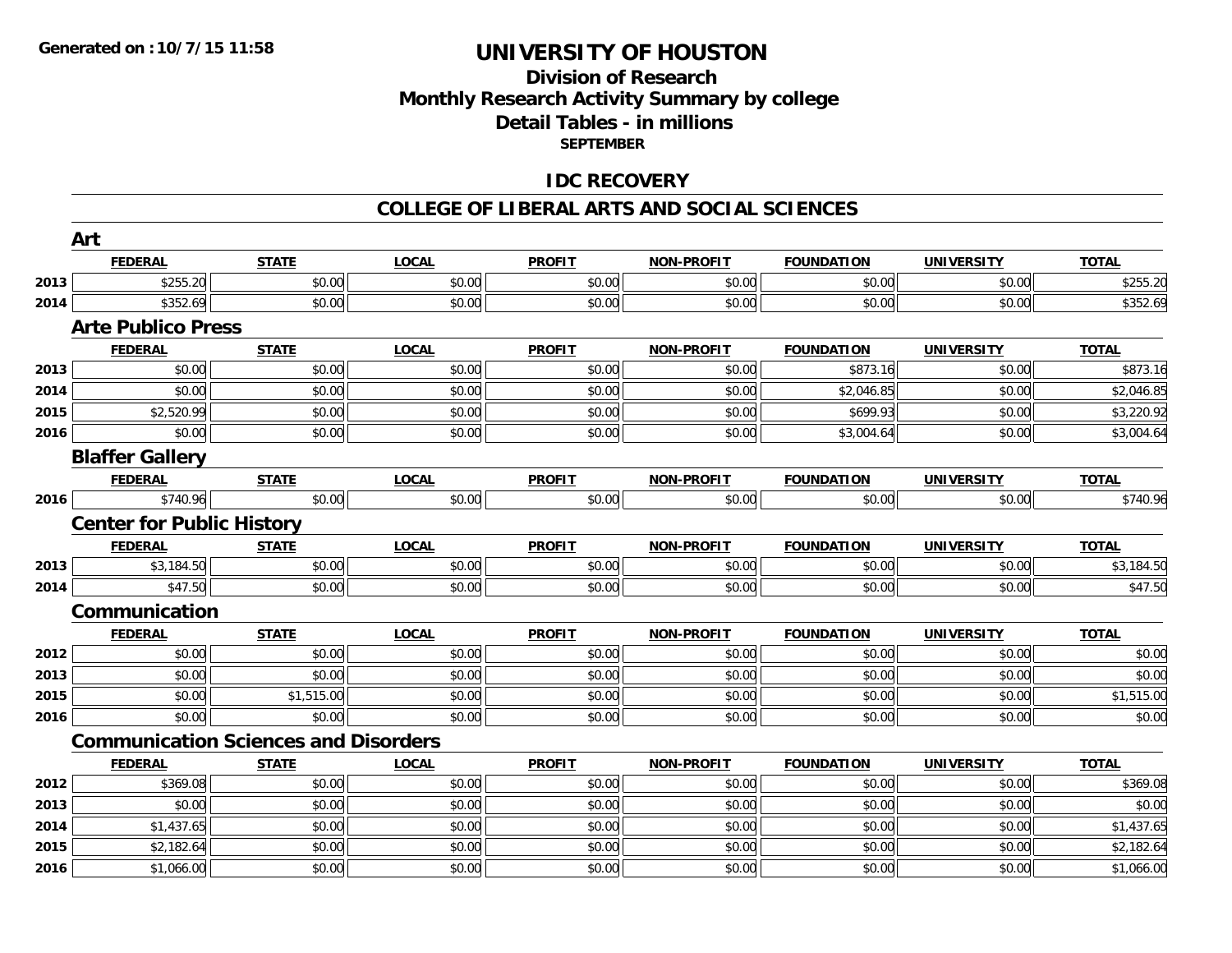Generated on :10/7/15 11:58

# UNIVERSITY OF HOUSTON

## Division of Research
## Monthly Research Activity Summary by college
## Detail Tables - in millions
### SEPTEMBER

## IDC RECOVERY

## COLLEGE OF LIBERAL ARTS AND SOCIAL SCIENCES

### Art

| | FEDERAL | STATE | LOCAL | PROFIT | NON-PROFIT | FOUNDATION | UNIVERSITY | TOTAL |
|---|---|---|---|---|---|---|---|---|
| 2013 | $255.20 | $0.00 | $0.00 | $0.00 | $0.00 | $0.00 | $0.00 | $255.20 |
| 2014 | $352.69 | $0.00 | $0.00 | $0.00 | $0.00 | $0.00 | $0.00 | $352.69 |

### Arte Publico Press

| | FEDERAL | STATE | LOCAL | PROFIT | NON-PROFIT | FOUNDATION | UNIVERSITY | TOTAL |
|---|---|---|---|---|---|---|---|---|
| 2013 | $0.00 | $0.00 | $0.00 | $0.00 | $0.00 | $873.16 | $0.00 | $873.16 |
| 2014 | $0.00 | $0.00 | $0.00 | $0.00 | $0.00 | $2,046.85 | $0.00 | $2,046.85 |
| 2015 | $2,520.99 | $0.00 | $0.00 | $0.00 | $0.00 | $699.93 | $0.00 | $3,220.92 |
| 2016 | $0.00 | $0.00 | $0.00 | $0.00 | $0.00 | $3,004.64 | $0.00 | $3,004.64 |

### Blaffer Gallery

| | FEDERAL | STATE | LOCAL | PROFIT | NON-PROFIT | FOUNDATION | UNIVERSITY | TOTAL |
|---|---|---|---|---|---|---|---|---|
| 2016 | $740.96 | $0.00 | $0.00 | $0.00 | $0.00 | $0.00 | $0.00 | $740.96 |

### Center for Public History

| | FEDERAL | STATE | LOCAL | PROFIT | NON-PROFIT | FOUNDATION | UNIVERSITY | TOTAL |
|---|---|---|---|---|---|---|---|---|
| 2013 | $3,184.50 | $0.00 | $0.00 | $0.00 | $0.00 | $0.00 | $0.00 | $3,184.50 |
| 2014 | $47.50 | $0.00 | $0.00 | $0.00 | $0.00 | $0.00 | $0.00 | $47.50 |

### Communication

| | FEDERAL | STATE | LOCAL | PROFIT | NON-PROFIT | FOUNDATION | UNIVERSITY | TOTAL |
|---|---|---|---|---|---|---|---|---|
| 2012 | $0.00 | $0.00 | $0.00 | $0.00 | $0.00 | $0.00 | $0.00 | $0.00 |
| 2013 | $0.00 | $0.00 | $0.00 | $0.00 | $0.00 | $0.00 | $0.00 | $0.00 |
| 2015 | $0.00 | $1,515.00 | $0.00 | $0.00 | $0.00 | $0.00 | $0.00 | $1,515.00 |
| 2016 | $0.00 | $0.00 | $0.00 | $0.00 | $0.00 | $0.00 | $0.00 | $0.00 |

### Communication Sciences and Disorders

| | FEDERAL | STATE | LOCAL | PROFIT | NON-PROFIT | FOUNDATION | UNIVERSITY | TOTAL |
|---|---|---|---|---|---|---|---|---|
| 2012 | $369.08 | $0.00 | $0.00 | $0.00 | $0.00 | $0.00 | $0.00 | $369.08 |
| 2013 | $0.00 | $0.00 | $0.00 | $0.00 | $0.00 | $0.00 | $0.00 | $0.00 |
| 2014 | $1,437.65 | $0.00 | $0.00 | $0.00 | $0.00 | $0.00 | $0.00 | $1,437.65 |
| 2015 | $2,182.64 | $0.00 | $0.00 | $0.00 | $0.00 | $0.00 | $0.00 | $2,182.64 |
| 2016 | $1,066.00 | $0.00 | $0.00 | $0.00 | $0.00 | $0.00 | $0.00 | $1,066.00 |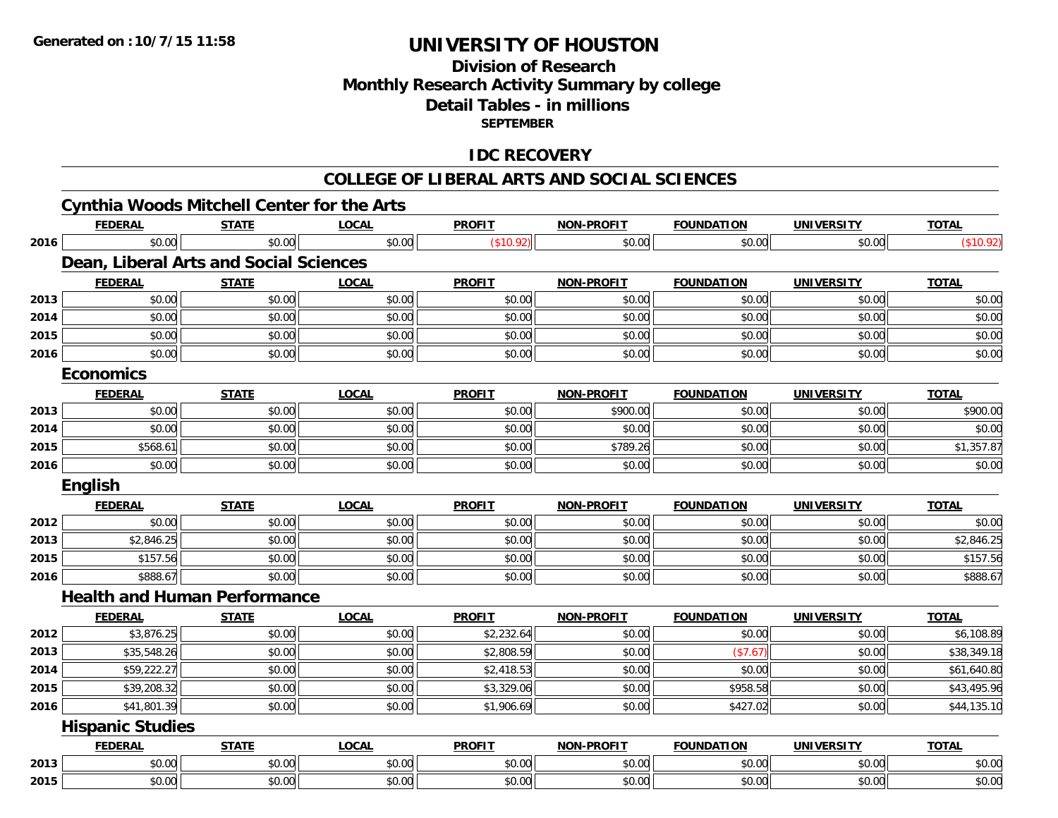**Generated on :10/7/15 11:58**

# UNIVERSITY OF HOUSTON

## Division of Research
## Monthly Research Activity Summary by college
## Detail Tables - in millions
**SEPTEMBER**

## IDC RECOVERY

## COLLEGE OF LIBERAL ARTS AND SOCIAL SCIENCES

### Cynthia Woods Mitchell Center for the Arts

| | FEDERAL | STATE | LOCAL | PROFIT | NON-PROFIT | FOUNDATION | UNIVERSITY | TOTAL |
|---|---|---|---|---|---|---|---|---|
| 2016 | $0.00 | $0.00 | $0.00 | ($10.92) | $0.00 | $0.00 | $0.00 | ($10.92) |

### Dean, Liberal Arts and Social Sciences

| | FEDERAL | STATE | LOCAL | PROFIT | NON-PROFIT | FOUNDATION | UNIVERSITY | TOTAL |
|---|---|---|---|---|---|---|---|---|
| 2013 | $0.00 | $0.00 | $0.00 | $0.00 | $0.00 | $0.00 | $0.00 | $0.00 |
| 2014 | $0.00 | $0.00 | $0.00 | $0.00 | $0.00 | $0.00 | $0.00 | $0.00 |
| 2015 | $0.00 | $0.00 | $0.00 | $0.00 | $0.00 | $0.00 | $0.00 | $0.00 |
| 2016 | $0.00 | $0.00 | $0.00 | $0.00 | $0.00 | $0.00 | $0.00 | $0.00 |

### Economics

| | FEDERAL | STATE | LOCAL | PROFIT | NON-PROFIT | FOUNDATION | UNIVERSITY | TOTAL |
|---|---|---|---|---|---|---|---|---|
| 2013 | $0.00 | $0.00 | $0.00 | $0.00 | $900.00 | $0.00 | $0.00 | $900.00 |
| 2014 | $0.00 | $0.00 | $0.00 | $0.00 | $0.00 | $0.00 | $0.00 | $0.00 |
| 2015 | $568.61 | $0.00 | $0.00 | $0.00 | $789.26 | $0.00 | $0.00 | $1,357.87 |
| 2016 | $0.00 | $0.00 | $0.00 | $0.00 | $0.00 | $0.00 | $0.00 | $0.00 |

### English

| | FEDERAL | STATE | LOCAL | PROFIT | NON-PROFIT | FOUNDATION | UNIVERSITY | TOTAL |
|---|---|---|---|---|---|---|---|---|
| 2012 | $0.00 | $0.00 | $0.00 | $0.00 | $0.00 | $0.00 | $0.00 | $0.00 |
| 2013 | $2,846.25 | $0.00 | $0.00 | $0.00 | $0.00 | $0.00 | $0.00 | $2,846.25 |
| 2015 | $157.56 | $0.00 | $0.00 | $0.00 | $0.00 | $0.00 | $0.00 | $157.56 |
| 2016 | $888.67 | $0.00 | $0.00 | $0.00 | $0.00 | $0.00 | $0.00 | $888.67 |

### Health and Human Performance

| | FEDERAL | STATE | LOCAL | PROFIT | NON-PROFIT | FOUNDATION | UNIVERSITY | TOTAL |
|---|---|---|---|---|---|---|---|---|
| 2012 | $3,876.25 | $0.00 | $0.00 | $2,232.64 | $0.00 | $0.00 | $0.00 | $6,108.89 |
| 2013 | $35,548.26 | $0.00 | $0.00 | $2,808.59 | $0.00 | ($7.67) | $0.00 | $38,349.18 |
| 2014 | $59,222.27 | $0.00 | $0.00 | $2,418.53 | $0.00 | $0.00 | $0.00 | $61,640.80 |
| 2015 | $39,208.32 | $0.00 | $0.00 | $3,329.06 | $0.00 | $958.58 | $0.00 | $43,495.96 |
| 2016 | $41,801.39 | $0.00 | $0.00 | $1,906.69 | $0.00 | $427.02 | $0.00 | $44,135.10 |

### Hispanic Studies

| | FEDERAL | STATE | LOCAL | PROFIT | NON-PROFIT | FOUNDATION | UNIVERSITY | TOTAL |
|---|---|---|---|---|---|---|---|---|
| 2013 | $0.00 | $0.00 | $0.00 | $0.00 | $0.00 | $0.00 | $0.00 | $0.00 |
| 2015 | $0.00 | $0.00 | $0.00 | $0.00 | $0.00 | $0.00 | $0.00 | $0.00 |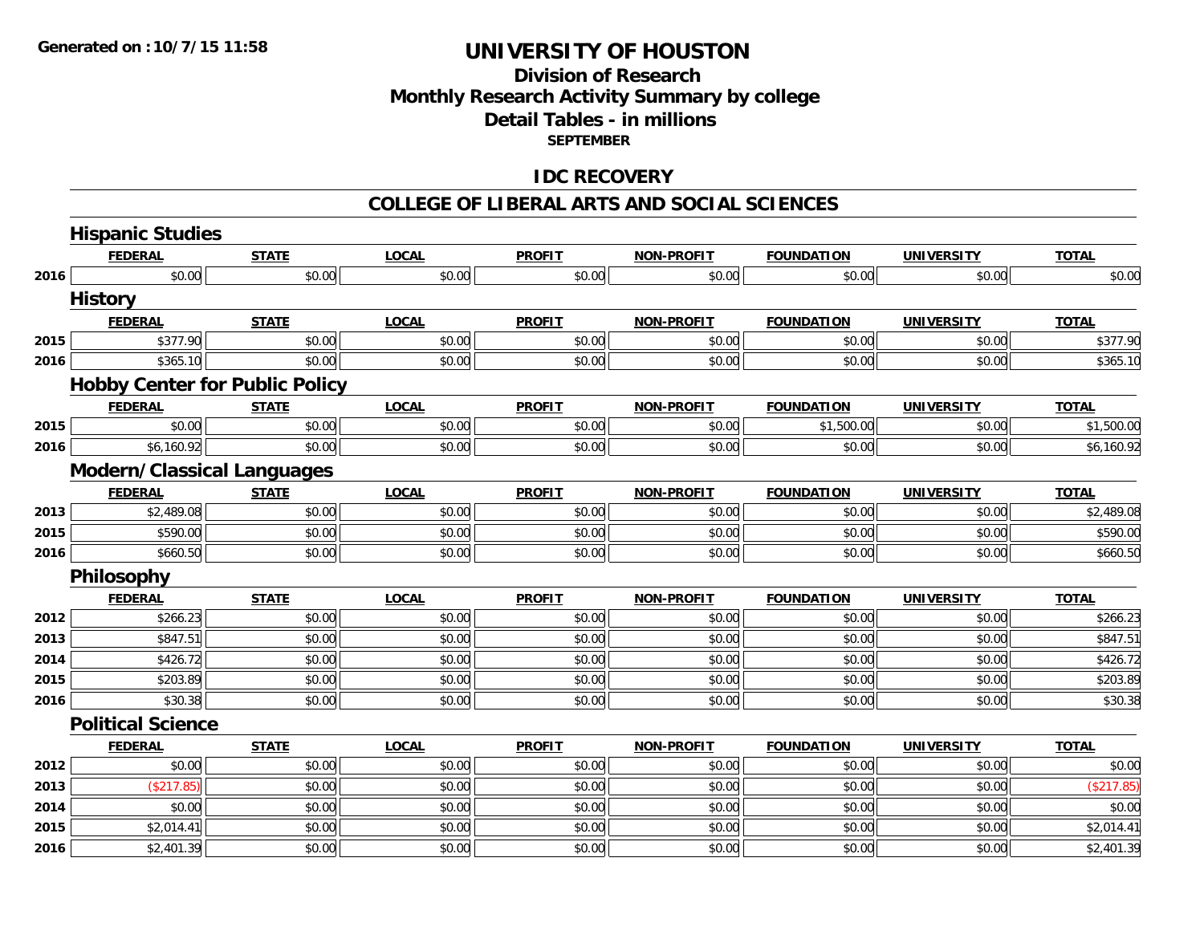# UNIVERSITY OF HOUSTON

## Division of Research
## Monthly Research Activity Summary by college
## Detail Tables - in millions
### SEPTEMBER

## IDC RECOVERY

## COLLEGE OF LIBERAL ARTS AND SOCIAL SCIENCES

### Hispanic Studies

| | FEDERAL | STATE | LOCAL | PROFIT | NON-PROFIT | FOUNDATION | UNIVERSITY | TOTAL |
|---|---|---|---|---|---|---|---|---|
| 2016 | $0.00 | $0.00 | $0.00 | $0.00 | $0.00 | $0.00 | $0.00 | $0.00 |

### History

| | FEDERAL | STATE | LOCAL | PROFIT | NON-PROFIT | FOUNDATION | UNIVERSITY | TOTAL |
|---|---|---|---|---|---|---|---|---|
| 2015 | $377.90 | $0.00 | $0.00 | $0.00 | $0.00 | $0.00 | $0.00 | $377.90 |
| 2016 | $365.10 | $0.00 | $0.00 | $0.00 | $0.00 | $0.00 | $0.00 | $365.10 |

### Hobby Center for Public Policy

| | FEDERAL | STATE | LOCAL | PROFIT | NON-PROFIT | FOUNDATION | UNIVERSITY | TOTAL |
|---|---|---|---|---|---|---|---|---|
| 2015 | $0.00 | $0.00 | $0.00 | $0.00 | $0.00 | $1,500.00 | $0.00 | $1,500.00 |
| 2016 | $6,160.92 | $0.00 | $0.00 | $0.00 | $0.00 | $0.00 | $0.00 | $6,160.92 |

### Modern/Classical Languages

| | FEDERAL | STATE | LOCAL | PROFIT | NON-PROFIT | FOUNDATION | UNIVERSITY | TOTAL |
|---|---|---|---|---|---|---|---|---|
| 2013 | $2,489.08 | $0.00 | $0.00 | $0.00 | $0.00 | $0.00 | $0.00 | $2,489.08 |
| 2015 | $590.00 | $0.00 | $0.00 | $0.00 | $0.00 | $0.00 | $0.00 | $590.00 |
| 2016 | $660.50 | $0.00 | $0.00 | $0.00 | $0.00 | $0.00 | $0.00 | $660.50 |

### Philosophy

| | FEDERAL | STATE | LOCAL | PROFIT | NON-PROFIT | FOUNDATION | UNIVERSITY | TOTAL |
|---|---|---|---|---|---|---|---|---|
| 2012 | $266.23 | $0.00 | $0.00 | $0.00 | $0.00 | $0.00 | $0.00 | $266.23 |
| 2013 | $847.51 | $0.00 | $0.00 | $0.00 | $0.00 | $0.00 | $0.00 | $847.51 |
| 2014 | $426.72 | $0.00 | $0.00 | $0.00 | $0.00 | $0.00 | $0.00 | $426.72 |
| 2015 | $203.89 | $0.00 | $0.00 | $0.00 | $0.00 | $0.00 | $0.00 | $203.89 |
| 2016 | $30.38 | $0.00 | $0.00 | $0.00 | $0.00 | $0.00 | $0.00 | $30.38 |

### Political Science

| | FEDERAL | STATE | LOCAL | PROFIT | NON-PROFIT | FOUNDATION | UNIVERSITY | TOTAL |
|---|---|---|---|---|---|---|---|---|
| 2012 | $0.00 | $0.00 | $0.00 | $0.00 | $0.00 | $0.00 | $0.00 | $0.00 |
| 2013 | ($217.85) | $0.00 | $0.00 | $0.00 | $0.00 | $0.00 | $0.00 | ($217.85) |
| 2014 | $0.00 | $0.00 | $0.00 | $0.00 | $0.00 | $0.00 | $0.00 | $0.00 |
| 2015 | $2,014.41 | $0.00 | $0.00 | $0.00 | $0.00 | $0.00 | $0.00 | $2,014.41 |
| 2016 | $2,401.39 | $0.00 | $0.00 | $0.00 | $0.00 | $0.00 | $0.00 | $2,401.39 |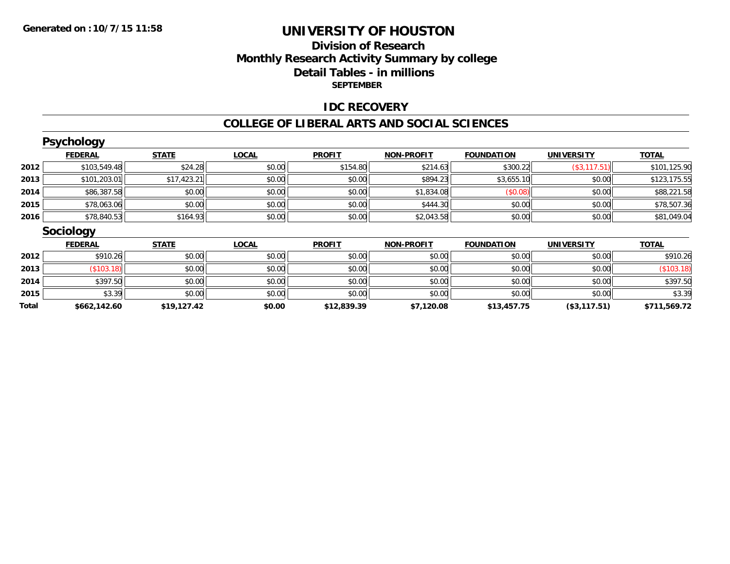Generated on :10/7/15 11:58

# UNIVERSITY OF HOUSTON

## Division of Research
## Monthly Research Activity Summary by college
## Detail Tables - in millions

**SEPTEMBER**

### IDC RECOVERY

### COLLEGE OF LIBERAL ARTS AND SOCIAL SCIENCES

#### Psychology

| | FEDERAL | STATE | LOCAL | PROFIT | NON-PROFIT | FOUNDATION | UNIVERSITY | TOTAL |
|---|---|---|---|---|---|---|---|---|
| 2012 | $103,549.48 | $24.28 | $0.00 | $154.80 | $214.63 | $300.22 | ($3,117.51) | $101,125.90 |
| 2013 | $101,203.01 | $17,423.21 | $0.00 | $0.00 | $894.23 | $3,655.10 | $0.00 | $123,175.55 |
| 2014 | $86,387.58 | $0.00 | $0.00 | $0.00 | $1,834.08 | ($0.08) | $0.00 | $88,221.58 |
| 2015 | $78,063.06 | $0.00 | $0.00 | $0.00 | $444.30 | $0.00 | $0.00 | $78,507.36 |
| 2016 | $78,840.53 | $164.93 | $0.00 | $0.00 | $2,043.58 | $0.00 | $0.00 | $81,049.04 |

#### Sociology

| | FEDERAL | STATE | LOCAL | PROFIT | NON-PROFIT | FOUNDATION | UNIVERSITY | TOTAL |
|---|---|---|---|---|---|---|---|---|
| 2012 | $910.26 | $0.00 | $0.00 | $0.00 | $0.00 | $0.00 | $0.00 | $910.26 |
| 2013 | ($103.18) | $0.00 | $0.00 | $0.00 | $0.00 | $0.00 | $0.00 | ($103.18) |
| 2014 | $397.50 | $0.00 | $0.00 | $0.00 | $0.00 | $0.00 | $0.00 | $397.50 |
| 2015 | $3.39 | $0.00 | $0.00 | $0.00 | $0.00 | $0.00 | $0.00 | $3.39 |
| **Total** | **$662,142.60** | **$19,127.42** | **$0.00** | **$12,839.39** | **$7,120.08** | **$13,457.75** | **($3,117.51)** | **$711,569.72** |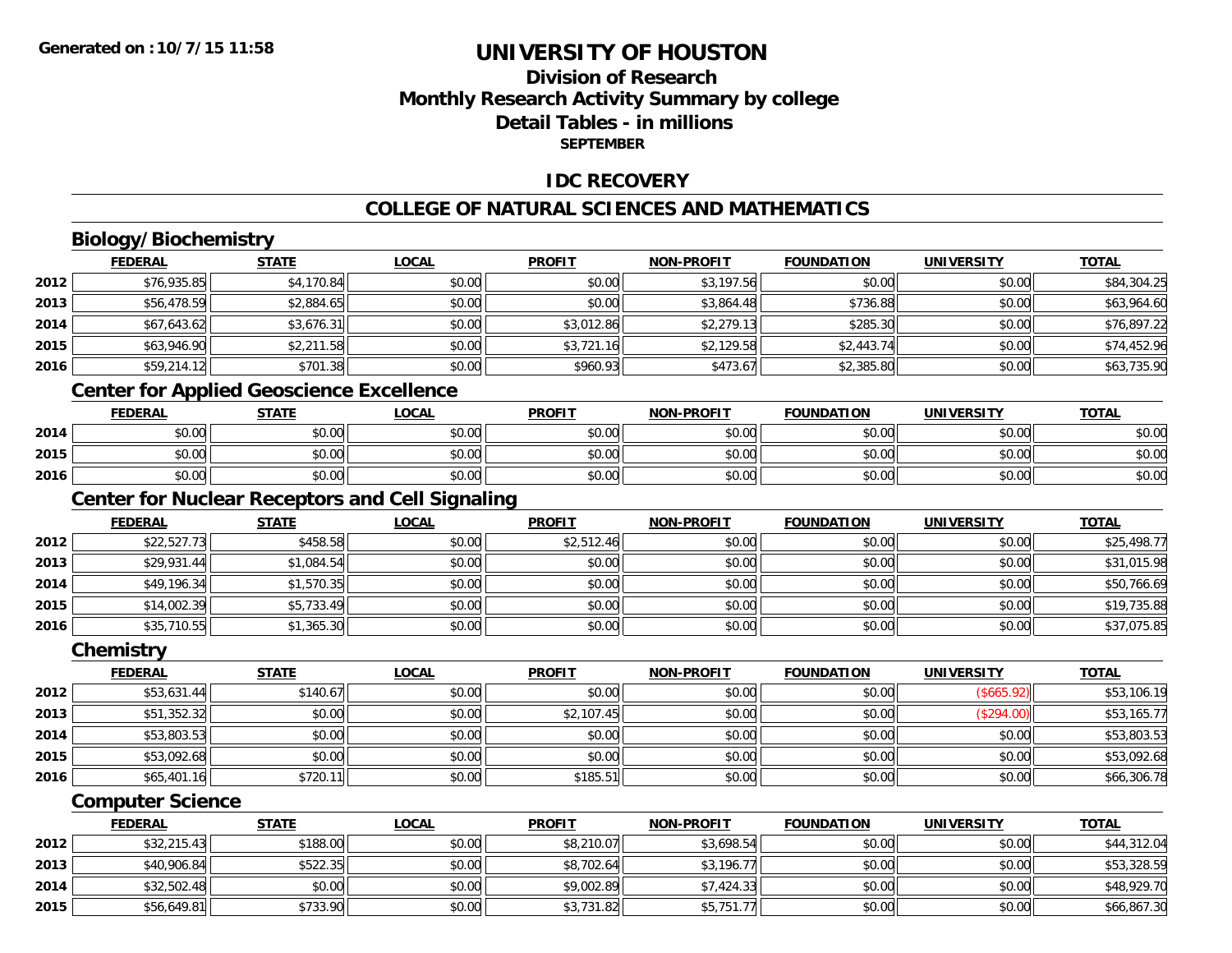**Generated on :10/7/15 11:58**

# UNIVERSITY OF HOUSTON

## Division of Research
## Monthly Research Activity Summary by college
## Detail Tables - in millions
**SEPTEMBER**

## IDC RECOVERY

## COLLEGE OF NATURAL SCIENCES AND MATHEMATICS

### Biology/Biochemistry

| | FEDERAL | STATE | LOCAL | PROFIT | NON-PROFIT | FOUNDATION | UNIVERSITY | TOTAL |
|---|---|---|---|---|---|---|---|---|
| 2012 | $76,935.85 | $4,170.84 | $0.00 | $0.00 | $3,197.56 | $0.00 | $0.00 | $84,304.25 |
| 2013 | $56,478.59 | $2,884.65 | $0.00 | $0.00 | $3,864.48 | $736.88 | $0.00 | $63,964.60 |
| 2014 | $67,643.62 | $3,676.31 | $0.00 | $3,012.86 | $2,279.13 | $285.30 | $0.00 | $76,897.22 |
| 2015 | $63,946.90 | $2,211.58 | $0.00 | $3,721.16 | $2,129.58 | $2,443.74 | $0.00 | $74,452.96 |
| 2016 | $59,214.12 | $701.38 | $0.00 | $960.93 | $473.67 | $2,385.80 | $0.00 | $63,735.90 |

### Center for Applied Geoscience Excellence

| | FEDERAL | STATE | LOCAL | PROFIT | NON-PROFIT | FOUNDATION | UNIVERSITY | TOTAL |
|---|---|---|---|---|---|---|---|---|
| 2014 | $0.00 | $0.00 | $0.00 | $0.00 | $0.00 | $0.00 | $0.00 | $0.00 |
| 2015 | $0.00 | $0.00 | $0.00 | $0.00 | $0.00 | $0.00 | $0.00 | $0.00 |
| 2016 | $0.00 | $0.00 | $0.00 | $0.00 | $0.00 | $0.00 | $0.00 | $0.00 |

### Center for Nuclear Receptors and Cell Signaling

| | FEDERAL | STATE | LOCAL | PROFIT | NON-PROFIT | FOUNDATION | UNIVERSITY | TOTAL |
|---|---|---|---|---|---|---|---|---|
| 2012 | $22,527.73 | $458.58 | $0.00 | $2,512.46 | $0.00 | $0.00 | $0.00 | $25,498.77 |
| 2013 | $29,931.44 | $1,084.54 | $0.00 | $0.00 | $0.00 | $0.00 | $0.00 | $31,015.98 |
| 2014 | $49,196.34 | $1,570.35 | $0.00 | $0.00 | $0.00 | $0.00 | $0.00 | $50,766.69 |
| 2015 | $14,002.39 | $5,733.49 | $0.00 | $0.00 | $0.00 | $0.00 | $0.00 | $19,735.88 |
| 2016 | $35,710.55 | $1,365.30 | $0.00 | $0.00 | $0.00 | $0.00 | $0.00 | $37,075.85 |

### Chemistry

| | FEDERAL | STATE | LOCAL | PROFIT | NON-PROFIT | FOUNDATION | UNIVERSITY | TOTAL |
|---|---|---|---|---|---|---|---|---|
| 2012 | $53,631.44 | $140.67 | $0.00 | $0.00 | $0.00 | $0.00 | ($665.92) | $53,106.19 |
| 2013 | $51,352.32 | $0.00 | $0.00 | $2,107.45 | $0.00 | $0.00 | ($294.00) | $53,165.77 |
| 2014 | $53,803.53 | $0.00 | $0.00 | $0.00 | $0.00 | $0.00 | $0.00 | $53,803.53 |
| 2015 | $53,092.68 | $0.00 | $0.00 | $0.00 | $0.00 | $0.00 | $0.00 | $53,092.68 |
| 2016 | $65,401.16 | $720.11 | $0.00 | $185.51 | $0.00 | $0.00 | $0.00 | $66,306.78 |

### Computer Science

| | FEDERAL | STATE | LOCAL | PROFIT | NON-PROFIT | FOUNDATION | UNIVERSITY | TOTAL |
|---|---|---|---|---|---|---|---|---|
| 2012 | $32,215.43 | $188.00 | $0.00 | $8,210.07 | $3,698.54 | $0.00 | $0.00 | $44,312.04 |
| 2013 | $40,906.84 | $522.35 | $0.00 | $8,702.64 | $3,196.77 | $0.00 | $0.00 | $53,328.59 |
| 2014 | $32,502.48 | $0.00 | $0.00 | $9,002.89 | $7,424.33 | $0.00 | $0.00 | $48,929.70 |
| 2015 | $56,649.81 | $733.90 | $0.00 | $3,731.82 | $5,751.77 | $0.00 | $0.00 | $66,867.30 |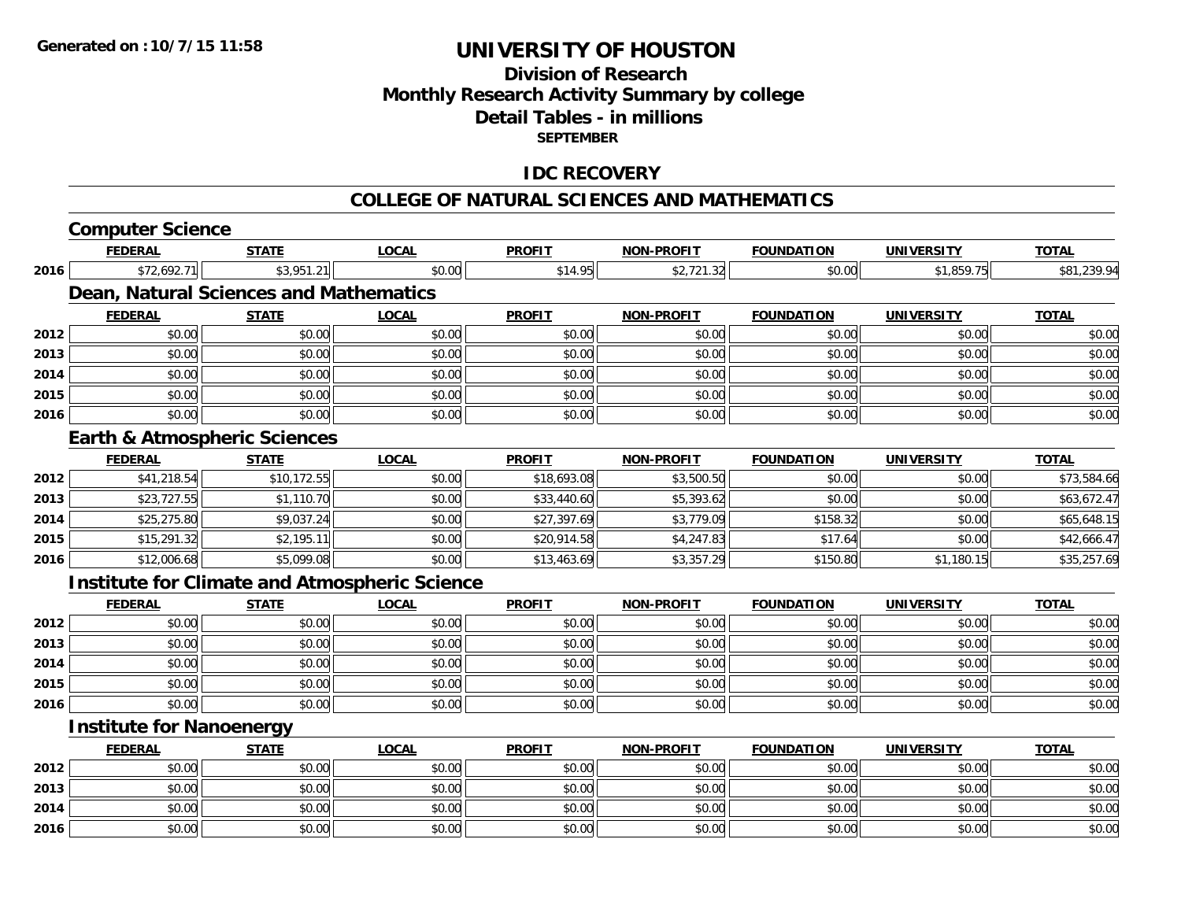**Generated on :10/7/15 11:58**

# UNIVERSITY OF HOUSTON

## Division of Research
## Monthly Research Activity Summary by college
## Detail Tables - in millions
### SEPTEMBER

## IDC RECOVERY

## COLLEGE OF NATURAL SCIENCES AND MATHEMATICS

### Computer Science

| | FEDERAL | STATE | LOCAL | PROFIT | NON-PROFIT | FOUNDATION | UNIVERSITY | TOTAL |
|---|---|---|---|---|---|---|---|---|
| 2016 | $72,692.71 | $3,951.21 | $0.00 | $14.95 | $2,721.32 | $0.00 | $1,859.75 | $81,239.94 |

### Dean, Natural Sciences and Mathematics

| | FEDERAL | STATE | LOCAL | PROFIT | NON-PROFIT | FOUNDATION | UNIVERSITY | TOTAL |
|---|---|---|---|---|---|---|---|---|
| 2012 | $0.00 | $0.00 | $0.00 | $0.00 | $0.00 | $0.00 | $0.00 | $0.00 |
| 2013 | $0.00 | $0.00 | $0.00 | $0.00 | $0.00 | $0.00 | $0.00 | $0.00 |
| 2014 | $0.00 | $0.00 | $0.00 | $0.00 | $0.00 | $0.00 | $0.00 | $0.00 |
| 2015 | $0.00 | $0.00 | $0.00 | $0.00 | $0.00 | $0.00 | $0.00 | $0.00 |
| 2016 | $0.00 | $0.00 | $0.00 | $0.00 | $0.00 | $0.00 | $0.00 | $0.00 |

### Earth & Atmospheric Sciences

| | FEDERAL | STATE | LOCAL | PROFIT | NON-PROFIT | FOUNDATION | UNIVERSITY | TOTAL |
|---|---|---|---|---|---|---|---|---|
| 2012 | $41,218.54 | $10,172.55 | $0.00 | $18,693.08 | $3,500.50 | $0.00 | $0.00 | $73,584.66 |
| 2013 | $23,727.55 | $1,110.70 | $0.00 | $33,440.60 | $5,393.62 | $0.00 | $0.00 | $63,672.47 |
| 2014 | $25,275.80 | $9,037.24 | $0.00 | $27,397.69 | $3,779.09 | $158.32 | $0.00 | $65,648.15 |
| 2015 | $15,291.32 | $2,195.11 | $0.00 | $20,914.58 | $4,247.83 | $17.64 | $0.00 | $42,666.47 |
| 2016 | $12,006.68 | $5,099.08 | $0.00 | $13,463.69 | $3,357.29 | $150.80 | $1,180.15 | $35,257.69 |

### Institute for Climate and Atmospheric Science

| | FEDERAL | STATE | LOCAL | PROFIT | NON-PROFIT | FOUNDATION | UNIVERSITY | TOTAL |
|---|---|---|---|---|---|---|---|---|
| 2012 | $0.00 | $0.00 | $0.00 | $0.00 | $0.00 | $0.00 | $0.00 | $0.00 |
| 2013 | $0.00 | $0.00 | $0.00 | $0.00 | $0.00 | $0.00 | $0.00 | $0.00 |
| 2014 | $0.00 | $0.00 | $0.00 | $0.00 | $0.00 | $0.00 | $0.00 | $0.00 |
| 2015 | $0.00 | $0.00 | $0.00 | $0.00 | $0.00 | $0.00 | $0.00 | $0.00 |
| 2016 | $0.00 | $0.00 | $0.00 | $0.00 | $0.00 | $0.00 | $0.00 | $0.00 |

### Institute for Nanoenergy

| | FEDERAL | STATE | LOCAL | PROFIT | NON-PROFIT | FOUNDATION | UNIVERSITY | TOTAL |
|---|---|---|---|---|---|---|---|---|
| 2012 | $0.00 | $0.00 | $0.00 | $0.00 | $0.00 | $0.00 | $0.00 | $0.00 |
| 2013 | $0.00 | $0.00 | $0.00 | $0.00 | $0.00 | $0.00 | $0.00 | $0.00 |
| 2014 | $0.00 | $0.00 | $0.00 | $0.00 | $0.00 | $0.00 | $0.00 | $0.00 |
| 2016 | $0.00 | $0.00 | $0.00 | $0.00 | $0.00 | $0.00 | $0.00 | $0.00 |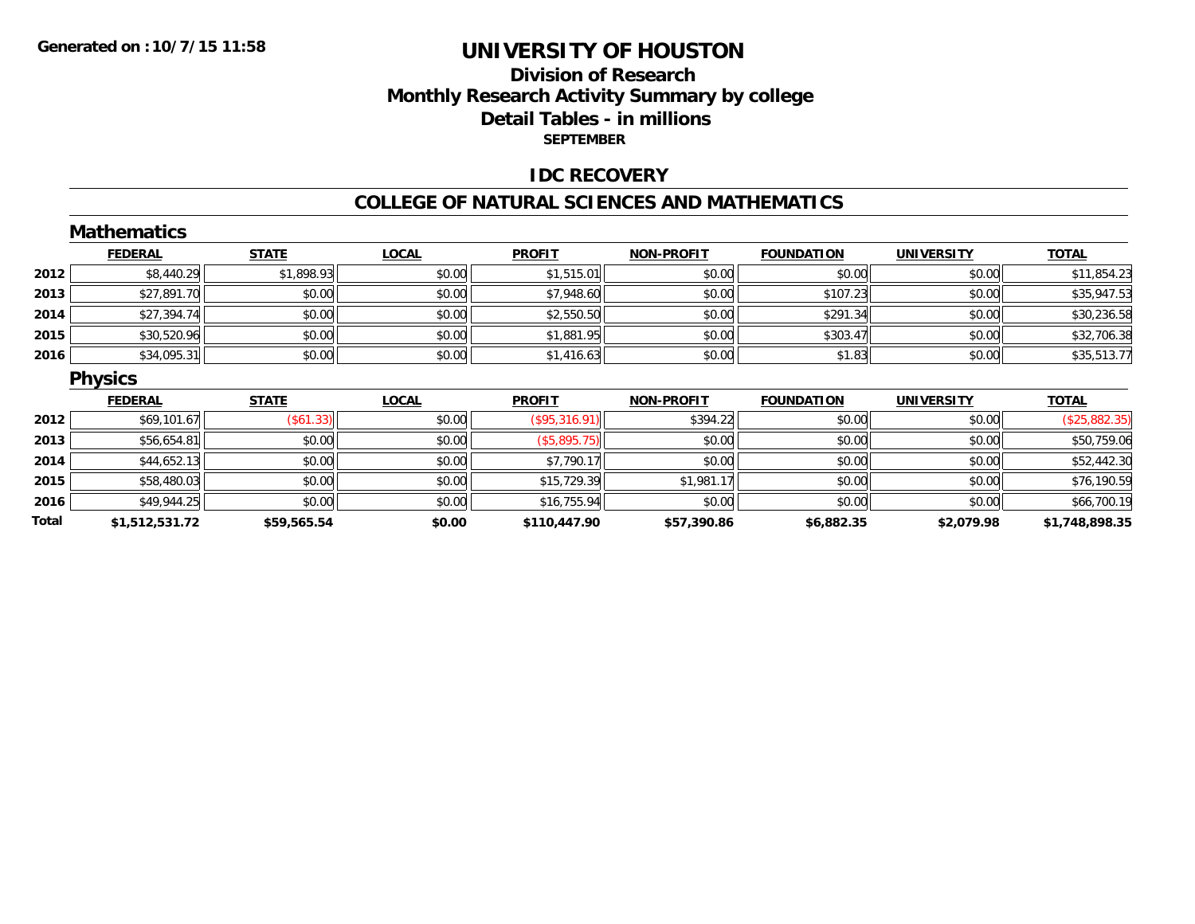**Generated on :10/7/15 11:58**

# UNIVERSITY OF HOUSTON

## Division of Research
## Monthly Research Activity Summary by college
## Detail Tables - in millions
### SEPTEMBER

## IDC RECOVERY

## COLLEGE OF NATURAL SCIENCES AND MATHEMATICS

### Mathematics

| | FEDERAL | STATE | LOCAL | PROFIT | NON-PROFIT | FOUNDATION | UNIVERSITY | TOTAL |
|---|---|---|---|---|---|---|---|---|
| 2012 | $8,440.29 | $1,898.93 | $0.00 | $1,515.01 | $0.00 | $0.00 | $0.00 | $11,854.23 |
| 2013 | $27,891.70 | $0.00 | $0.00 | $7,948.60 | $0.00 | $107.23 | $0.00 | $35,947.53 |
| 2014 | $27,394.74 | $0.00 | $0.00 | $2,550.50 | $0.00 | $291.34 | $0.00 | $30,236.58 |
| 2015 | $30,520.96 | $0.00 | $0.00 | $1,881.95 | $0.00 | $303.47 | $0.00 | $32,706.38 |
| 2016 | $34,095.31 | $0.00 | $0.00 | $1,416.63 | $0.00 | $1.83 | $0.00 | $35,513.77 |

### Physics

| | FEDERAL | STATE | LOCAL | PROFIT | NON-PROFIT | FOUNDATION | UNIVERSITY | TOTAL |
|---|---|---|---|---|---|---|---|---|
| 2012 | $69,101.67 | ($61.33) | $0.00 | ($95,316.91) | $394.22 | $0.00 | $0.00 | ($25,882.35) |
| 2013 | $56,654.81 | $0.00 | $0.00 | ($5,895.75) | $0.00 | $0.00 | $0.00 | $50,759.06 |
| 2014 | $44,652.13 | $0.00 | $0.00 | $7,790.17 | $0.00 | $0.00 | $0.00 | $52,442.30 |
| 2015 | $58,480.03 | $0.00 | $0.00 | $15,729.39 | $1,981.17 | $0.00 | $0.00 | $76,190.59 |
| 2016 | $49,944.25 | $0.00 | $0.00 | $16,755.94 | $0.00 | $0.00 | $0.00 | $66,700.19 |
| **Total** | **$1,512,531.72** | **$59,565.54** | **$0.00** | **$110,447.90** | **$57,390.86** | **$6,882.35** | **$2,079.98** | **$1,748,898.35** |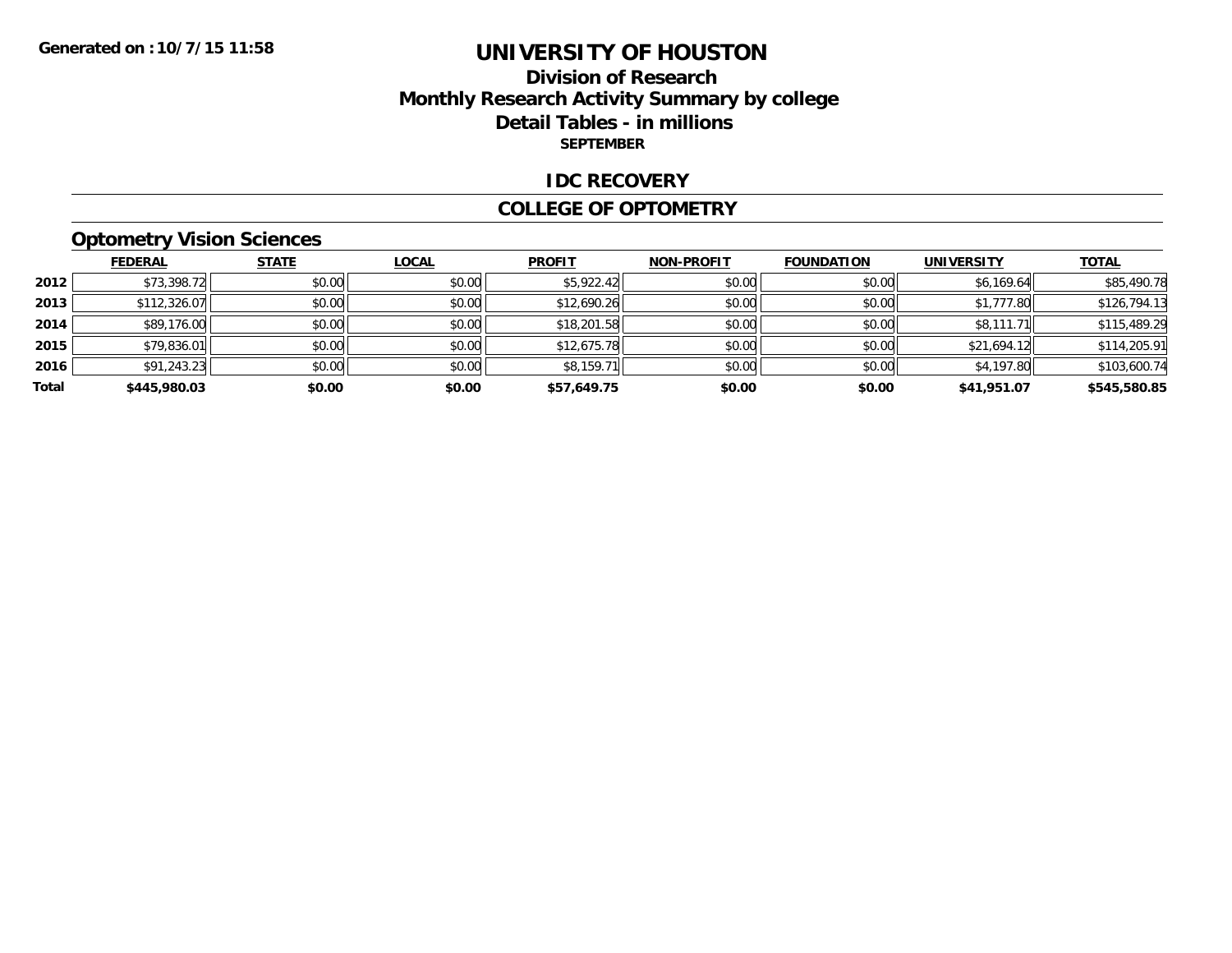# UNIVERSITY OF HOUSTON

## Division of Research
## Monthly Research Activity Summary by college
## Detail Tables - in millions
**SEPTEMBER**

Generated on :10/7/15 11:58

## IDC RECOVERY

## COLLEGE OF OPTOMETRY

### Optometry Vision Sciences

| | FEDERAL | STATE | LOCAL | PROFIT | NON-PROFIT | FOUNDATION | UNIVERSITY | TOTAL |
|---|---|---|---|---|---|---|---|---|
| 2012 | $73,398.72 | $0.00 | $0.00 | $5,922.42 | $0.00 | $0.00 | $6,169.64 | $85,490.78 |
| 2013 | $112,326.07 | $0.00 | $0.00 | $12,690.26 | $0.00 | $0.00 | $1,777.80 | $126,794.13 |
| 2014 | $89,176.00 | $0.00 | $0.00 | $18,201.58 | $0.00 | $0.00 | $8,111.71 | $115,489.29 |
| 2015 | $79,836.01 | $0.00 | $0.00 | $12,675.78 | $0.00 | $0.00 | $21,694.12 | $114,205.91 |
| 2016 | $91,243.23 | $0.00 | $0.00 | $8,159.71 | $0.00 | $0.00 | $4,197.80 | $103,600.74 |
| **Total** | **$445,980.03** | **$0.00** | **$0.00** | **$57,649.75** | **$0.00** | **$0.00** | **$41,951.07** | **$545,580.85** |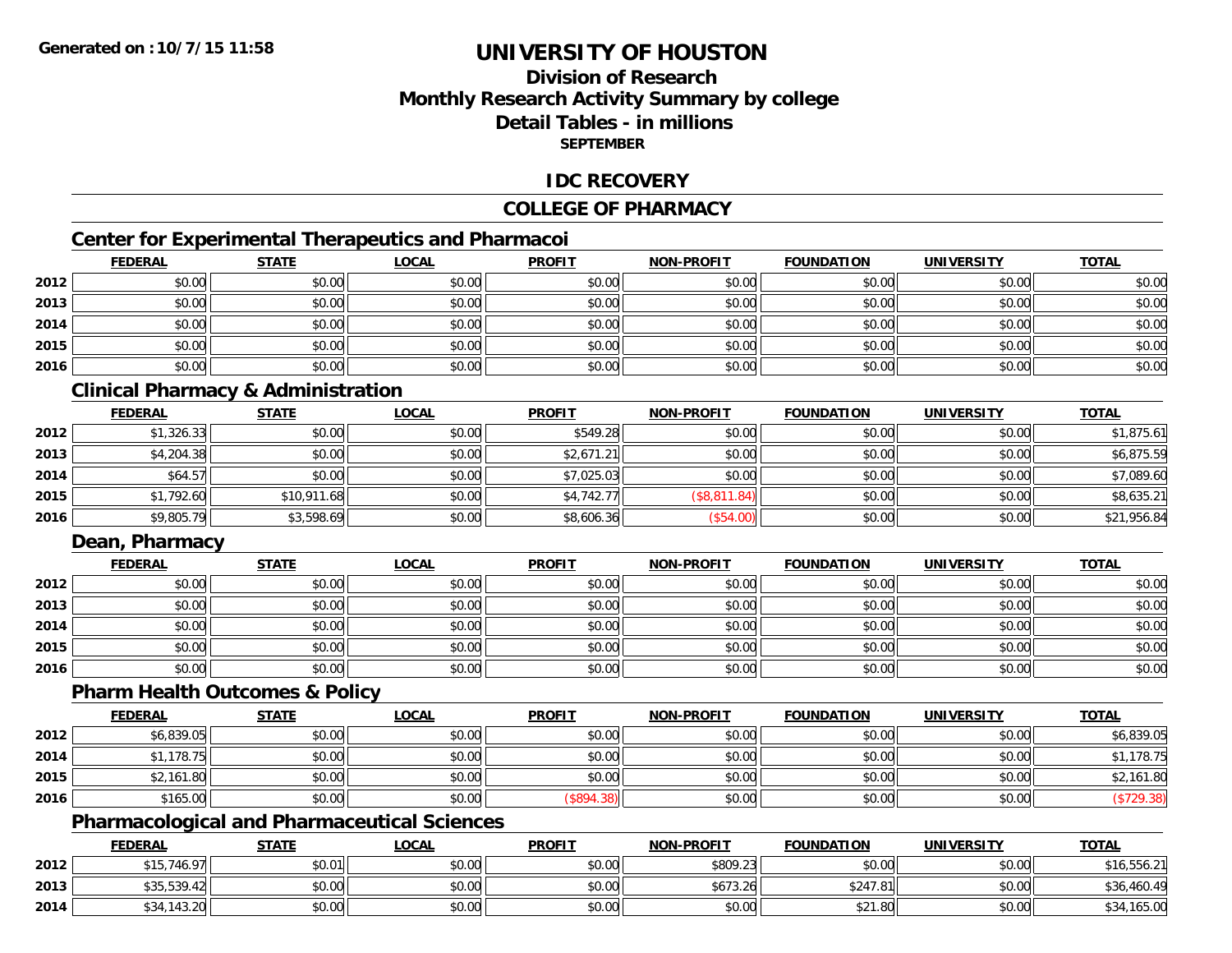Generated on :10/7/15 11:58

# UNIVERSITY OF HOUSTON

## Division of Research
## Monthly Research Activity Summary by college
## Detail Tables - in millions
### SEPTEMBER

## IDC RECOVERY

## COLLEGE OF PHARMACY

### Center for Experimental Therapeutics and Pharmacoi

| | FEDERAL | STATE | LOCAL | PROFIT | NON-PROFIT | FOUNDATION | UNIVERSITY | TOTAL |
|---|---|---|---|---|---|---|---|---|
| 2012 | $0.00 | $0.00 | $0.00 | $0.00 | $0.00 | $0.00 | $0.00 | $0.00 |
| 2013 | $0.00 | $0.00 | $0.00 | $0.00 | $0.00 | $0.00 | $0.00 | $0.00 |
| 2014 | $0.00 | $0.00 | $0.00 | $0.00 | $0.00 | $0.00 | $0.00 | $0.00 |
| 2015 | $0.00 | $0.00 | $0.00 | $0.00 | $0.00 | $0.00 | $0.00 | $0.00 |
| 2016 | $0.00 | $0.00 | $0.00 | $0.00 | $0.00 | $0.00 | $0.00 | $0.00 |

### Clinical Pharmacy & Administration

| | FEDERAL | STATE | LOCAL | PROFIT | NON-PROFIT | FOUNDATION | UNIVERSITY | TOTAL |
|---|---|---|---|---|---|---|---|---|
| 2012 | $1,326.33 | $0.00 | $0.00 | $549.28 | $0.00 | $0.00 | $0.00 | $1,875.61 |
| 2013 | $4,204.38 | $0.00 | $0.00 | $2,671.21 | $0.00 | $0.00 | $0.00 | $6,875.59 |
| 2014 | $64.57 | $0.00 | $0.00 | $7,025.03 | $0.00 | $0.00 | $0.00 | $7,089.60 |
| 2015 | $1,792.60 | $10,911.68 | $0.00 | $4,742.77 | ($8,811.84) | $0.00 | $0.00 | $8,635.21 |
| 2016 | $9,805.79 | $3,598.69 | $0.00 | $8,606.36 | ($54.00) | $0.00 | $0.00 | $21,956.84 |

### Dean, Pharmacy

| | FEDERAL | STATE | LOCAL | PROFIT | NON-PROFIT | FOUNDATION | UNIVERSITY | TOTAL |
|---|---|---|---|---|---|---|---|---|
| 2012 | $0.00 | $0.00 | $0.00 | $0.00 | $0.00 | $0.00 | $0.00 | $0.00 |
| 2013 | $0.00 | $0.00 | $0.00 | $0.00 | $0.00 | $0.00 | $0.00 | $0.00 |
| 2014 | $0.00 | $0.00 | $0.00 | $0.00 | $0.00 | $0.00 | $0.00 | $0.00 |
| 2015 | $0.00 | $0.00 | $0.00 | $0.00 | $0.00 | $0.00 | $0.00 | $0.00 |
| 2016 | $0.00 | $0.00 | $0.00 | $0.00 | $0.00 | $0.00 | $0.00 | $0.00 |

### Pharm Health Outcomes & Policy

| | FEDERAL | STATE | LOCAL | PROFIT | NON-PROFIT | FOUNDATION | UNIVERSITY | TOTAL |
|---|---|---|---|---|---|---|---|---|
| 2012 | $6,839.05 | $0.00 | $0.00 | $0.00 | $0.00 | $0.00 | $0.00 | $6,839.05 |
| 2014 | $1,178.75 | $0.00 | $0.00 | $0.00 | $0.00 | $0.00 | $0.00 | $1,178.75 |
| 2015 | $2,161.80 | $0.00 | $0.00 | $0.00 | $0.00 | $0.00 | $0.00 | $2,161.80 |
| 2016 | $165.00 | $0.00 | $0.00 | ($894.38) | $0.00 | $0.00 | $0.00 | ($729.38) |

### Pharmacological and Pharmaceutical Sciences

| | FEDERAL | STATE | LOCAL | PROFIT | NON-PROFIT | FOUNDATION | UNIVERSITY | TOTAL |
|---|---|---|---|---|---|---|---|---|
| 2012 | $15,746.97 | $0.01 | $0.00 | $0.00 | $809.23 | $0.00 | $0.00 | $16,556.21 |
| 2013 | $35,539.42 | $0.00 | $0.00 | $0.00 | $673.26 | $247.81 | $0.00 | $36,460.49 |
| 2014 | $34,143.20 | $0.00 | $0.00 | $0.00 | $0.00 | $21.80 | $0.00 | $34,165.00 |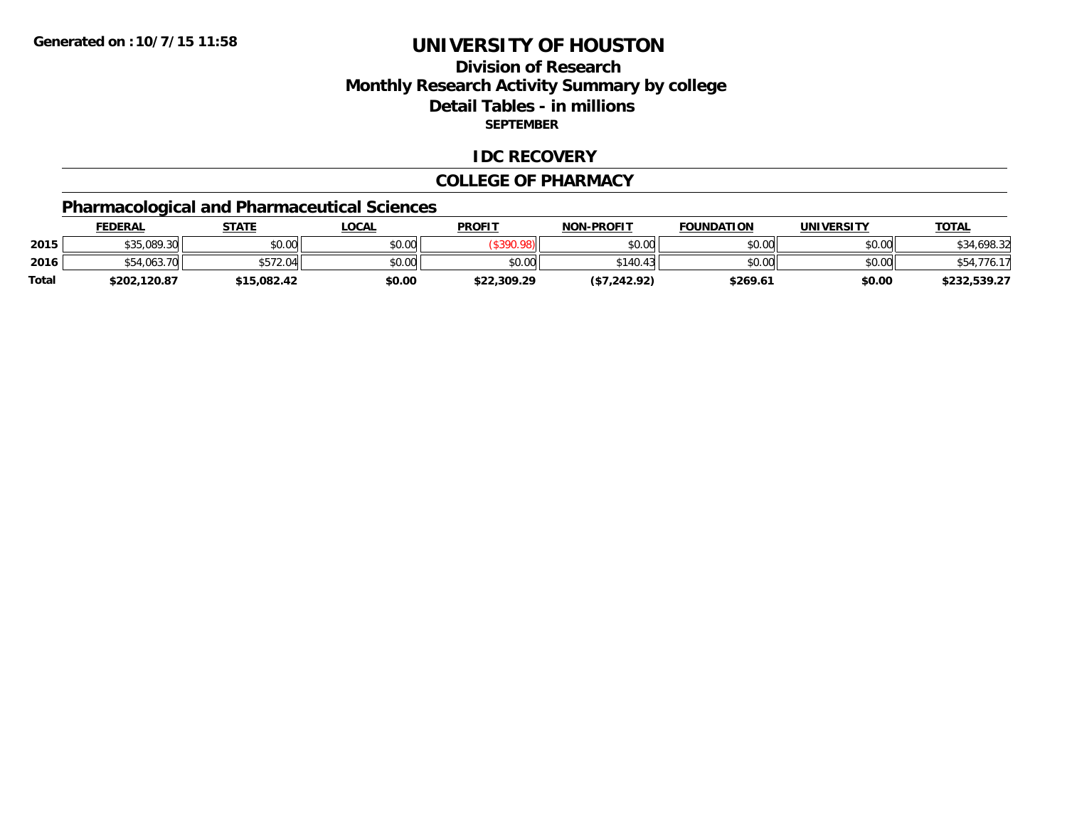# UNIVERSITY OF HOUSTON

## Division of Research
## Monthly Research Activity Summary by college
## Detail Tables - in millions
### SEPTEMBER

Generated on : 10/7/15 11:58

## IDC RECOVERY

## COLLEGE OF PHARMACY

### Pharmacological and Pharmaceutical Sciences

| | FEDERAL | STATE | LOCAL | PROFIT | NON-PROFIT | FOUNDATION | UNIVERSITY | TOTAL |
|---|---|---|---|---|---|---|---|---|
| 2015 | $35,089.30 | $0.00 | $0.00 | ($390.98) | $0.00 | $0.00 | $0.00 | $34,698.32 |
| 2016 | $54,063.70 | $572.04 | $0.00 | $0.00 | $140.43 | $0.00 | $0.00 | $54,776.17 |
| **Total** | **$202,120.87** | **$15,082.42** | **$0.00** | **$22,309.29** | **($7,242.92)** | **$269.61** | **$0.00** | **$232,539.27** |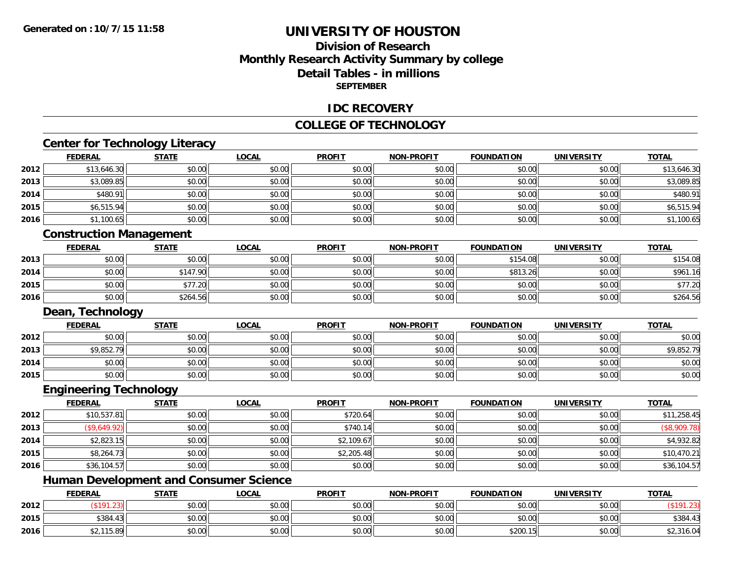Generated on :10/7/15 11:58

# UNIVERSITY OF HOUSTON

## Division of Research
## Monthly Research Activity Summary by college
## Detail Tables - in millions
### SEPTEMBER

## IDC RECOVERY

## COLLEGE OF TECHNOLOGY

### Center for Technology Literacy

| | FEDERAL | STATE | LOCAL | PROFIT | NON-PROFIT | FOUNDATION | UNIVERSITY | TOTAL |
|---|---|---|---|---|---|---|---|---|
| 2012 | $13,646.30 | $0.00 | $0.00 | $0.00 | $0.00 | $0.00 | $0.00 | $13,646.30 |
| 2013 | $3,089.85 | $0.00 | $0.00 | $0.00 | $0.00 | $0.00 | $0.00 | $3,089.85 |
| 2014 | $480.91 | $0.00 | $0.00 | $0.00 | $0.00 | $0.00 | $0.00 | $480.91 |
| 2015 | $6,515.94 | $0.00 | $0.00 | $0.00 | $0.00 | $0.00 | $0.00 | $6,515.94 |
| 2016 | $1,100.65 | $0.00 | $0.00 | $0.00 | $0.00 | $0.00 | $0.00 | $1,100.65 |

### Construction Management

| | FEDERAL | STATE | LOCAL | PROFIT | NON-PROFIT | FOUNDATION | UNIVERSITY | TOTAL |
|---|---|---|---|---|---|---|---|---|
| 2013 | $0.00 | $0.00 | $0.00 | $0.00 | $0.00 | $154.08 | $0.00 | $154.08 |
| 2014 | $0.00 | $147.90 | $0.00 | $0.00 | $0.00 | $813.26 | $0.00 | $961.16 |
| 2015 | $0.00 | $77.20 | $0.00 | $0.00 | $0.00 | $0.00 | $0.00 | $77.20 |
| 2016 | $0.00 | $264.56 | $0.00 | $0.00 | $0.00 | $0.00 | $0.00 | $264.56 |

### Dean, Technology

| | FEDERAL | STATE | LOCAL | PROFIT | NON-PROFIT | FOUNDATION | UNIVERSITY | TOTAL |
|---|---|---|---|---|---|---|---|---|
| 2012 | $0.00 | $0.00 | $0.00 | $0.00 | $0.00 | $0.00 | $0.00 | $0.00 |
| 2013 | $9,852.79 | $0.00 | $0.00 | $0.00 | $0.00 | $0.00 | $0.00 | $9,852.79 |
| 2014 | $0.00 | $0.00 | $0.00 | $0.00 | $0.00 | $0.00 | $0.00 | $0.00 |
| 2015 | $0.00 | $0.00 | $0.00 | $0.00 | $0.00 | $0.00 | $0.00 | $0.00 |

### Engineering Technology

| | FEDERAL | STATE | LOCAL | PROFIT | NON-PROFIT | FOUNDATION | UNIVERSITY | TOTAL |
|---|---|---|---|---|---|---|---|---|
| 2012 | $10,537.81 | $0.00 | $0.00 | $720.64 | $0.00 | $0.00 | $0.00 | $11,258.45 |
| 2013 | ($9,649.92) | $0.00 | $0.00 | $740.14 | $0.00 | $0.00 | $0.00 | ($8,909.78) |
| 2014 | $2,823.15 | $0.00 | $0.00 | $2,109.67 | $0.00 | $0.00 | $0.00 | $4,932.82 |
| 2015 | $8,264.73 | $0.00 | $0.00 | $2,205.48 | $0.00 | $0.00 | $0.00 | $10,470.21 |
| 2016 | $36,104.57 | $0.00 | $0.00 | $0.00 | $0.00 | $0.00 | $0.00 | $36,104.57 |

### Human Development and Consumer Science

| | FEDERAL | STATE | LOCAL | PROFIT | NON-PROFIT | FOUNDATION | UNIVERSITY | TOTAL |
|---|---|---|---|---|---|---|---|---|
| 2012 | ($191.23) | $0.00 | $0.00 | $0.00 | $0.00 | $0.00 | $0.00 | ($191.23) |
| 2015 | $384.43 | $0.00 | $0.00 | $0.00 | $0.00 | $0.00 | $0.00 | $384.43 |
| 2016 | $2,115.89 | $0.00 | $0.00 | $0.00 | $0.00 | $200.15 | $0.00 | $2,316.04 |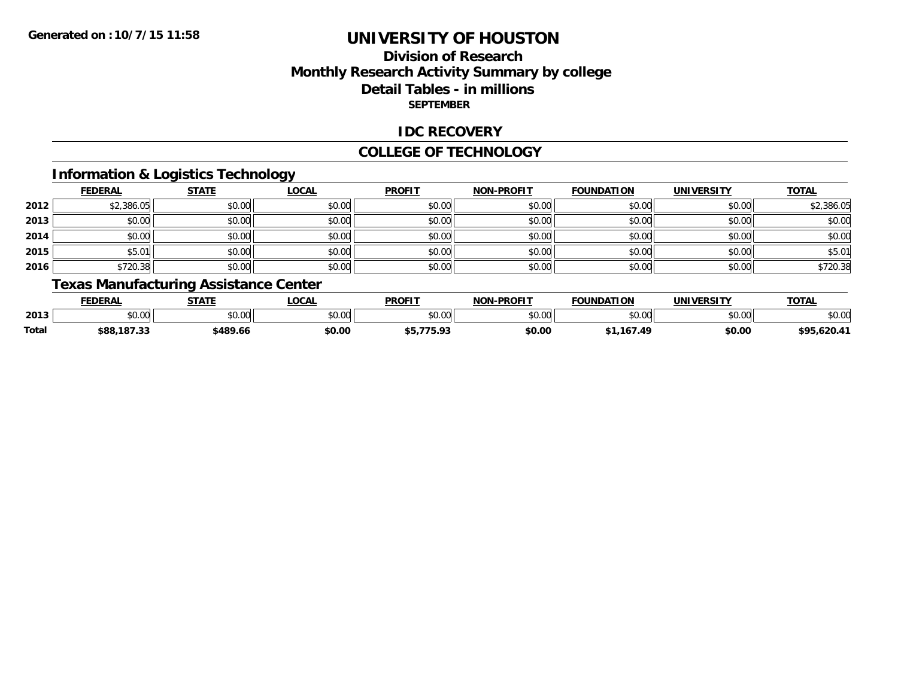**Generated on :10/7/15 11:58**

# UNIVERSITY OF HOUSTON

## Division of Research
## Monthly Research Activity Summary by college
## Detail Tables - in millions
### SEPTEMBER

## IDC RECOVERY

## COLLEGE OF TECHNOLOGY

### Information & Logistics Technology

| | FEDERAL | STATE | LOCAL | PROFIT | NON-PROFIT | FOUNDATION | UNIVERSITY | TOTAL |
|---|---|---|---|---|---|---|---|---|
| 2012 | $2,386.05 | $0.00 | $0.00 | $0.00 | $0.00 | $0.00 | $0.00 | $2,386.05 |
| 2013 | $0.00 | $0.00 | $0.00 | $0.00 | $0.00 | $0.00 | $0.00 | $0.00 |
| 2014 | $0.00 | $0.00 | $0.00 | $0.00 | $0.00 | $0.00 | $0.00 | $0.00 |
| 2015 | $5.01 | $0.00 | $0.00 | $0.00 | $0.00 | $0.00 | $0.00 | $5.01 |
| 2016 | $720.38 | $0.00 | $0.00 | $0.00 | $0.00 | $0.00 | $0.00 | $720.38 |

### Texas Manufacturing Assistance Center

| | FEDERAL | STATE | LOCAL | PROFIT | NON-PROFIT | FOUNDATION | UNIVERSITY | TOTAL |
|---|---|---|---|---|---|---|---|---|
| 2013 | $0.00 | $0.00 | $0.00 | $0.00 | $0.00 | $0.00 | $0.00 | $0.00 |
| **Total** | **$88,187.33** | **$489.66** | **$0.00** | **$5,775.93** | **$0.00** | **$1,167.49** | **$0.00** | **$95,620.41** |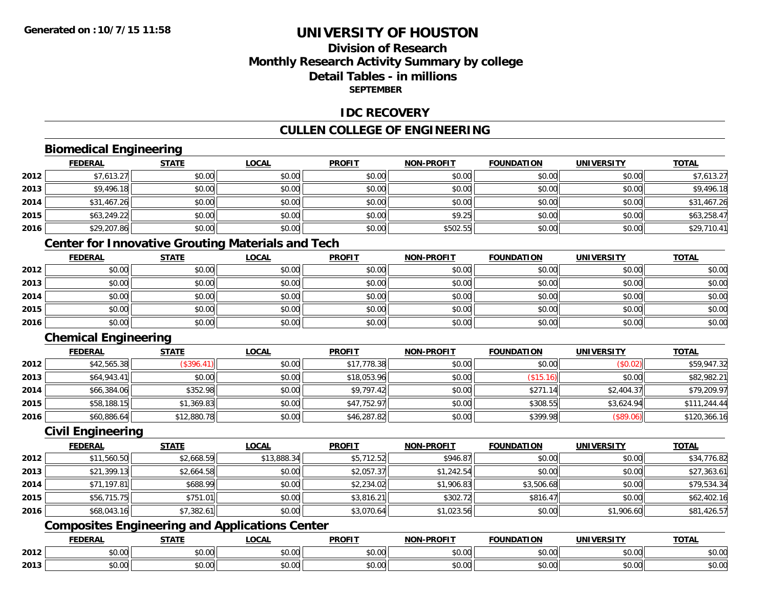**Generated on :10/7/15 11:58**

# UNIVERSITY OF HOUSTON

## Division of Research
## Monthly Research Activity Summary by college
## Detail Tables - in millions
### SEPTEMBER

## IDC RECOVERY

## CULLEN COLLEGE OF ENGINEERING

### Biomedical Engineering

| | FEDERAL | STATE | LOCAL | PROFIT | NON-PROFIT | FOUNDATION | UNIVERSITY | TOTAL |
|---|---|---|---|---|---|---|---|---|
| 2012 | $7,613.27 | $0.00 | $0.00 | $0.00 | $0.00 | $0.00 | $0.00 | $7,613.27 |
| 2013 | $9,496.18 | $0.00 | $0.00 | $0.00 | $0.00 | $0.00 | $0.00 | $9,496.18 |
| 2014 | $31,467.26 | $0.00 | $0.00 | $0.00 | $0.00 | $0.00 | $0.00 | $31,467.26 |
| 2015 | $63,249.22 | $0.00 | $0.00 | $0.00 | $9.25 | $0.00 | $0.00 | $63,258.47 |
| 2016 | $29,207.86 | $0.00 | $0.00 | $0.00 | $502.55 | $0.00 | $0.00 | $29,710.41 |

### Center for Innovative Grouting Materials and Tech

| | FEDERAL | STATE | LOCAL | PROFIT | NON-PROFIT | FOUNDATION | UNIVERSITY | TOTAL |
|---|---|---|---|---|---|---|---|---|
| 2012 | $0.00 | $0.00 | $0.00 | $0.00 | $0.00 | $0.00 | $0.00 | $0.00 |
| 2013 | $0.00 | $0.00 | $0.00 | $0.00 | $0.00 | $0.00 | $0.00 | $0.00 |
| 2014 | $0.00 | $0.00 | $0.00 | $0.00 | $0.00 | $0.00 | $0.00 | $0.00 |
| 2015 | $0.00 | $0.00 | $0.00 | $0.00 | $0.00 | $0.00 | $0.00 | $0.00 |
| 2016 | $0.00 | $0.00 | $0.00 | $0.00 | $0.00 | $0.00 | $0.00 | $0.00 |

### Chemical Engineering

| | FEDERAL | STATE | LOCAL | PROFIT | NON-PROFIT | FOUNDATION | UNIVERSITY | TOTAL |
|---|---|---|---|---|---|---|---|---|
| 2012 | $42,565.38 | ($396.41) | $0.00 | $17,778.38 | $0.00 | $0.00 | ($0.02) | $59,947.32 |
| 2013 | $64,943.41 | $0.00 | $0.00 | $18,053.96 | $0.00 | ($15.16) | $0.00 | $82,982.21 |
| 2014 | $66,384.06 | $352.98 | $0.00 | $9,797.42 | $0.00 | $271.14 | $2,404.37 | $79,209.97 |
| 2015 | $58,188.15 | $1,369.83 | $0.00 | $47,752.97 | $0.00 | $308.55 | $3,624.94 | $111,244.44 |
| 2016 | $60,886.64 | $12,880.78 | $0.00 | $46,287.82 | $0.00 | $399.98 | ($89.06) | $120,366.16 |

### Civil Engineering

| | FEDERAL | STATE | LOCAL | PROFIT | NON-PROFIT | FOUNDATION | UNIVERSITY | TOTAL |
|---|---|---|---|---|---|---|---|---|
| 2012 | $11,560.50 | $2,668.59 | $13,888.34 | $5,712.52 | $946.87 | $0.00 | $0.00 | $34,776.82 |
| 2013 | $21,399.13 | $2,664.58 | $0.00 | $2,057.37 | $1,242.54 | $0.00 | $0.00 | $27,363.61 |
| 2014 | $71,197.81 | $688.99 | $0.00 | $2,234.02 | $1,906.83 | $3,506.68 | $0.00 | $79,534.34 |
| 2015 | $56,715.75 | $751.01 | $0.00 | $3,816.21 | $302.72 | $816.47 | $0.00 | $62,402.16 |
| 2016 | $68,043.16 | $7,382.61 | $0.00 | $3,070.64 | $1,023.56 | $0.00 | $1,906.60 | $81,426.57 |

### Composites Engineering and Applications Center

| | FEDERAL | STATE | LOCAL | PROFIT | NON-PROFIT | FOUNDATION | UNIVERSITY | TOTAL |
|---|---|---|---|---|---|---|---|---|
| 2012 | $0.00 | $0.00 | $0.00 | $0.00 | $0.00 | $0.00 | $0.00 | $0.00 |
| 2013 | $0.00 | $0.00 | $0.00 | $0.00 | $0.00 | $0.00 | $0.00 | $0.00 |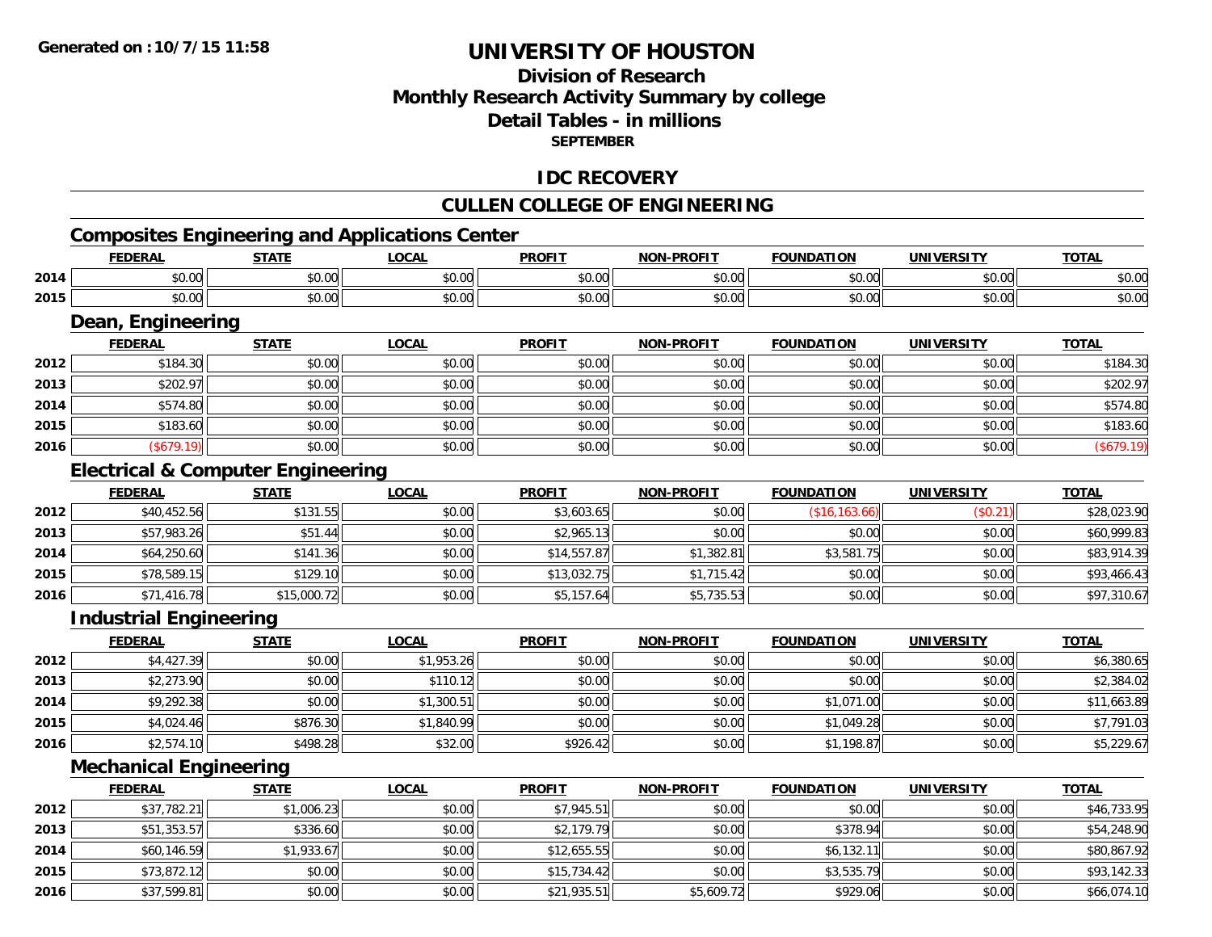Generated on :10/7/15 11:58

# UNIVERSITY OF HOUSTON

## Division of Research
## Monthly Research Activity Summary by college
## Detail Tables - in millions
### SEPTEMBER

## IDC RECOVERY

## CULLEN COLLEGE OF ENGINEERING

### Composites Engineering and Applications Center

| | FEDERAL | STATE | LOCAL | PROFIT | NON-PROFIT | FOUNDATION | UNIVERSITY | TOTAL |
|---|---|---|---|---|---|---|---|---|
| 2014 | $0.00 | $0.00 | $0.00 | $0.00 | $0.00 | $0.00 | $0.00 | $0.00 |
| 2015 | $0.00 | $0.00 | $0.00 | $0.00 | $0.00 | $0.00 | $0.00 | $0.00 |

### Dean, Engineering

| | FEDERAL | STATE | LOCAL | PROFIT | NON-PROFIT | FOUNDATION | UNIVERSITY | TOTAL |
|---|---|---|---|---|---|---|---|---|
| 2012 | $184.30 | $0.00 | $0.00 | $0.00 | $0.00 | $0.00 | $0.00 | $184.30 |
| 2013 | $202.97 | $0.00 | $0.00 | $0.00 | $0.00 | $0.00 | $0.00 | $202.97 |
| 2014 | $574.80 | $0.00 | $0.00 | $0.00 | $0.00 | $0.00 | $0.00 | $574.80 |
| 2015 | $183.60 | $0.00 | $0.00 | $0.00 | $0.00 | $0.00 | $0.00 | $183.60 |
| 2016 | ($679.19) | $0.00 | $0.00 | $0.00 | $0.00 | $0.00 | $0.00 | ($679.19) |

### Electrical & Computer Engineering

| | FEDERAL | STATE | LOCAL | PROFIT | NON-PROFIT | FOUNDATION | UNIVERSITY | TOTAL |
|---|---|---|---|---|---|---|---|---|
| 2012 | $40,452.56 | $131.55 | $0.00 | $3,603.65 | $0.00 | ($16,163.66) | ($0.21) | $28,023.90 |
| 2013 | $57,983.26 | $51.44 | $0.00 | $2,965.13 | $0.00 | $0.00 | $0.00 | $60,999.83 |
| 2014 | $64,250.60 | $141.36 | $0.00 | $14,557.87 | $1,382.81 | $3,581.75 | $0.00 | $83,914.39 |
| 2015 | $78,589.15 | $129.10 | $0.00 | $13,032.75 | $1,715.42 | $0.00 | $0.00 | $93,466.43 |
| 2016 | $71,416.78 | $15,000.72 | $0.00 | $5,157.64 | $5,735.53 | $0.00 | $0.00 | $97,310.67 |

### Industrial Engineering

| | FEDERAL | STATE | LOCAL | PROFIT | NON-PROFIT | FOUNDATION | UNIVERSITY | TOTAL |
|---|---|---|---|---|---|---|---|---|
| 2012 | $4,427.39 | $0.00 | $1,953.26 | $0.00 | $0.00 | $0.00 | $0.00 | $6,380.65 |
| 2013 | $2,273.90 | $0.00 | $110.12 | $0.00 | $0.00 | $0.00 | $0.00 | $2,384.02 |
| 2014 | $9,292.38 | $0.00 | $1,300.51 | $0.00 | $0.00 | $1,071.00 | $0.00 | $11,663.89 |
| 2015 | $4,024.46 | $876.30 | $1,840.99 | $0.00 | $0.00 | $1,049.28 | $0.00 | $7,791.03 |
| 2016 | $2,574.10 | $498.28 | $32.00 | $926.42 | $0.00 | $1,198.87 | $0.00 | $5,229.67 |

### Mechanical Engineering

| | FEDERAL | STATE | LOCAL | PROFIT | NON-PROFIT | FOUNDATION | UNIVERSITY | TOTAL |
|---|---|---|---|---|---|---|---|---|
| 2012 | $37,782.21 | $1,006.23 | $0.00 | $7,945.51 | $0.00 | $0.00 | $0.00 | $46,733.95 |
| 2013 | $51,353.57 | $336.60 | $0.00 | $2,179.79 | $0.00 | $378.94 | $0.00 | $54,248.90 |
| 2014 | $60,146.59 | $1,933.67 | $0.00 | $12,655.55 | $0.00 | $6,132.11 | $0.00 | $80,867.92 |
| 2015 | $73,872.12 | $0.00 | $0.00 | $15,734.42 | $0.00 | $3,535.79 | $0.00 | $93,142.33 |
| 2016 | $37,599.81 | $0.00 | $0.00 | $21,935.51 | $5,609.72 | $929.06 | $0.00 | $66,074.10 |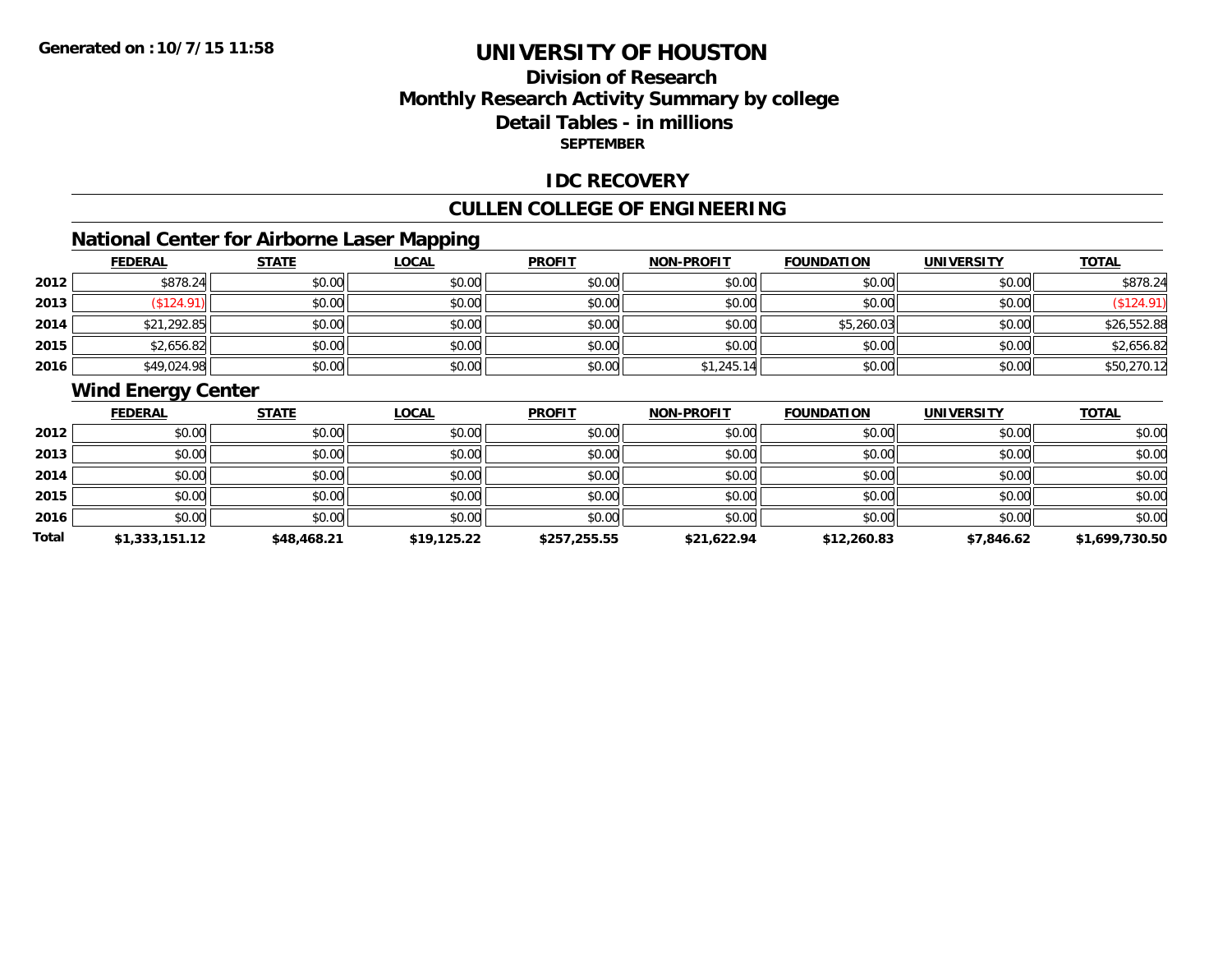**Generated on :10/7/15 11:58**

# UNIVERSITY OF HOUSTON

## Division of Research
## Monthly Research Activity Summary by college
## Detail Tables - in millions
### SEPTEMBER

## IDC RECOVERY

## CULLEN COLLEGE OF ENGINEERING

### National Center for Airborne Laser Mapping

| | FEDERAL | STATE | LOCAL | PROFIT | NON-PROFIT | FOUNDATION | UNIVERSITY | TOTAL |
|---|---|---|---|---|---|---|---|---|
| 2012 | $878.24 | $0.00 | $0.00 | $0.00 | $0.00 | $0.00 | $0.00 | $878.24 |
| 2013 | ($124.91) | $0.00 | $0.00 | $0.00 | $0.00 | $0.00 | $0.00 | ($124.91) |
| 2014 | $21,292.85 | $0.00 | $0.00 | $0.00 | $0.00 | $5,260.03 | $0.00 | $26,552.88 |
| 2015 | $2,656.82 | $0.00 | $0.00 | $0.00 | $0.00 | $0.00 | $0.00 | $2,656.82 |
| 2016 | $49,024.98 | $0.00 | $0.00 | $0.00 | $1,245.14 | $0.00 | $0.00 | $50,270.12 |

### Wind Energy Center

| | FEDERAL | STATE | LOCAL | PROFIT | NON-PROFIT | FOUNDATION | UNIVERSITY | TOTAL |
|---|---|---|---|---|---|---|---|---|
| 2012 | $0.00 | $0.00 | $0.00 | $0.00 | $0.00 | $0.00 | $0.00 | $0.00 |
| 2013 | $0.00 | $0.00 | $0.00 | $0.00 | $0.00 | $0.00 | $0.00 | $0.00 |
| 2014 | $0.00 | $0.00 | $0.00 | $0.00 | $0.00 | $0.00 | $0.00 | $0.00 |
| 2015 | $0.00 | $0.00 | $0.00 | $0.00 | $0.00 | $0.00 | $0.00 | $0.00 |
| 2016 | $0.00 | $0.00 | $0.00 | $0.00 | $0.00 | $0.00 | $0.00 | $0.00 |
| **Total** | **$1,333,151.12** | **$48,468.21** | **$19,125.22** | **$257,255.55** | **$21,622.94** | **$12,260.83** | **$7,846.62** | **$1,699,730.50** |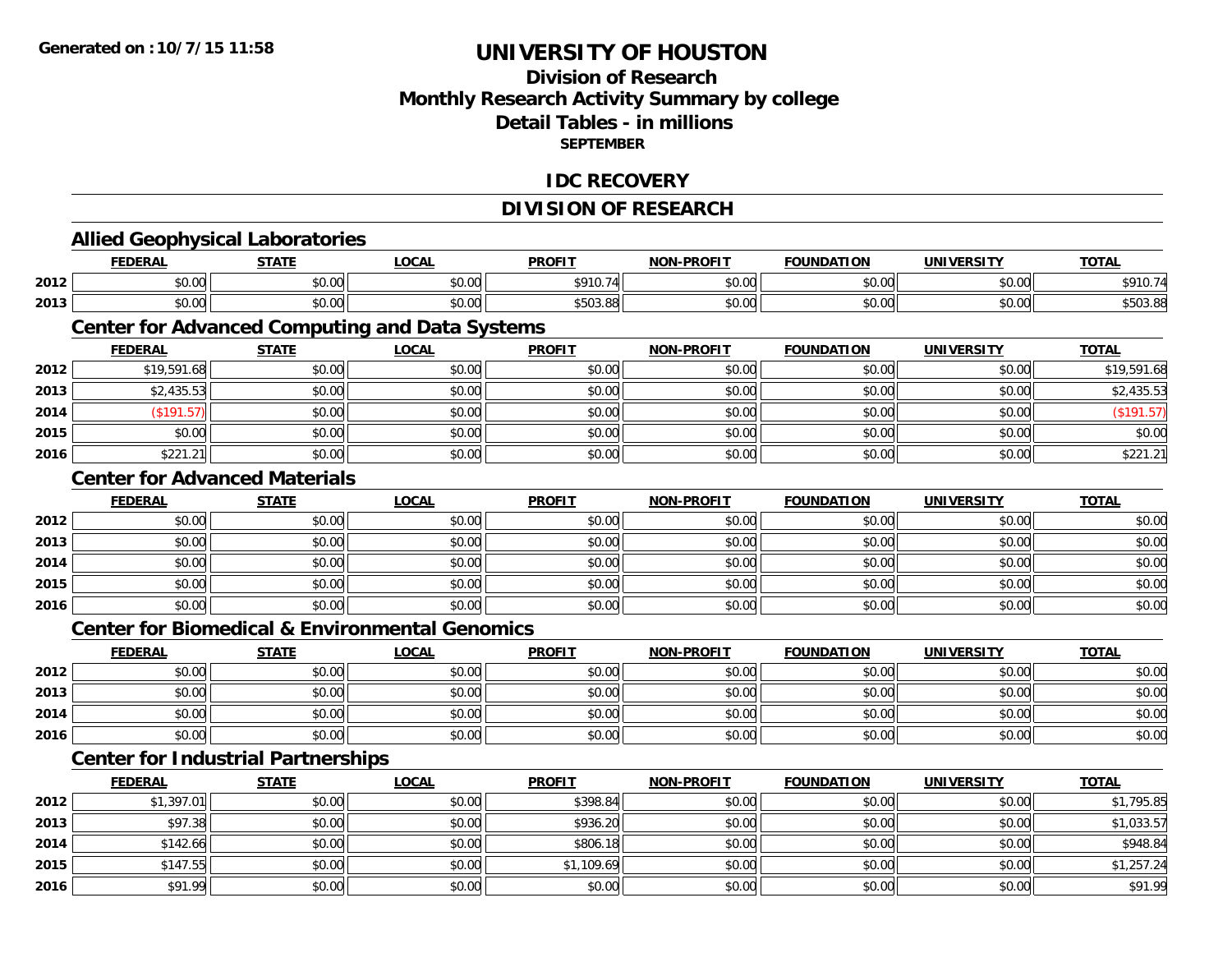Generated on :10/7/15 11:58

# UNIVERSITY OF HOUSTON

## Division of Research
## Monthly Research Activity Summary by college
## Detail Tables - in millions
### SEPTEMBER

## IDC RECOVERY

## DIVISION OF RESEARCH

### Allied Geophysical Laboratories

| | FEDERAL | STATE | LOCAL | PROFIT | NON-PROFIT | FOUNDATION | UNIVERSITY | TOTAL |
|---|---|---|---|---|---|---|---|---|
| 2012 | $0.00 | $0.00 | $0.00 | $910.74 | $0.00 | $0.00 | $0.00 | $910.74 |
| 2013 | $0.00 | $0.00 | $0.00 | $503.88 | $0.00 | $0.00 | $0.00 | $503.88 |

### Center for Advanced Computing and Data Systems

| | FEDERAL | STATE | LOCAL | PROFIT | NON-PROFIT | FOUNDATION | UNIVERSITY | TOTAL |
|---|---|---|---|---|---|---|---|---|
| 2012 | $19,591.68 | $0.00 | $0.00 | $0.00 | $0.00 | $0.00 | $0.00 | $19,591.68 |
| 2013 | $2,435.53 | $0.00 | $0.00 | $0.00 | $0.00 | $0.00 | $0.00 | $2,435.53 |
| 2014 | ($191.57) | $0.00 | $0.00 | $0.00 | $0.00 | $0.00 | $0.00 | ($191.57) |
| 2015 | $0.00 | $0.00 | $0.00 | $0.00 | $0.00 | $0.00 | $0.00 | $0.00 |
| 2016 | $221.21 | $0.00 | $0.00 | $0.00 | $0.00 | $0.00 | $0.00 | $221.21 |

### Center for Advanced Materials

| | FEDERAL | STATE | LOCAL | PROFIT | NON-PROFIT | FOUNDATION | UNIVERSITY | TOTAL |
|---|---|---|---|---|---|---|---|---|
| 2012 | $0.00 | $0.00 | $0.00 | $0.00 | $0.00 | $0.00 | $0.00 | $0.00 |
| 2013 | $0.00 | $0.00 | $0.00 | $0.00 | $0.00 | $0.00 | $0.00 | $0.00 |
| 2014 | $0.00 | $0.00 | $0.00 | $0.00 | $0.00 | $0.00 | $0.00 | $0.00 |
| 2015 | $0.00 | $0.00 | $0.00 | $0.00 | $0.00 | $0.00 | $0.00 | $0.00 |
| 2016 | $0.00 | $0.00 | $0.00 | $0.00 | $0.00 | $0.00 | $0.00 | $0.00 |

### Center for Biomedical & Environmental Genomics

| | FEDERAL | STATE | LOCAL | PROFIT | NON-PROFIT | FOUNDATION | UNIVERSITY | TOTAL |
|---|---|---|---|---|---|---|---|---|
| 2012 | $0.00 | $0.00 | $0.00 | $0.00 | $0.00 | $0.00 | $0.00 | $0.00 |
| 2013 | $0.00 | $0.00 | $0.00 | $0.00 | $0.00 | $0.00 | $0.00 | $0.00 |
| 2014 | $0.00 | $0.00 | $0.00 | $0.00 | $0.00 | $0.00 | $0.00 | $0.00 |
| 2016 | $0.00 | $0.00 | $0.00 | $0.00 | $0.00 | $0.00 | $0.00 | $0.00 |

### Center for Industrial Partnerships

| | FEDERAL | STATE | LOCAL | PROFIT | NON-PROFIT | FOUNDATION | UNIVERSITY | TOTAL |
|---|---|---|---|---|---|---|---|---|
| 2012 | $1,397.01 | $0.00 | $0.00 | $398.84 | $0.00 | $0.00 | $0.00 | $1,795.85 |
| 2013 | $97.38 | $0.00 | $0.00 | $936.20 | $0.00 | $0.00 | $0.00 | $1,033.57 |
| 2014 | $142.66 | $0.00 | $0.00 | $806.18 | $0.00 | $0.00 | $0.00 | $948.84 |
| 2015 | $147.55 | $0.00 | $0.00 | $1,109.69 | $0.00 | $0.00 | $0.00 | $1,257.24 |
| 2016 | $91.99 | $0.00 | $0.00 | $0.00 | $0.00 | $0.00 | $0.00 | $91.99 |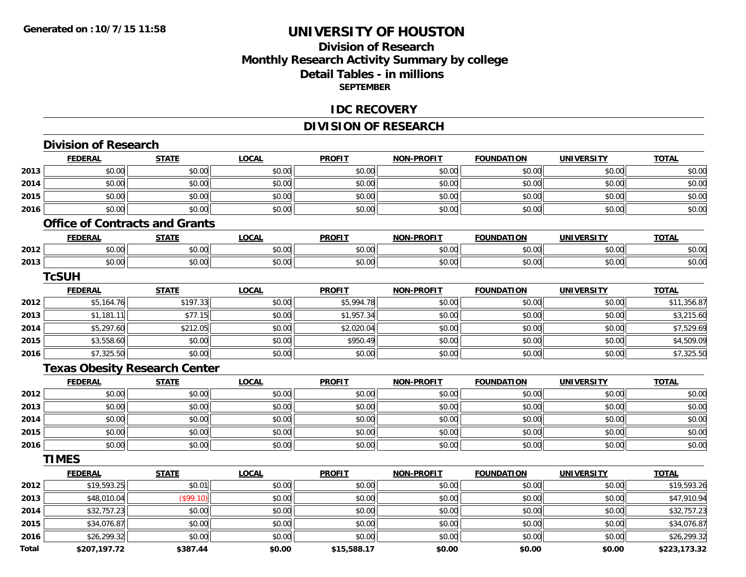# UNIVERSITY OF HOUSTON

## Division of Research
## Monthly Research Activity Summary by college
## Detail Tables - in millions
### SEPTEMBER

## IDC RECOVERY

## DIVISION OF RESEARCH

### Division of Research

| | FEDERAL | STATE | LOCAL | PROFIT | NON-PROFIT | FOUNDATION | UNIVERSITY | TOTAL |
|---|---|---|---|---|---|---|---|---|
| 2013 | $0.00 | $0.00 | $0.00 | $0.00 | $0.00 | $0.00 | $0.00 | $0.00 |
| 2014 | $0.00 | $0.00 | $0.00 | $0.00 | $0.00 | $0.00 | $0.00 | $0.00 |
| 2015 | $0.00 | $0.00 | $0.00 | $0.00 | $0.00 | $0.00 | $0.00 | $0.00 |
| 2016 | $0.00 | $0.00 | $0.00 | $0.00 | $0.00 | $0.00 | $0.00 | $0.00 |

### Office of Contracts and Grants

| | FEDERAL | STATE | LOCAL | PROFIT | NON-PROFIT | FOUNDATION | UNIVERSITY | TOTAL |
|---|---|---|---|---|---|---|---|---|
| 2012 | $0.00 | $0.00 | $0.00 | $0.00 | $0.00 | $0.00 | $0.00 | $0.00 |
| 2013 | $0.00 | $0.00 | $0.00 | $0.00 | $0.00 | $0.00 | $0.00 | $0.00 |

### TcSUH

| | FEDERAL | STATE | LOCAL | PROFIT | NON-PROFIT | FOUNDATION | UNIVERSITY | TOTAL |
|---|---|---|---|---|---|---|---|---|
| 2012 | $5,164.76 | $197.33 | $0.00 | $5,994.78 | $0.00 | $0.00 | $0.00 | $11,356.87 |
| 2013 | $1,181.11 | $77.15 | $0.00 | $1,957.34 | $0.00 | $0.00 | $0.00 | $3,215.60 |
| 2014 | $5,297.60 | $212.05 | $0.00 | $2,020.04 | $0.00 | $0.00 | $0.00 | $7,529.69 |
| 2015 | $3,558.60 | $0.00 | $0.00 | $950.49 | $0.00 | $0.00 | $0.00 | $4,509.09 |
| 2016 | $7,325.50 | $0.00 | $0.00 | $0.00 | $0.00 | $0.00 | $0.00 | $7,325.50 |

### Texas Obesity Research Center

| | FEDERAL | STATE | LOCAL | PROFIT | NON-PROFIT | FOUNDATION | UNIVERSITY | TOTAL |
|---|---|---|---|---|---|---|---|---|
| 2012 | $0.00 | $0.00 | $0.00 | $0.00 | $0.00 | $0.00 | $0.00 | $0.00 |
| 2013 | $0.00 | $0.00 | $0.00 | $0.00 | $0.00 | $0.00 | $0.00 | $0.00 |
| 2014 | $0.00 | $0.00 | $0.00 | $0.00 | $0.00 | $0.00 | $0.00 | $0.00 |
| 2015 | $0.00 | $0.00 | $0.00 | $0.00 | $0.00 | $0.00 | $0.00 | $0.00 |
| 2016 | $0.00 | $0.00 | $0.00 | $0.00 | $0.00 | $0.00 | $0.00 | $0.00 |

### TIMES

| | FEDERAL | STATE | LOCAL | PROFIT | NON-PROFIT | FOUNDATION | UNIVERSITY | TOTAL |
|---|---|---|---|---|---|---|---|---|
| 2012 | $19,593.25 | $0.01 | $0.00 | $0.00 | $0.00 | $0.00 | $0.00 | $19,593.26 |
| 2013 | $48,010.04 | ($99.10) | $0.00 | $0.00 | $0.00 | $0.00 | $0.00 | $47,910.94 |
| 2014 | $32,757.23 | $0.00 | $0.00 | $0.00 | $0.00 | $0.00 | $0.00 | $32,757.23 |
| 2015 | $34,076.87 | $0.00 | $0.00 | $0.00 | $0.00 | $0.00 | $0.00 | $34,076.87 |
| 2016 | $26,299.32 | $0.00 | $0.00 | $0.00 | $0.00 | $0.00 | $0.00 | $26,299.32 |
| **Total** | **$207,197.72** | **$387.44** | **$0.00** | **$15,588.17** | **$0.00** | **$0.00** | **$0.00** | **$223,173.32** |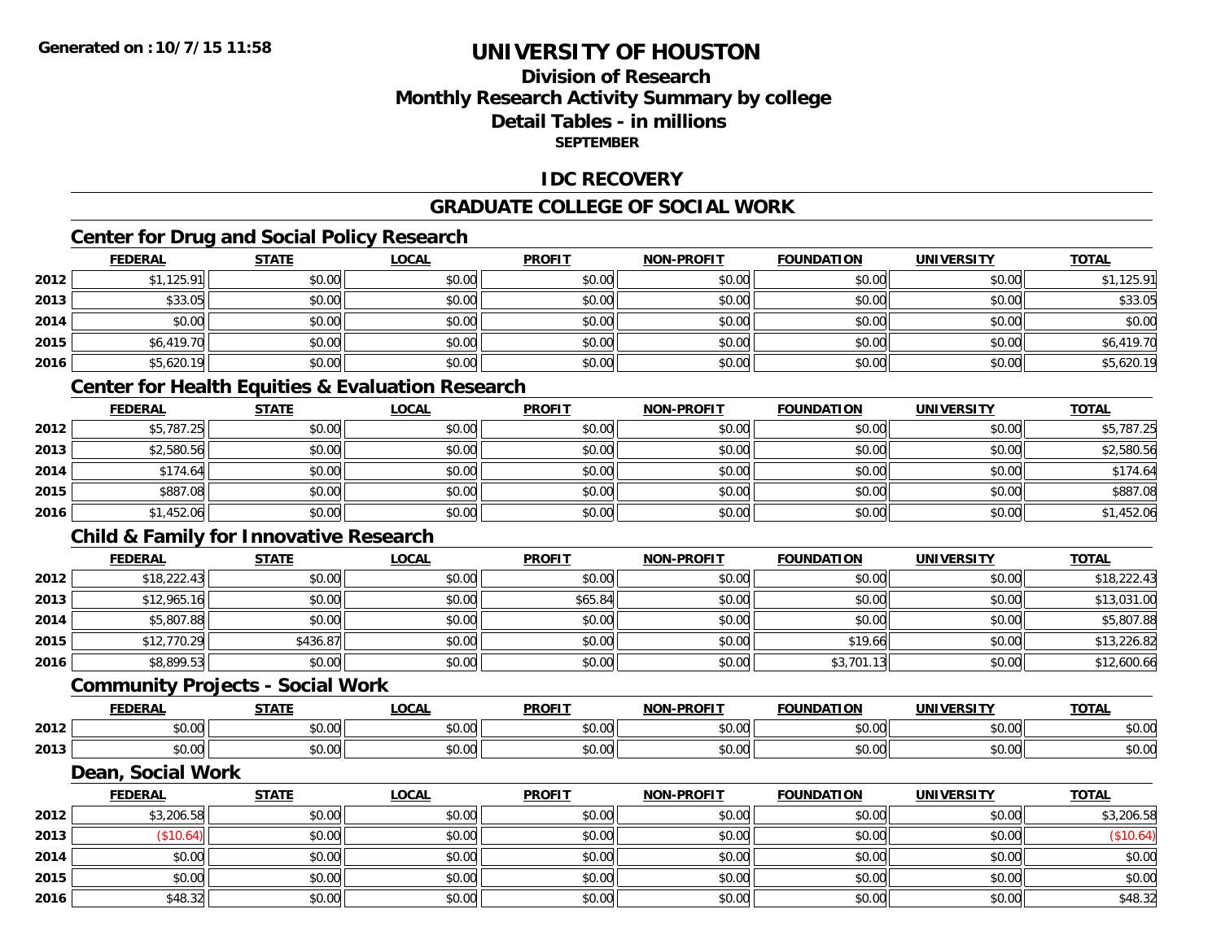**Generated on :10/7/15 11:58**

# UNIVERSITY OF HOUSTON

## Division of Research
## Monthly Research Activity Summary by college
## Detail Tables - in millions
### SEPTEMBER

## IDC RECOVERY

## GRADUATE COLLEGE OF SOCIAL WORK

### Center for Drug and Social Policy Research

| | FEDERAL | STATE | LOCAL | PROFIT | NON-PROFIT | FOUNDATION | UNIVERSITY | TOTAL |
|---|---|---|---|---|---|---|---|---|
| 2012 | $1,125.91 | $0.00 | $0.00 | $0.00 | $0.00 | $0.00 | $0.00 | $1,125.91 |
| 2013 | $33.05 | $0.00 | $0.00 | $0.00 | $0.00 | $0.00 | $0.00 | $33.05 |
| 2014 | $0.00 | $0.00 | $0.00 | $0.00 | $0.00 | $0.00 | $0.00 | $0.00 |
| 2015 | $6,419.70 | $0.00 | $0.00 | $0.00 | $0.00 | $0.00 | $0.00 | $6,419.70 |
| 2016 | $5,620.19 | $0.00 | $0.00 | $0.00 | $0.00 | $0.00 | $0.00 | $5,620.19 |

### Center for Health Equities & Evaluation Research

| | FEDERAL | STATE | LOCAL | PROFIT | NON-PROFIT | FOUNDATION | UNIVERSITY | TOTAL |
|---|---|---|---|---|---|---|---|---|
| 2012 | $5,787.25 | $0.00 | $0.00 | $0.00 | $0.00 | $0.00 | $0.00 | $5,787.25 |
| 2013 | $2,580.56 | $0.00 | $0.00 | $0.00 | $0.00 | $0.00 | $0.00 | $2,580.56 |
| 2014 | $174.64 | $0.00 | $0.00 | $0.00 | $0.00 | $0.00 | $0.00 | $174.64 |
| 2015 | $887.08 | $0.00 | $0.00 | $0.00 | $0.00 | $0.00 | $0.00 | $887.08 |
| 2016 | $1,452.06 | $0.00 | $0.00 | $0.00 | $0.00 | $0.00 | $0.00 | $1,452.06 |

### Child & Family for Innovative Research

| | FEDERAL | STATE | LOCAL | PROFIT | NON-PROFIT | FOUNDATION | UNIVERSITY | TOTAL |
|---|---|---|---|---|---|---|---|---|
| 2012 | $18,222.43 | $0.00 | $0.00 | $0.00 | $0.00 | $0.00 | $0.00 | $18,222.43 |
| 2013 | $12,965.16 | $0.00 | $0.00 | $65.84 | $0.00 | $0.00 | $0.00 | $13,031.00 |
| 2014 | $5,807.88 | $0.00 | $0.00 | $0.00 | $0.00 | $0.00 | $0.00 | $5,807.88 |
| 2015 | $12,770.29 | $436.87 | $0.00 | $0.00 | $0.00 | $19.66 | $0.00 | $13,226.82 |
| 2016 | $8,899.53 | $0.00 | $0.00 | $0.00 | $0.00 | $3,701.13 | $0.00 | $12,600.66 |

### Community Projects - Social Work

| | FEDERAL | STATE | LOCAL | PROFIT | NON-PROFIT | FOUNDATION | UNIVERSITY | TOTAL |
|---|---|---|---|---|---|---|---|---|
| 2012 | $0.00 | $0.00 | $0.00 | $0.00 | $0.00 | $0.00 | $0.00 | $0.00 |
| 2013 | $0.00 | $0.00 | $0.00 | $0.00 | $0.00 | $0.00 | $0.00 | $0.00 |

### Dean, Social Work

| | FEDERAL | STATE | LOCAL | PROFIT | NON-PROFIT | FOUNDATION | UNIVERSITY | TOTAL |
|---|---|---|---|---|---|---|---|---|
| 2012 | $3,206.58 | $0.00 | $0.00 | $0.00 | $0.00 | $0.00 | $0.00 | $3,206.58 |
| 2013 | ($10.64) | $0.00 | $0.00 | $0.00 | $0.00 | $0.00 | $0.00 | ($10.64) |
| 2014 | $0.00 | $0.00 | $0.00 | $0.00 | $0.00 | $0.00 | $0.00 | $0.00 |
| 2015 | $0.00 | $0.00 | $0.00 | $0.00 | $0.00 | $0.00 | $0.00 | $0.00 |
| 2016 | $48.32 | $0.00 | $0.00 | $0.00 | $0.00 | $0.00 | $0.00 | $48.32 |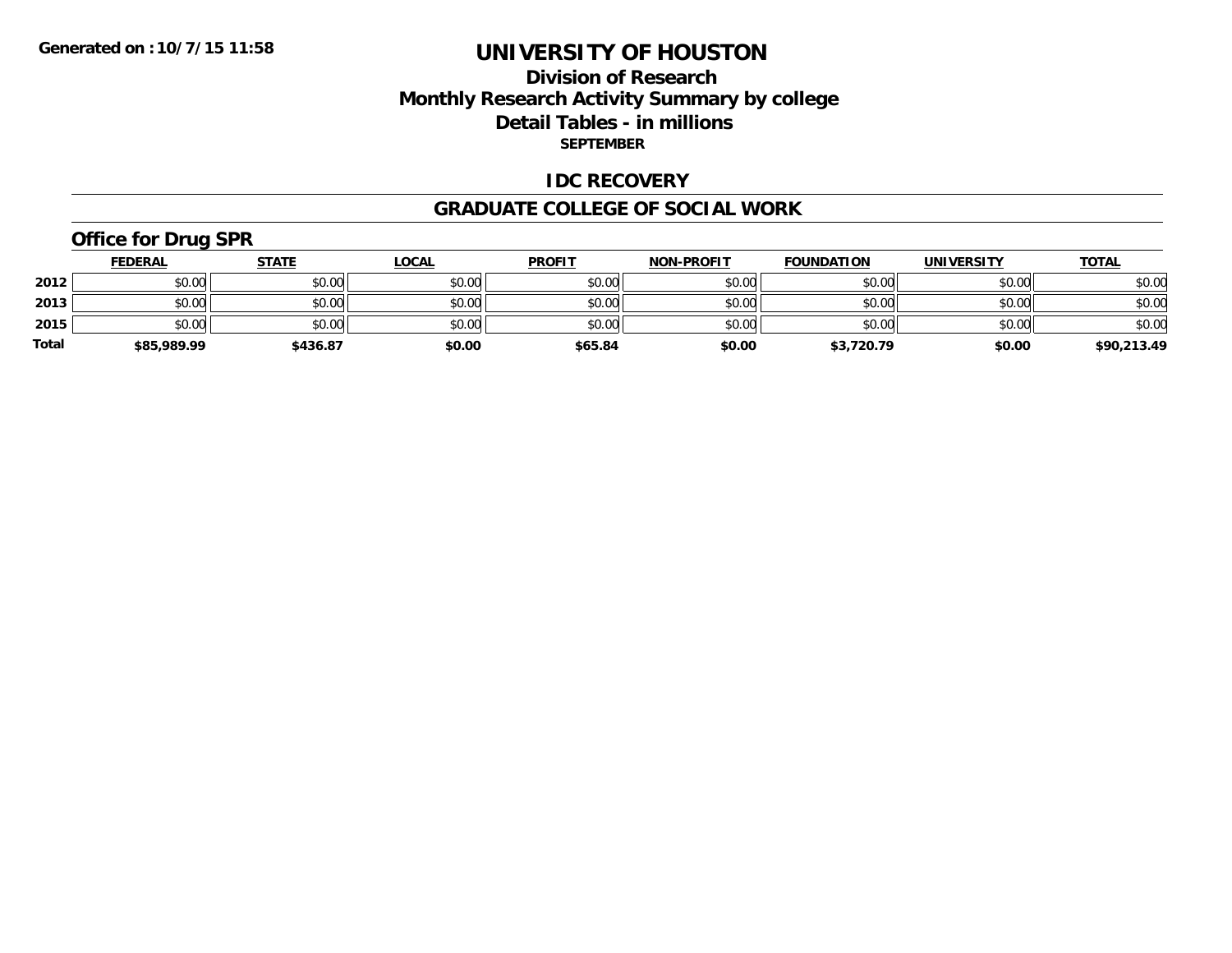**Generated on :10/7/15 11:58**

# UNIVERSITY OF HOUSTON

## Division of Research
## Monthly Research Activity Summary by college
## Detail Tables - in millions

**SEPTEMBER**

## IDC RECOVERY

## GRADUATE COLLEGE OF SOCIAL WORK

### Office for Drug SPR

| | FEDERAL | STATE | LOCAL | PROFIT | NON-PROFIT | FOUNDATION | UNIVERSITY | TOTAL |
|---|---|---|---|---|---|---|---|---|
| 2012 | $0.00 | $0.00 | $0.00 | $0.00 | $0.00 | $0.00 | $0.00 | $0.00 |
| 2013 | $0.00 | $0.00 | $0.00 | $0.00 | $0.00 | $0.00 | $0.00 | $0.00 |
| 2015 | $0.00 | $0.00 | $0.00 | $0.00 | $0.00 | $0.00 | $0.00 | $0.00 |
| **Total** | **$85,989.99** | **$436.87** | **$0.00** | **$65.84** | **$0.00** | **$3,720.79** | **$0.00** | **$90,213.49** |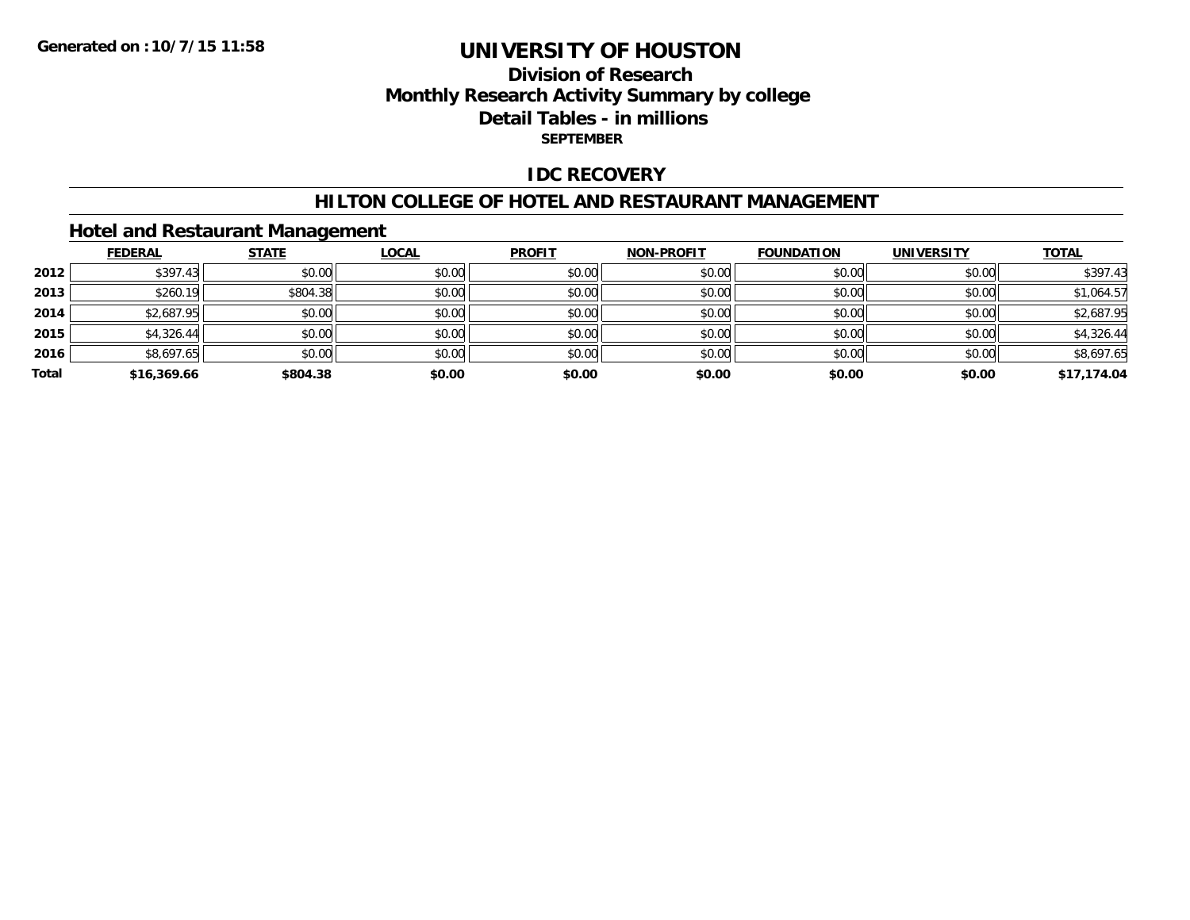**Generated on :10/7/15 11:58**

# UNIVERSITY OF HOUSTON

## Division of Research
## Monthly Research Activity Summary by college
## Detail Tables - in millions
### SEPTEMBER

## IDC RECOVERY

## HILTON COLLEGE OF HOTEL AND RESTAURANT MANAGEMENT

### Hotel and Restaurant Management

| | FEDERAL | STATE | LOCAL | PROFIT | NON-PROFIT | FOUNDATION | UNIVERSITY | TOTAL |
|---|---|---|---|---|---|---|---|---|
| 2012 | $397.43 | $0.00 | $0.00 | $0.00 | $0.00 | $0.00 | $0.00 | $397.43 |
| 2013 | $260.19 | $804.38 | $0.00 | $0.00 | $0.00 | $0.00 | $0.00 | $1,064.57 |
| 2014 | $2,687.95 | $0.00 | $0.00 | $0.00 | $0.00 | $0.00 | $0.00 | $2,687.95 |
| 2015 | $4,326.44 | $0.00 | $0.00 | $0.00 | $0.00 | $0.00 | $0.00 | $4,326.44 |
| 2016 | $8,697.65 | $0.00 | $0.00 | $0.00 | $0.00 | $0.00 | $0.00 | $8,697.65 |
| **Total** | **$16,369.66** | **$804.38** | **$0.00** | **$0.00** | **$0.00** | **$0.00** | **$0.00** | **$17,174.04** |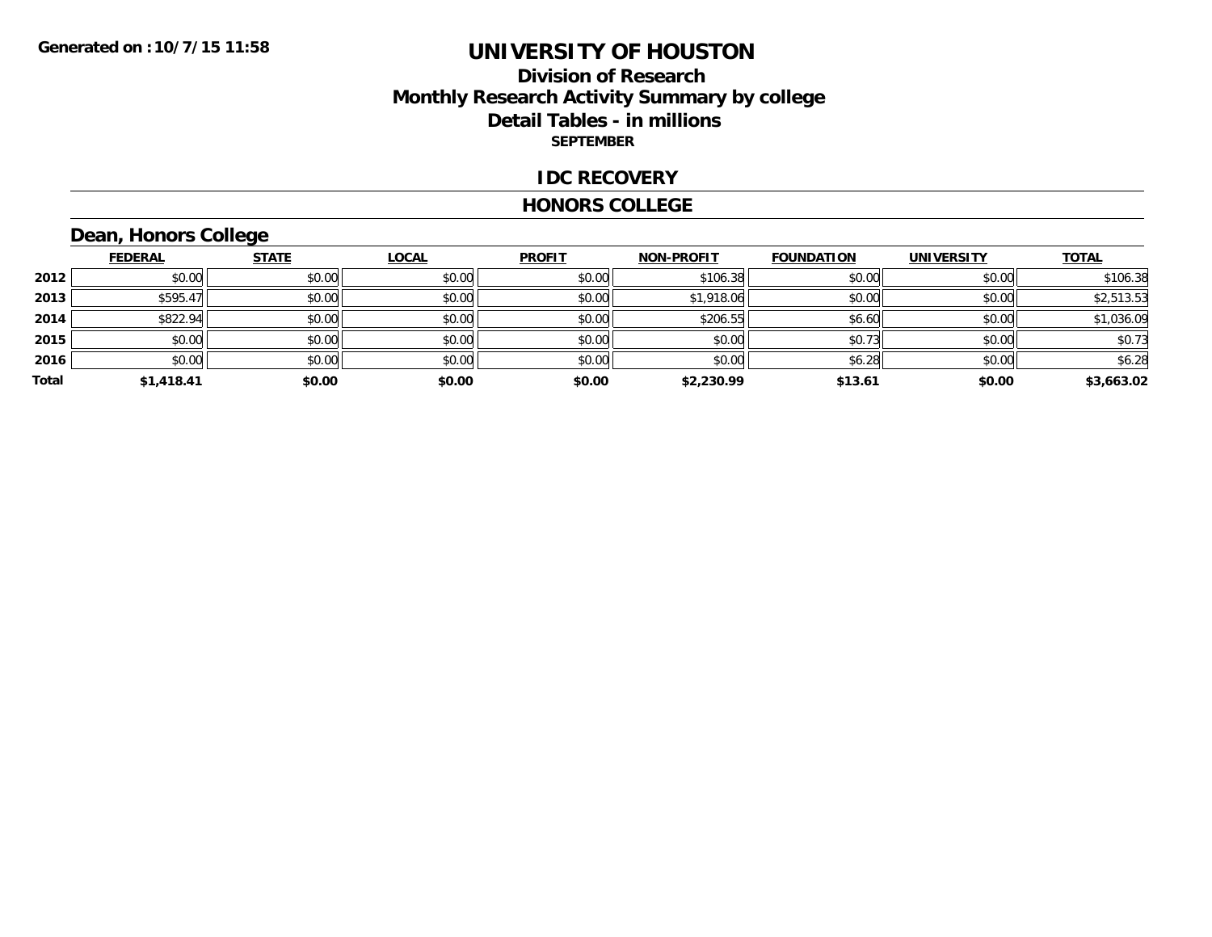Generated on :10/7/15 11:58

# UNIVERSITY OF HOUSTON

## Division of Research
## Monthly Research Activity Summary by college
## Detail Tables - in millions
### SEPTEMBER

### IDC RECOVERY

### HONORS COLLEGE

### Dean, Honors College

| | FEDERAL | STATE | LOCAL | PROFIT | NON-PROFIT | FOUNDATION | UNIVERSITY | TOTAL |
|---|---|---|---|---|---|---|---|---|
| 2012 | $0.00 | $0.00 | $0.00 | $0.00 | $106.38 | $0.00 | $0.00 | $106.38 |
| 2013 | $595.47 | $0.00 | $0.00 | $0.00 | $1,918.06 | $0.00 | $0.00 | $2,513.53 |
| 2014 | $822.94 | $0.00 | $0.00 | $0.00 | $206.55 | $6.60 | $0.00 | $1,036.09 |
| 2015 | $0.00 | $0.00 | $0.00 | $0.00 | $0.00 | $0.73 | $0.00 | $0.73 |
| 2016 | $0.00 | $0.00 | $0.00 | $0.00 | $0.00 | $6.28 | $0.00 | $6.28 |
| **Total** | **$1,418.41** | **$0.00** | **$0.00** | **$0.00** | **$2,230.99** | **$13.61** | **$0.00** | **$3,663.02** |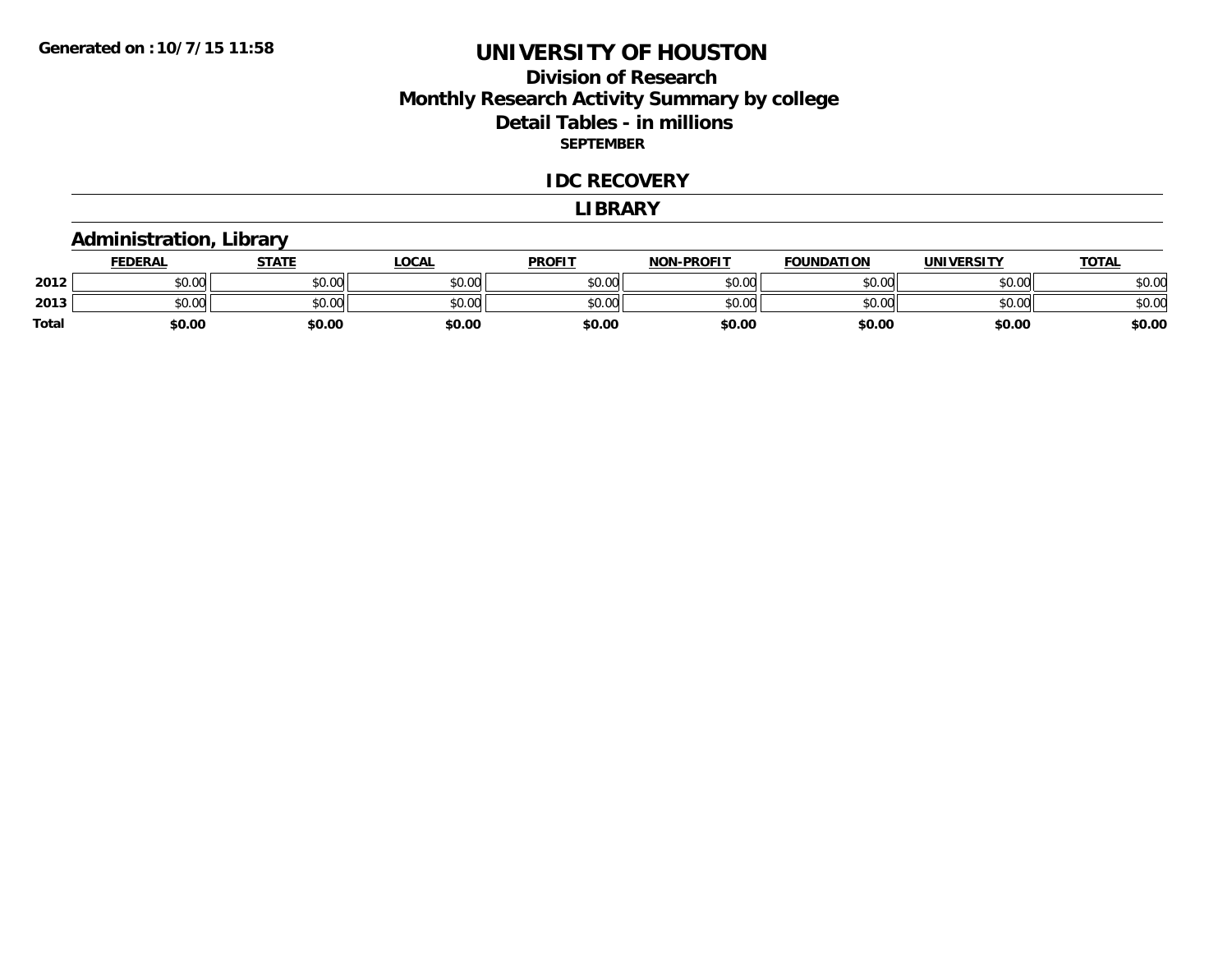Generated on :10/7/15 11:58

# UNIVERSITY OF HOUSTON

## Division of Research
## Monthly Research Activity Summary by college
## Detail Tables - in millions

**SEPTEMBER**

### IDC RECOVERY

### LIBRARY

### Administration, Library

| | FEDERAL | STATE | LOCAL | PROFIT | NON-PROFIT | FOUNDATION | UNIVERSITY | TOTAL |
|---|---|---|---|---|---|---|---|---|
| 2012 | $0.00 | $0.00 | $0.00 | $0.00 | $0.00 | $0.00 | $0.00 | $0.00 |
| 2013 | $0.00 | $0.00 | $0.00 | $0.00 | $0.00 | $0.00 | $0.00 | $0.00 |
| **Total** | **$0.00** | **$0.00** | **$0.00** | **$0.00** | **$0.00** | **$0.00** | **$0.00** | **$0.00** |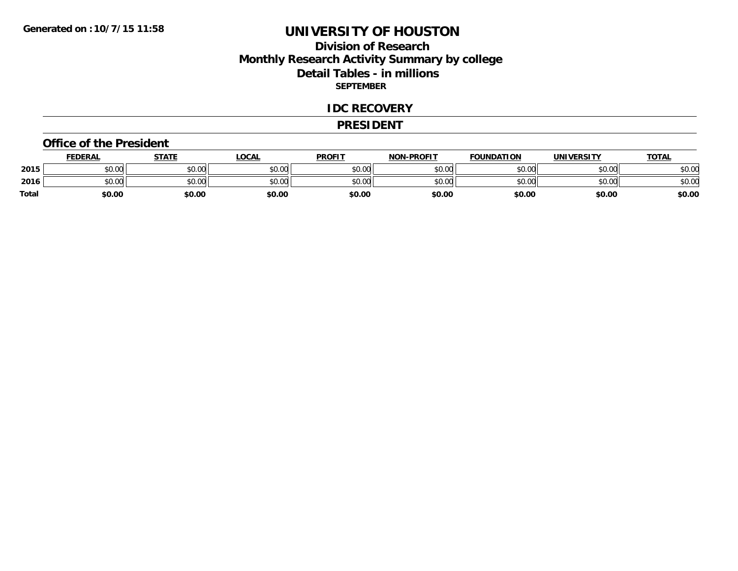Generated on :10/7/15 11:58

# UNIVERSITY OF HOUSTON

## Division of Research
## Monthly Research Activity Summary by college
## Detail Tables - in millions
### SEPTEMBER

## IDC RECOVERY

## PRESIDENT

### Office of the President

| | FEDERAL | STATE | LOCAL | PROFIT | NON-PROFIT | FOUNDATION | UNIVERSITY | TOTAL |
|---|---|---|---|---|---|---|---|---|
| 2015 | $0.00 | $0.00 | $0.00 | $0.00 | $0.00 | $0.00 | $0.00 | $0.00 |
| 2016 | $0.00 | $0.00 | $0.00 | $0.00 | $0.00 | $0.00 | $0.00 | $0.00 |
| Total | $0.00 | $0.00 | $0.00 | $0.00 | $0.00 | $0.00 | $0.00 | $0.00 |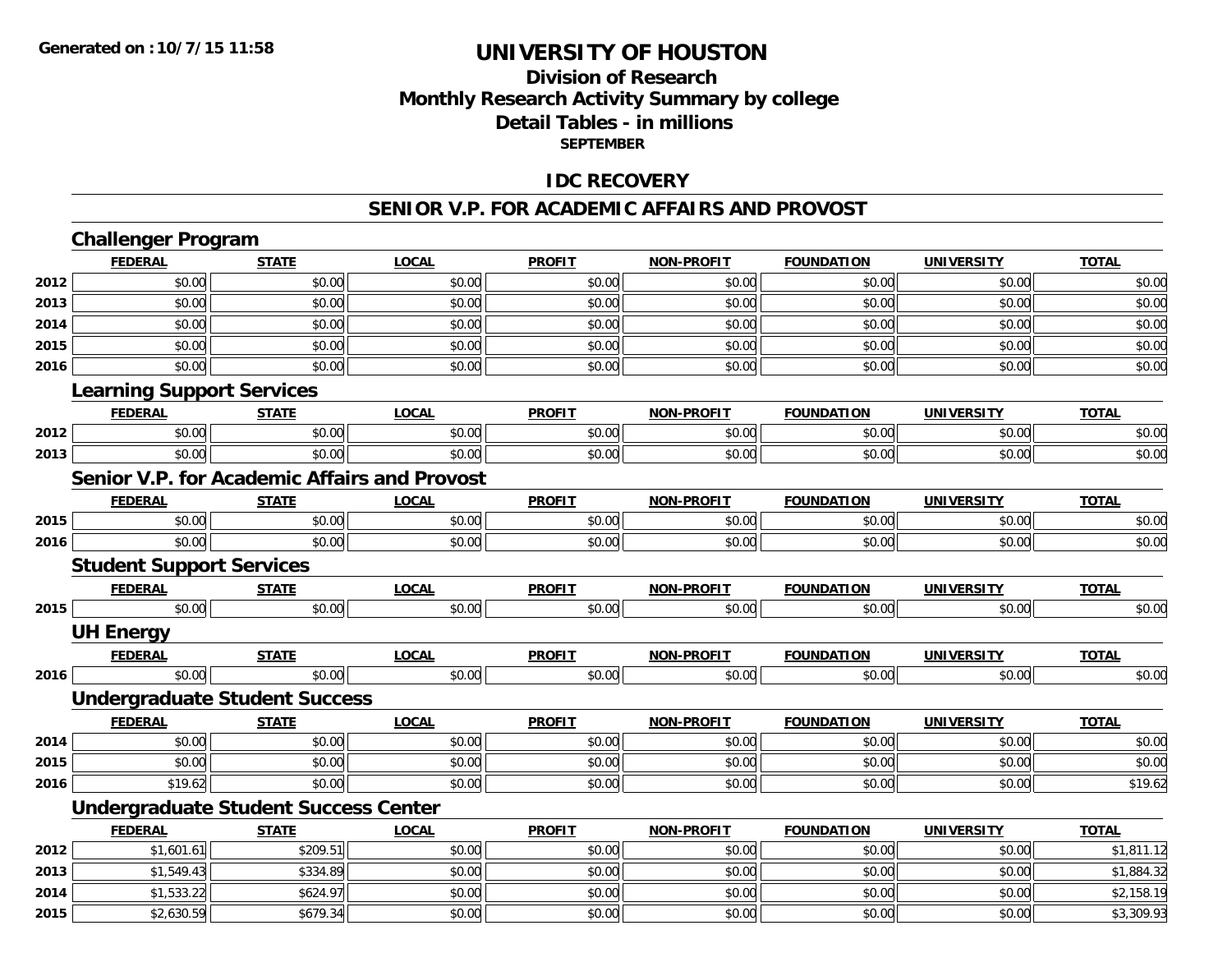Generated on :10/7/15 11:58

# UNIVERSITY OF HOUSTON

## Division of Research
## Monthly Research Activity Summary by college
## Detail Tables - in millions
### SEPTEMBER

## IDC RECOVERY

## SENIOR V.P. FOR ACADEMIC AFFAIRS AND PROVOST

### Challenger Program

| | FEDERAL | STATE | LOCAL | PROFIT | NON-PROFIT | FOUNDATION | UNIVERSITY | TOTAL |
|---|---|---|---|---|---|---|---|---|
| 2012 | $0.00 | $0.00 | $0.00 | $0.00 | $0.00 | $0.00 | $0.00 | $0.00 |
| 2013 | $0.00 | $0.00 | $0.00 | $0.00 | $0.00 | $0.00 | $0.00 | $0.00 |
| 2014 | $0.00 | $0.00 | $0.00 | $0.00 | $0.00 | $0.00 | $0.00 | $0.00 |
| 2015 | $0.00 | $0.00 | $0.00 | $0.00 | $0.00 | $0.00 | $0.00 | $0.00 |
| 2016 | $0.00 | $0.00 | $0.00 | $0.00 | $0.00 | $0.00 | $0.00 | $0.00 |

### Learning Support Services

| | FEDERAL | STATE | LOCAL | PROFIT | NON-PROFIT | FOUNDATION | UNIVERSITY | TOTAL |
|---|---|---|---|---|---|---|---|---|
| 2012 | $0.00 | $0.00 | $0.00 | $0.00 | $0.00 | $0.00 | $0.00 | $0.00 |
| 2013 | $0.00 | $0.00 | $0.00 | $0.00 | $0.00 | $0.00 | $0.00 | $0.00 |

### Senior V.P. for Academic Affairs and Provost

| | FEDERAL | STATE | LOCAL | PROFIT | NON-PROFIT | FOUNDATION | UNIVERSITY | TOTAL |
|---|---|---|---|---|---|---|---|---|
| 2015 | $0.00 | $0.00 | $0.00 | $0.00 | $0.00 | $0.00 | $0.00 | $0.00 |
| 2016 | $0.00 | $0.00 | $0.00 | $0.00 | $0.00 | $0.00 | $0.00 | $0.00 |

### Student Support Services

| | FEDERAL | STATE | LOCAL | PROFIT | NON-PROFIT | FOUNDATION | UNIVERSITY | TOTAL |
|---|---|---|---|---|---|---|---|---|
| 2015 | $0.00 | $0.00 | $0.00 | $0.00 | $0.00 | $0.00 | $0.00 | $0.00 |

### UH Energy

| | FEDERAL | STATE | LOCAL | PROFIT | NON-PROFIT | FOUNDATION | UNIVERSITY | TOTAL |
|---|---|---|---|---|---|---|---|---|
| 2016 | $0.00 | $0.00 | $0.00 | $0.00 | $0.00 | $0.00 | $0.00 | $0.00 |

### Undergraduate Student Success

| | FEDERAL | STATE | LOCAL | PROFIT | NON-PROFIT | FOUNDATION | UNIVERSITY | TOTAL |
|---|---|---|---|---|---|---|---|---|
| 2014 | $0.00 | $0.00 | $0.00 | $0.00 | $0.00 | $0.00 | $0.00 | $0.00 |
| 2015 | $0.00 | $0.00 | $0.00 | $0.00 | $0.00 | $0.00 | $0.00 | $0.00 |
| 2016 | $19.62 | $0.00 | $0.00 | $0.00 | $0.00 | $0.00 | $0.00 | $19.62 |

### Undergraduate Student Success Center

| | FEDERAL | STATE | LOCAL | PROFIT | NON-PROFIT | FOUNDATION | UNIVERSITY | TOTAL |
|---|---|---|---|---|---|---|---|---|
| 2012 | $1,601.61 | $209.51 | $0.00 | $0.00 | $0.00 | $0.00 | $0.00 | $1,811.12 |
| 2013 | $1,549.43 | $334.89 | $0.00 | $0.00 | $0.00 | $0.00 | $0.00 | $1,884.32 |
| 2014 | $1,533.22 | $624.97 | $0.00 | $0.00 | $0.00 | $0.00 | $0.00 | $2,158.19 |
| 2015 | $2,630.59 | $679.34 | $0.00 | $0.00 | $0.00 | $0.00 | $0.00 | $3,309.93 |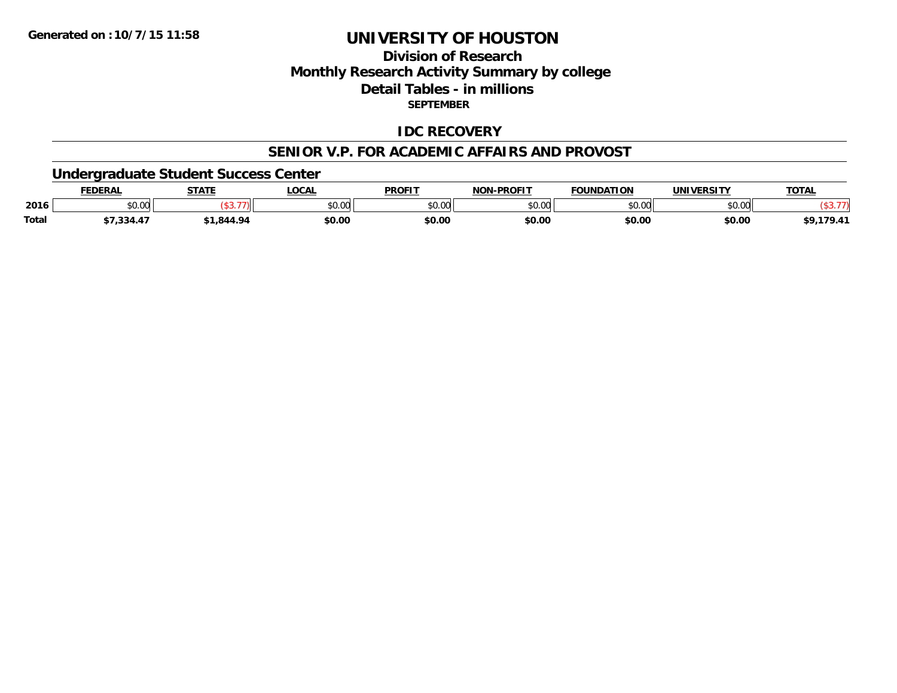# UNIVERSITY OF HOUSTON

## Division of Research

## Monthly Research Activity Summary by college

## Detail Tables - in millions

**SEPTEMBER**

**Generated on : 10/7/15 11:58**

### IDC RECOVERY

### SENIOR V.P. FOR ACADEMIC AFFAIRS AND PROVOST

### Undergraduate Student Success Center

| | FEDERAL | STATE | LOCAL | PROFIT | NON-PROFIT | FOUNDATION | UNIVERSITY | TOTAL |
|---|---|---|---|---|---|---|---|---|
| 2016 | $0.00 | ($3.77) | $0.00 | $0.00 | $0.00 | $0.00 | $0.00 | ($3.77) |
| Total | $7,334.47 | $1,844.94 | $0.00 | $0.00 | $0.00 | $0.00 | $0.00 | $9,179.41 |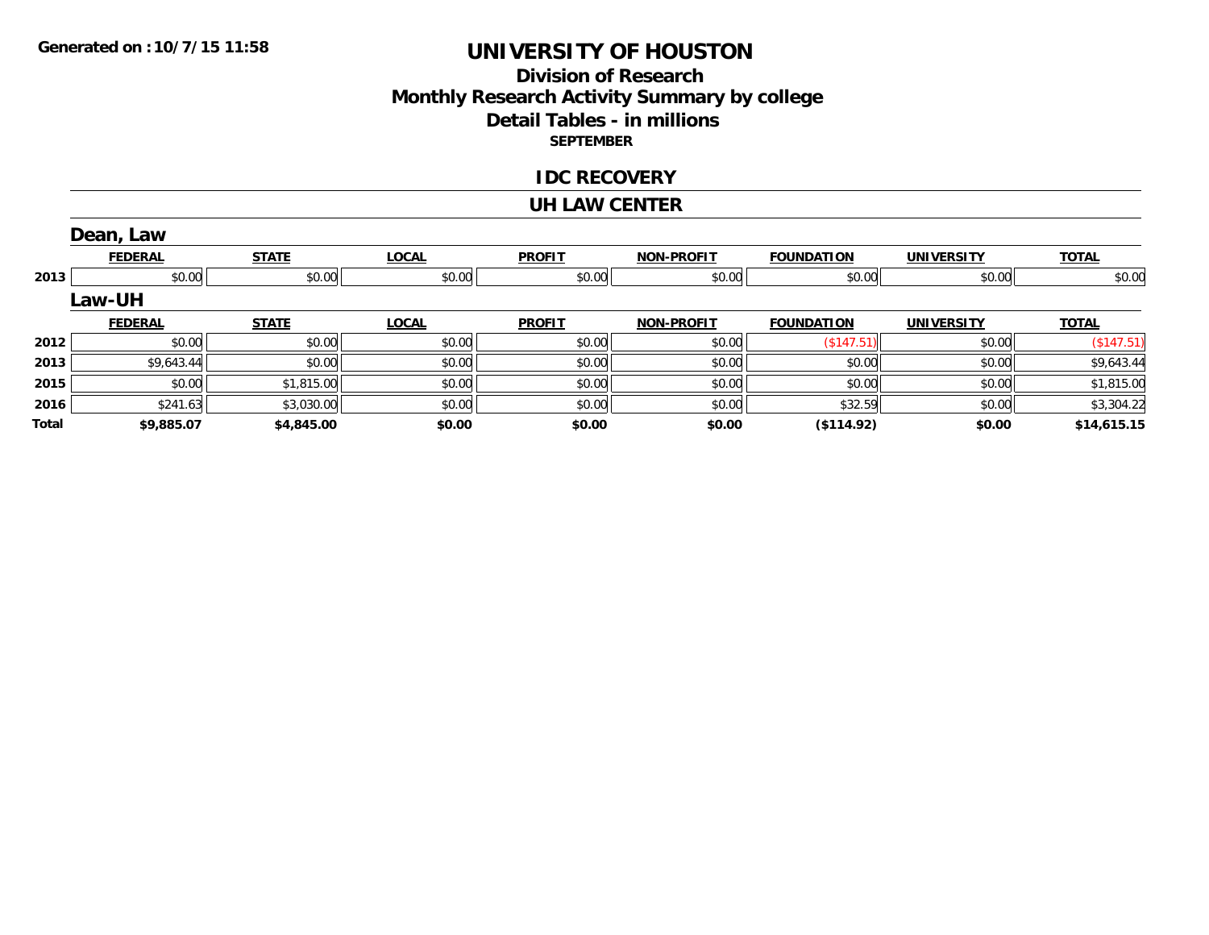Generated on :10/7/15 11:58

# UNIVERSITY OF HOUSTON

## Division of Research

## Monthly Research Activity Summary by college

## Detail Tables - in millions

**SEPTEMBER**

### IDC RECOVERY

### UH LAW CENTER

#### Dean, Law

| | FEDERAL | STATE | LOCAL | PROFIT | NON-PROFIT | FOUNDATION | UNIVERSITY | TOTAL |
|---|---|---|---|---|---|---|---|---|
| 2013 | $0.00 | $0.00 | $0.00 | $0.00 | $0.00 | $0.00 | $0.00 | $0.00 |

#### Law-UH

| | FEDERAL | STATE | LOCAL | PROFIT | NON-PROFIT | FOUNDATION | UNIVERSITY | TOTAL |
|---|---|---|---|---|---|---|---|---|
| 2012 | $0.00 | $0.00 | $0.00 | $0.00 | $0.00 | ($147.51) | $0.00 | ($147.51) |
| 2013 | $9,643.44 | $0.00 | $0.00 | $0.00 | $0.00 | $0.00 | $0.00 | $9,643.44 |
| 2015 | $0.00 | $1,815.00 | $0.00 | $0.00 | $0.00 | $0.00 | $0.00 | $1,815.00 |
| 2016 | $241.63 | $3,030.00 | $0.00 | $0.00 | $0.00 | $32.59 | $0.00 | $3,304.22 |
| **Total** | **$9,885.07** | **$4,845.00** | **$0.00** | **$0.00** | **$0.00** | **($114.92)** | **$0.00** | **$14,615.15** |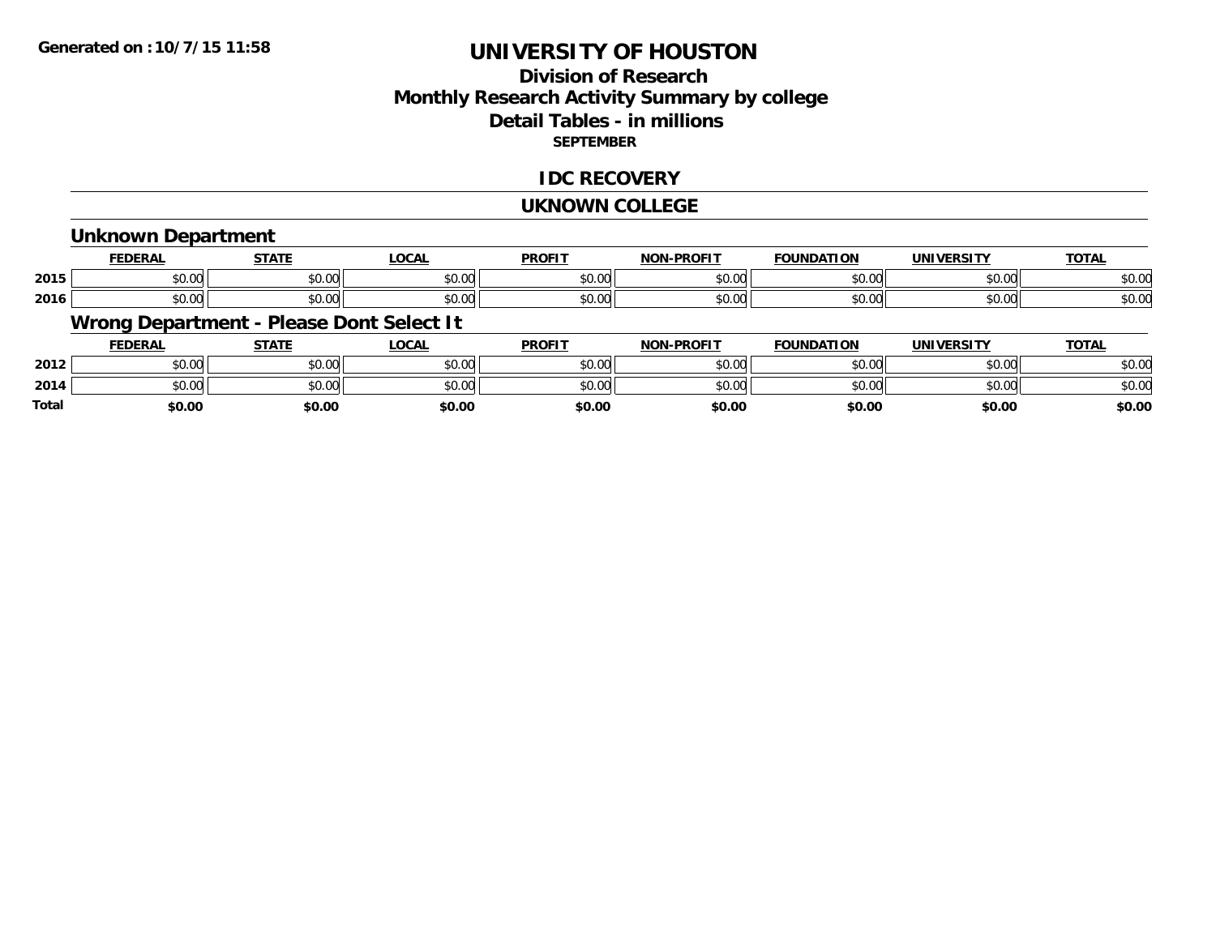**Generated on :10/7/15 11:58**

# UNIVERSITY OF HOUSTON

## Division of Research
## Monthly Research Activity Summary by college
## Detail Tables - in millions

**SEPTEMBER**

## IDC RECOVERY

## UKNOWN COLLEGE

### Unknown Department

| | FEDERAL | STATE | LOCAL | PROFIT | NON-PROFIT | FOUNDATION | UNIVERSITY | TOTAL |
|---|---|---|---|---|---|---|---|---|
| 2015 | $0.00 | $0.00 | $0.00 | $0.00 | $0.00 | $0.00 | $0.00 | $0.00 |
| 2016 | $0.00 | $0.00 | $0.00 | $0.00 | $0.00 | $0.00 | $0.00 | $0.00 |

### Wrong Department - Please Dont Select It

| | FEDERAL | STATE | LOCAL | PROFIT | NON-PROFIT | FOUNDATION | UNIVERSITY | TOTAL |
|---|---|---|---|---|---|---|---|---|
| 2012 | $0.00 | $0.00 | $0.00 | $0.00 | $0.00 | $0.00 | $0.00 | $0.00 |
| 2014 | $0.00 | $0.00 | $0.00 | $0.00 | $0.00 | $0.00 | $0.00 | $0.00 |
| **Total** | **$0.00** | **$0.00** | **$0.00** | **$0.00** | **$0.00** | **$0.00** | **$0.00** | **$0.00** |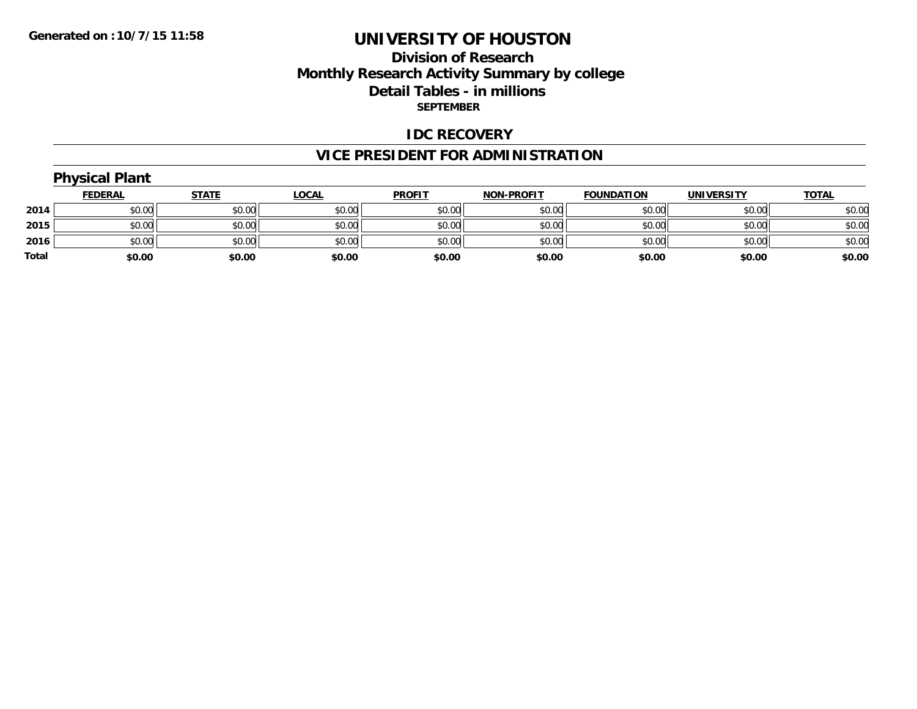**Generated on :10/7/15 11:58**

# UNIVERSITY OF HOUSTON

## Division of Research
## Monthly Research Activity Summary by college
## Detail Tables - in millions
**SEPTEMBER**

## IDC RECOVERY

## VICE PRESIDENT FOR ADMINISTRATION

### Physical Plant

| | FEDERAL | STATE | LOCAL | PROFIT | NON-PROFIT | FOUNDATION | UNIVERSITY | TOTAL |
|---|---|---|---|---|---|---|---|---|
| 2014 | $0.00 | $0.00 | $0.00 | $0.00 | $0.00 | $0.00 | $0.00 | $0.00 |
| 2015 | $0.00 | $0.00 | $0.00 | $0.00 | $0.00 | $0.00 | $0.00 | $0.00 |
| 2016 | $0.00 | $0.00 | $0.00 | $0.00 | $0.00 | $0.00 | $0.00 | $0.00 |
| **Total** | **$0.00** | **$0.00** | **$0.00** | **$0.00** | **$0.00** | **$0.00** | **$0.00** | **$0.00** |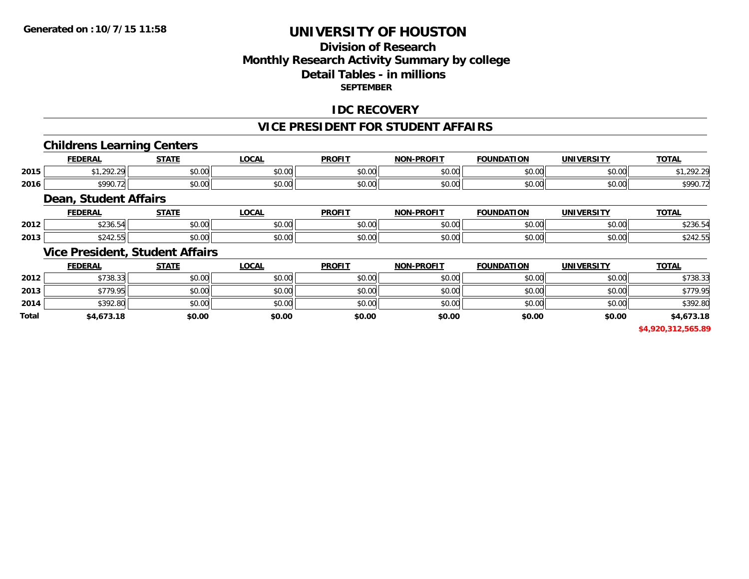**Generated on :10/7/15 11:58**

# UNIVERSITY OF HOUSTON

## Division of Research
## Monthly Research Activity Summary by college
## Detail Tables - in millions
### SEPTEMBER

## IDC RECOVERY

## VICE PRESIDENT FOR STUDENT AFFAIRS

### Childrens Learning Centers

| | FEDERAL | STATE | LOCAL | PROFIT | NON-PROFIT | FOUNDATION | UNIVERSITY | TOTAL |
|---|---|---|---|---|---|---|---|---|
| 2015 | $1,292.29 | $0.00 | $0.00 | $0.00 | $0.00 | $0.00 | $0.00 | $1,292.29 |
| 2016 | $990.72 | $0.00 | $0.00 | $0.00 | $0.00 | $0.00 | $0.00 | $990.72 |

### Dean, Student Affairs

| | FEDERAL | STATE | LOCAL | PROFIT | NON-PROFIT | FOUNDATION | UNIVERSITY | TOTAL |
|---|---|---|---|---|---|---|---|---|
| 2012 | $236.54 | $0.00 | $0.00 | $0.00 | $0.00 | $0.00 | $0.00 | $236.54 |
| 2013 | $242.55 | $0.00 | $0.00 | $0.00 | $0.00 | $0.00 | $0.00 | $242.55 |

### Vice President, Student Affairs

| | FEDERAL | STATE | LOCAL | PROFIT | NON-PROFIT | FOUNDATION | UNIVERSITY | TOTAL |
|---|---|---|---|---|---|---|---|---|
| 2012 | $738.33 | $0.00 | $0.00 | $0.00 | $0.00 | $0.00 | $0.00 | $738.33 |
| 2013 | $779.95 | $0.00 | $0.00 | $0.00 | $0.00 | $0.00 | $0.00 | $779.95 |
| 2014 | $392.80 | $0.00 | $0.00 | $0.00 | $0.00 | $0.00 | $0.00 | $392.80 |
| **Total** | **$4,673.18** | **$0.00** | **$0.00** | **$0.00** | **$0.00** | **$0.00** | **$0.00** | **$4,673.18** |

**$4,920,312,565.89**